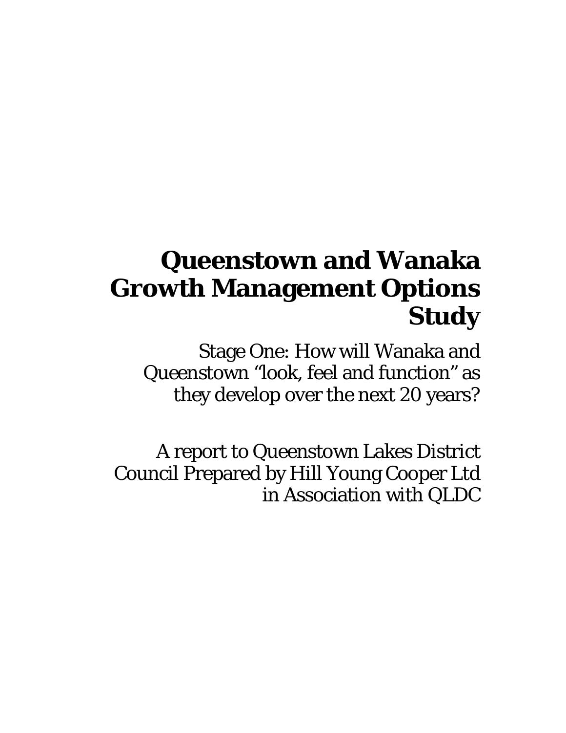# Queenstown and Wanaka Growth Management Options Study

Stage One: How will Wanaka and Queenstown "look, feel and function" as they develop over the next 20 years?

A report to Queenstown Lakes District Council Prepared by Hill Young Cooper Ltd in Association with QLDC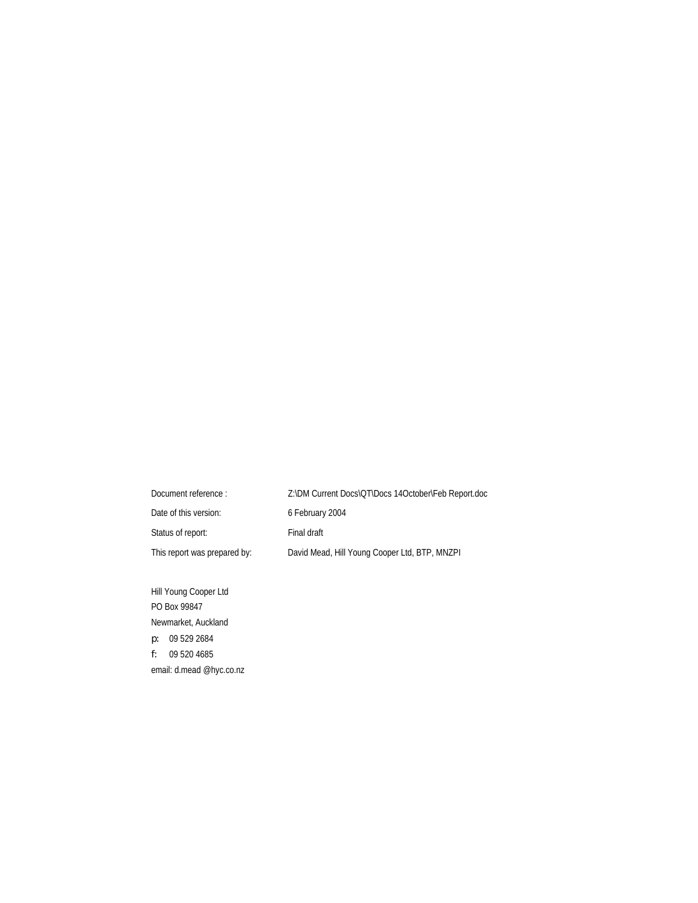| | |
|---|---|
| Document reference : | Z:\DM Current Docs\QT\Docs 14October\Feb Report.doc |
| Date of this version: | 6 February 2004 |
| Status of report: | Final draft |
| This report was prepared by: | David Mead, Hill Young Cooper Ltd, BTP, MNZPI |

Hill Young Cooper Ltd
PO Box 99847
Newmarket, Auckland
p: 09 529 2684
f: 09 520 4685
email: d.mead @hyc.co.nz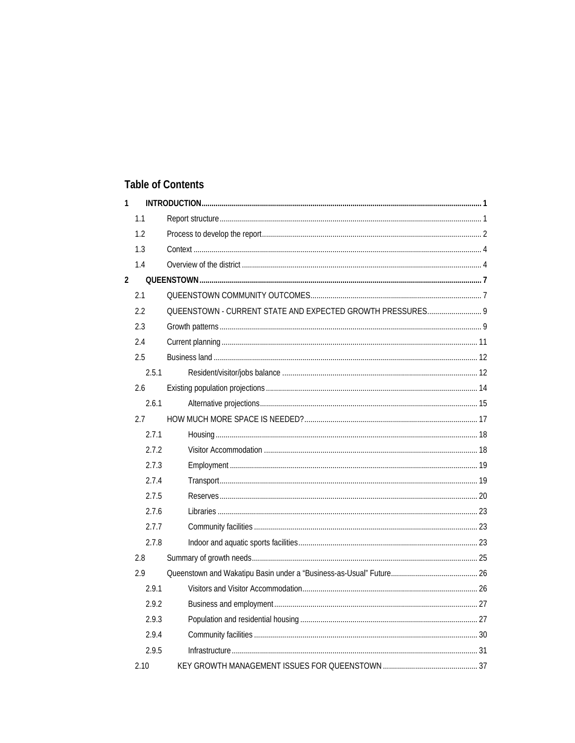## Table of Contents

1 INTRODUCTION ..... 1
- 1.1 Report structure ..... 1
- 1.2 Process to develop the report ..... 2
- 1.3 Context ..... 4
- 1.4 Overview of the district ..... 4

2 QUEENSTOWN ..... 7
- 2.1 QUEENSTOWN COMMUNITY OUTCOMES ..... 7
- 2.2 QUEENSTOWN - CURRENT STATE AND EXPECTED GROWTH PRESSURES ..... 9
- 2.3 Growth patterns ..... 9
- 2.4 Current planning ..... 11
- 2.5 Business land ..... 12
  - 2.5.1 Resident/visitor/jobs balance ..... 12
- 2.6 Existing population projections ..... 14
  - 2.6.1 Alternative projections ..... 15
- 2.7 HOW MUCH MORE SPACE IS NEEDED? ..... 17
  - 2.7.1 Housing ..... 18
  - 2.7.2 Visitor Accommodation ..... 18
  - 2.7.3 Employment ..... 19
  - 2.7.4 Transport ..... 19
  - 2.7.5 Reserves ..... 20
  - 2.7.6 Libraries ..... 23
  - 2.7.7 Community facilities ..... 23
  - 2.7.8 Indoor and aquatic sports facilities ..... 23
- 2.8 Summary of growth needs ..... 25
- 2.9 Queenstown and Wakatipu Basin under a "Business-as-Usual" Future ..... 26
  - 2.9.1 Visitors and Visitor Accommodation ..... 26
  - 2.9.2 Business and employment ..... 27
  - 2.9.3 Population and residential housing ..... 27
  - 2.9.4 Community facilities ..... 30
  - 2.9.5 Infrastructure ..... 31
- 2.10 KEY GROWTH MANAGEMENT ISSUES FOR QUEENSTOWN ..... 37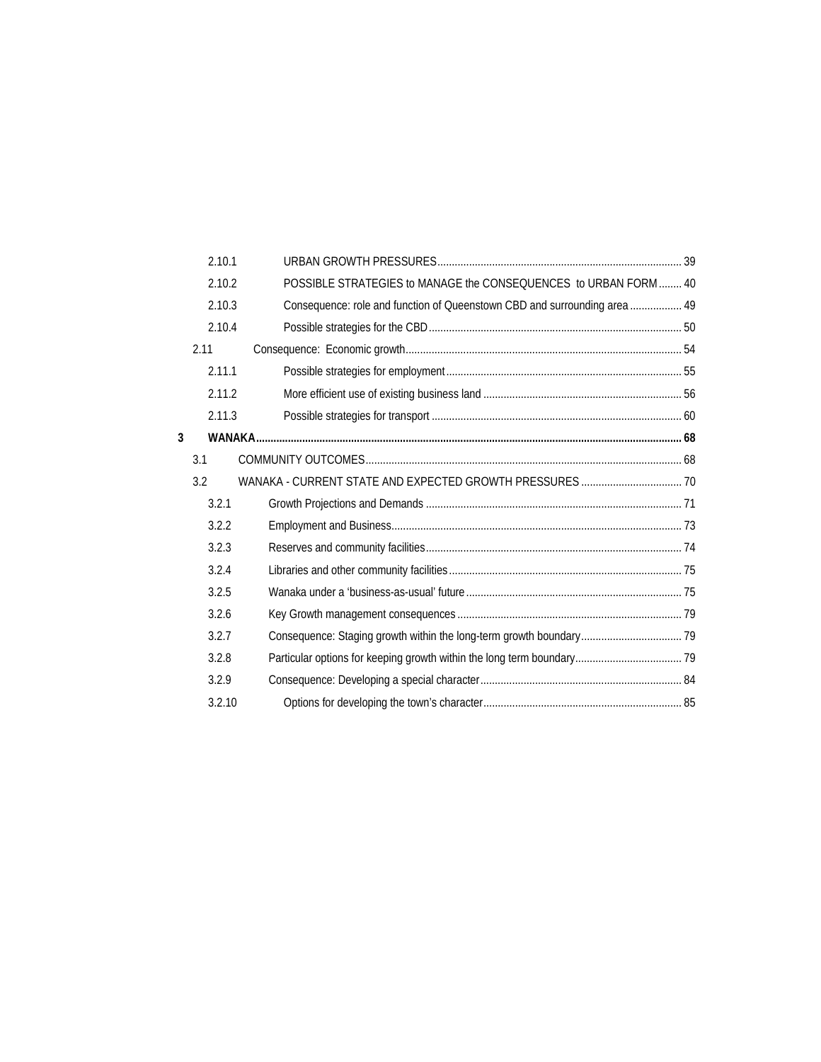2.10.1 URBAN GROWTH PRESSURES ..... 39

2.10.2 POSSIBLE STRATEGIES to MANAGE the CONSEQUENCES to URBAN FORM ..... 40

2.10.3 Consequence: role and function of Queenstown CBD and surrounding area ..... 49

2.10.4 Possible strategies for the CBD ..... 50

2.11 Consequence: Economic growth ..... 54

2.11.1 Possible strategies for employment ..... 55

2.11.2 More efficient use of existing business land ..... 56

2.11.3 Possible strategies for transport ..... 60

**3 WANAKA ..... 68**

3.1 COMMUNITY OUTCOMES ..... 68

3.2 WANAKA - CURRENT STATE AND EXPECTED GROWTH PRESSURES ..... 70

3.2.1 Growth Projections and Demands ..... 71

3.2.2 Employment and Business ..... 73

3.2.3 Reserves and community facilities ..... 74

3.2.4 Libraries and other community facilities ..... 75

3.2.5 Wanaka under a 'business-as-usual' future ..... 75

3.2.6 Key Growth management consequences ..... 79

3.2.7 Consequence: Staging growth within the long-term growth boundary ..... 79

3.2.8 Particular options for keeping growth within the long term boundary ..... 79

3.2.9 Consequence: Developing a special character ..... 84

3.2.10 Options for developing the town's character ..... 85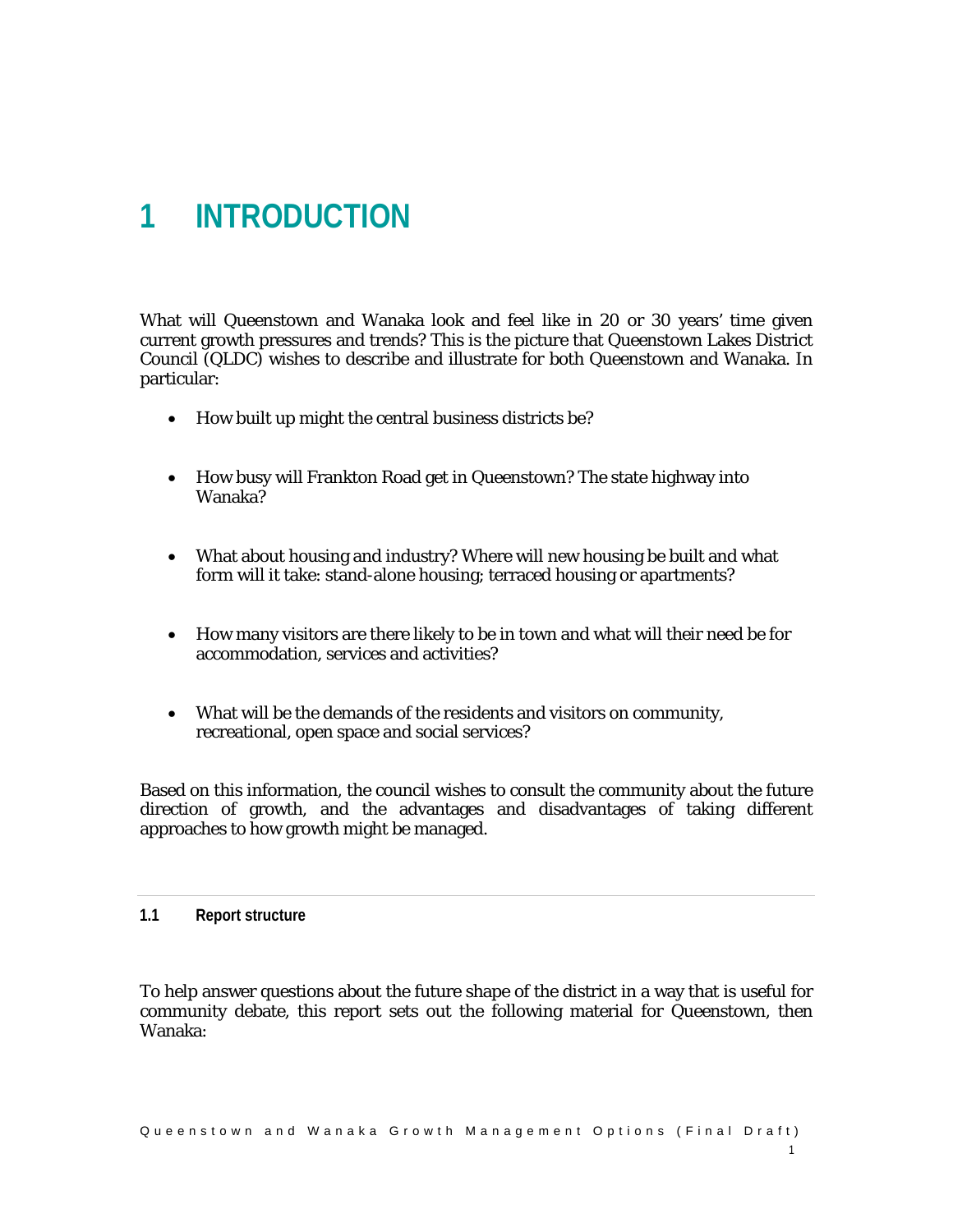# 1 INTRODUCTION

What will Queenstown and Wanaka look and feel like in 20 or 30 years' time given current growth pressures and trends? This is the picture that Queenstown Lakes District Council (QLDC) wishes to describe and illustrate for both Queenstown and Wanaka. In particular:

- How built up might the central business districts be?
- How busy will Frankton Road get in Queenstown? The state highway into Wanaka?
- What about housing and industry? Where will new housing be built and what form will it take: stand-alone housing; terraced housing or apartments?
- How many visitors are there likely to be in town and what will their need be for accommodation, services and activities?
- What will be the demands of the residents and visitors on community, recreational, open space and social services?

Based on this information, the council wishes to consult the community about the future direction of growth, and the advantages and disadvantages of taking different approaches to how growth might be managed.

## 1.1 Report structure

To help answer questions about the future shape of the district in a way that is useful for community debate, this report sets out the following material for Queenstown, then Wanaka: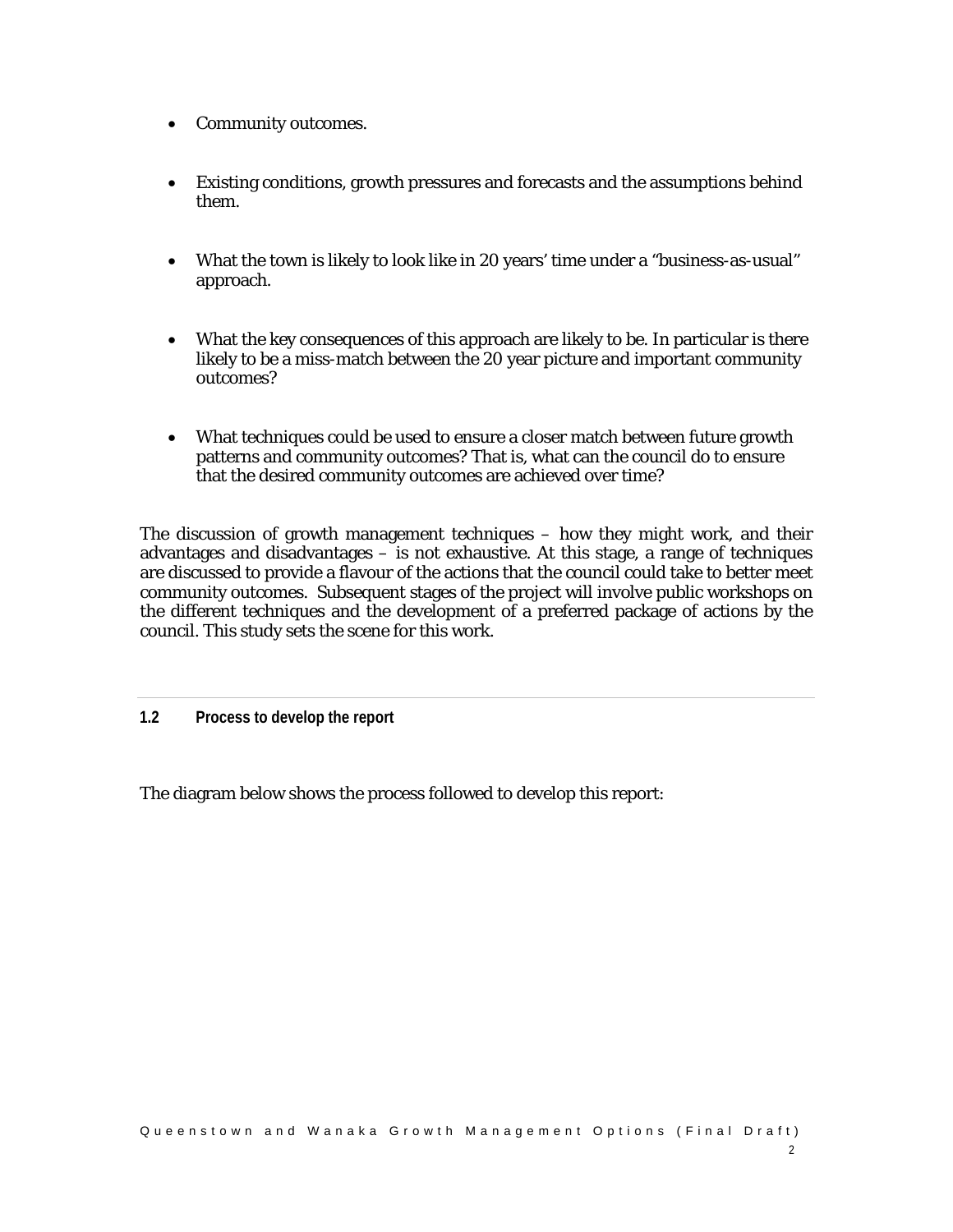- Community outcomes.
- Existing conditions, growth pressures and forecasts and the assumptions behind them.
- What the town is likely to look like in 20 years' time under a "business-as-usual" approach.
- What the key consequences of this approach are likely to be. In particular is there likely to be a miss-match between the 20 year picture and important community outcomes?
- What techniques could be used to ensure a closer match between future growth patterns and community outcomes? That is, what can the council do to ensure that the desired community outcomes are achieved over time?

The discussion of growth management techniques – how they might work, and their advantages and disadvantages – is not exhaustive. At this stage, a range of techniques are discussed to provide a flavour of the actions that the council could take to better meet community outcomes. Subsequent stages of the project will involve public workshops on the different techniques and the development of a preferred package of actions by the council. This study sets the scene for this work.

### 1.2 Process to develop the report

The diagram below shows the process followed to develop this report: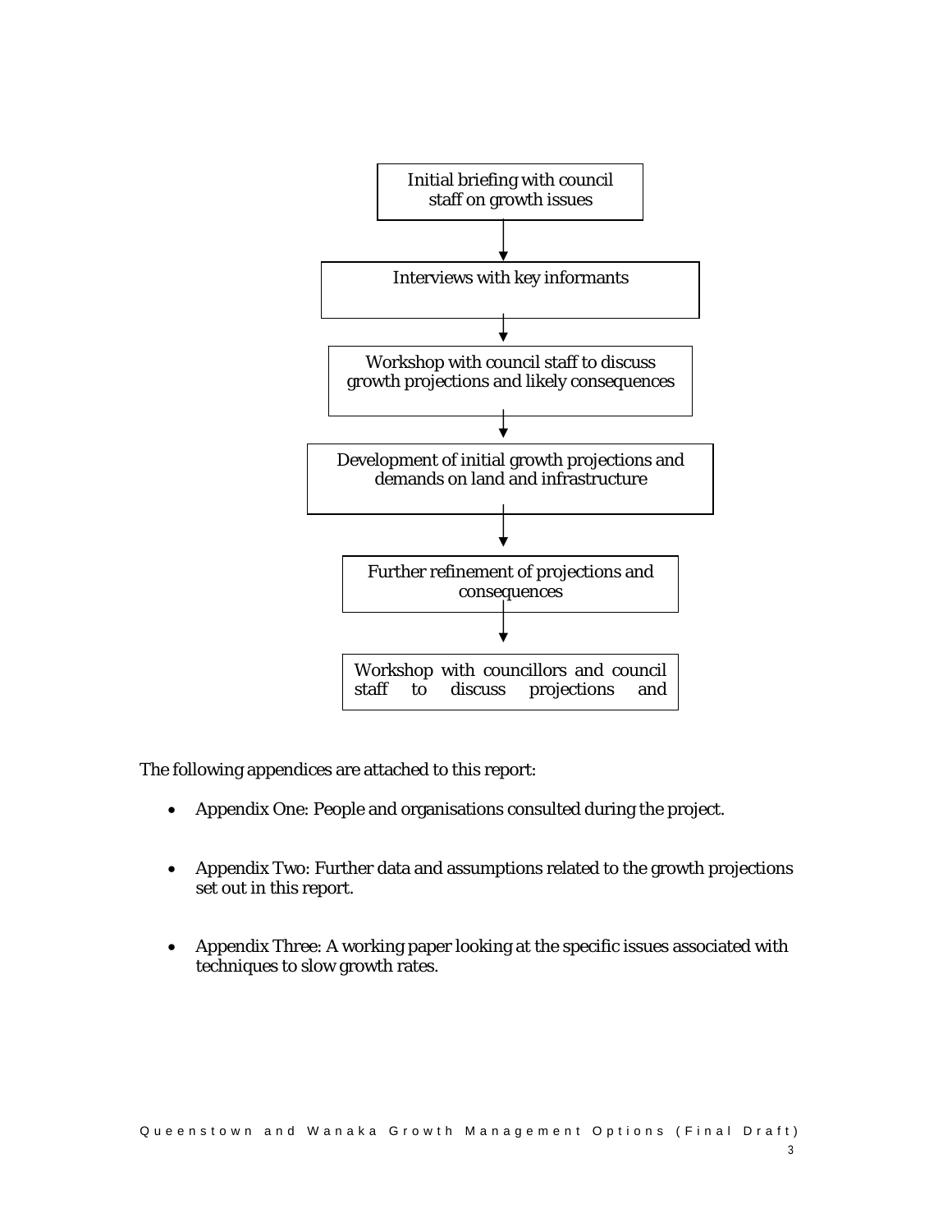Initial briefing with council staff on growth issues

↓

Interviews with key informants

↓

Workshop with council staff to discuss growth projections and likely consequences

↓

Development of initial growth projections and demands on land and infrastructure

↓

Further refinement of projections and consequences

↓

Workshop with councillors and council staff to discuss projections and

The following appendices are attached to this report:

- Appendix One: People and organisations consulted during the project.
- Appendix Two: Further data and assumptions related to the growth projections set out in this report.
- Appendix Three: A working paper looking at the specific issues associated with techniques to slow growth rates.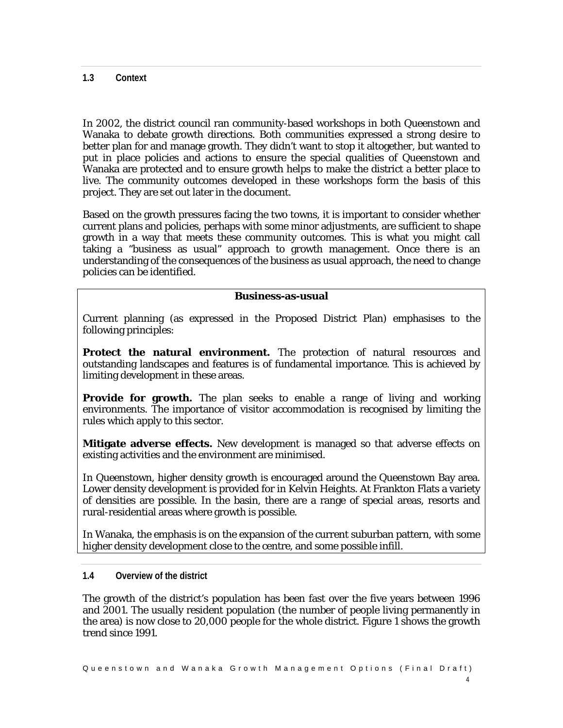### 1.3 Context

In 2002, the district council ran community-based workshops in both Queenstown and Wanaka to debate growth directions. Both communities expressed a strong desire to better plan for and manage growth. They didn't want to stop it altogether, but wanted to put in place policies and actions to ensure the special qualities of Queenstown and Wanaka are protected and to ensure growth helps to make the district a better place to live. The community outcomes developed in these workshops form the basis of this project. They are set out later in the document.

Based on the growth pressures facing the two towns, it is important to consider whether current plans and policies, perhaps with some minor adjustments, are sufficient to shape growth in a way that meets these community outcomes. This is what you might call taking a "business as usual" approach to growth management. Once there is an understanding of the consequences of the business as usual approach, the need to change policies can be identified.

**Business-as-usual**

Current planning (as expressed in the Proposed District Plan) emphasises to the following principles:

**Protect the natural environment.** The protection of natural resources and outstanding landscapes and features is of fundamental importance. This is achieved by limiting development in these areas.

**Provide for growth.** The plan seeks to enable a range of living and working environments. The importance of visitor accommodation is recognised by limiting the rules which apply to this sector.

**Mitigate adverse effects.** New development is managed so that adverse effects on existing activities and the environment are minimised.

In Queenstown, higher density growth is encouraged around the Queenstown Bay area. Lower density development is provided for in Kelvin Heights. At Frankton Flats a variety of densities are possible. In the basin, there are a range of special areas, resorts and rural-residential areas where growth is possible.

In Wanaka, the emphasis is on the expansion of the current suburban pattern, with some higher density development close to the centre, and some possible infill.

### 1.4 Overview of the district

The growth of the district's population has been fast over the five years between 1996 and 2001. The usually resident population (the number of people living permanently in the area) is now close to 20,000 people for the whole district. Figure 1 shows the growth trend since 1991.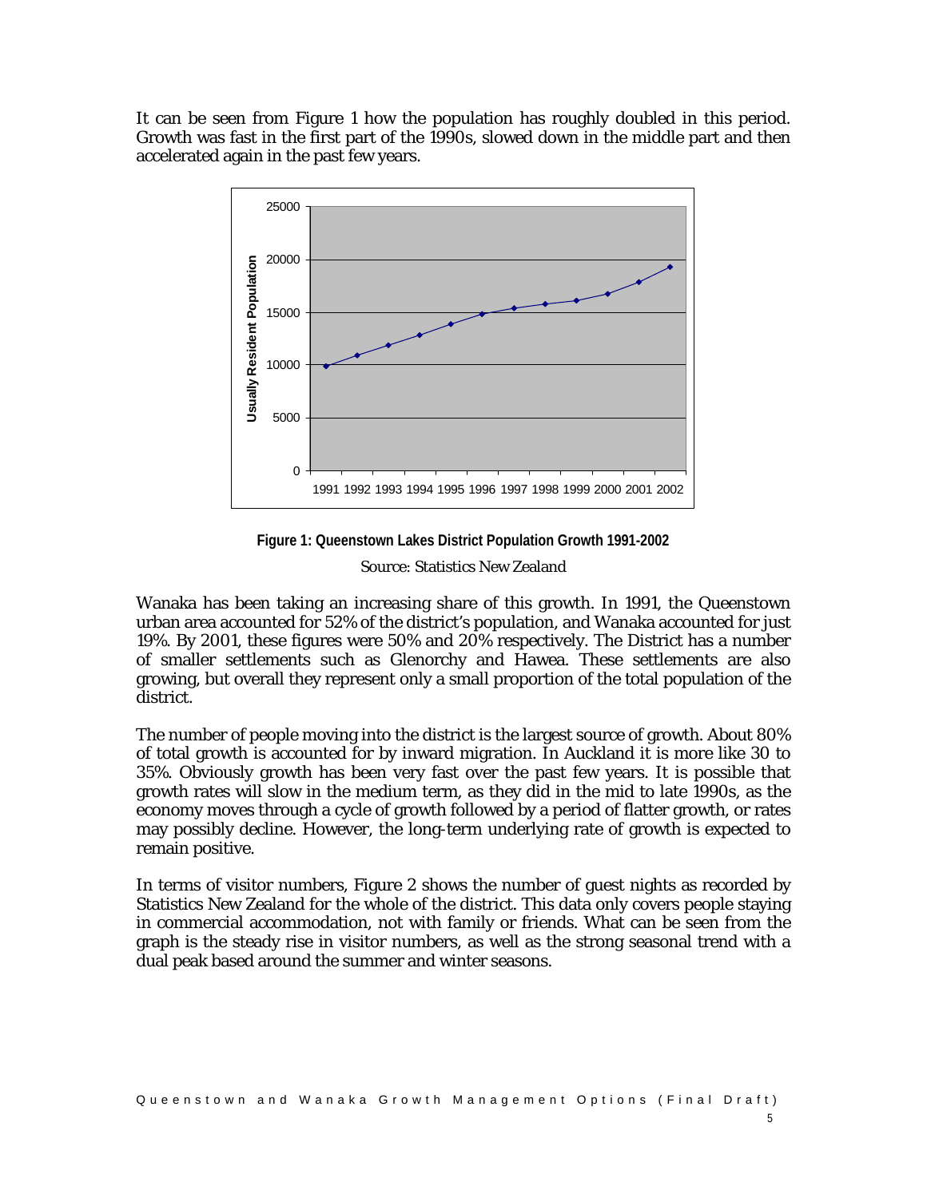It can be seen from Figure 1 how the population has roughly doubled in this period. Growth was fast in the first part of the 1990s, slowed down in the middle part and then accelerated again in the past few years.

**Figure 1: Queenstown Lakes District Population Growth 1991-2002**

Source: Statistics New Zealand

Wanaka has been taking an increasing share of this growth. In 1991, the Queenstown urban area accounted for 52% of the district's population, and Wanaka accounted for just 19%. By 2001, these figures were 50% and 20% respectively. The District has a number of smaller settlements such as Glenorchy and Hawea. These settlements are also growing, but overall they represent only a small proportion of the total population of the district.

The number of people moving into the district is the largest source of growth. About 80% of total growth is accounted for by inward migration. In Auckland it is more like 30 to 35%. Obviously growth has been very fast over the past few years. It is possible that growth rates will slow in the medium term, as they did in the mid to late 1990s, as the economy moves through a cycle of growth followed by a period of flatter growth, or rates may possibly decline. However, the long-term underlying rate of growth is expected to remain positive.

In terms of visitor numbers, Figure 2 shows the number of guest nights as recorded by Statistics New Zealand for the whole of the district. This data only covers people staying in commercial accommodation, not with family or friends. What can be seen from the graph is the steady rise in visitor numbers, as well as the strong seasonal trend with a dual peak based around the summer and winter seasons.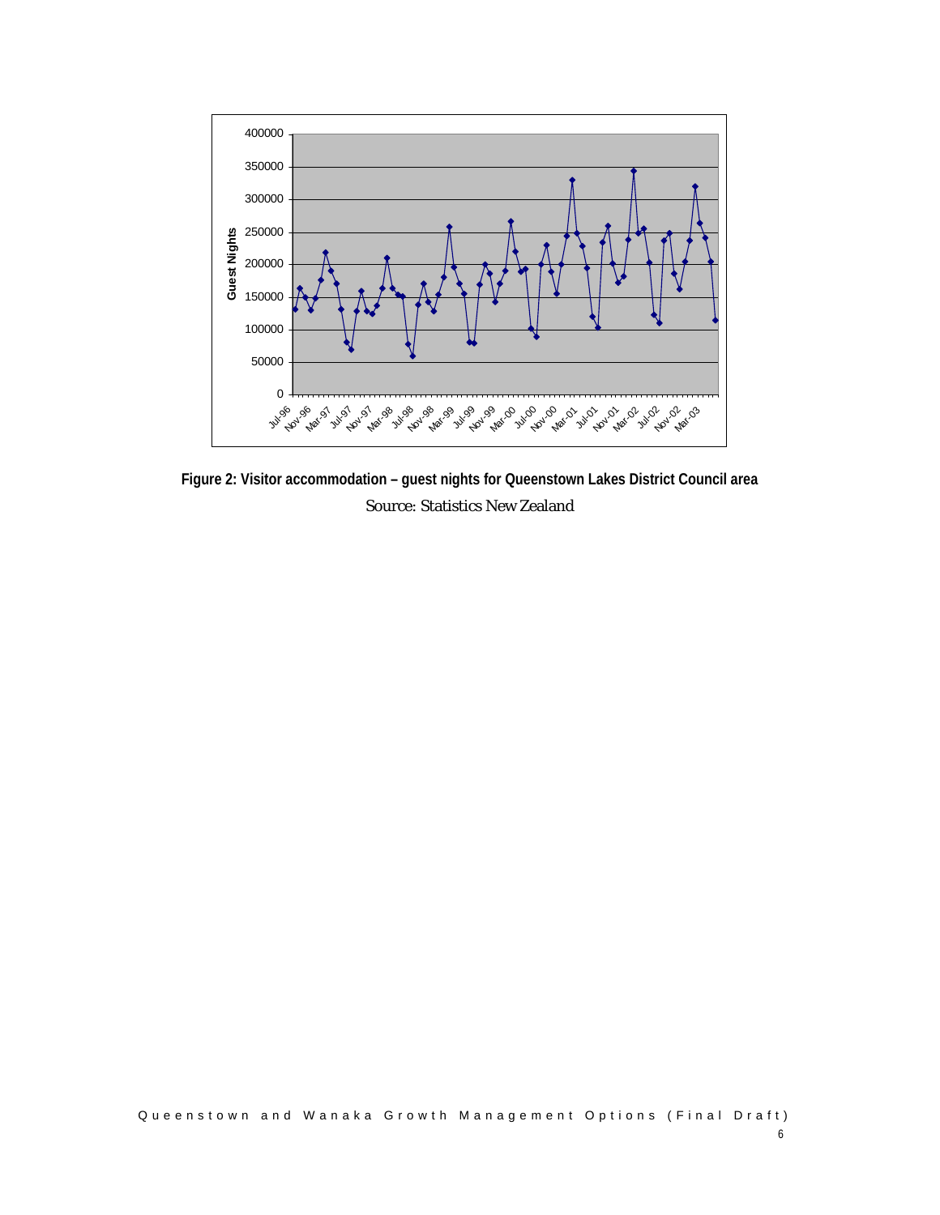**Figure 2: Visitor accommodation – guest nights for Queenstown Lakes District Council area**

Source: Statistics New Zealand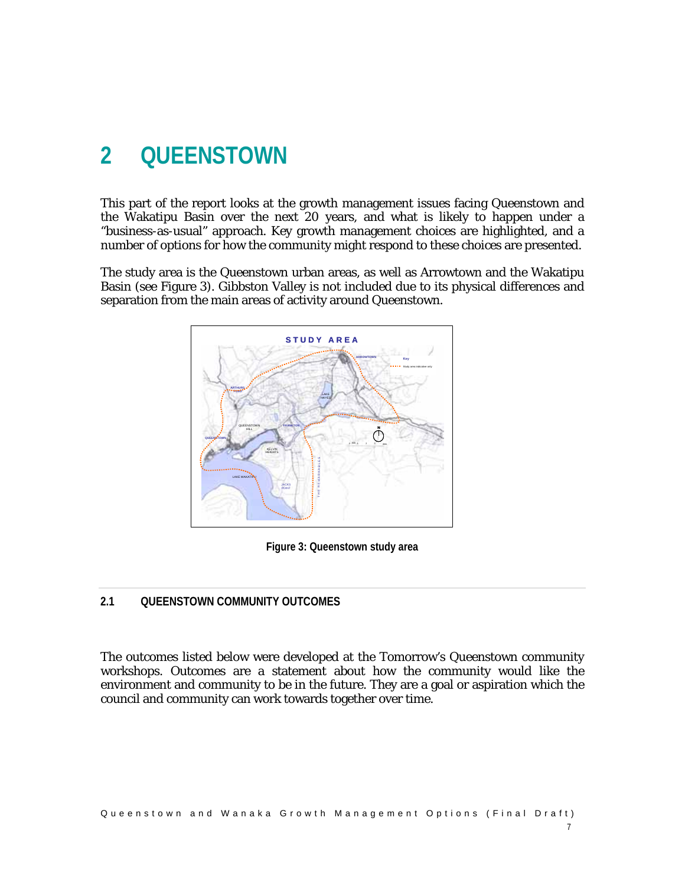# 2 QUEENSTOWN

This part of the report looks at the growth management issues facing Queenstown and the Wakatipu Basin over the next 20 years, and what is likely to happen under a "business-as-usual" approach. Key growth management choices are highlighted, and a number of options for how the community might respond to these choices are presented.

The study area is the Queenstown urban areas, as well as Arrowtown and the Wakatipu Basin (see Figure 3). Gibbston Valley is not included due to its physical differences and separation from the main areas of activity around Queenstown.

**Figure 3: Queenstown study area**

## 2.1 QUEENSTOWN COMMUNITY OUTCOMES

The outcomes listed below were developed at the Tomorrow's Queenstown community workshops. Outcomes are a statement about how the community would like the environment and community to be in the future. They are a goal or aspiration which the council and community can work towards together over time.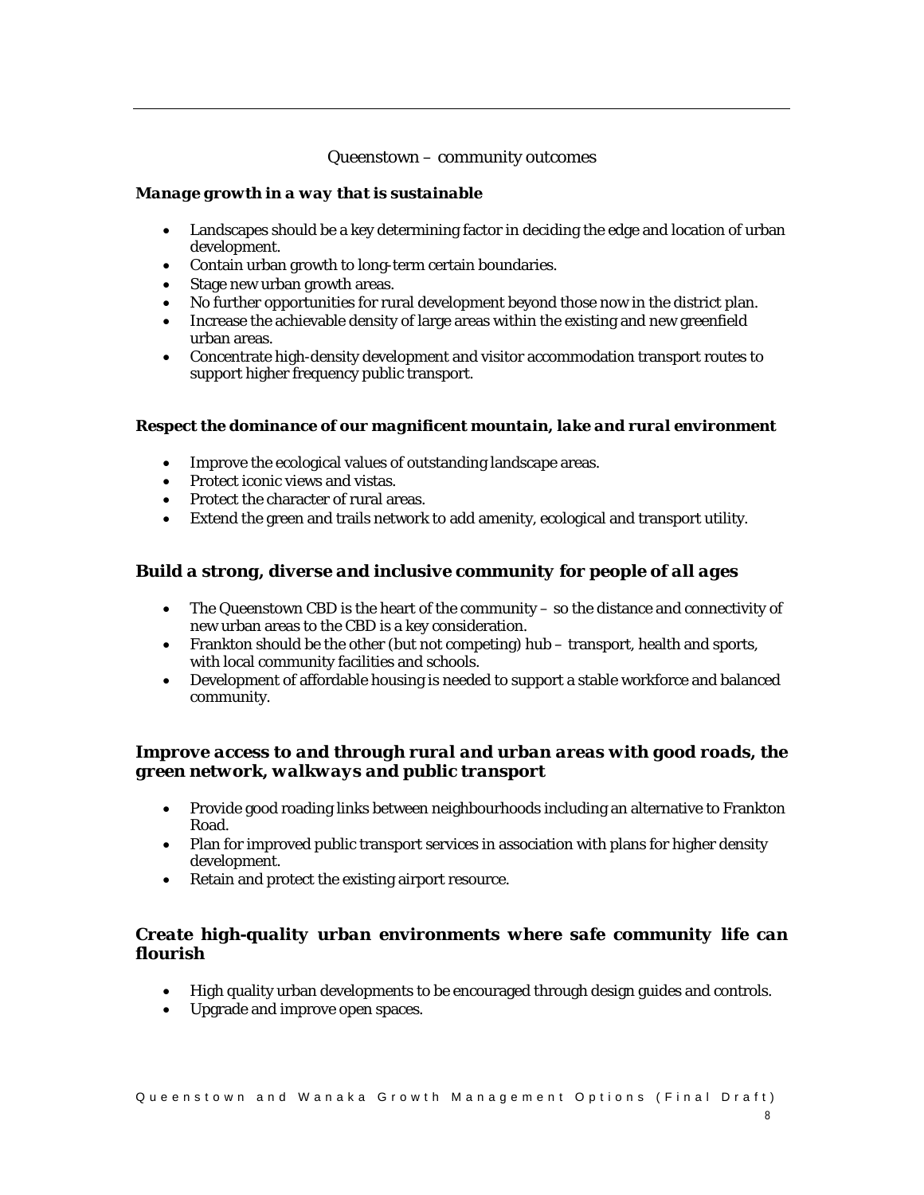## Queenstown – community outcomes

### *Manage growth in a way that is sustainable*

- Landscapes should be a key determining factor in deciding the edge and location of urban development.
- Contain urban growth to long-term certain boundaries.
- Stage new urban growth areas.
- No further opportunities for rural development beyond those now in the district plan.
- Increase the achievable density of large areas within the existing and new greenfield urban areas.
- Concentrate high-density development and visitor accommodation transport routes to support higher frequency public transport.

### *Respect the dominance of our magnificent mountain, lake and rural environment*

- Improve the ecological values of outstanding landscape areas.
- Protect iconic views and vistas.
- Protect the character of rural areas.
- Extend the green and trails network to add amenity, ecological and transport utility.

### *Build a strong, diverse and inclusive community for people of all ages*

- The Queenstown CBD is the heart of the community – so the distance and connectivity of new urban areas to the CBD is a key consideration.
- Frankton should be the other (but not competing) hub – transport, health and sports, with local community facilities and schools.
- Development of affordable housing is needed to support a stable workforce and balanced community.

### *Improve access to and through rural and urban areas with good roads, the green network, walkways and public transport*

- Provide good roading links between neighbourhoods including an alternative to Frankton Road.
- Plan for improved public transport services in association with plans for higher density development.
- Retain and protect the existing airport resource.

### *Create high-quality urban environments where safe community life can flourish*

- High quality urban developments to be encouraged through design guides and controls.
- Upgrade and improve open spaces.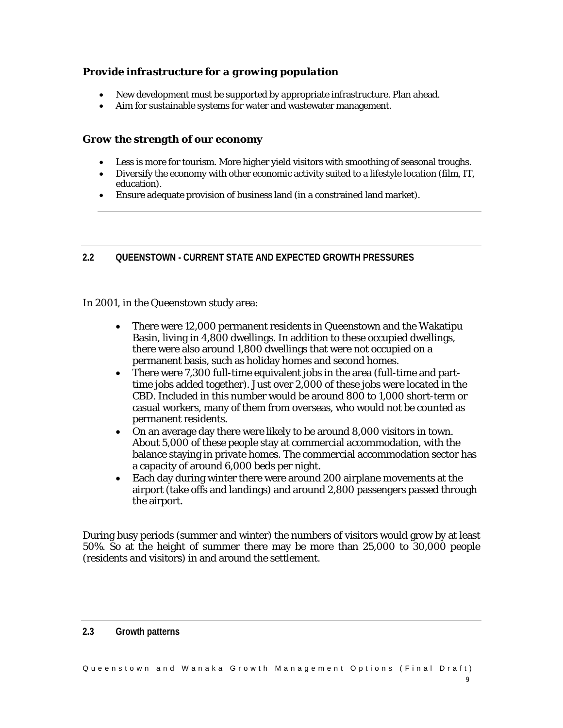### *Provide infrastructure for a growing population*

- New development must be supported by appropriate infrastructure. Plan ahead.
- Aim for sustainable systems for water and wastewater management.

### *Grow the strength of our economy*

- Less is more for tourism. More higher yield visitors with smoothing of seasonal troughs.
- Diversify the economy with other economic activity suited to a lifestyle location (film, IT, education).
- Ensure adequate provision of business land (in a constrained land market).

---

## 2.2 QUEENSTOWN - CURRENT STATE AND EXPECTED GROWTH PRESSURES

In 2001, in the Queenstown study area:

- There were 12,000 permanent residents in Queenstown and the Wakatipu Basin, living in 4,800 dwellings. In addition to these occupied dwellings, there were also around 1,800 dwellings that were not occupied on a permanent basis, such as holiday homes and second homes.
- There were 7,300 full-time equivalent jobs in the area (full-time and part-time jobs added together). Just over 2,000 of these jobs were located in the CBD. Included in this number would be around 800 to 1,000 short-term or casual workers, many of them from overseas, who would not be counted as permanent residents.
- On an average day there were likely to be around 8,000 visitors in town. About 5,000 of these people stay at commercial accommodation, with the balance staying in private homes. The commercial accommodation sector has a capacity of around 6,000 beds per night.
- Each day during winter there were around 200 airplane movements at the airport (take offs and landings) and around 2,800 passengers passed through the airport.

During busy periods (summer and winter) the numbers of visitors would grow by at least 50%. So at the height of summer there may be more than 25,000 to 30,000 people (residents and visitors) in and around the settlement.

## 2.3 Growth patterns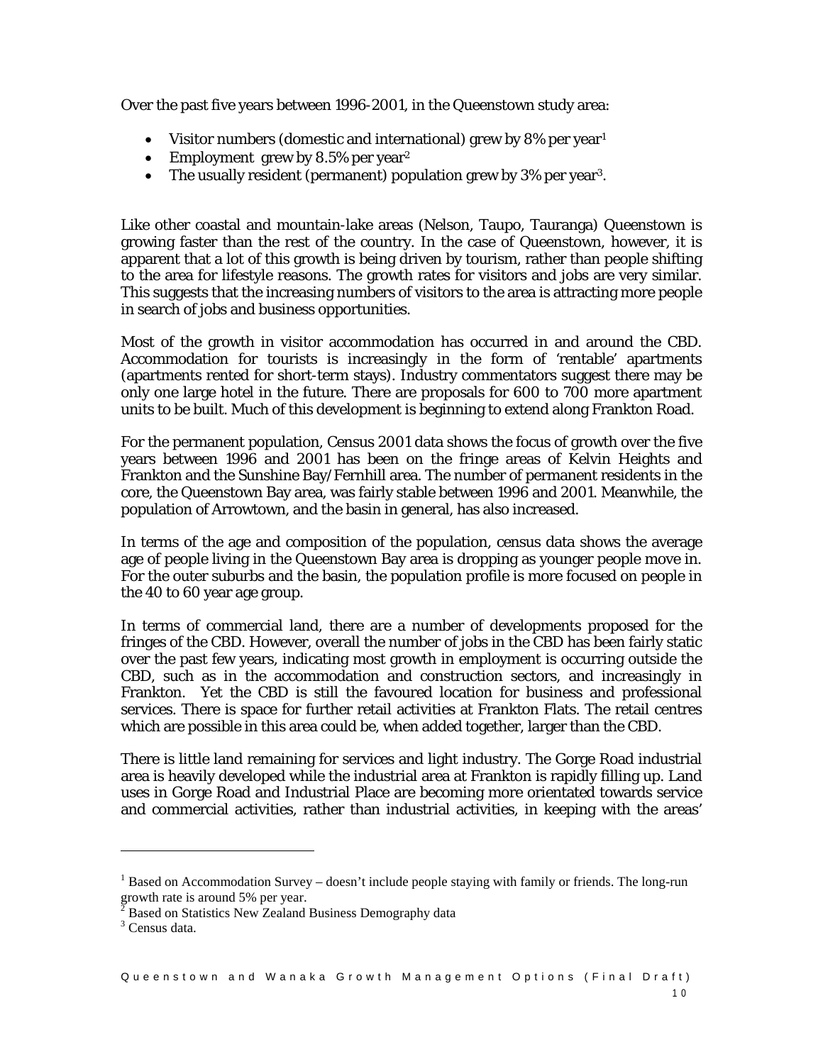Over the past five years between 1996-2001, in the Queenstown study area:

- Visitor numbers (domestic and international) grew by 8% per year[1]
- Employment grew by 8.5% per year[2]
- The usually resident (permanent) population grew by 3% per year[3].

Like other coastal and mountain-lake areas (Nelson, Taupo, Tauranga) Queenstown is growing faster than the rest of the country. In the case of Queenstown, however, it is apparent that a lot of this growth is being driven by tourism, rather than people shifting to the area for lifestyle reasons. The growth rates for visitors and jobs are very similar. This suggests that the increasing numbers of visitors to the area is attracting more people in search of jobs and business opportunities.

Most of the growth in visitor accommodation has occurred in and around the CBD. Accommodation for tourists is increasingly in the form of 'rentable' apartments (apartments rented for short-term stays). Industry commentators suggest there may be only one large hotel in the future. There are proposals for 600 to 700 more apartment units to be built. Much of this development is beginning to extend along Frankton Road.

For the permanent population, Census 2001 data shows the focus of growth over the five years between 1996 and 2001 has been on the fringe areas of Kelvin Heights and Frankton and the Sunshine Bay/Fernhill area. The number of permanent residents in the core, the Queenstown Bay area, was fairly stable between 1996 and 2001. Meanwhile, the population of Arrowtown, and the basin in general, has also increased.

In terms of the age and composition of the population, census data shows the average age of people living in the Queenstown Bay area is dropping as younger people move in. For the outer suburbs and the basin, the population profile is more focused on people in the 40 to 60 year age group.

In terms of commercial land, there are a number of developments proposed for the fringes of the CBD. However, overall the number of jobs in the CBD has been fairly static over the past few years, indicating most growth in employment is occurring outside the CBD, such as in the accommodation and construction sectors, and increasingly in Frankton. Yet the CBD is still the favoured location for business and professional services. There is space for further retail activities at Frankton Flats. The retail centres which are possible in this area could be, when added together, larger than the CBD.

There is little land remaining for services and light industry. The Gorge Road industrial area is heavily developed while the industrial area at Frankton is rapidly filling up. Land uses in Gorge Road and Industrial Place are becoming more orientated towards service and commercial activities, rather than industrial activities, in keeping with the areas'

---

[1] Based on Accommodation Survey – doesn't include people staying with family or friends. The long-run growth rate is around 5% per year.

[2] Based on Statistics New Zealand Business Demography data

[3] Census data.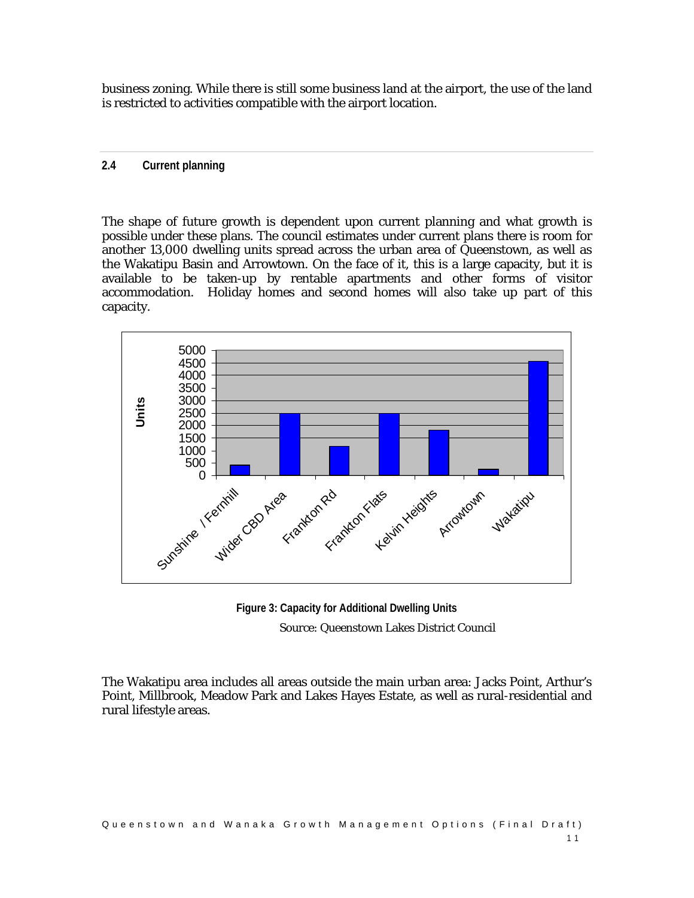business zoning. While there is still some business land at the airport, the use of the land is restricted to activities compatible with the airport location.

## 2.4 Current planning

The shape of future growth is dependent upon current planning and what growth is possible under these plans. The council estimates under current plans there is room for another 13,000 dwelling units spread across the urban area of Queenstown, as well as the Wakatipu Basin and Arrowtown. On the face of it, this is a large capacity, but it is available to be taken-up by rentable apartments and other forms of visitor accommodation. Holiday homes and second homes will also take up part of this capacity.

**Figure 3: Capacity for Additional Dwelling Units**

Source: Queenstown Lakes District Council

The Wakatipu area includes all areas outside the main urban area: Jacks Point, Arthur's Point, Millbrook, Meadow Park and Lakes Hayes Estate, as well as rural-residential and rural lifestyle areas.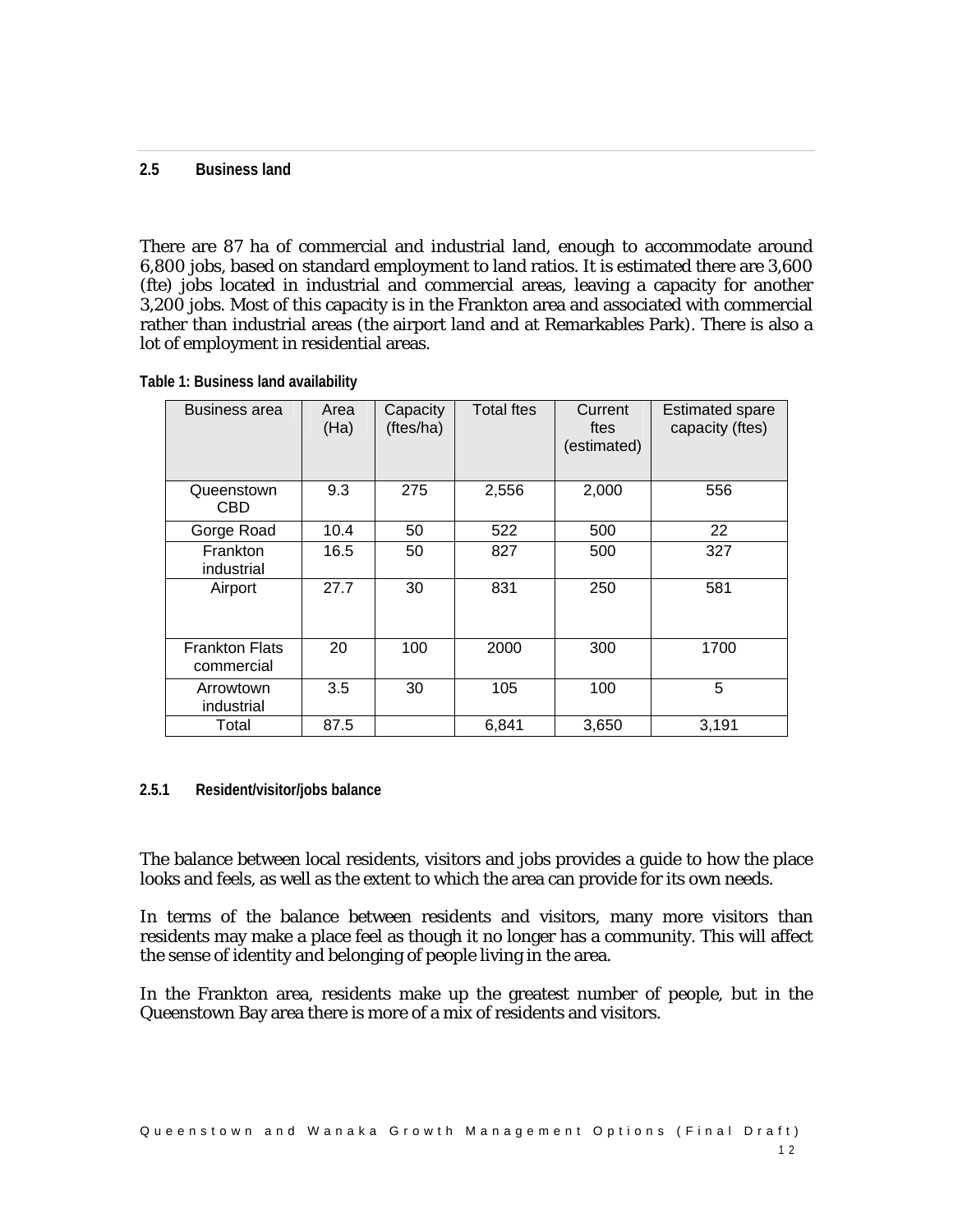## 2.5 Business land

There are 87 ha of commercial and industrial land, enough to accommodate around 6,800 jobs, based on standard employment to land ratios. It is estimated there are 3,600 (fte) jobs located in industrial and commercial areas, leaving a capacity for another 3,200 jobs. Most of this capacity is in the Frankton area and associated with commercial rather than industrial areas (the airport land and at Remarkables Park). There is also a lot of employment in residential areas.

**Table 1: Business land availability**

| Business area | Area (Ha) | Capacity (ftes/ha) | Total ftes | Current ftes (estimated) | Estimated spare capacity (ftes) |
|---|---|---|---|---|---|
| Queenstown CBD | 9.3 | 275 | 2,556 | 2,000 | 556 |
| Gorge Road | 10.4 | 50 | 522 | 500 | 22 |
| Frankton industrial | 16.5 | 50 | 827 | 500 | 327 |
| Airport | 27.7 | 30 | 831 | 250 | 581 |
| Frankton Flats commercial | 20 | 100 | 2000 | 300 | 1700 |
| Arrowtown industrial | 3.5 | 30 | 105 | 100 | 5 |
| Total | 87.5 | | 6,841 | 3,650 | 3,191 |

### 2.5.1 Resident/visitor/jobs balance

The balance between local residents, visitors and jobs provides a guide to how the place looks and feels, as well as the extent to which the area can provide for its own needs.

In terms of the balance between residents and visitors, many more visitors than residents may make a place feel as though it no longer has a community. This will affect the sense of identity and belonging of people living in the area.

In the Frankton area, residents make up the greatest number of people, but in the Queenstown Bay area there is more of a mix of residents and visitors.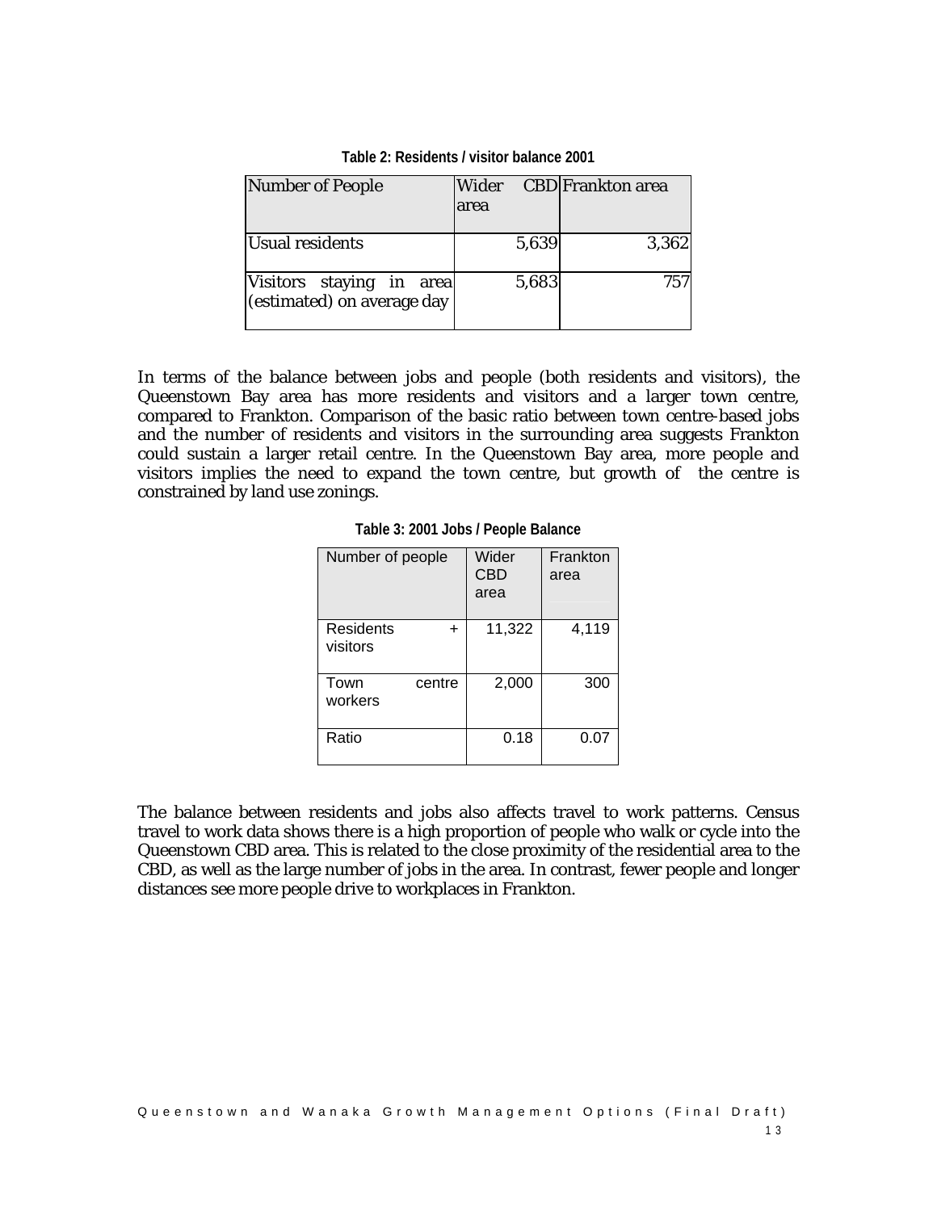**Table 2: Residents / visitor balance 2001**

| Number of People | Wider CBD area | Frankton area |
| --- | --- | --- |
| Usual residents | 5,639 | 3,362 |
| Visitors staying in area (estimated) on average day | 5,683 | 757 |

In terms of the balance between jobs and people (both residents and visitors), the Queenstown Bay area has more residents and visitors and a larger town centre, compared to Frankton. Comparison of the basic ratio between town centre-based jobs and the number of residents and visitors in the surrounding area suggests Frankton could sustain a larger retail centre. In the Queenstown Bay area, more people and visitors implies the need to expand the town centre, but growth of the centre is constrained by land use zonings.

**Table 3: 2001 Jobs / People Balance**

| Number of people | Wider CBD area | Frankton area |
| --- | --- | --- |
| Residents + visitors | 11,322 | 4,119 |
| Town centre workers | 2,000 | 300 |
| Ratio | 0.18 | 0.07 |

The balance between residents and jobs also affects travel to work patterns. Census travel to work data shows there is a high proportion of people who walk or cycle into the Queenstown CBD area. This is related to the close proximity of the residential area to the CBD, as well as the large number of jobs in the area. In contrast, fewer people and longer distances see more people drive to workplaces in Frankton.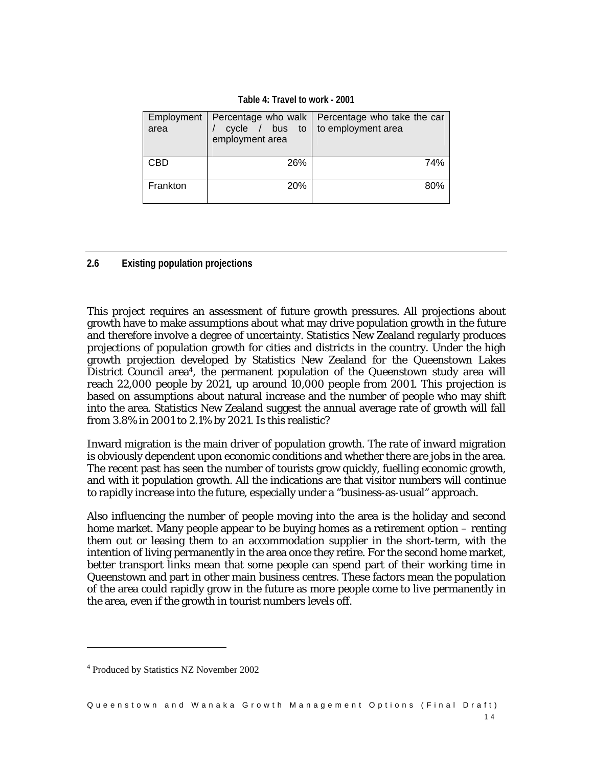**Table 4: Travel to work - 2001**

| Employment area | Percentage who walk / cycle / bus to employment area | Percentage who take the car to employment area |
|---|---|---|
| CBD | 26% | 74% |
| Frankton | 20% | 80% |

## 2.6 Existing population projections

This project requires an assessment of future growth pressures. All projections about growth have to make assumptions about what may drive population growth in the future and therefore involve a degree of uncertainty. Statistics New Zealand regularly produces projections of population growth for cities and districts in the country. Under the high growth projection developed by Statistics New Zealand for the Queenstown Lakes District Council area[4], the permanent population of the Queenstown study area will reach 22,000 people by 2021, up around 10,000 people from 2001. This projection is based on assumptions about natural increase and the number of people who may shift into the area. Statistics New Zealand suggest the annual average rate of growth will fall from 3.8% in 2001 to 2.1% by 2021. Is this realistic?

Inward migration is the main driver of population growth. The rate of inward migration is obviously dependent upon economic conditions and whether there are jobs in the area. The recent past has seen the number of tourists grow quickly, fuelling economic growth, and with it population growth. All the indications are that visitor numbers will continue to rapidly increase into the future, especially under a "business-as-usual" approach.

Also influencing the number of people moving into the area is the holiday and second home market. Many people appear to be buying homes as a retirement option – renting them out or leasing them to an accommodation supplier in the short-term, with the intention of living permanently in the area once they retire. For the second home market, better transport links mean that some people can spend part of their working time in Queenstown and part in other main business centres. These factors mean the population of the area could rapidly grow in the future as more people come to live permanently in the area, even if the growth in tourist numbers levels off.

[4] Produced by Statistics NZ November 2002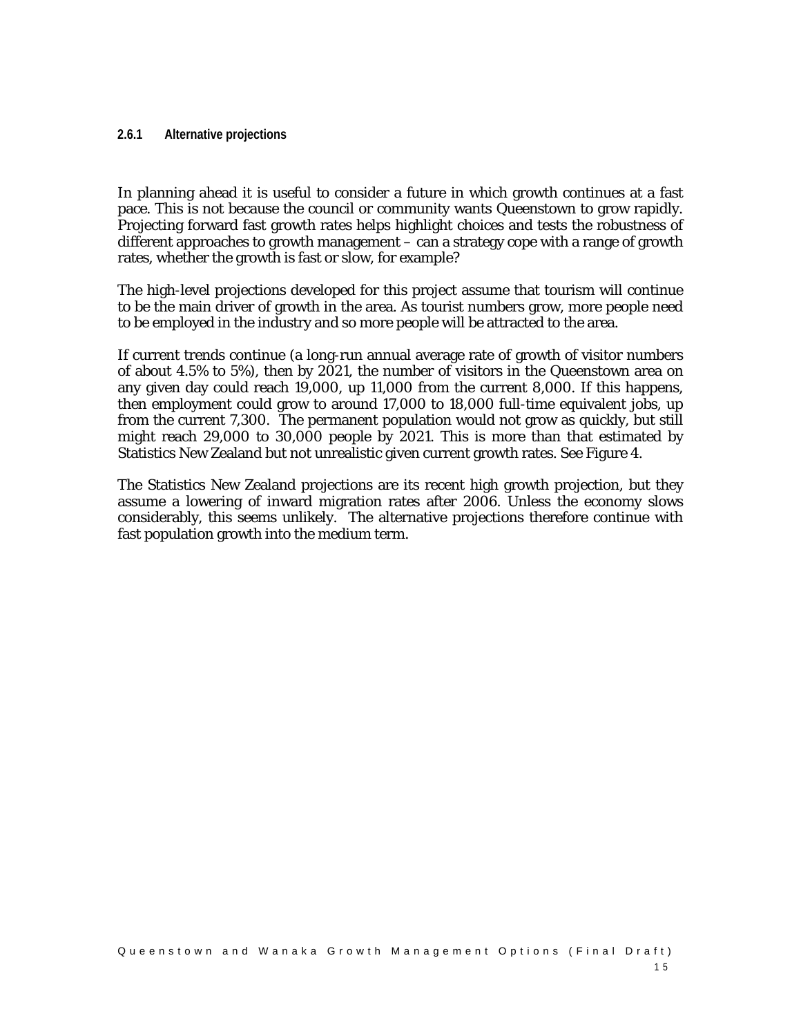#### 2.6.1 Alternative projections

In planning ahead it is useful to consider a future in which growth continues at a fast pace. This is not because the council or community wants Queenstown to grow rapidly. Projecting forward fast growth rates helps highlight choices and tests the robustness of different approaches to growth management – can a strategy cope with a range of growth rates, whether the growth is fast or slow, for example?

The high-level projections developed for this project assume that tourism will continue to be the main driver of growth in the area. As tourist numbers grow, more people need to be employed in the industry and so more people will be attracted to the area.

If current trends continue (a long-run annual average rate of growth of visitor numbers of about 4.5% to 5%), then by 2021, the number of visitors in the Queenstown area on any given day could reach 19,000, up 11,000 from the current 8,000. If this happens, then employment could grow to around 17,000 to 18,000 full-time equivalent jobs, up from the current 7,300. The permanent population would not grow as quickly, but still might reach 29,000 to 30,000 people by 2021. This is more than that estimated by Statistics New Zealand but not unrealistic given current growth rates. See Figure 4.

The Statistics New Zealand projections are its recent high growth projection, but they assume a lowering of inward migration rates after 2006. Unless the economy slows considerably, this seems unlikely. The alternative projections therefore continue with fast population growth into the medium term.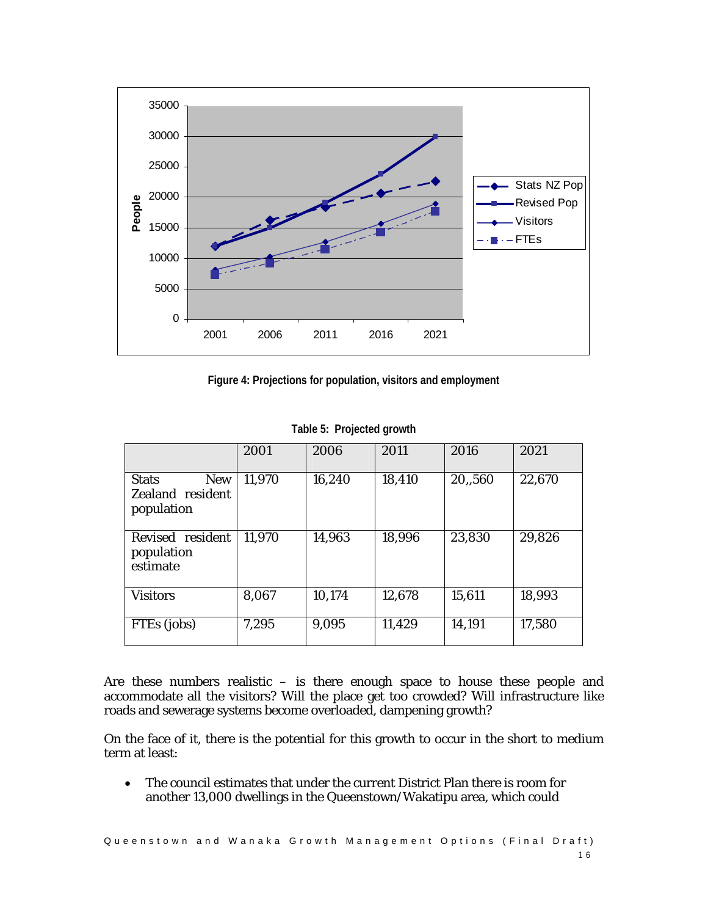**Figure 4: Projections for population, visitors and employment**

**Table 5: Projected growth**

| | 2001 | 2006 | 2011 | 2016 | 2021 |
|---|---|---|---|---|---|
| Stats New Zealand resident population | 11,970 | 16,240 | 18,410 | 20,,560 | 22,670 |
| Revised resident population estimate | 11,970 | 14,963 | 18,996 | 23,830 | 29,826 |
| Visitors | 8,067 | 10,174 | 12,678 | 15,611 | 18,993 |
| FTEs (jobs) | 7,295 | 9,095 | 11,429 | 14,191 | 17,580 |

Are these numbers realistic – is there enough space to house these people and accommodate all the visitors? Will the place get too crowded? Will infrastructure like roads and sewerage systems become overloaded, dampening growth?

On the face of it, there is the potential for this growth to occur in the short to medium term at least:

- The council estimates that under the current District Plan there is room for another 13,000 dwellings in the Queenstown/Wakatipu area, which could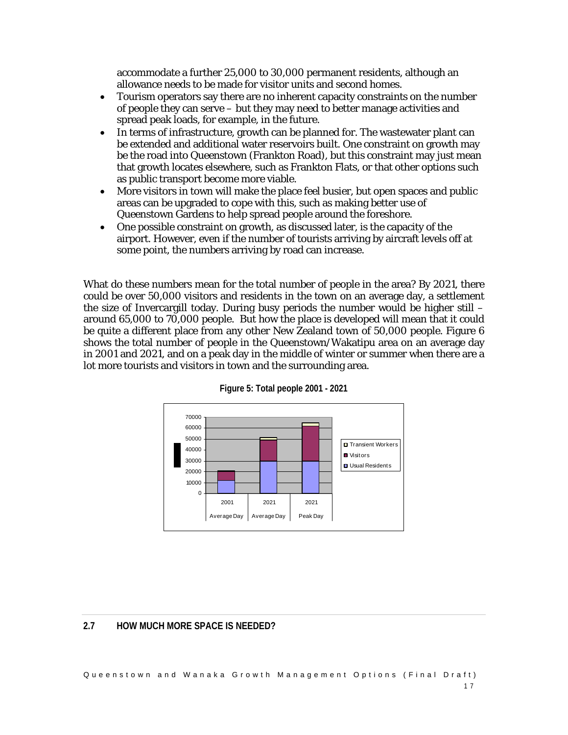accommodate a further 25,000 to 30,000 permanent residents, although an allowance needs to be made for visitor units and second homes.

- Tourism operators say there are no inherent capacity constraints on the number of people they can serve – but they may need to better manage activities and spread peak loads, for example, in the future.
- In terms of infrastructure, growth can be planned for. The wastewater plant can be extended and additional water reservoirs built. One constraint on growth may be the road into Queenstown (Frankton Road), but this constraint may just mean that growth locates elsewhere, such as Frankton Flats, or that other options such as public transport become more viable.
- More visitors in town will make the place feel busier, but open spaces and public areas can be upgraded to cope with this, such as making better use of Queenstown Gardens to help spread people around the foreshore.
- One possible constraint on growth, as discussed later, is the capacity of the airport. However, even if the number of tourists arriving by aircraft levels off at some point, the numbers arriving by road can increase.

What do these numbers mean for the total number of people in the area? By 2021, there could be over 50,000 visitors and residents in the town on an average day, a settlement the size of Invercargill today. During busy periods the number would be higher still – around 65,000 to 70,000 people. But how the place is developed will mean that it could be quite a different place from any other New Zealand town of 50,000 people. Figure 6 shows the total number of people in the Queenstown/Wakatipu area on an average day in 2001 and 2021, and on a peak day in the middle of winter or summer when there are a lot more tourists and visitors in town and the surrounding area.

**Figure 5: Total people 2001 - 2021**

## 2.7 HOW MUCH MORE SPACE IS NEEDED?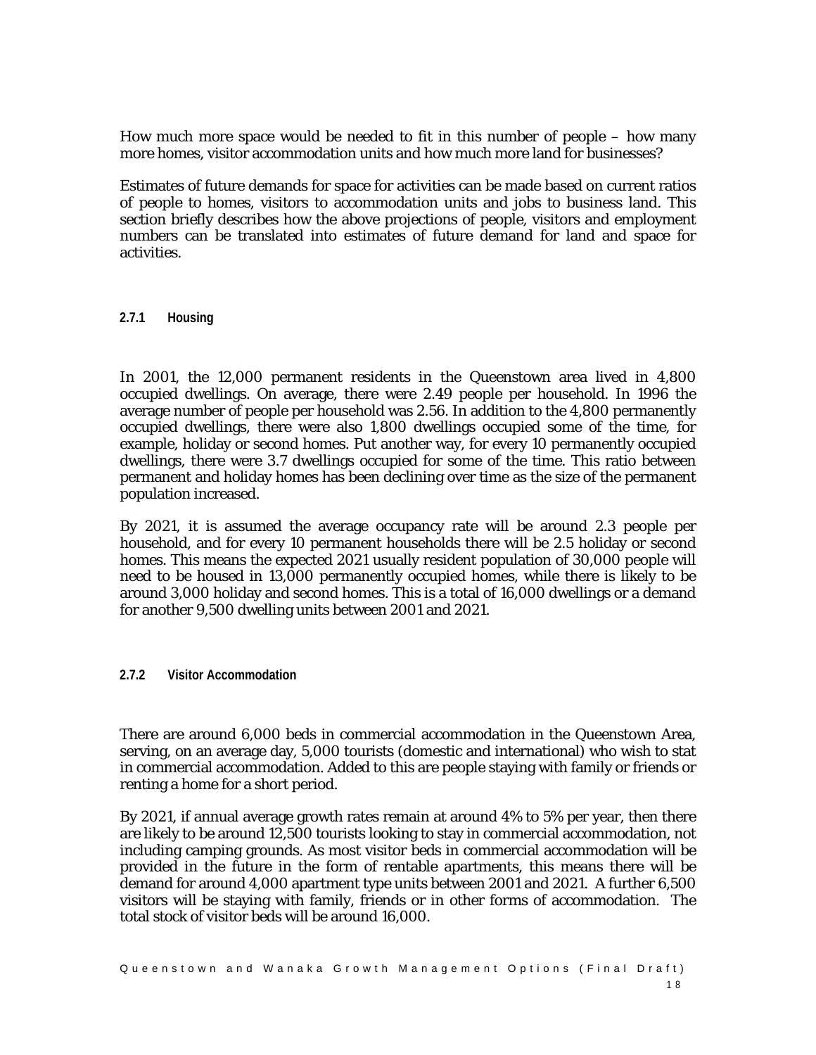How much more space would be needed to fit in this number of people – how many more homes, visitor accommodation units and how much more land for businesses?

Estimates of future demands for space for activities can be made based on current ratios of people to homes, visitors to accommodation units and jobs to business land. This section briefly describes how the above projections of people, visitors and employment numbers can be translated into estimates of future demand for land and space for activities.

### 2.7.1 Housing

In 2001, the 12,000 permanent residents in the Queenstown area lived in 4,800 occupied dwellings. On average, there were 2.49 people per household. In 1996 the average number of people per household was 2.56. In addition to the 4,800 permanently occupied dwellings, there were also 1,800 dwellings occupied some of the time, for example, holiday or second homes. Put another way, for every 10 permanently occupied dwellings, there were 3.7 dwellings occupied for some of the time. This ratio between permanent and holiday homes has been declining over time as the size of the permanent population increased.

By 2021, it is assumed the average occupancy rate will be around 2.3 people per household, and for every 10 permanent households there will be 2.5 holiday or second homes. This means the expected 2021 usually resident population of 30,000 people will need to be housed in 13,000 permanently occupied homes, while there is likely to be around 3,000 holiday and second homes. This is a total of 16,000 dwellings or a demand for another 9,500 dwelling units between 2001 and 2021.

### 2.7.2 Visitor Accommodation

There are around 6,000 beds in commercial accommodation in the Queenstown Area, serving, on an average day, 5,000 tourists (domestic and international) who wish to stat in commercial accommodation. Added to this are people staying with family or friends or renting a home for a short period.

By 2021, if annual average growth rates remain at around 4% to 5% per year, then there are likely to be around 12,500 tourists looking to stay in commercial accommodation, not including camping grounds. As most visitor beds in commercial accommodation will be provided in the future in the form of rentable apartments, this means there will be demand for around 4,000 apartment type units between 2001 and 2021. A further 6,500 visitors will be staying with family, friends or in other forms of accommodation. The total stock of visitor beds will be around 16,000.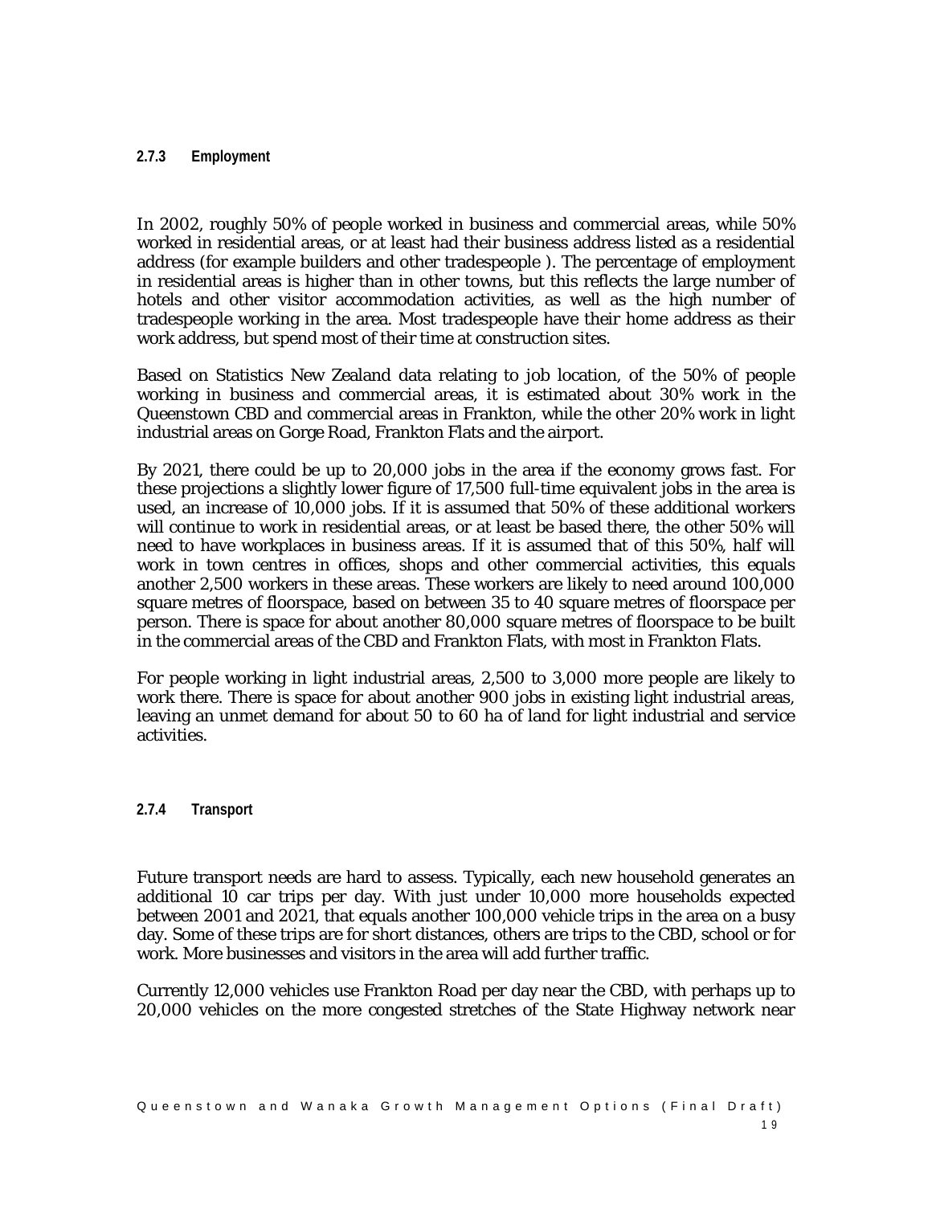### 2.7.3 Employment

In 2002, roughly 50% of people worked in business and commercial areas, while 50% worked in residential areas, or at least had their business address listed as a residential address (for example builders and other tradespeople ). The percentage of employment in residential areas is higher than in other towns, but this reflects the large number of hotels and other visitor accommodation activities, as well as the high number of tradespeople working in the area. Most tradespeople have their home address as their work address, but spend most of their time at construction sites.

Based on Statistics New Zealand data relating to job location, of the 50% of people working in business and commercial areas, it is estimated about 30% work in the Queenstown CBD and commercial areas in Frankton, while the other 20% work in light industrial areas on Gorge Road, Frankton Flats and the airport.

By 2021, there could be up to 20,000 jobs in the area if the economy grows fast. For these projections a slightly lower figure of 17,500 full-time equivalent jobs in the area is used, an increase of 10,000 jobs. If it is assumed that 50% of these additional workers will continue to work in residential areas, or at least be based there, the other 50% will need to have workplaces in business areas. If it is assumed that of this 50%, half will work in town centres in offices, shops and other commercial activities, this equals another 2,500 workers in these areas. These workers are likely to need around 100,000 square metres of floorspace, based on between 35 to 40 square metres of floorspace per person. There is space for about another 80,000 square metres of floorspace to be built in the commercial areas of the CBD and Frankton Flats, with most in Frankton Flats.

For people working in light industrial areas, 2,500 to 3,000 more people are likely to work there. There is space for about another 900 jobs in existing light industrial areas, leaving an unmet demand for about 50 to 60 ha of land for light industrial and service activities.

### 2.7.4 Transport

Future transport needs are hard to assess. Typically, each new household generates an additional 10 car trips per day. With just under 10,000 more households expected between 2001 and 2021, that equals another 100,000 vehicle trips in the area on a busy day. Some of these trips are for short distances, others are trips to the CBD, school or for work. More businesses and visitors in the area will add further traffic.

Currently 12,000 vehicles use Frankton Road per day near the CBD, with perhaps up to 20,000 vehicles on the more congested stretches of the State Highway network near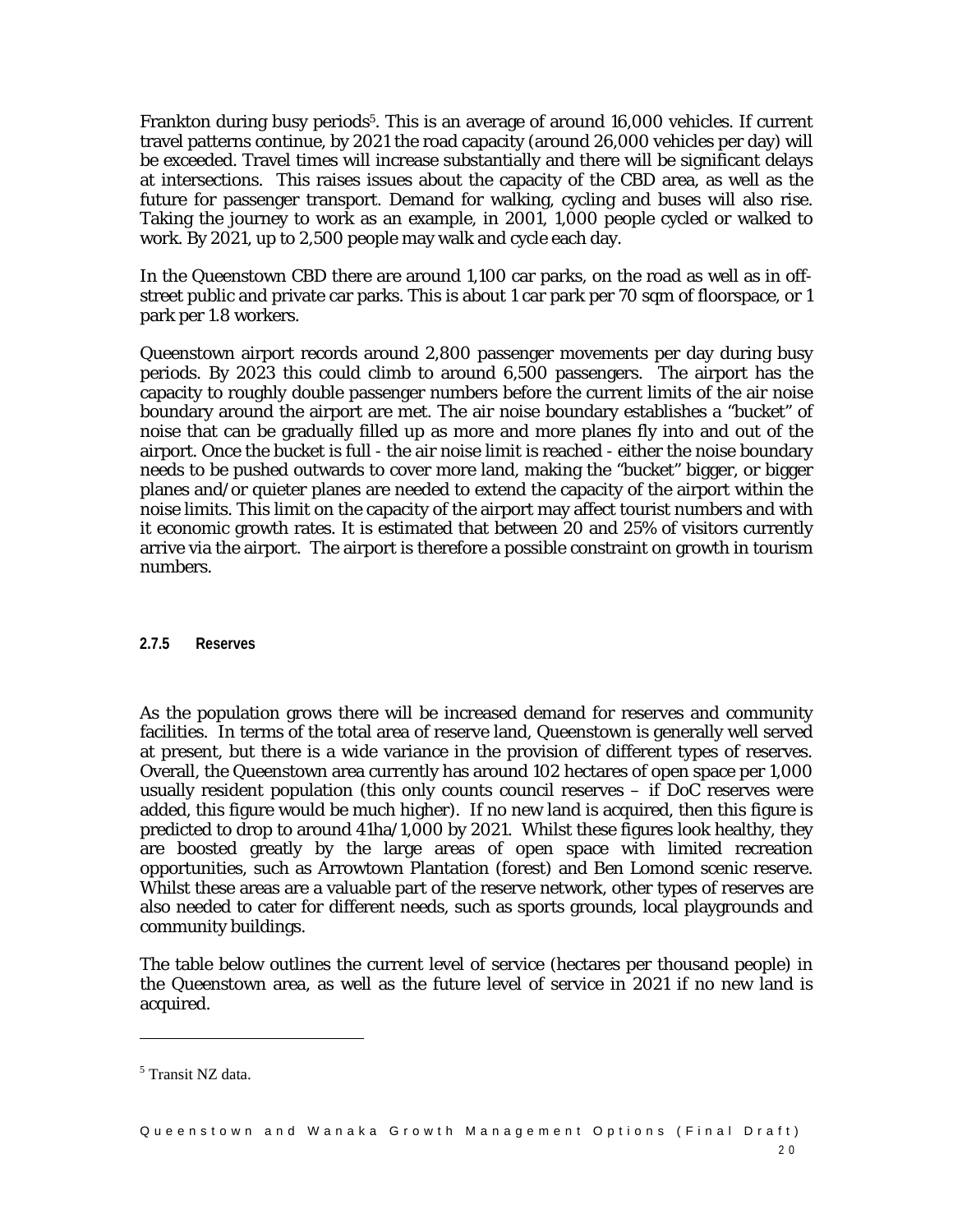Frankton during busy periods[5]. This is an average of around 16,000 vehicles. If current travel patterns continue, by 2021 the road capacity (around 26,000 vehicles per day) will be exceeded. Travel times will increase substantially and there will be significant delays at intersections. This raises issues about the capacity of the CBD area, as well as the future for passenger transport. Demand for walking, cycling and buses will also rise. Taking the journey to work as an example, in 2001, 1,000 people cycled or walked to work. By 2021, up to 2,500 people may walk and cycle each day.

In the Queenstown CBD there are around 1,100 car parks, on the road as well as in off-street public and private car parks. This is about 1 car park per 70 sqm of floorspace, or 1 park per 1.8 workers.

Queenstown airport records around 2,800 passenger movements per day during busy periods. By 2023 this could climb to around 6,500 passengers. The airport has the capacity to roughly double passenger numbers before the current limits of the air noise boundary around the airport are met. The air noise boundary establishes a "bucket" of noise that can be gradually filled up as more and more planes fly into and out of the airport. Once the bucket is full - the air noise limit is reached - either the noise boundary needs to be pushed outwards to cover more land, making the "bucket" bigger, or bigger planes and/or quieter planes are needed to extend the capacity of the airport within the noise limits. This limit on the capacity of the airport may affect tourist numbers and with it economic growth rates. It is estimated that between 20 and 25% of visitors currently arrive via the airport. The airport is therefore a possible constraint on growth in tourism numbers.

#### 2.7.5 Reserves

As the population grows there will be increased demand for reserves and community facilities. In terms of the total area of reserve land, Queenstown is generally well served at present, but there is a wide variance in the provision of different types of reserves. Overall, the Queenstown area currently has around 102 hectares of open space per 1,000 usually resident population (this only counts council reserves – if DoC reserves were added, this figure would be much higher). If no new land is acquired, then this figure is predicted to drop to around 41ha/1,000 by 2021. Whilst these figures look healthy, they are boosted greatly by the large areas of open space with limited recreation opportunities, such as Arrowtown Plantation (forest) and Ben Lomond scenic reserve. Whilst these areas are a valuable part of the reserve network, other types of reserves are also needed to cater for different needs, such as sports grounds, local playgrounds and community buildings.

The table below outlines the current level of service (hectares per thousand people) in the Queenstown area, as well as the future level of service in 2021 if no new land is acquired.

---

[5] Transit NZ data.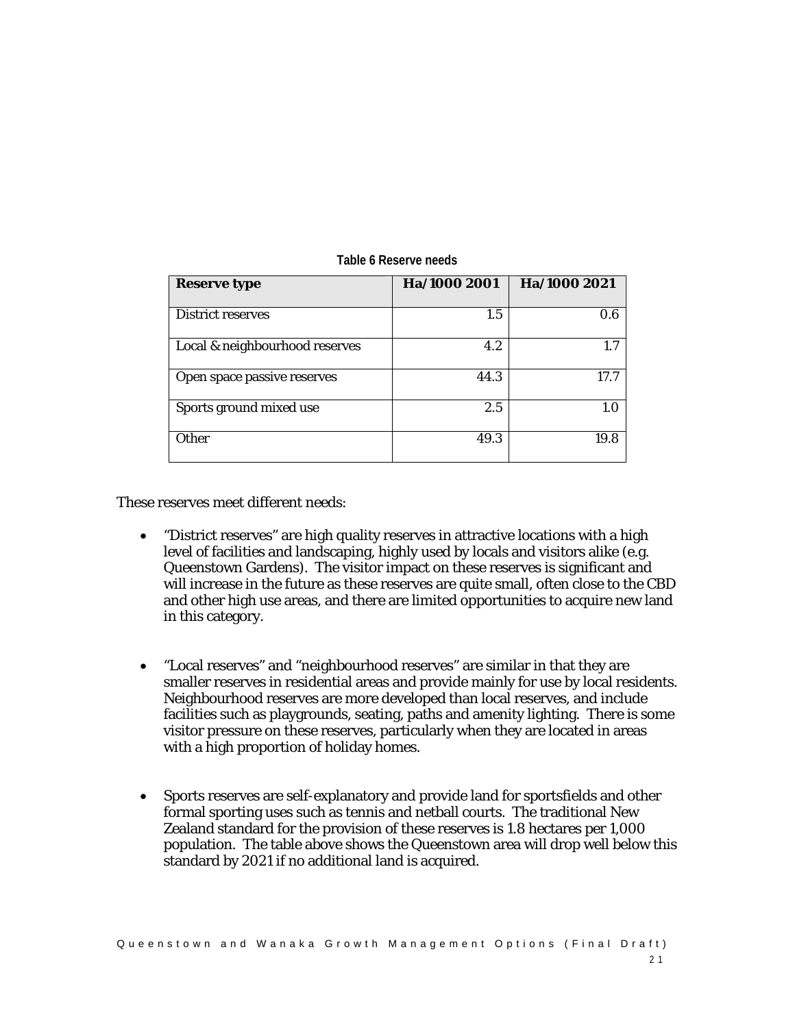**Table 6 Reserve needs**

| Reserve type | Ha/1000 2001 | Ha/1000 2021 |
| --- | --- | --- |
| District reserves | 1.5 | 0.6 |
| Local & neighbourhood reserves | 4.2 | 1.7 |
| Open space passive reserves | 44.3 | 17.7 |
| Sports ground mixed use | 2.5 | 1.0 |
| Other | 49.3 | 19.8 |

These reserves meet different needs:

- "District reserves" are high quality reserves in attractive locations with a high level of facilities and landscaping, highly used by locals and visitors alike (e.g. Queenstown Gardens). The visitor impact on these reserves is significant and will increase in the future as these reserves are quite small, often close to the CBD and other high use areas, and there are limited opportunities to acquire new land in this category.

- "Local reserves" and "neighbourhood reserves" are similar in that they are smaller reserves in residential areas and provide mainly for use by local residents. Neighbourhood reserves are more developed than local reserves, and include facilities such as playgrounds, seating, paths and amenity lighting. There is some visitor pressure on these reserves, particularly when they are located in areas with a high proportion of holiday homes.

- Sports reserves are self-explanatory and provide land for sportsfields and other formal sporting uses such as tennis and netball courts. The traditional New Zealand standard for the provision of these reserves is 1.8 hectares per 1,000 population. The table above shows the Queenstown area will drop well below this standard by 2021 if no additional land is acquired.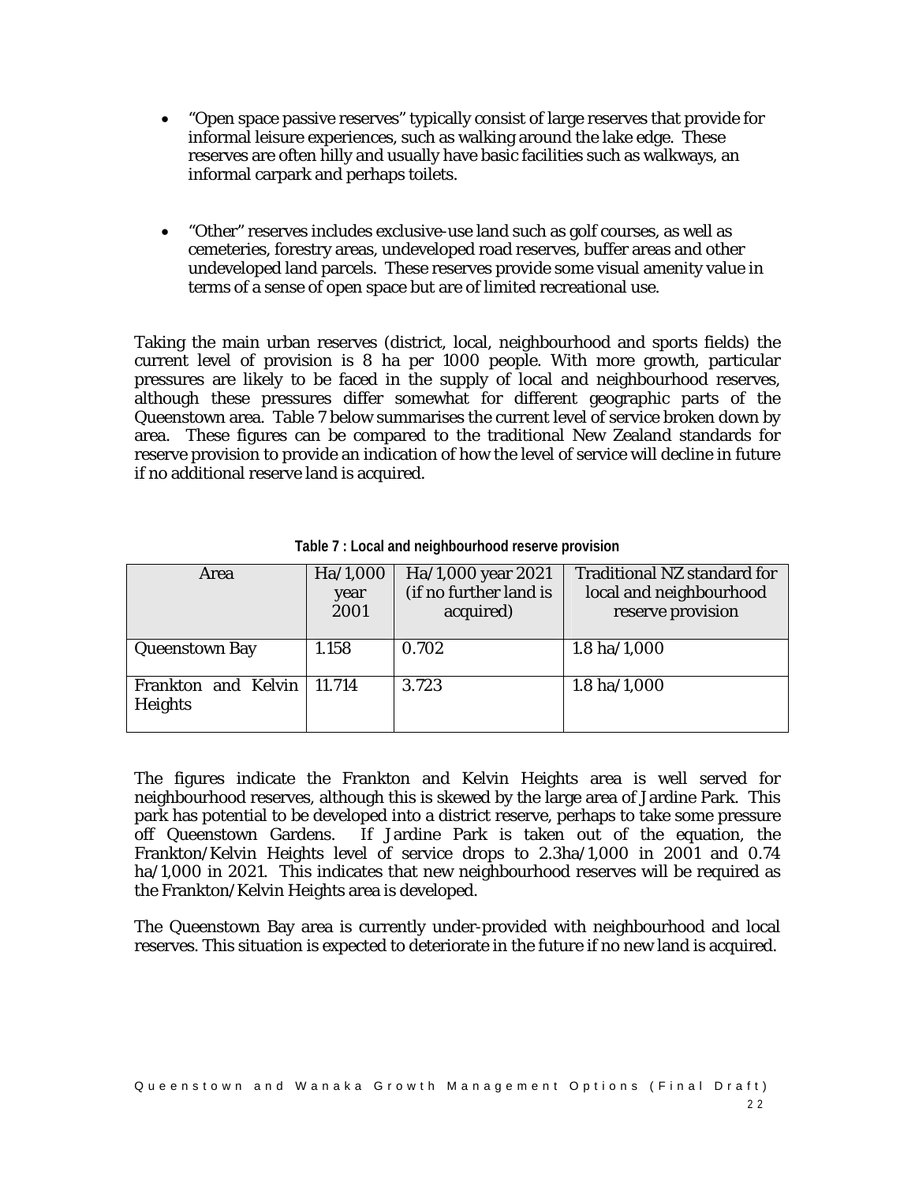- "Open space passive reserves" typically consist of large reserves that provide for informal leisure experiences, such as walking around the lake edge. These reserves are often hilly and usually have basic facilities such as walkways, an informal carpark and perhaps toilets.

- "Other" reserves includes exclusive-use land such as golf courses, as well as cemeteries, forestry areas, undeveloped road reserves, buffer areas and other undeveloped land parcels. These reserves provide some visual amenity value in terms of a sense of open space but are of limited recreational use.

Taking the main urban reserves (district, local, neighbourhood and sports fields) the current level of provision is 8 ha per 1000 people. With more growth, particular pressures are likely to be faced in the supply of local and neighbourhood reserves, although these pressures differ somewhat for different geographic parts of the Queenstown area. Table 7 below summarises the current level of service broken down by area. These figures can be compared to the traditional New Zealand standards for reserve provision to provide an indication of how the level of service will decline in future if no additional reserve land is acquired.

**Table 7 : Local and neighbourhood reserve provision**

| Area | Ha/1,000 year 2001 | Ha/1,000 year 2021 (if no further land is acquired) | Traditional NZ standard for local and neighbourhood reserve provision |
|---|---|---|---|
| Queenstown Bay | 1.158 | 0.702 | 1.8 ha/1,000 |
| Frankton and Kelvin Heights | 11.714 | 3.723 | 1.8 ha/1,000 |

The figures indicate the Frankton and Kelvin Heights area is well served for neighbourhood reserves, although this is skewed by the large area of Jardine Park. This park has potential to be developed into a district reserve, perhaps to take some pressure off Queenstown Gardens. If Jardine Park is taken out of the equation, the Frankton/Kelvin Heights level of service drops to 2.3ha/1,000 in 2001 and 0.74 ha/1,000 in 2021. This indicates that new neighbourhood reserves will be required as the Frankton/Kelvin Heights area is developed.

The Queenstown Bay area is currently under-provided with neighbourhood and local reserves. This situation is expected to deteriorate in the future if no new land is acquired.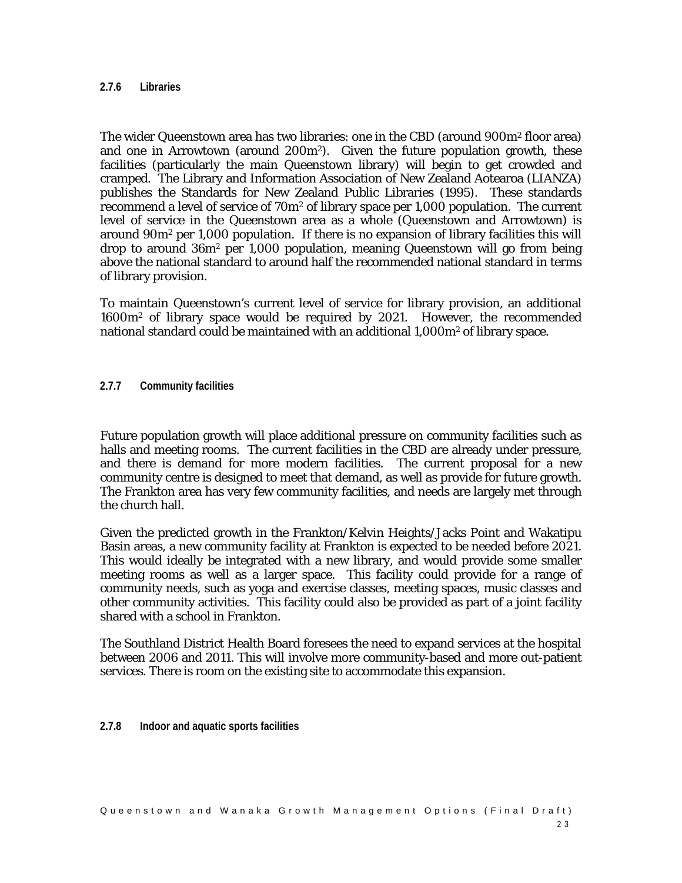#### 2.7.6 Libraries

The wider Queenstown area has two libraries: one in the CBD (around 900m$^2$ floor area) and one in Arrowtown (around 200m$^2$). Given the future population growth, these facilities (particularly the main Queenstown library) will begin to get crowded and cramped. The Library and Information Association of New Zealand Aotearoa (LIANZA) publishes the Standards for New Zealand Public Libraries (1995). These standards recommend a level of service of 70m$^2$ of library space per 1,000 population. The current level of service in the Queenstown area as a whole (Queenstown and Arrowtown) is around 90m$^2$ per 1,000 population. If there is no expansion of library facilities this will drop to around 36m$^2$ per 1,000 population, meaning Queenstown will go from being above the national standard to around half the recommended national standard in terms of library provision.

To maintain Queenstown's current level of service for library provision, an additional 1600m$^2$ of library space would be required by 2021. However, the recommended national standard could be maintained with an additional 1,000m$^2$ of library space.

#### 2.7.7 Community facilities

Future population growth will place additional pressure on community facilities such as halls and meeting rooms. The current facilities in the CBD are already under pressure, and there is demand for more modern facilities. The current proposal for a new community centre is designed to meet that demand, as well as provide for future growth. The Frankton area has very few community facilities, and needs are largely met through the church hall.

Given the predicted growth in the Frankton/Kelvin Heights/Jacks Point and Wakatipu Basin areas, a new community facility at Frankton is expected to be needed before 2021. This would ideally be integrated with a new library, and would provide some smaller meeting rooms as well as a larger space. This facility could provide for a range of community needs, such as yoga and exercise classes, meeting spaces, music classes and other community activities. This facility could also be provided as part of a joint facility shared with a school in Frankton.

The Southland District Health Board foresees the need to expand services at the hospital between 2006 and 2011. This will involve more community-based and more out-patient services. There is room on the existing site to accommodate this expansion.

#### 2.7.8 Indoor and aquatic sports facilities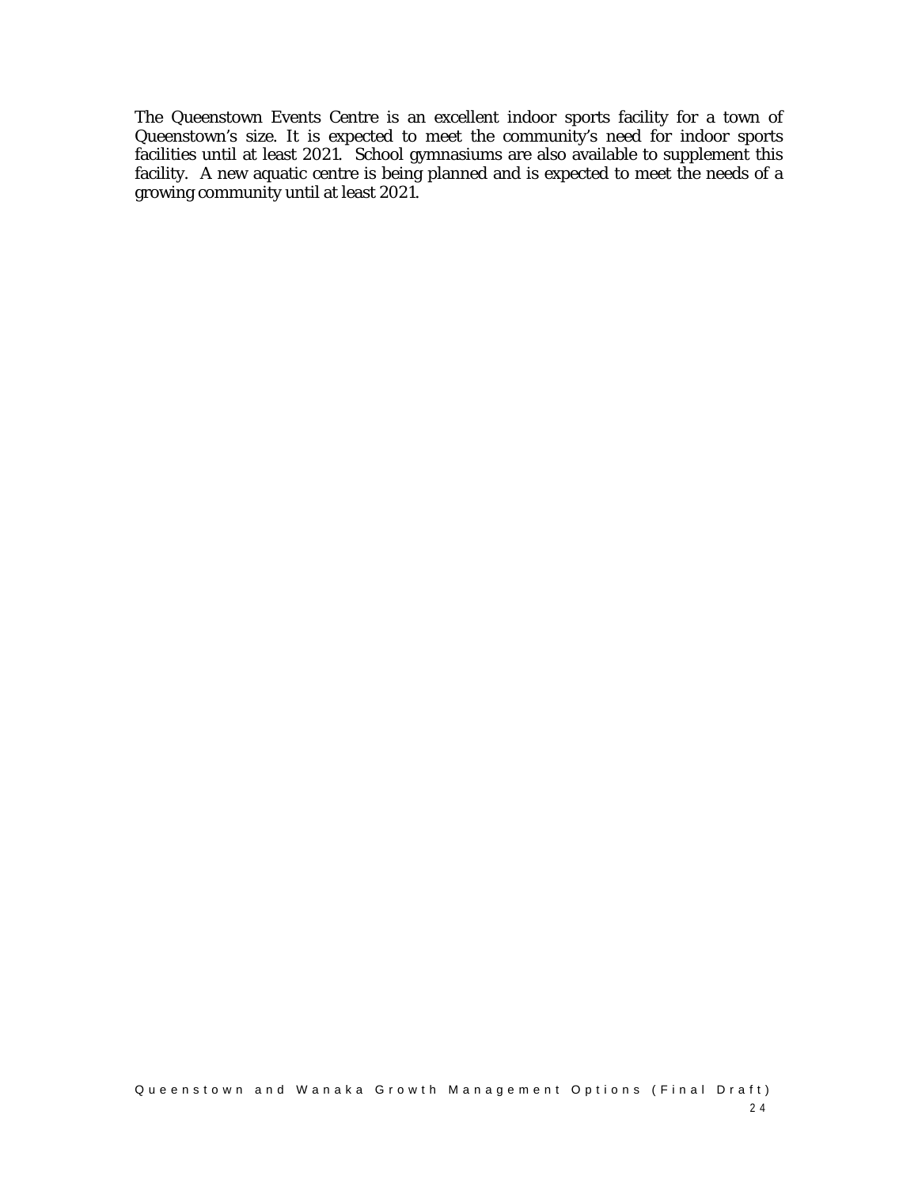The Queenstown Events Centre is an excellent indoor sports facility for a town of Queenstown's size. It is expected to meet the community's need for indoor sports facilities until at least 2021. School gymnasiums are also available to supplement this facility. A new aquatic centre is being planned and is expected to meet the needs of a growing community until at least 2021.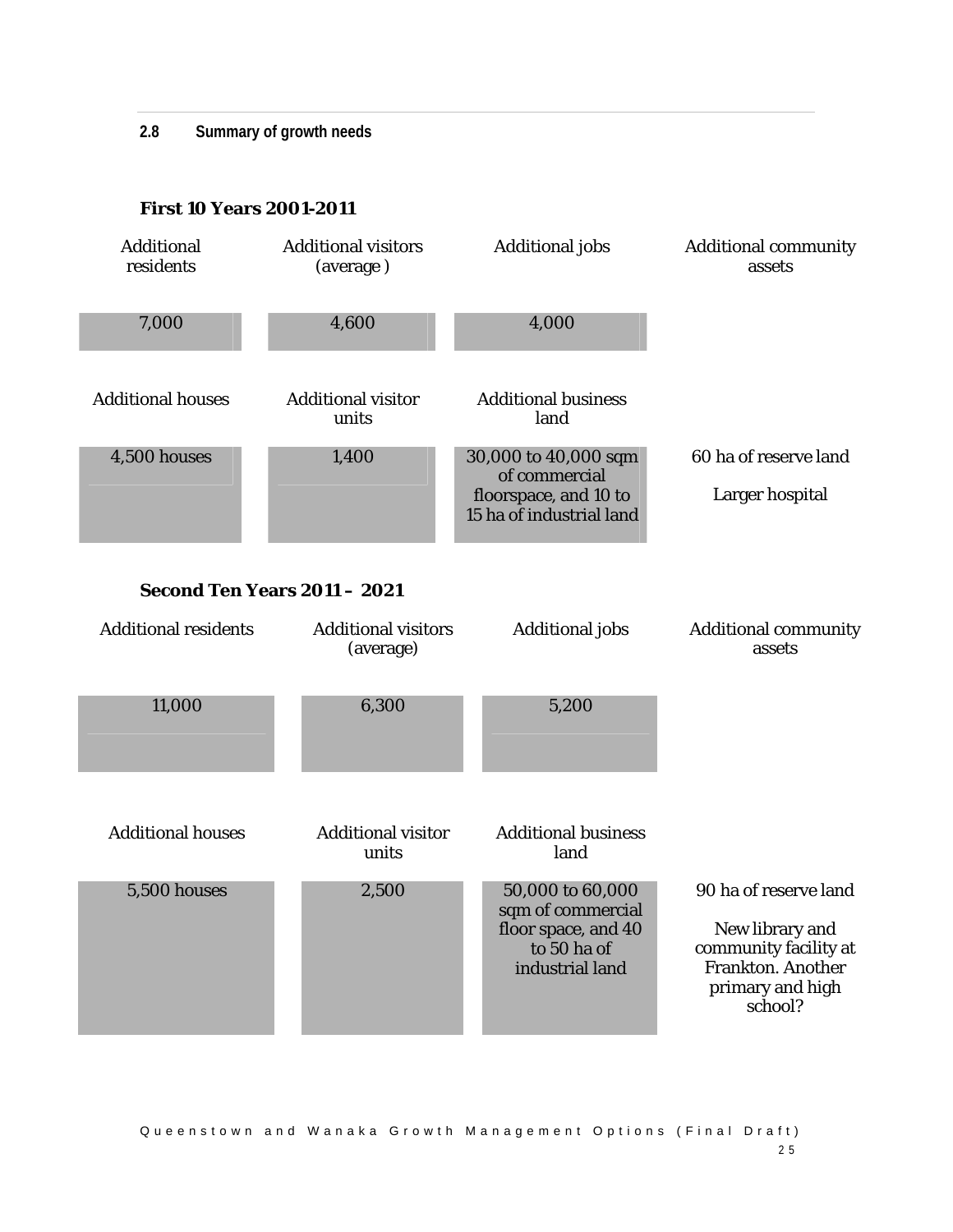## 2.8 Summary of growth needs

### First 10 Years 2001-2011

| Additional residents | Additional visitors (average ) | Additional jobs | Additional community assets |
|---|---|---|---|
| 7,000 | 4,600 | 4,000 | |
| **Additional houses** | **Additional visitor units** | **Additional business land** | |
| 4,500 houses | 1,400 | 30,000 to 40,000 sqm of commercial floorspace, and 10 to 15 ha of industrial land | 60 ha of reserve land<br><br>Larger hospital |

### Second Ten Years 2011 – 2021

| Additional residents | Additional visitors (average) | Additional jobs | Additional community assets |
|---|---|---|---|
| 11,000 | 6,300 | 5,200 | |
| **Additional houses** | **Additional visitor units** | **Additional business land** | |
| 5,500 houses | 2,500 | 50,000 to 60,000 sqm of commercial floor space, and 40 to 50 ha of industrial land | 90 ha of reserve land<br><br>New library and community facility at Frankton. Another primary and high school? |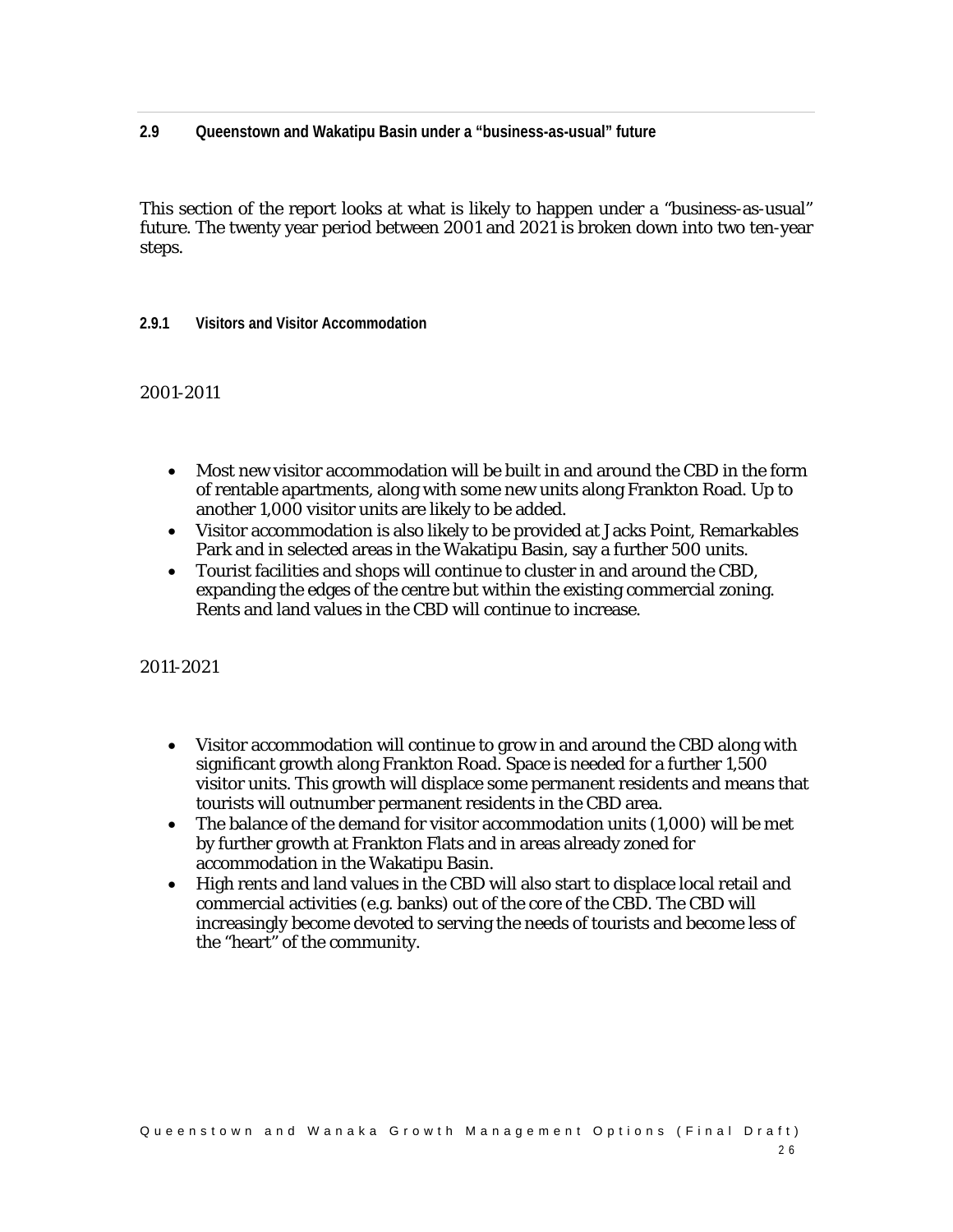## 2.9 Queenstown and Wakatipu Basin under a "business-as-usual" future

This section of the report looks at what is likely to happen under a "business-as-usual" future. The twenty year period between 2001 and 2021 is broken down into two ten-year steps.

### 2.9.1 Visitors and Visitor Accommodation

2001-2011

- Most new visitor accommodation will be built in and around the CBD in the form of rentable apartments, along with some new units along Frankton Road. Up to another 1,000 visitor units are likely to be added.
- Visitor accommodation is also likely to be provided at Jacks Point, Remarkables Park and in selected areas in the Wakatipu Basin, say a further 500 units.
- Tourist facilities and shops will continue to cluster in and around the CBD, expanding the edges of the centre but within the existing commercial zoning. Rents and land values in the CBD will continue to increase.

2011-2021

- Visitor accommodation will continue to grow in and around the CBD along with significant growth along Frankton Road. Space is needed for a further 1,500 visitor units. This growth will displace some permanent residents and means that tourists will outnumber permanent residents in the CBD area.
- The balance of the demand for visitor accommodation units (1,000) will be met by further growth at Frankton Flats and in areas already zoned for accommodation in the Wakatipu Basin.
- High rents and land values in the CBD will also start to displace local retail and commercial activities (e.g. banks) out of the core of the CBD. The CBD will increasingly become devoted to serving the needs of tourists and become less of the "heart" of the community.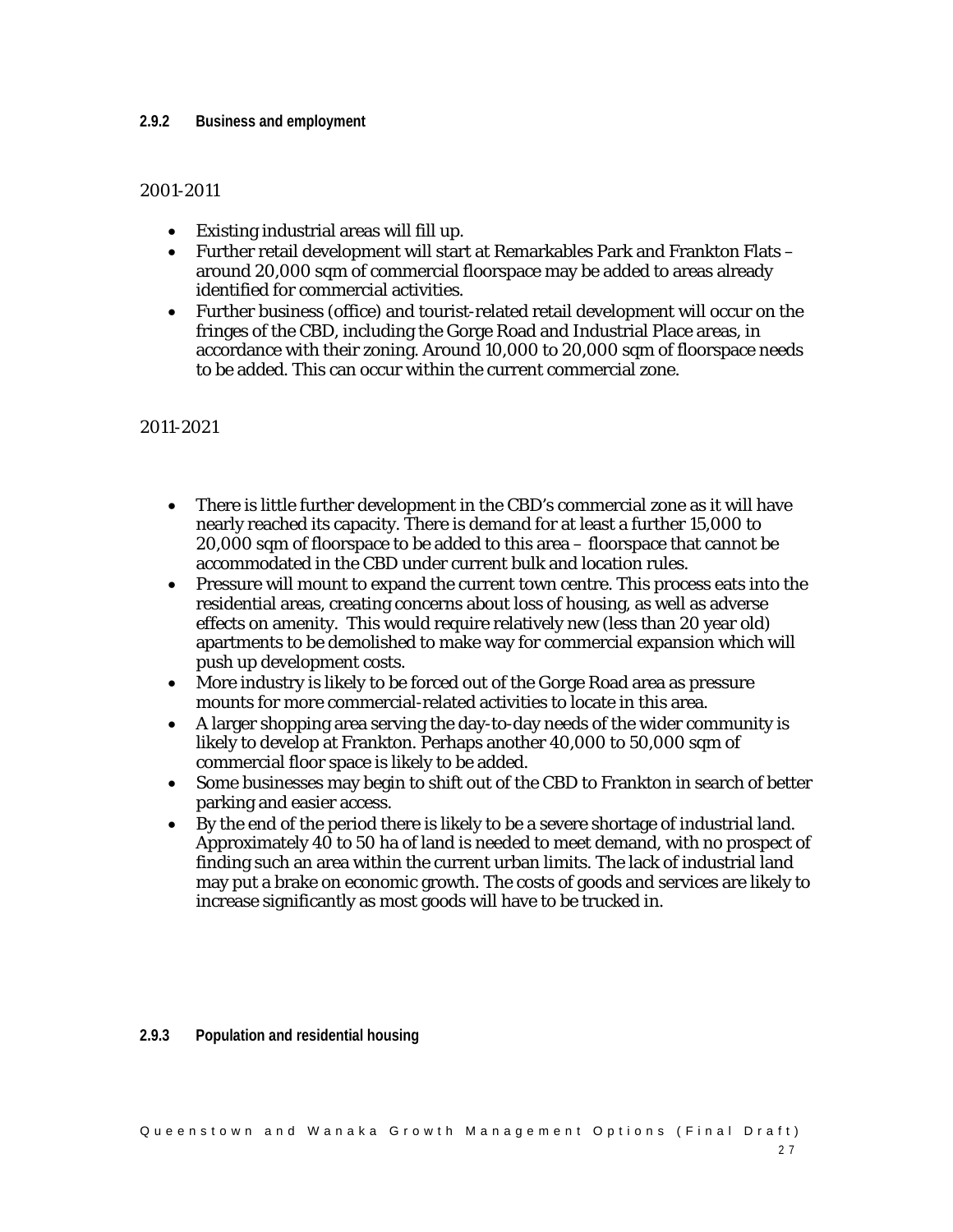#### 2.9.2 Business and employment

2001-2011

- Existing industrial areas will fill up.
- Further retail development will start at Remarkables Park and Frankton Flats – around 20,000 sqm of commercial floorspace may be added to areas already identified for commercial activities.
- Further business (office) and tourist-related retail development will occur on the fringes of the CBD, including the Gorge Road and Industrial Place areas, in accordance with their zoning. Around 10,000 to 20,000 sqm of floorspace needs to be added. This can occur within the current commercial zone.

2011-2021

- There is little further development in the CBD's commercial zone as it will have nearly reached its capacity. There is demand for at least a further 15,000 to 20,000 sqm of floorspace to be added to this area – floorspace that cannot be accommodated in the CBD under current bulk and location rules.
- Pressure will mount to expand the current town centre. This process eats into the residential areas, creating concerns about loss of housing, as well as adverse effects on amenity. This would require relatively new (less than 20 year old) apartments to be demolished to make way for commercial expansion which will push up development costs.
- More industry is likely to be forced out of the Gorge Road area as pressure mounts for more commercial-related activities to locate in this area.
- A larger shopping area serving the day-to-day needs of the wider community is likely to develop at Frankton. Perhaps another 40,000 to 50,000 sqm of commercial floor space is likely to be added.
- Some businesses may begin to shift out of the CBD to Frankton in search of better parking and easier access.
- By the end of the period there is likely to be a severe shortage of industrial land. Approximately 40 to 50 ha of land is needed to meet demand, with no prospect of finding such an area within the current urban limits. The lack of industrial land may put a brake on economic growth. The costs of goods and services are likely to increase significantly as most goods will have to be trucked in.

#### 2.9.3 Population and residential housing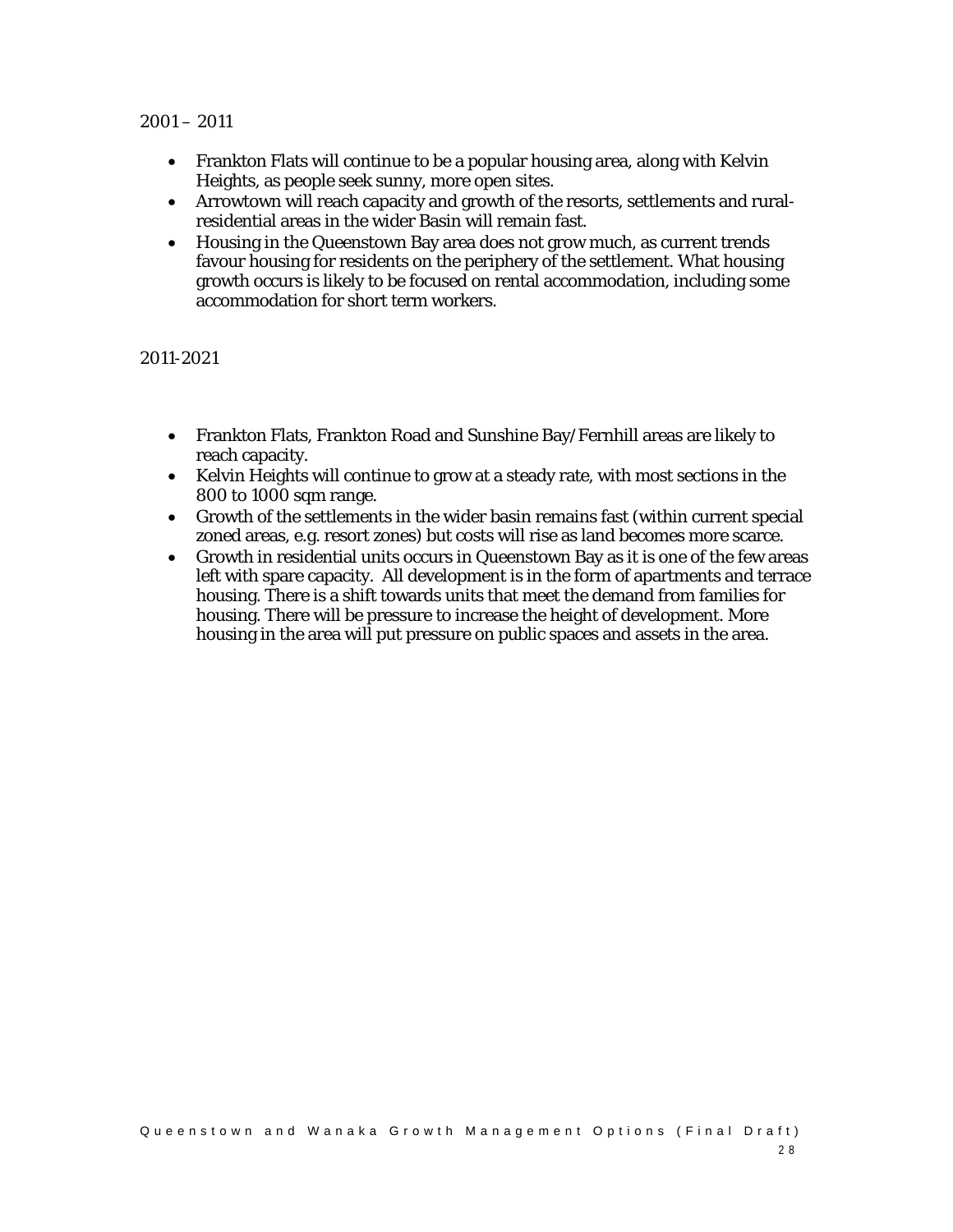2001 – 2011

- Frankton Flats will continue to be a popular housing area, along with Kelvin Heights, as people seek sunny, more open sites.
- Arrowtown will reach capacity and growth of the resorts, settlements and rural-residential areas in the wider Basin will remain fast.
- Housing in the Queenstown Bay area does not grow much, as current trends favour housing for residents on the periphery of the settlement. What housing growth occurs is likely to be focused on rental accommodation, including some accommodation for short term workers.

2011-2021

- Frankton Flats, Frankton Road and Sunshine Bay/Fernhill areas are likely to reach capacity.
- Kelvin Heights will continue to grow at a steady rate, with most sections in the 800 to 1000 sqm range.
- Growth of the settlements in the wider basin remains fast (within current special zoned areas, e.g. resort zones) but costs will rise as land becomes more scarce.
- Growth in residential units occurs in Queenstown Bay as it is one of the few areas left with spare capacity. All development is in the form of apartments and terrace housing. There is a shift towards units that meet the demand from families for housing. There will be pressure to increase the height of development. More housing in the area will put pressure on public spaces and assets in the area.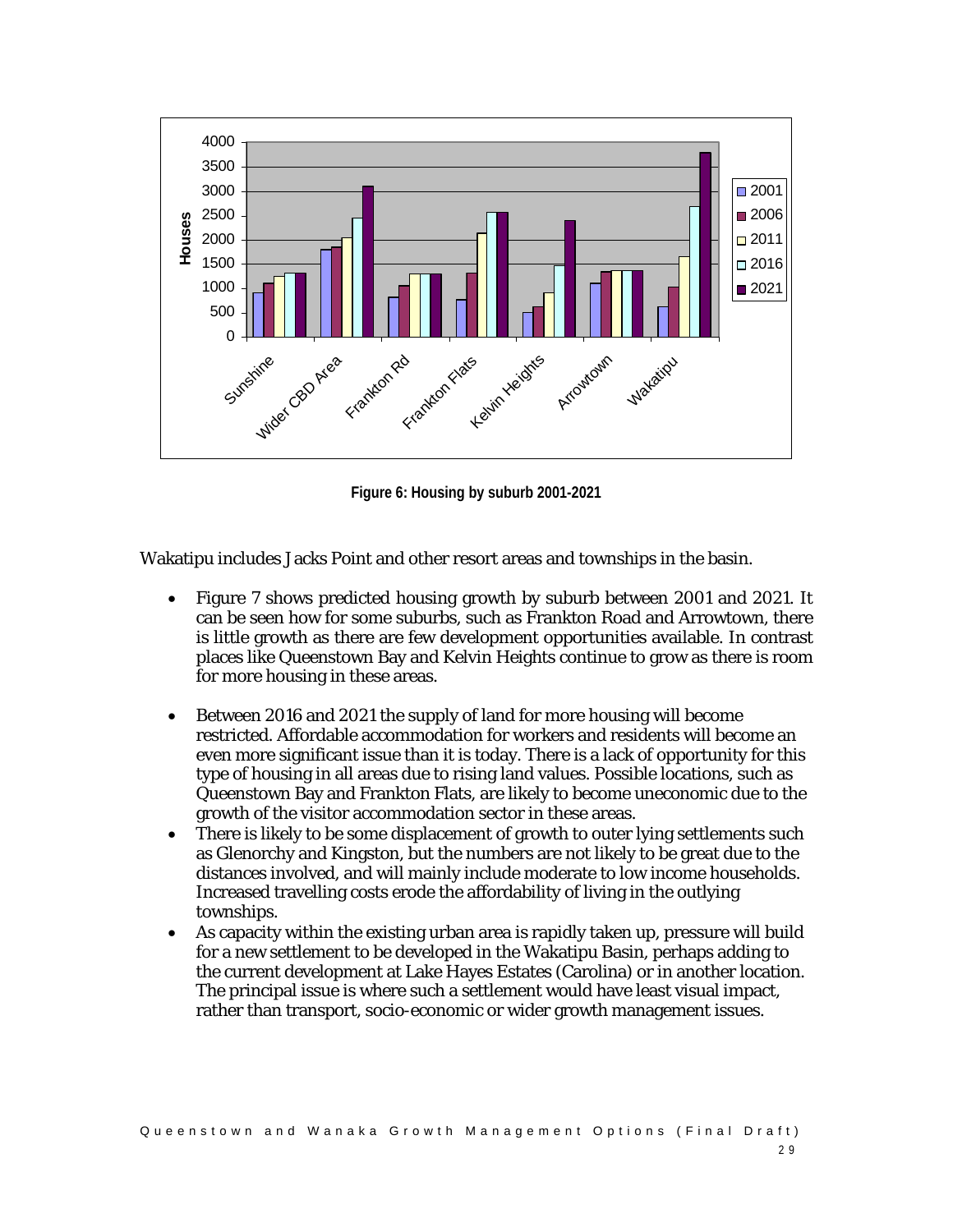**Figure 6: Housing by suburb 2001-2021**

Wakatipu includes Jacks Point and other resort areas and townships in the basin.

- Figure 7 shows predicted housing growth by suburb between 2001 and 2021. It can be seen how for some suburbs, such as Frankton Road and Arrowtown, there is little growth as there are few development opportunities available. In contrast places like Queenstown Bay and Kelvin Heights continue to grow as there is room for more housing in these areas.
- Between 2016 and 2021 the supply of land for more housing will become restricted. Affordable accommodation for workers and residents will become an even more significant issue than it is today. There is a lack of opportunity for this type of housing in all areas due to rising land values. Possible locations, such as Queenstown Bay and Frankton Flats, are likely to become uneconomic due to the growth of the visitor accommodation sector in these areas.
- There is likely to be some displacement of growth to outer lying settlements such as Glenorchy and Kingston, but the numbers are not likely to be great due to the distances involved, and will mainly include moderate to low income households. Increased travelling costs erode the affordability of living in the outlying townships.
- As capacity within the existing urban area is rapidly taken up, pressure will build for a new settlement to be developed in the Wakatipu Basin, perhaps adding to the current development at Lake Hayes Estates (Carolina) or in another location. The principal issue is where such a settlement would have least visual impact, rather than transport, socio-economic or wider growth management issues.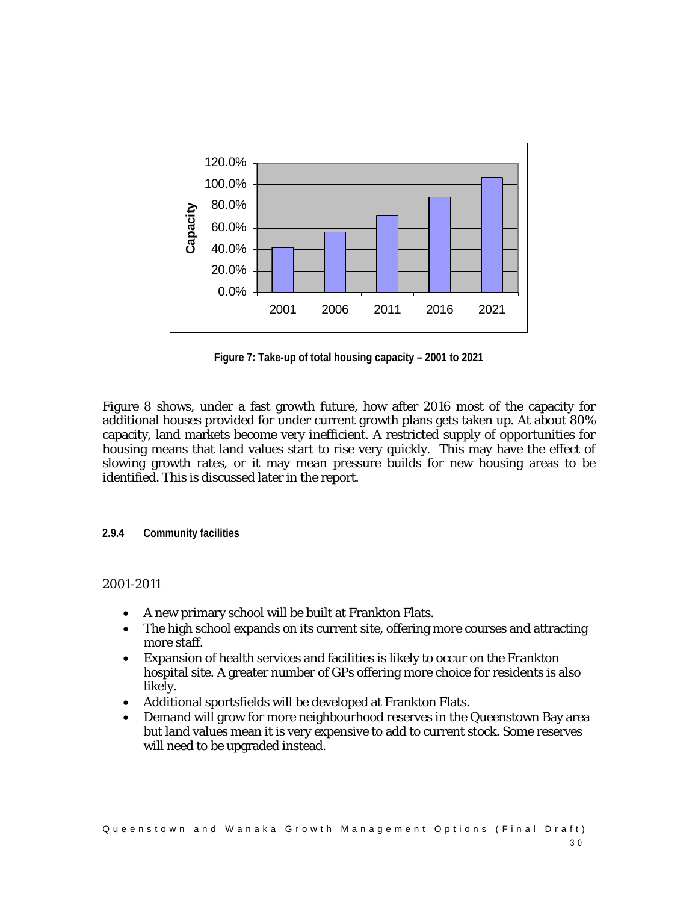Figure 7: Take-up of total housing capacity – 2001 to 2021

Figure 8 shows, under a fast growth future, how after 2016 most of the capacity for additional houses provided for under current growth plans gets taken up. At about 80% capacity, land markets become very inefficient. A restricted supply of opportunities for housing means that land values start to rise very quickly. This may have the effect of slowing growth rates, or it may mean pressure builds for new housing areas to be identified. This is discussed later in the report.

#### 2.9.4 Community facilities

2001-2011

- A new primary school will be built at Frankton Flats.
- The high school expands on its current site, offering more courses and attracting more staff.
- Expansion of health services and facilities is likely to occur on the Frankton hospital site. A greater number of GPs offering more choice for residents is also likely.
- Additional sportsfields will be developed at Frankton Flats.
- Demand will grow for more neighbourhood reserves in the Queenstown Bay area but land values mean it is very expensive to add to current stock. Some reserves will need to be upgraded instead.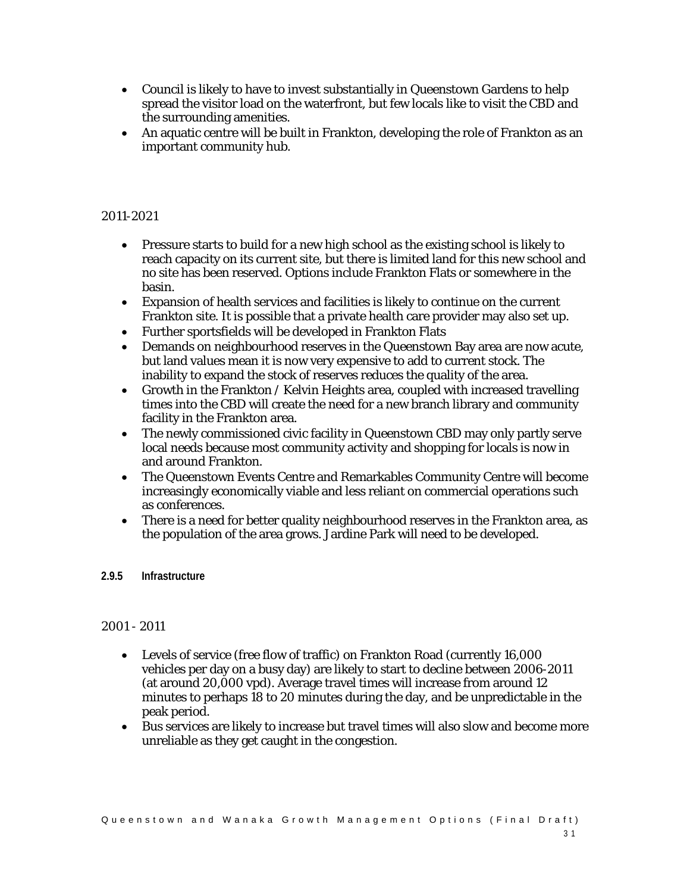- Council is likely to have to invest substantially in Queenstown Gardens to help spread the visitor load on the waterfront, but few locals like to visit the CBD and the surrounding amenities.
- An aquatic centre will be built in Frankton, developing the role of Frankton as an important community hub.

2011-2021

- Pressure starts to build for a new high school as the existing school is likely to reach capacity on its current site, but there is limited land for this new school and no site has been reserved. Options include Frankton Flats or somewhere in the basin.
- Expansion of health services and facilities is likely to continue on the current Frankton site. It is possible that a private health care provider may also set up.
- Further sportsfields will be developed in Frankton Flats
- Demands on neighbourhood reserves in the Queenstown Bay area are now acute, but land values mean it is now very expensive to add to current stock. The inability to expand the stock of reserves reduces the quality of the area.
- Growth in the Frankton / Kelvin Heights area, coupled with increased travelling times into the CBD will create the need for a new branch library and community facility in the Frankton area.
- The newly commissioned civic facility in Queenstown CBD may only partly serve local needs because most community activity and shopping for locals is now in and around Frankton.
- The Queenstown Events Centre and Remarkables Community Centre will become increasingly economically viable and less reliant on commercial operations such as conferences.
- There is a need for better quality neighbourhood reserves in the Frankton area, as the population of the area grows. Jardine Park will need to be developed.

#### 2.9.5 Infrastructure

2001 - 2011

- Levels of service (free flow of traffic) on Frankton Road (currently 16,000 vehicles per day on a busy day) are likely to start to decline between 2006-2011 (at around 20,000 vpd). Average travel times will increase from around 12 minutes to perhaps 18 to 20 minutes during the day, and be unpredictable in the peak period.
- Bus services are likely to increase but travel times will also slow and become more unreliable as they get caught in the congestion.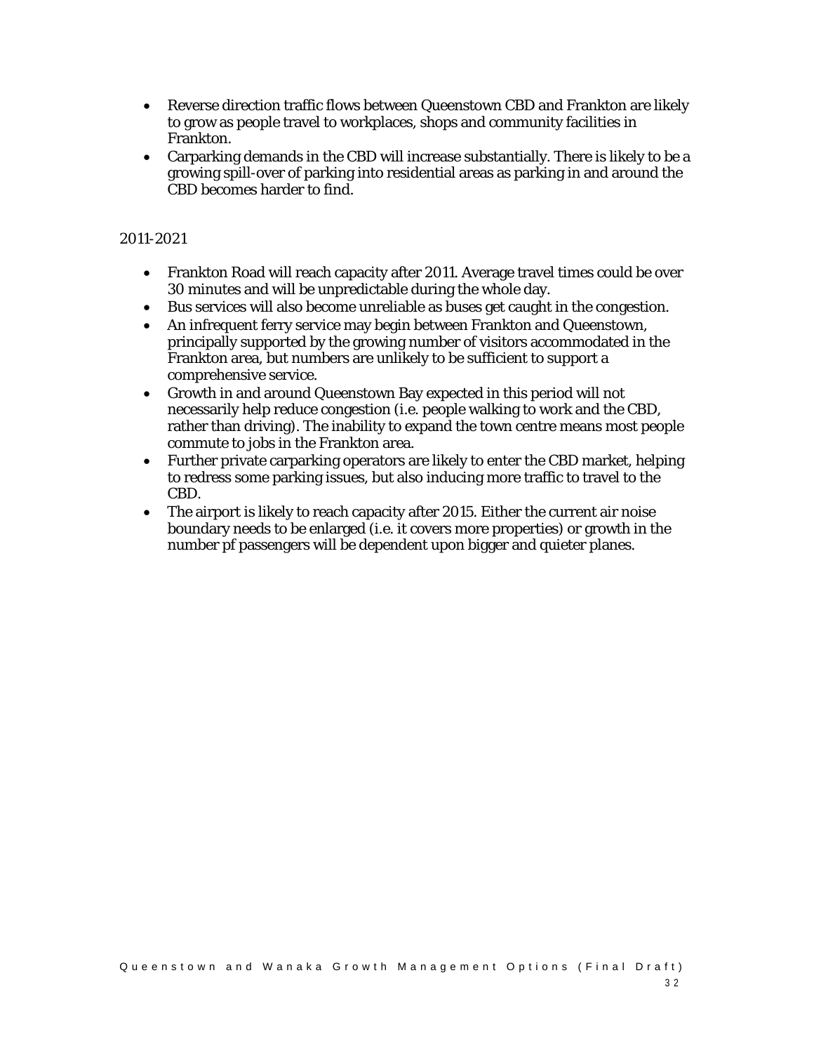- Reverse direction traffic flows between Queenstown CBD and Frankton are likely to grow as people travel to workplaces, shops and community facilities in Frankton.
- Carparking demands in the CBD will increase substantially. There is likely to be a growing spill-over of parking into residential areas as parking in and around the CBD becomes harder to find.

2011-2021

- Frankton Road will reach capacity after 2011. Average travel times could be over 30 minutes and will be unpredictable during the whole day.
- Bus services will also become unreliable as buses get caught in the congestion.
- An infrequent ferry service may begin between Frankton and Queenstown, principally supported by the growing number of visitors accommodated in the Frankton area, but numbers are unlikely to be sufficient to support a comprehensive service.
- Growth in and around Queenstown Bay expected in this period will not necessarily help reduce congestion (i.e. people walking to work and the CBD, rather than driving). The inability to expand the town centre means most people commute to jobs in the Frankton area.
- Further private carparking operators are likely to enter the CBD market, helping to redress some parking issues, but also inducing more traffic to travel to the CBD.
- The airport is likely to reach capacity after 2015. Either the current air noise boundary needs to be enlarged (i.e. it covers more properties) or growth in the number pf passengers will be dependent upon bigger and quieter planes.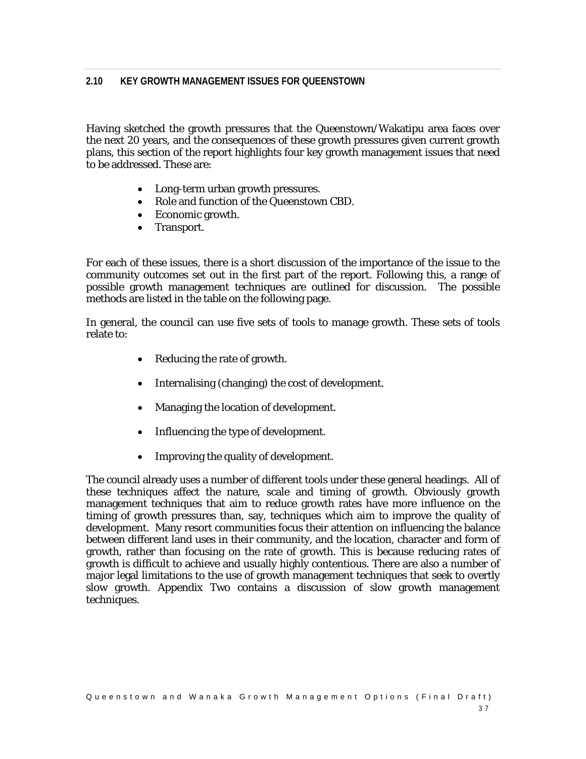## 2.10 KEY GROWTH MANAGEMENT ISSUES FOR QUEENSTOWN

Having sketched the growth pressures that the Queenstown/Wakatipu area faces over the next 20 years, and the consequences of these growth pressures given current growth plans, this section of the report highlights four key growth management issues that need to be addressed. These are:

- Long-term urban growth pressures.
- Role and function of the Queenstown CBD.
- Economic growth.
- Transport.

For each of these issues, there is a short discussion of the importance of the issue to the community outcomes set out in the first part of the report. Following this, a range of possible growth management techniques are outlined for discussion. The possible methods are listed in the table on the following page.

In general, the council can use five sets of tools to manage growth. These sets of tools relate to:

- Reducing the rate of growth.
- Internalising (changing) the cost of development.
- Managing the location of development.
- Influencing the type of development.
- Improving the quality of development.

The council already uses a number of different tools under these general headings. All of these techniques affect the nature, scale and timing of growth. Obviously growth management techniques that aim to reduce growth rates have more influence on the timing of growth pressures than, say, techniques which aim to improve the quality of development. Many resort communities focus their attention on influencing the balance between different land uses in their community, and the location, character and form of growth, rather than focusing on the rate of growth. This is because reducing rates of growth is difficult to achieve and usually highly contentious. There are also a number of major legal limitations to the use of growth management techniques that seek to overtly slow growth. Appendix Two contains a discussion of slow growth management techniques.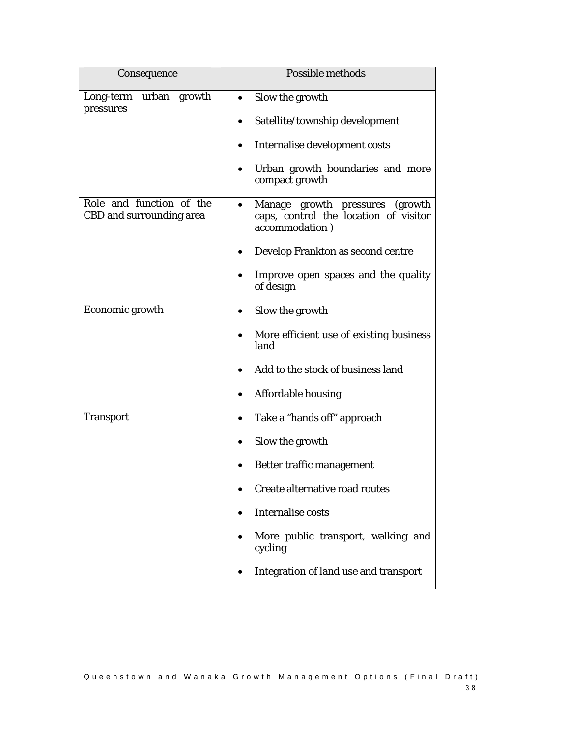| Consequence | Possible methods |
|---|---|
| Long-term urban growth pressures | • Slow the growth<br>• Satellite/township development<br>• Internalise development costs<br>• Urban growth boundaries and more compact growth |
| Role and function of the CBD and surrounding area | • Manage growth pressures (growth caps, control the location of visitor accommodation )<br>• Develop Frankton as second centre<br>• Improve open spaces and the quality of design |
| Economic growth | • Slow the growth<br>• More efficient use of existing business land<br>• Add to the stock of business land<br>• Affordable housing |
| Transport | • Take a "hands off" approach<br>• Slow the growth<br>• Better traffic management<br>• Create alternative road routes<br>• Internalise costs<br>• More public transport, walking and cycling<br>• Integration of land use and transport |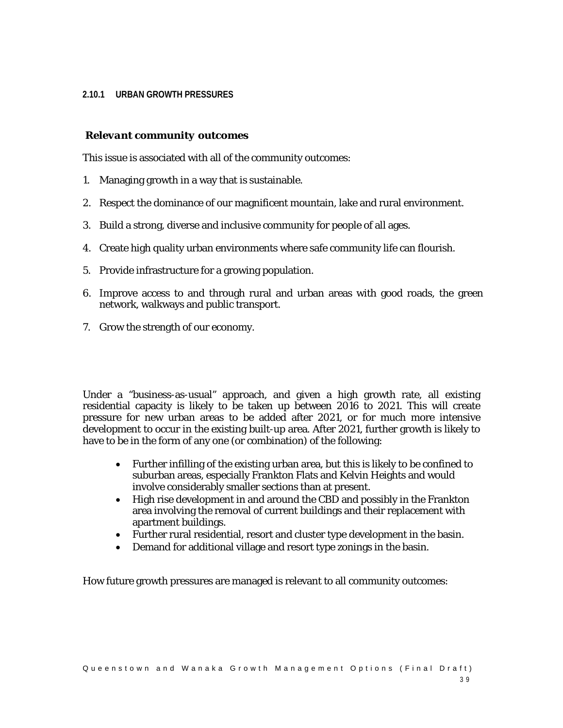### 2.10.1 URBAN GROWTH PRESSURES

#### *Relevant community outcomes*

This issue is associated with all of the community outcomes:

1. Managing growth in a way that is sustainable.
2. Respect the dominance of our magnificent mountain, lake and rural environment.
3. Build a strong, diverse and inclusive community for people of all ages.
4. Create high quality urban environments where safe community life can flourish.
5. Provide infrastructure for a growing population.
6. Improve access to and through rural and urban areas with good roads, the green network, walkways and public transport.
7. Grow the strength of our economy.

Under a "business-as-usual" approach, and given a high growth rate, all existing residential capacity is likely to be taken up between 2016 to 2021. This will create pressure for new urban areas to be added after 2021, or for much more intensive development to occur in the existing built-up area. After 2021, further growth is likely to have to be in the form of any one (or combination) of the following:

- Further infilling of the existing urban area, but this is likely to be confined to suburban areas, especially Frankton Flats and Kelvin Heights and would involve considerably smaller sections than at present.
- High rise development in and around the CBD and possibly in the Frankton area involving the removal of current buildings and their replacement with apartment buildings.
- Further rural residential, resort and cluster type development in the basin.
- Demand for additional village and resort type zonings in the basin.

How future growth pressures are managed is relevant to all community outcomes: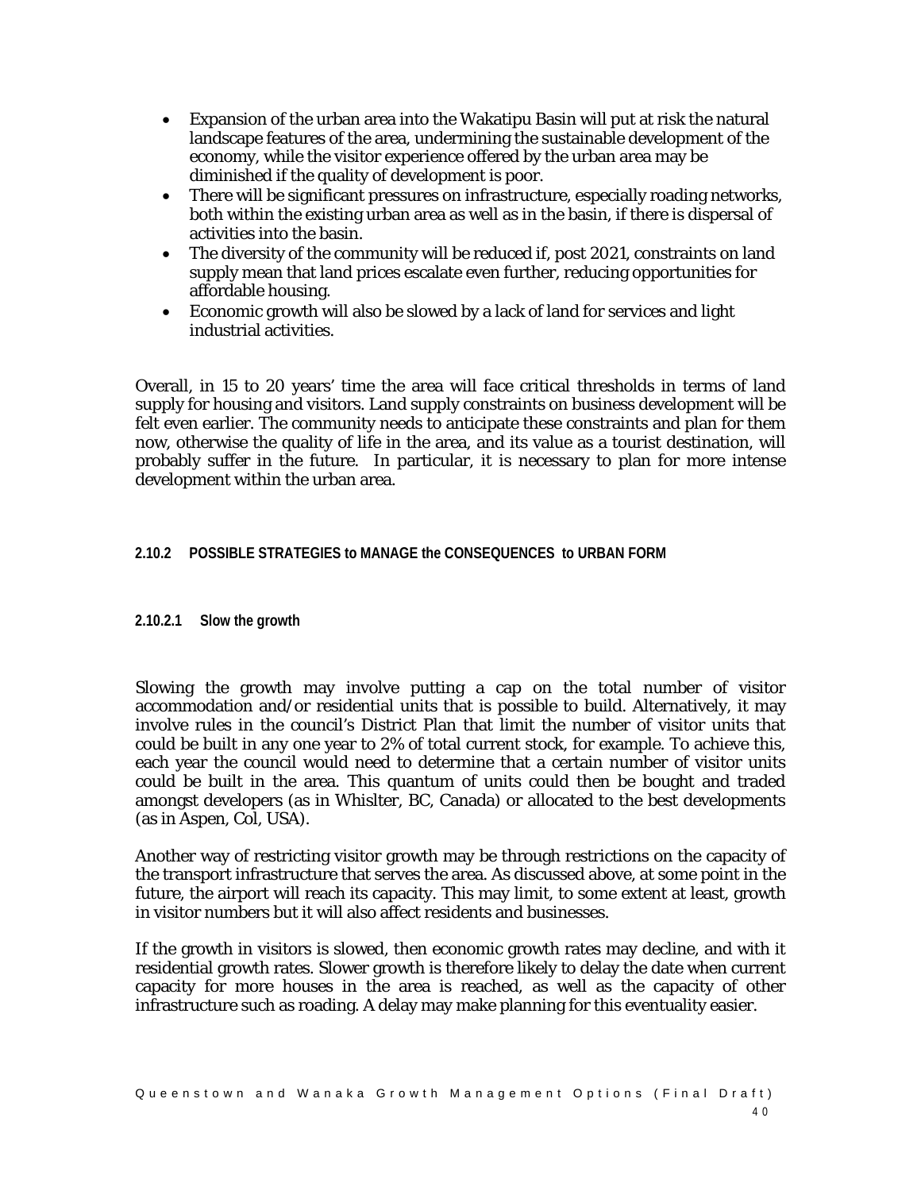- Expansion of the urban area into the Wakatipu Basin will put at risk the natural landscape features of the area, undermining the sustainable development of the economy, while the visitor experience offered by the urban area may be diminished if the quality of development is poor.
- There will be significant pressures on infrastructure, especially roading networks, both within the existing urban area as well as in the basin, if there is dispersal of activities into the basin.
- The diversity of the community will be reduced if, post 2021, constraints on land supply mean that land prices escalate even further, reducing opportunities for affordable housing.
- Economic growth will also be slowed by a lack of land for services and light industrial activities.

Overall, in 15 to 20 years' time the area will face critical thresholds in terms of land supply for housing and visitors. Land supply constraints on business development will be felt even earlier. The community needs to anticipate these constraints and plan for them now, otherwise the quality of life in the area, and its value as a tourist destination, will probably suffer in the future. In particular, it is necessary to plan for more intense development within the urban area.

### 2.10.2 POSSIBLE STRATEGIES to MANAGE the CONSEQUENCES to URBAN FORM

#### 2.10.2.1 Slow the growth

Slowing the growth may involve putting a cap on the total number of visitor accommodation and/or residential units that is possible to build. Alternatively, it may involve rules in the council's District Plan that limit the number of visitor units that could be built in any one year to 2% of total current stock, for example. To achieve this, each year the council would need to determine that a certain number of visitor units could be built in the area. This quantum of units could then be bought and traded amongst developers (as in Whislter, BC, Canada) or allocated to the best developments (as in Aspen, Col, USA).

Another way of restricting visitor growth may be through restrictions on the capacity of the transport infrastructure that serves the area. As discussed above, at some point in the future, the airport will reach its capacity. This may limit, to some extent at least, growth in visitor numbers but it will also affect residents and businesses.

If the growth in visitors is slowed, then economic growth rates may decline, and with it residential growth rates. Slower growth is therefore likely to delay the date when current capacity for more houses in the area is reached, as well as the capacity of other infrastructure such as roading. A delay may make planning for this eventuality easier.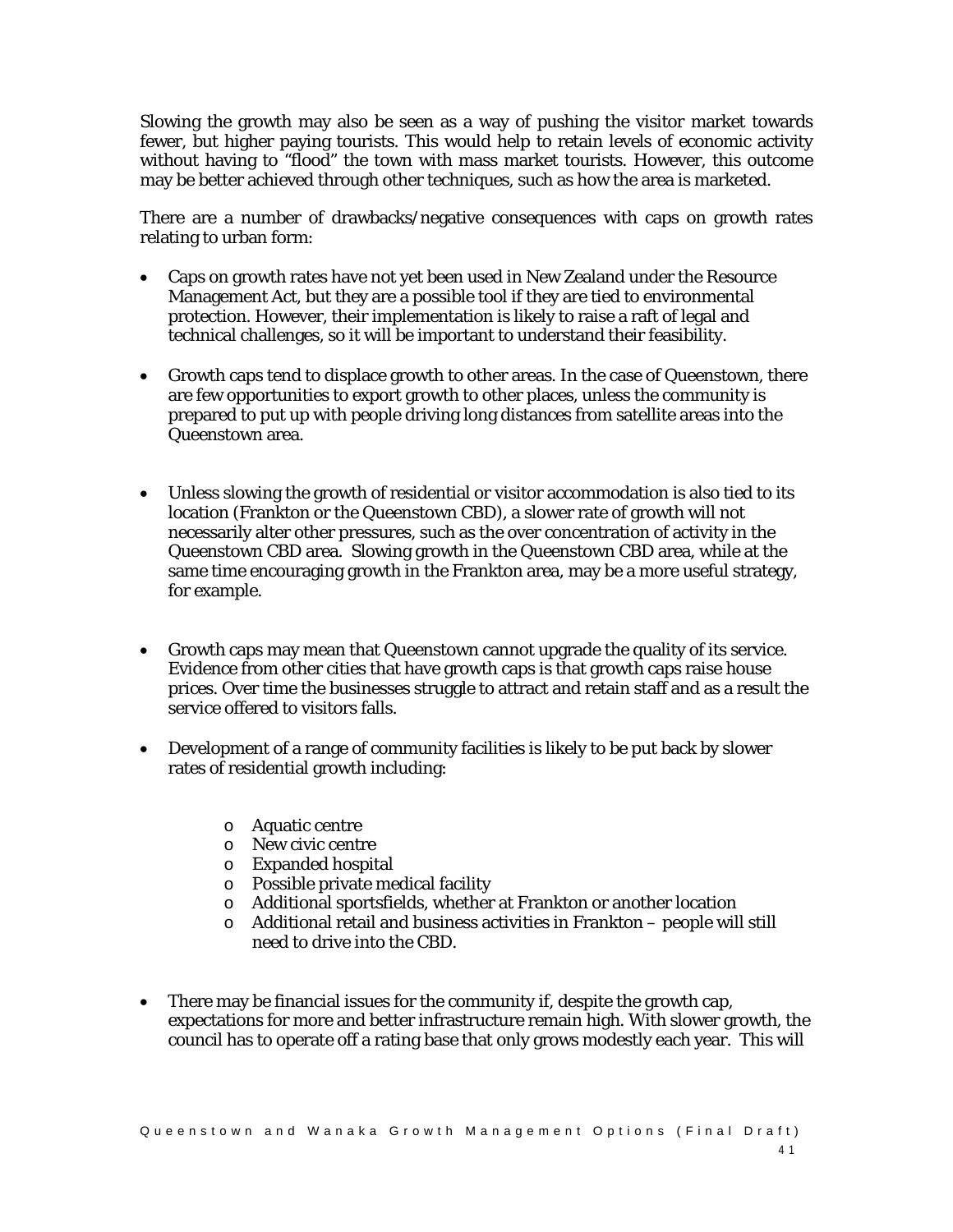Slowing the growth may also be seen as a way of pushing the visitor market towards fewer, but higher paying tourists. This would help to retain levels of economic activity without having to "flood" the town with mass market tourists. However, this outcome may be better achieved through other techniques, such as how the area is marketed.

There are a number of drawbacks/negative consequences with caps on growth rates relating to urban form:

- Caps on growth rates have not yet been used in New Zealand under the Resource Management Act, but they are a possible tool if they are tied to environmental protection. However, their implementation is likely to raise a raft of legal and technical challenges, so it will be important to understand their feasibility.

- Growth caps tend to displace growth to other areas. In the case of Queenstown, there are few opportunities to export growth to other places, unless the community is prepared to put up with people driving long distances from satellite areas into the Queenstown area.

- Unless slowing the growth of residential or visitor accommodation is also tied to its location (Frankton or the Queenstown CBD), a slower rate of growth will not necessarily alter other pressures, such as the over concentration of activity in the Queenstown CBD area. Slowing growth in the Queenstown CBD area, while at the same time encouraging growth in the Frankton area, may be a more useful strategy, for example.

- Growth caps may mean that Queenstown cannot upgrade the quality of its service. Evidence from other cities that have growth caps is that growth caps raise house prices. Over time the businesses struggle to attract and retain staff and as a result the service offered to visitors falls.

- Development of a range of community facilities is likely to be put back by slower rates of residential growth including:

  - Aquatic centre
  - New civic centre
  - Expanded hospital
  - Possible private medical facility
  - Additional sportsfields, whether at Frankton or another location
  - Additional retail and business activities in Frankton – people will still need to drive into the CBD.

- There may be financial issues for the community if, despite the growth cap, expectations for more and better infrastructure remain high. With slower growth, the council has to operate off a rating base that only grows modestly each year. This will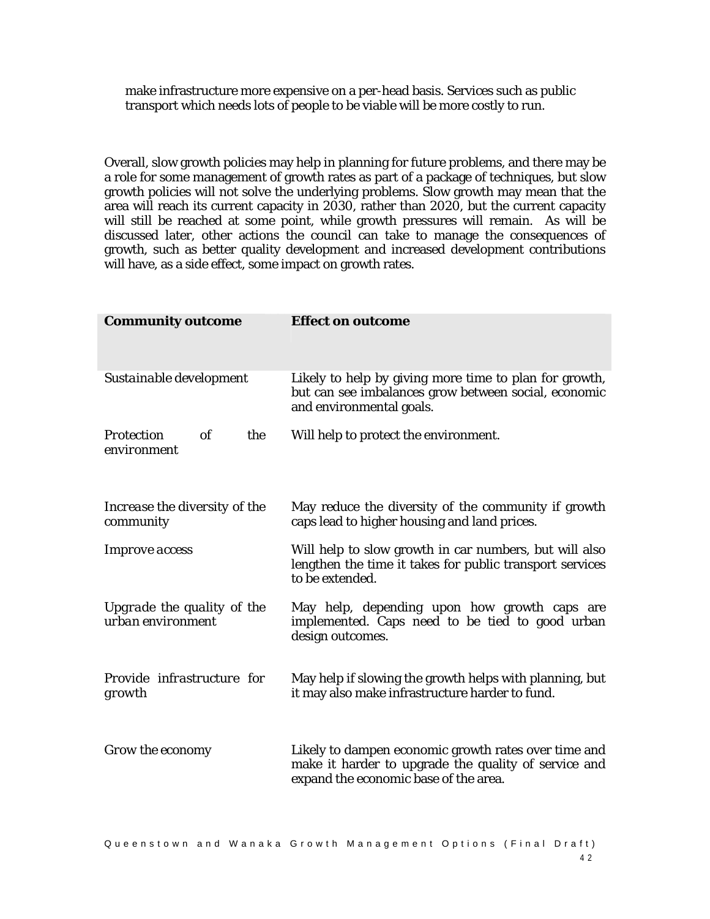make infrastructure more expensive on a per-head basis. Services such as public transport which needs lots of people to be viable will be more costly to run.

Overall, slow growth policies may help in planning for future problems, and there may be a role for some management of growth rates as part of a package of techniques, but slow growth policies will not solve the underlying problems. Slow growth may mean that the area will reach its current capacity in 2030, rather than 2020, but the current capacity will still be reached at some point, while growth pressures will remain. As will be discussed later, other actions the council can take to manage the consequences of growth, such as better quality development and increased development contributions will have, as a side effect, some impact on growth rates.

| **Community outcome** | **Effect on outcome** |
|---|---|
| *Sustainable development* | Likely to help by giving more time to plan for growth, but can see imbalances grow between social, economic and environmental goals. |
| *Protection of the environment* | Will help to protect the environment. |
| *Increase the diversity of the community* | May reduce the diversity of the community if growth caps lead to higher housing and land prices. |
| *Improve access* | Will help to slow growth in car numbers, but will also lengthen the time it takes for public transport services to be extended. |
| *Upgrade the quality of the urban environment* | May help, depending upon how growth caps are implemented. Caps need to be tied to good urban design outcomes. |
| *Provide infrastructure for growth* | May help if slowing the growth helps with planning, but it may also make infrastructure harder to fund. |
| *Grow the economy* | Likely to dampen economic growth rates over time and make it harder to upgrade the quality of service and expand the economic base of the area. |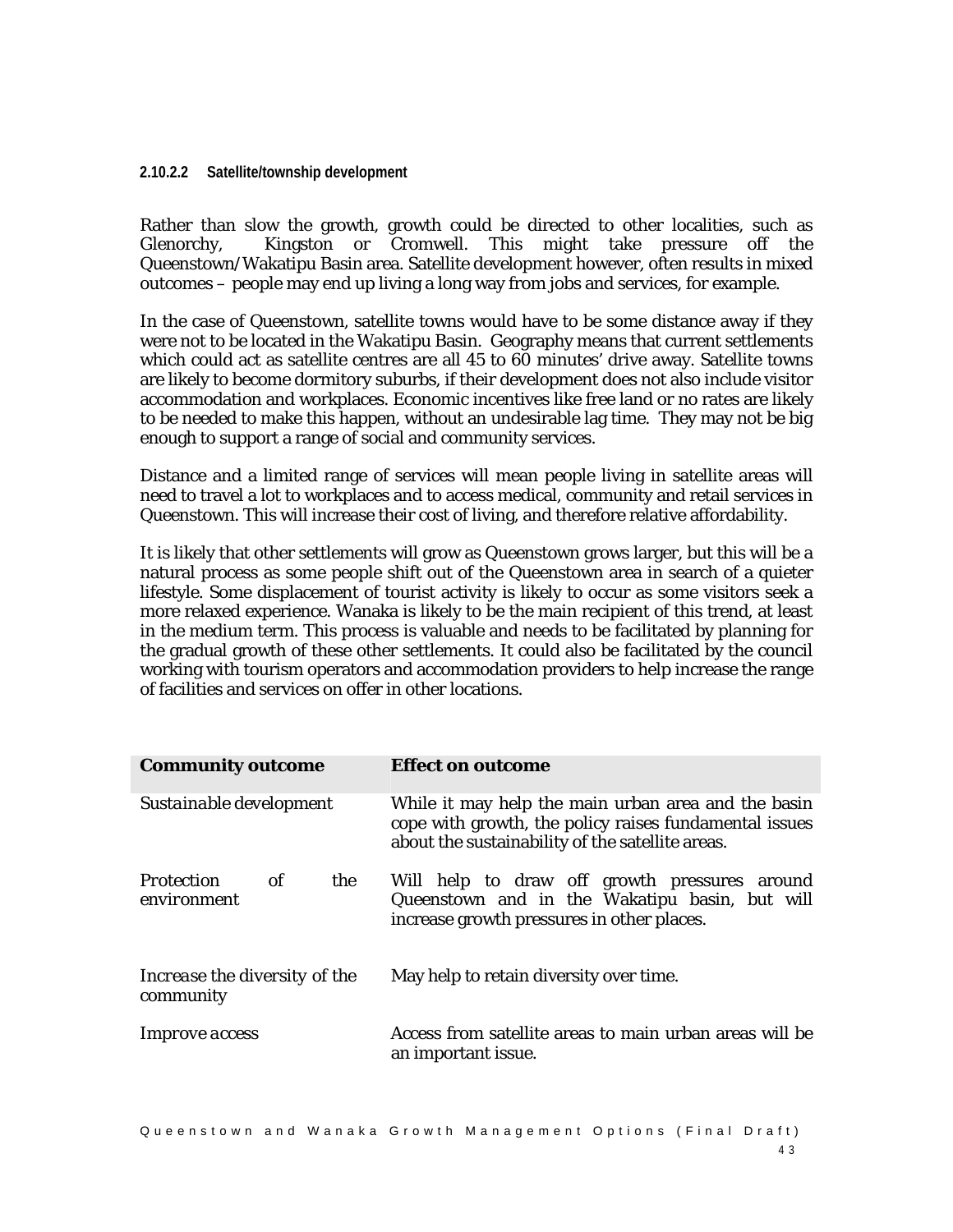#### 2.10.2.2 Satellite/township development

Rather than slow the growth, growth could be directed to other localities, such as Glenorchy, Kingston or Cromwell. This might take pressure off the Queenstown/Wakatipu Basin area. Satellite development however, often results in mixed outcomes – people may end up living a long way from jobs and services, for example.

In the case of Queenstown, satellite towns would have to be some distance away if they were not to be located in the Wakatipu Basin. Geography means that current settlements which could act as satellite centres are all 45 to 60 minutes' drive away. Satellite towns are likely to become dormitory suburbs, if their development does not also include visitor accommodation and workplaces. Economic incentives like free land or no rates are likely to be needed to make this happen, without an undesirable lag time. They may not be big enough to support a range of social and community services.

Distance and a limited range of services will mean people living in satellite areas will need to travel a lot to workplaces and to access medical, community and retail services in Queenstown. This will increase their cost of living, and therefore relative affordability.

It is likely that other settlements will grow as Queenstown grows larger, but this will be a natural process as some people shift out of the Queenstown area in search of a quieter lifestyle. Some displacement of tourist activity is likely to occur as some visitors seek a more relaxed experience. Wanaka is likely to be the main recipient of this trend, at least in the medium term. This process is valuable and needs to be facilitated by planning for the gradual growth of these other settlements. It could also be facilitated by the council working with tourism operators and accommodation providers to help increase the range of facilities and services on offer in other locations.

| **Community outcome** | **Effect on outcome** |
|---|---|
| *Sustainable development* | While it may help the main urban area and the basin cope with growth, the policy raises fundamental issues about the sustainability of the satellite areas. |
| *Protection of the environment* | Will help to draw off growth pressures around Queenstown and in the Wakatipu basin, but will increase growth pressures in other places. |
| *Increase the diversity of the community* | May help to retain diversity over time. |
| *Improve access* | Access from satellite areas to main urban areas will be an important issue. |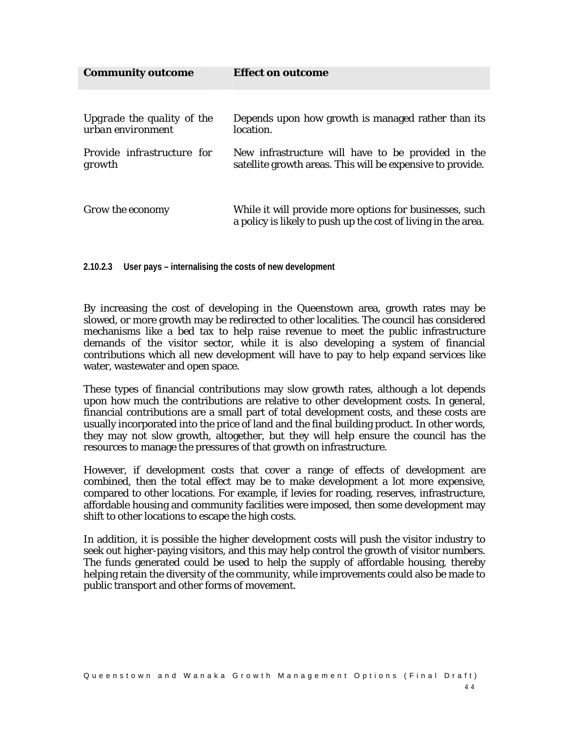| Community outcome | Effect on outcome |
| --- | --- |
| *Upgrade the quality of the urban environment* | Depends upon how growth is managed rather than its location. |
| *Provide infrastructure for growth* | New infrastructure will have to be provided in the satellite growth areas. This will be expensive to provide. |
| *Grow the economy* | While it will provide more options for businesses, such a policy is likely to push up the cost of living in the area. |

#### 2.10.2.3 User pays – internalising the costs of new development

By increasing the cost of developing in the Queenstown area, growth rates may be slowed, or more growth may be redirected to other localities. The council has considered mechanisms like a bed tax to help raise revenue to meet the public infrastructure demands of the visitor sector, while it is also developing a system of financial contributions which all new development will have to pay to help expand services like water, wastewater and open space.

These types of financial contributions may slow growth rates, although a lot depends upon how much the contributions are relative to other development costs. In general, financial contributions are a small part of total development costs, and these costs are usually incorporated into the price of land and the final building product. In other words, they may not slow growth, altogether, but they will help ensure the council has the resources to manage the pressures of that growth on infrastructure.

However, if development costs that cover a range of effects of development are combined, then the total effect may be to make development a lot more expensive, compared to other locations. For example, if levies for roading, reserves, infrastructure, affordable housing and community facilities were imposed, then some development may shift to other locations to escape the high costs.

In addition, it is possible the higher development costs will push the visitor industry to seek out higher-paying visitors, and this may help control the growth of visitor numbers. The funds generated could be used to help the supply of affordable housing, thereby helping retain the diversity of the community, while improvements could also be made to public transport and other forms of movement.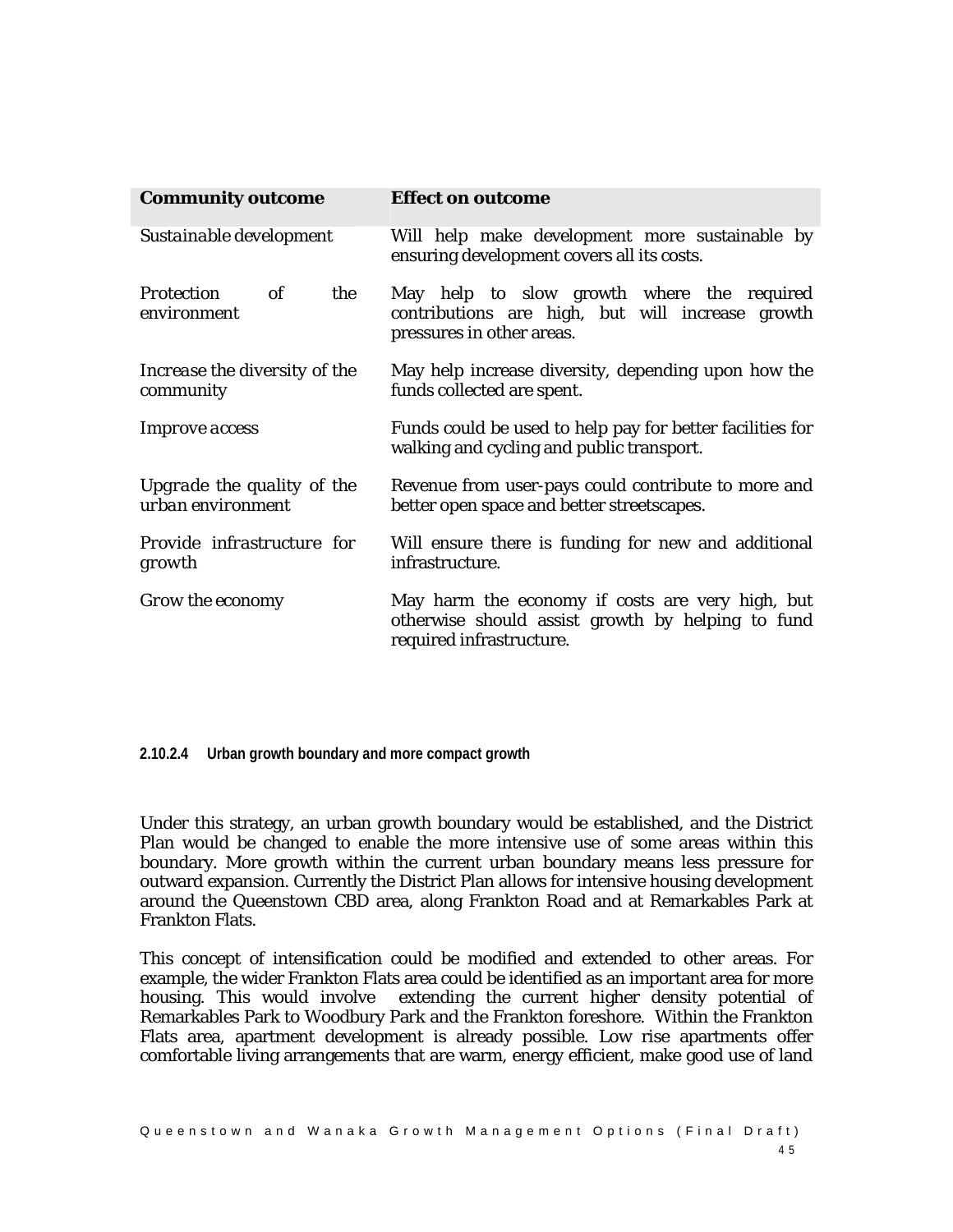| Community outcome | Effect on outcome |
|---|---|
| *Sustainable development* | Will help make development more sustainable by ensuring development covers all its costs. |
| *Protection of the environment* | May help to slow growth where the required contributions are high, but will increase growth pressures in other areas. |
| *Increase the diversity of the community* | May help increase diversity, depending upon how the funds collected are spent. |
| *Improve access* | Funds could be used to help pay for better facilities for walking and cycling and public transport. |
| *Upgrade the quality of the urban environment* | Revenue from user-pays could contribute to more and better open space and better streetscapes. |
| *Provide infrastructure for growth* | Will ensure there is funding for new and additional infrastructure. |
| *Grow the economy* | May harm the economy if costs are very high, but otherwise should assist growth by helping to fund required infrastructure. |

#### 2.10.2.4 Urban growth boundary and more compact growth

Under this strategy, an urban growth boundary would be established, and the District Plan would be changed to enable the more intensive use of some areas within this boundary. More growth within the current urban boundary means less pressure for outward expansion. Currently the District Plan allows for intensive housing development around the Queenstown CBD area, along Frankton Road and at Remarkables Park at Frankton Flats.

This concept of intensification could be modified and extended to other areas. For example, the wider Frankton Flats area could be identified as an important area for more housing. This would involve extending the current higher density potential of Remarkables Park to Woodbury Park and the Frankton foreshore. Within the Frankton Flats area, apartment development is already possible. Low rise apartments offer comfortable living arrangements that are warm, energy efficient, make good use of land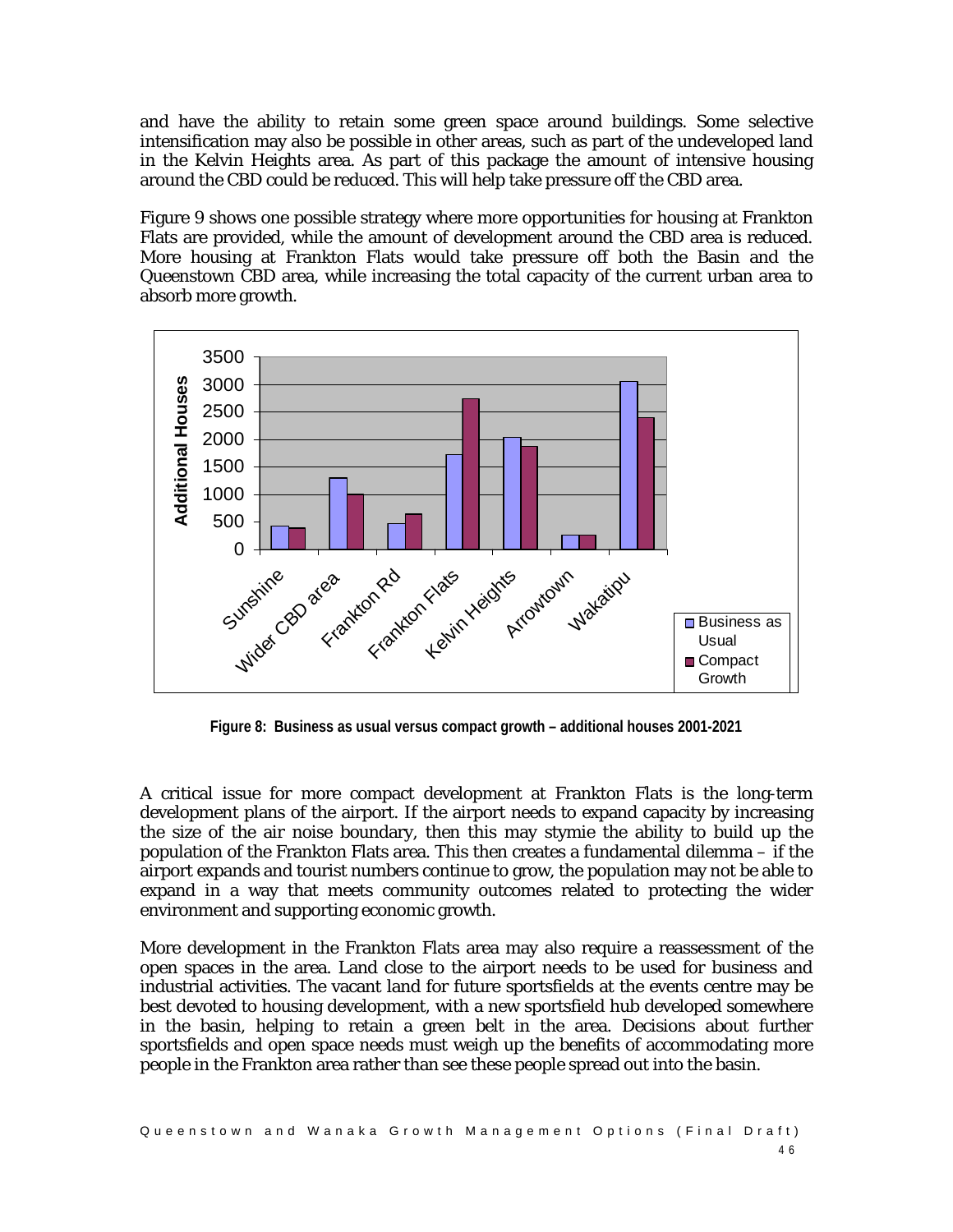and have the ability to retain some green space around buildings. Some selective intensification may also be possible in other areas, such as part of the undeveloped land in the Kelvin Heights area. As part of this package the amount of intensive housing around the CBD could be reduced. This will help take pressure off the CBD area.

Figure 9 shows one possible strategy where more opportunities for housing at Frankton Flats are provided, while the amount of development around the CBD area is reduced. More housing at Frankton Flats would take pressure off both the Basin and the Queenstown CBD area, while increasing the total capacity of the current urban area to absorb more growth.

**Figure 8: Business as usual versus compact growth – additional houses 2001-2021**

A critical issue for more compact development at Frankton Flats is the long-term development plans of the airport. If the airport needs to expand capacity by increasing the size of the air noise boundary, then this may stymie the ability to build up the population of the Frankton Flats area. This then creates a fundamental dilemma – if the airport expands and tourist numbers continue to grow, the population may not be able to expand in a way that meets community outcomes related to protecting the wider environment and supporting economic growth.

More development in the Frankton Flats area may also require a reassessment of the open spaces in the area. Land close to the airport needs to be used for business and industrial activities. The vacant land for future sportsfields at the events centre may be best devoted to housing development, with a new sportsfield hub developed somewhere in the basin, helping to retain a green belt in the area. Decisions about further sportsfields and open space needs must weigh up the benefits of accommodating more people in the Frankton area rather than see these people spread out into the basin.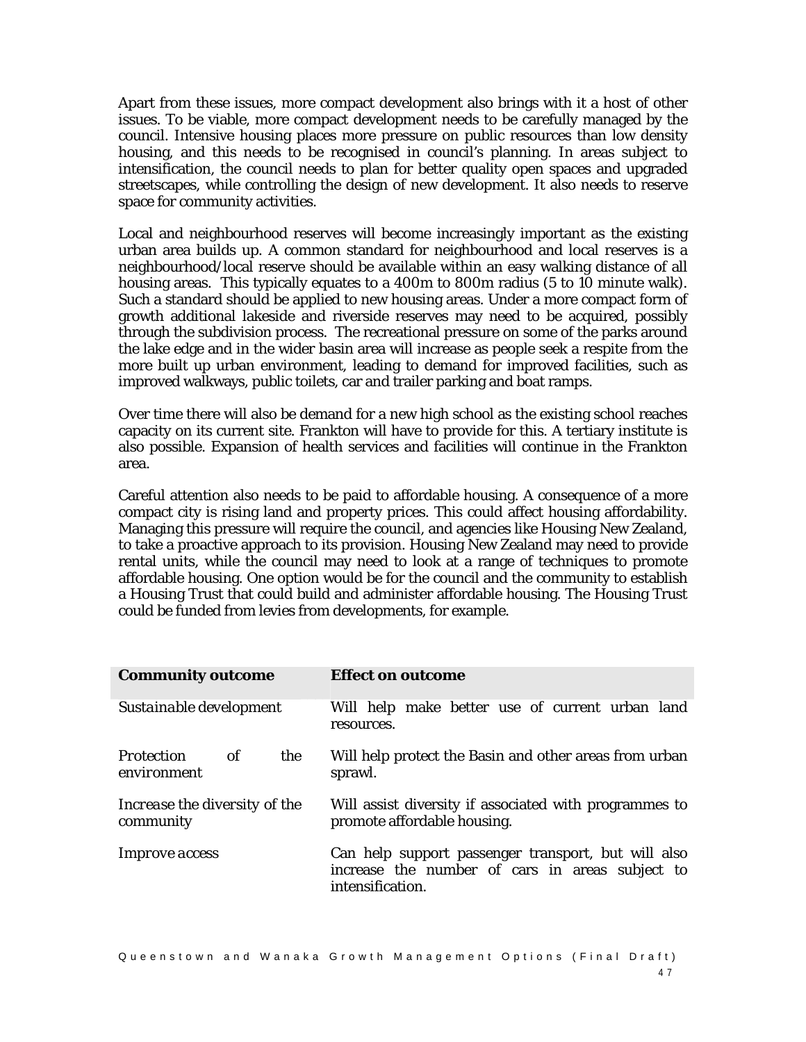Apart from these issues, more compact development also brings with it a host of other issues. To be viable, more compact development needs to be carefully managed by the council. Intensive housing places more pressure on public resources than low density housing, and this needs to be recognised in council's planning. In areas subject to intensification, the council needs to plan for better quality open spaces and upgraded streetscapes, while controlling the design of new development. It also needs to reserve space for community activities.

Local and neighbourhood reserves will become increasingly important as the existing urban area builds up. A common standard for neighbourhood and local reserves is a neighbourhood/local reserve should be available within an easy walking distance of all housing areas. This typically equates to a 400m to 800m radius (5 to 10 minute walk). Such a standard should be applied to new housing areas. Under a more compact form of growth additional lakeside and riverside reserves may need to be acquired, possibly through the subdivision process. The recreational pressure on some of the parks around the lake edge and in the wider basin area will increase as people seek a respite from the more built up urban environment, leading to demand for improved facilities, such as improved walkways, public toilets, car and trailer parking and boat ramps.

Over time there will also be demand for a new high school as the existing school reaches capacity on its current site. Frankton will have to provide for this. A tertiary institute is also possible. Expansion of health services and facilities will continue in the Frankton area.

Careful attention also needs to be paid to affordable housing. A consequence of a more compact city is rising land and property prices. This could affect housing affordability. Managing this pressure will require the council, and agencies like Housing New Zealand, to take a proactive approach to its provision. Housing New Zealand may need to provide rental units, while the council may need to look at a range of techniques to promote affordable housing. One option would be for the council and the community to establish a Housing Trust that could build and administer affordable housing. The Housing Trust could be funded from levies from developments, for example.

| **Community outcome** | **Effect on outcome** |
|---|---|
| *Sustainable development* | Will help make better use of current urban land resources. |
| *Protection of the environment* | Will help protect the Basin and other areas from urban sprawl. |
| *Increase the diversity of the community* | Will assist diversity if associated with programmes to promote affordable housing. |
| *Improve access* | Can help support passenger transport, but will also increase the number of cars in areas subject to intensification. |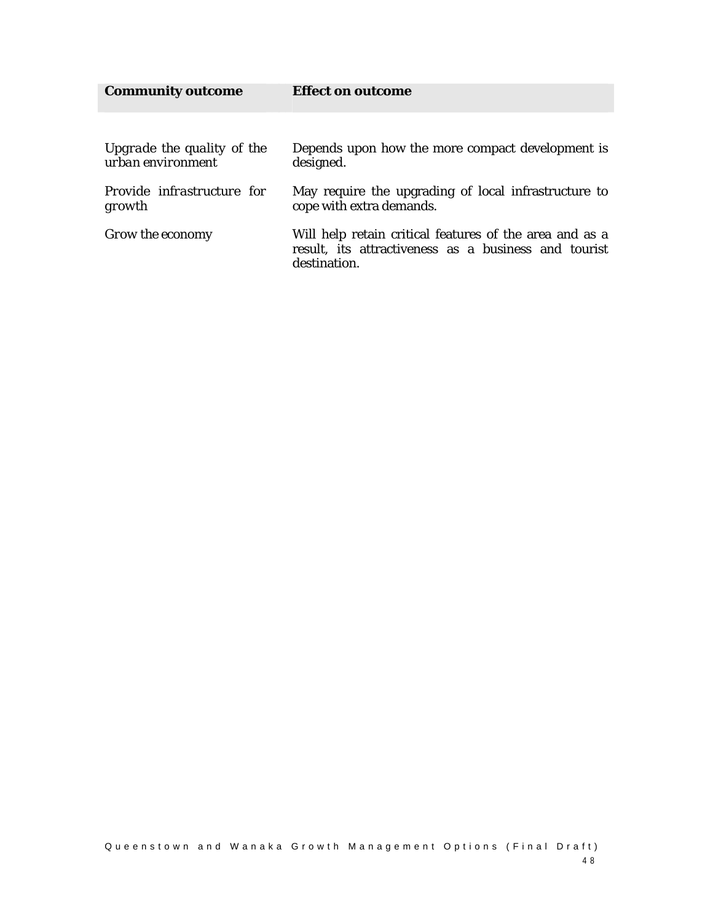| Community outcome | Effect on outcome |
|---|---|
| Upgrade the quality of the urban environment | Depends upon how the more compact development is designed. |
| Provide infrastructure for growth | May require the upgrading of local infrastructure to cope with extra demands. |
| Grow the economy | Will help retain critical features of the area and as a result, its attractiveness as a business and tourist destination. |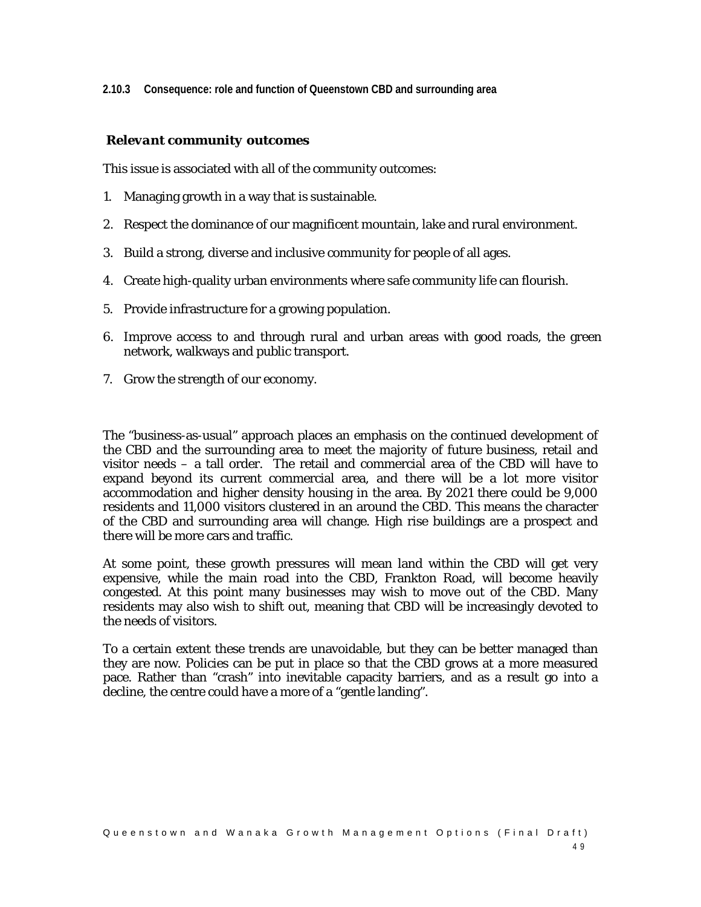### 2.10.3 Consequence: role and function of Queenstown CBD and surrounding area

***Relevant community outcomes***

This issue is associated with all of the community outcomes:

1. Managing growth in a way that is sustainable.
2. Respect the dominance of our magnificent mountain, lake and rural environment.
3. Build a strong, diverse and inclusive community for people of all ages.
4. Create high-quality urban environments where safe community life can flourish.
5. Provide infrastructure for a growing population.
6. Improve access to and through rural and urban areas with good roads, the green network, walkways and public transport.
7. Grow the strength of our economy.

The "business-as-usual" approach places an emphasis on the continued development of the CBD and the surrounding area to meet the majority of future business, retail and visitor needs – a tall order. The retail and commercial area of the CBD will have to expand beyond its current commercial area, and there will be a lot more visitor accommodation and higher density housing in the area. By 2021 there could be 9,000 residents and 11,000 visitors clustered in an around the CBD. This means the character of the CBD and surrounding area will change. High rise buildings are a prospect and there will be more cars and traffic.

At some point, these growth pressures will mean land within the CBD will get very expensive, while the main road into the CBD, Frankton Road, will become heavily congested. At this point many businesses may wish to move out of the CBD. Many residents may also wish to shift out, meaning that CBD will be increasingly devoted to the needs of visitors.

To a certain extent these trends are unavoidable, but they can be better managed than they are now. Policies can be put in place so that the CBD grows at a more measured pace. Rather than "crash" into inevitable capacity barriers, and as a result go into a decline, the centre could have a more of a "gentle landing".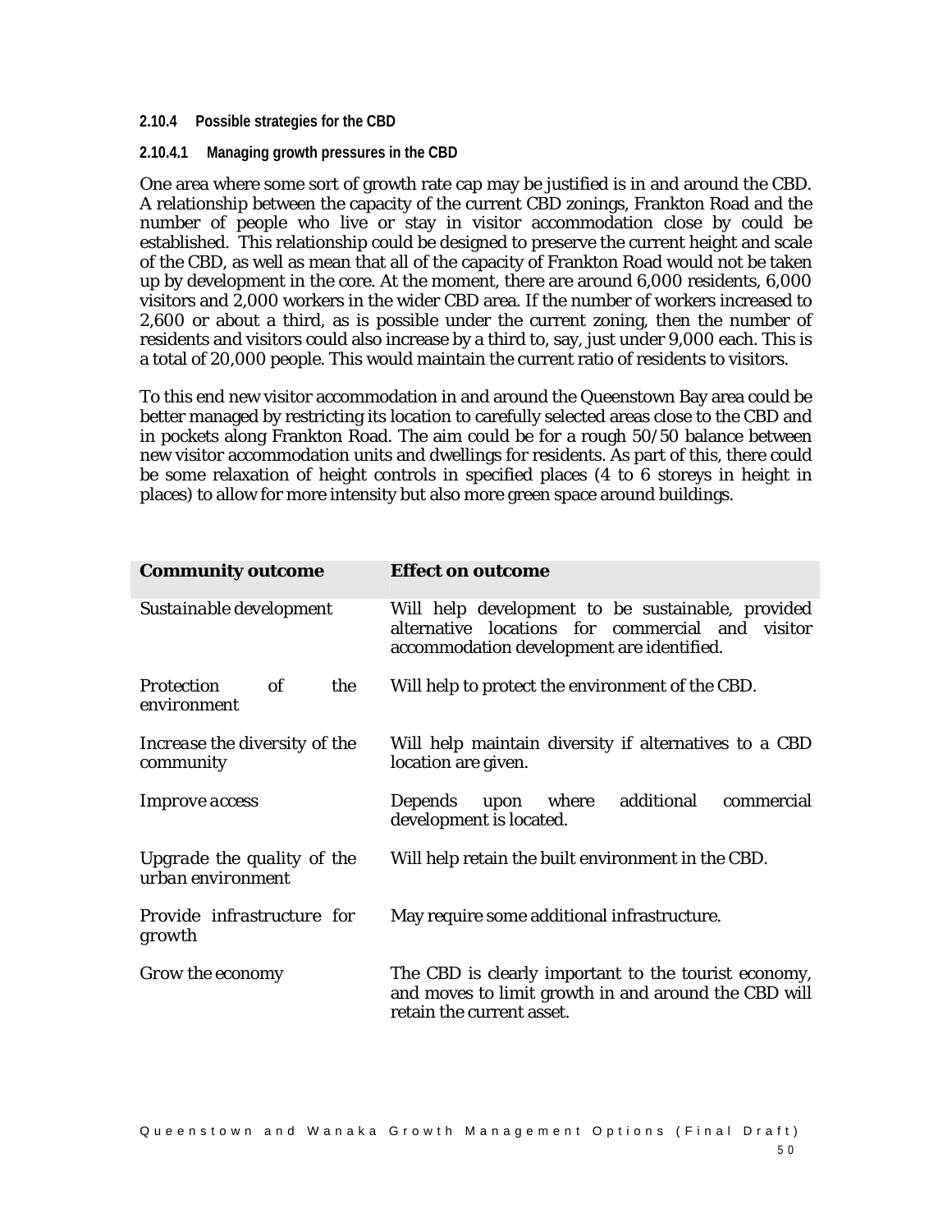#### 2.10.4 Possible strategies for the CBD

##### 2.10.4.1 Managing growth pressures in the CBD

One area where some sort of growth rate cap may be justified is in and around the CBD. A relationship between the capacity of the current CBD zonings, Frankton Road and the number of people who live or stay in visitor accommodation close by could be established. This relationship could be designed to preserve the current height and scale of the CBD, as well as mean that all of the capacity of Frankton Road would not be taken up by development in the core. At the moment, there are around 6,000 residents, 6,000 visitors and 2,000 workers in the wider CBD area. If the number of workers increased to 2,600 or about a third, as is possible under the current zoning, then the number of residents and visitors could also increase by a third to, say, just under 9,000 each. This is a total of 20,000 people. This would maintain the current ratio of residents to visitors.

To this end new visitor accommodation in and around the Queenstown Bay area could be better managed by restricting its location to carefully selected areas close to the CBD and in pockets along Frankton Road. The aim could be for a rough 50/50 balance between new visitor accommodation units and dwellings for residents. As part of this, there could be some relaxation of height controls in specified places (4 to 6 storeys in height in places) to allow for more intensity but also more green space around buildings.

| Community outcome | Effect on outcome |
|---|---|
| *Sustainable development* | Will help development to be sustainable, provided alternative locations for commercial and visitor accommodation development are identified. |
| *Protection of the environment* | Will help to protect the environment of the CBD. |
| *Increase the diversity of the community* | Will help maintain diversity if alternatives to a CBD location are given. |
| *Improve access* | Depends upon where additional commercial development is located. |
| *Upgrade the quality of the urban environment* | Will help retain the built environment in the CBD. |
| *Provide infrastructure for growth* | May require some additional infrastructure. |
| *Grow the economy* | The CBD is clearly important to the tourist economy, and moves to limit growth in and around the CBD will retain the current asset. |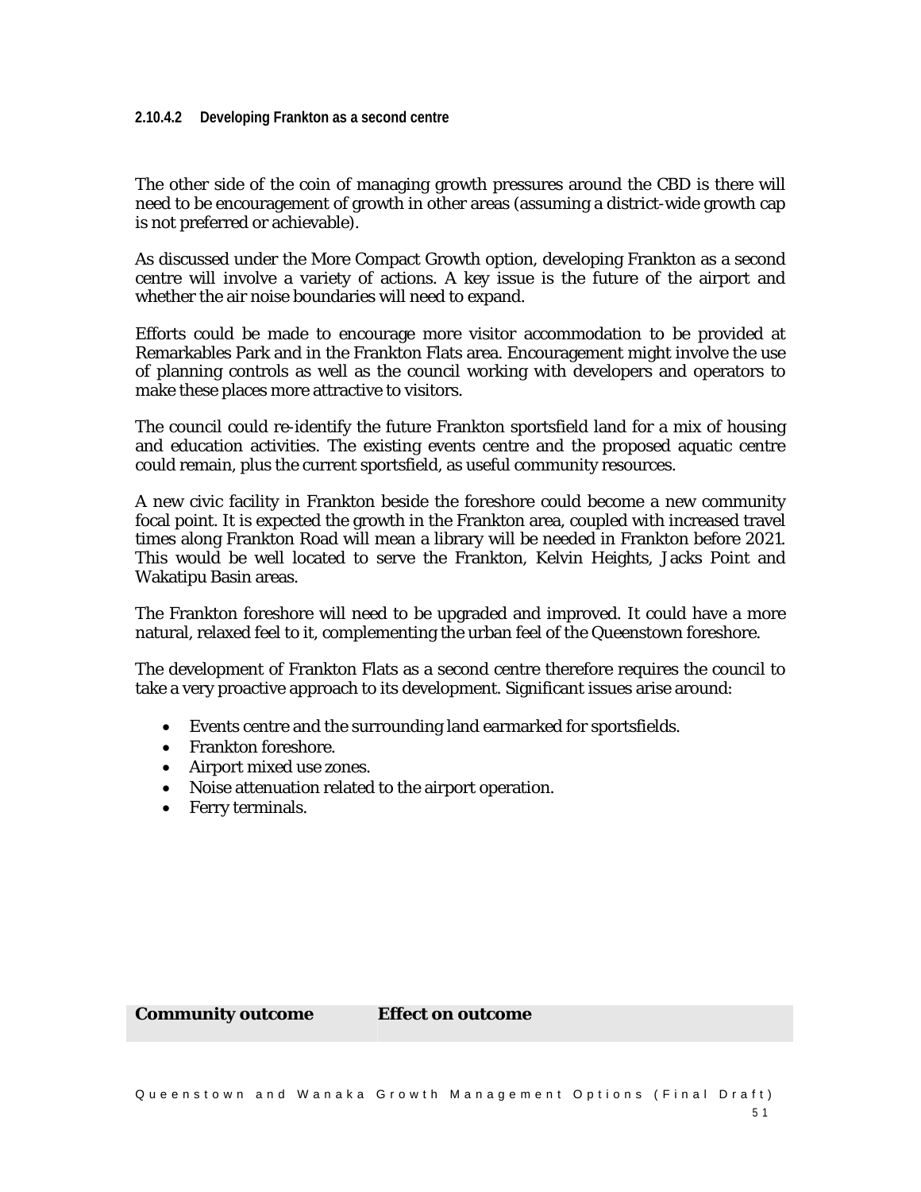#### 2.10.4.2 Developing Frankton as a second centre

The other side of the coin of managing growth pressures around the CBD is there will need to be encouragement of growth in other areas (assuming a district-wide growth cap is not preferred or achievable).

As discussed under the More Compact Growth option, developing Frankton as a second centre will involve a variety of actions. A key issue is the future of the airport and whether the air noise boundaries will need to expand.

Efforts could be made to encourage more visitor accommodation to be provided at Remarkables Park and in the Frankton Flats area. Encouragement might involve the use of planning controls as well as the council working with developers and operators to make these places more attractive to visitors.

The council could re-identify the future Frankton sportsfield land for a mix of housing and education activities. The existing events centre and the proposed aquatic centre could remain, plus the current sportsfield, as useful community resources.

A new civic facility in Frankton beside the foreshore could become a new community focal point. It is expected the growth in the Frankton area, coupled with increased travel times along Frankton Road will mean a library will be needed in Frankton before 2021. This would be well located to serve the Frankton, Kelvin Heights, Jacks Point and Wakatipu Basin areas.

The Frankton foreshore will need to be upgraded and improved. It could have a more natural, relaxed feel to it, complementing the urban feel of the Queenstown foreshore.

The development of Frankton Flats as a second centre therefore requires the council to take a very proactive approach to its development. Significant issues arise around:

- Events centre and the surrounding land earmarked for sportsfields.
- Frankton foreshore.
- Airport mixed use zones.
- Noise attenuation related to the airport operation.
- Ferry terminals.

| **Community outcome** | **Effect on outcome** |
|---|---|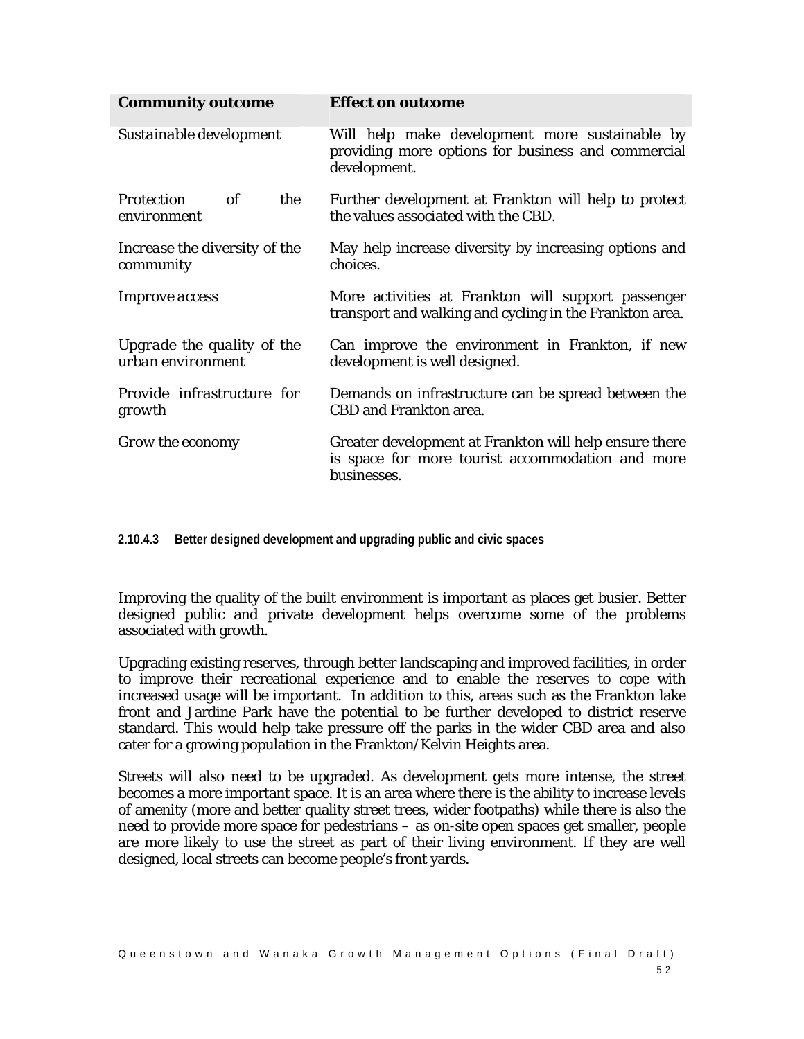| Community outcome | Effect on outcome |
|---|---|
| *Sustainable development* | Will help make development more sustainable by providing more options for business and commercial development. |
| *Protection of the environment* | Further development at Frankton will help to protect the values associated with the CBD. |
| *Increase the diversity of the community* | May help increase diversity by increasing options and choices. |
| *Improve access* | More activities at Frankton will support passenger transport and walking and cycling in the Frankton area. |
| *Upgrade the quality of the urban environment* | Can improve the environment in Frankton, if new development is well designed. |
| *Provide infrastructure for growth* | Demands on infrastructure can be spread between the CBD and Frankton area. |
| *Grow the economy* | Greater development at Frankton will help ensure there is space for more tourist accommodation and more businesses. |

#### 2.10.4.3 Better designed development and upgrading public and civic spaces

Improving the quality of the built environment is important as places get busier. Better designed public and private development helps overcome some of the problems associated with growth.

Upgrading existing reserves, through better landscaping and improved facilities, in order to improve their recreational experience and to enable the reserves to cope with increased usage will be important. In addition to this, areas such as the Frankton lake front and Jardine Park have the potential to be further developed to district reserve standard. This would help take pressure off the parks in the wider CBD area and also cater for a growing population in the Frankton/Kelvin Heights area.

Streets will also need to be upgraded. As development gets more intense, the street becomes a more important space. It is an area where there is the ability to increase levels of amenity (more and better quality street trees, wider footpaths) while there is also the need to provide more space for pedestrians – as on-site open spaces get smaller, people are more likely to use the street as part of their living environment. If they are well designed, local streets can become people's front yards.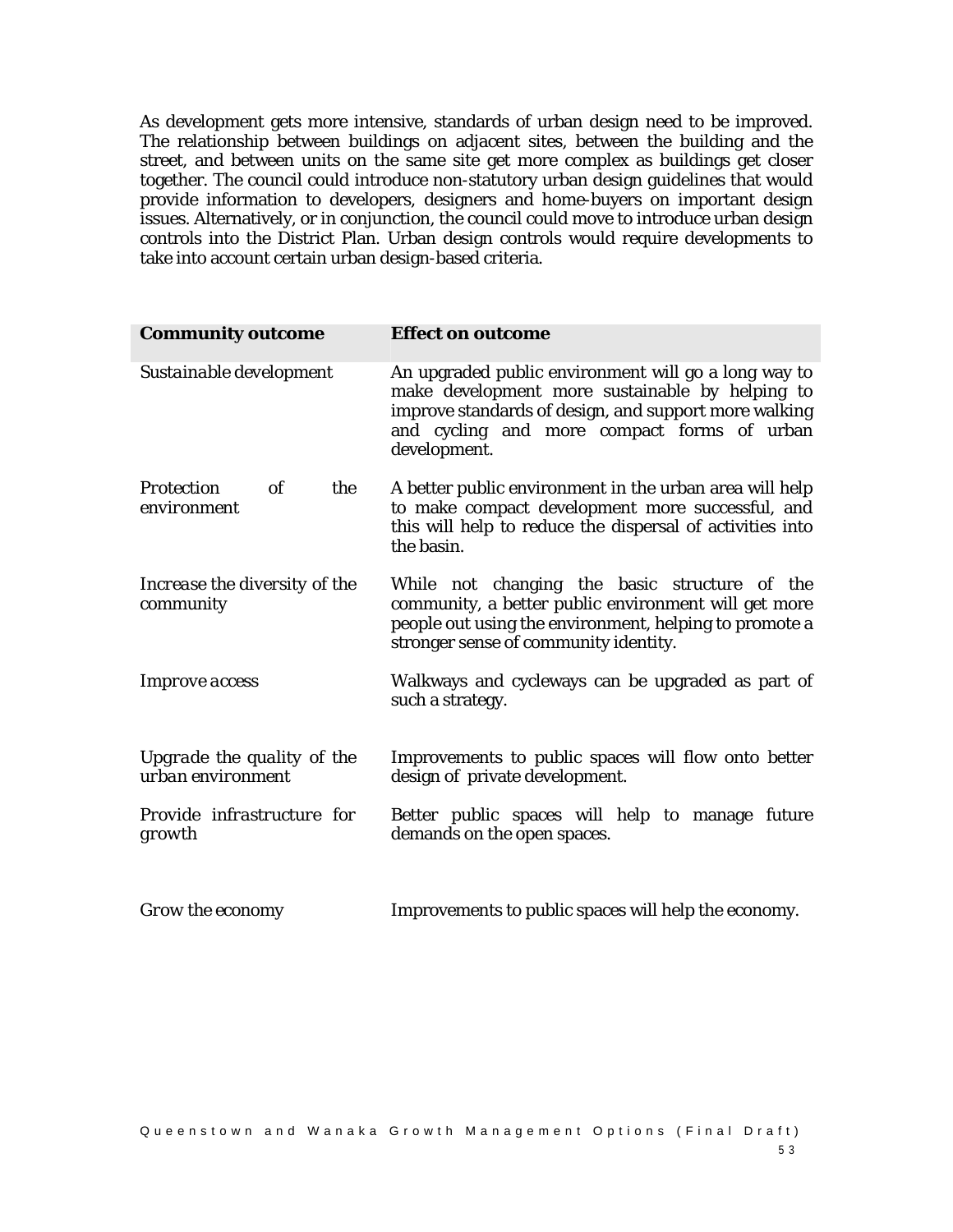As development gets more intensive, standards of urban design need to be improved. The relationship between buildings on adjacent sites, between the building and the street, and between units on the same site get more complex as buildings get closer together. The council could introduce non-statutory urban design guidelines that would provide information to developers, designers and home-buyers on important design issues. Alternatively, or in conjunction, the council could move to introduce urban design controls into the District Plan. Urban design controls would require developments to take into account certain urban design-based criteria.

| Community outcome | Effect on outcome |
|---|---|
| *Sustainable development* | An upgraded public environment will go a long way to make development more sustainable by helping to improve standards of design, and support more walking and cycling and more compact forms of urban development. |
| *Protection of the environment* | A better public environment in the urban area will help to make compact development more successful, and this will help to reduce the dispersal of activities into the basin. |
| *Increase the diversity of the community* | While not changing the basic structure of the community, a better public environment will get more people out using the environment, helping to promote a stronger sense of community identity. |
| *Improve access* | Walkways and cycleways can be upgraded as part of such a strategy. |
| *Upgrade the quality of the urban environment* | Improvements to public spaces will flow onto better design of private development. |
| *Provide infrastructure for growth* | Better public spaces will help to manage future demands on the open spaces. |
| *Grow the economy* | Improvements to public spaces will help the economy. |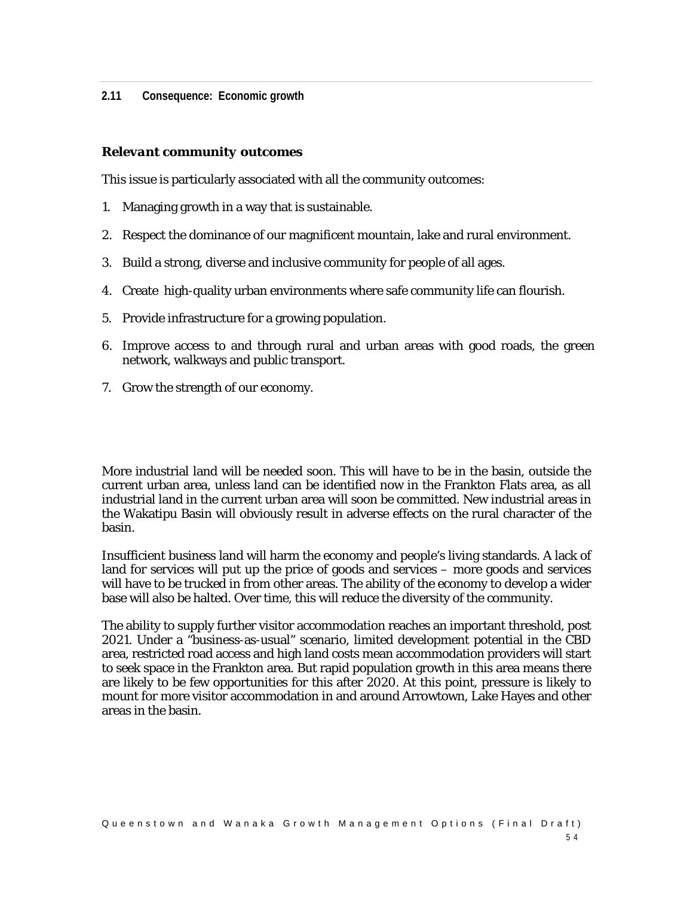## 2.11 Consequence: Economic growth

### *Relevant community outcomes*

This issue is particularly associated with all the community outcomes:

1. Managing growth in a way that is sustainable.
2. Respect the dominance of our magnificent mountain, lake and rural environment.
3. Build a strong, diverse and inclusive community for people of all ages.
4. Create high-quality urban environments where safe community life can flourish.
5. Provide infrastructure for a growing population.
6. Improve access to and through rural and urban areas with good roads, the green network, walkways and public transport.
7. Grow the strength of our economy.

More industrial land will be needed soon. This will have to be in the basin, outside the current urban area, unless land can be identified now in the Frankton Flats area, as all industrial land in the current urban area will soon be committed. New industrial areas in the Wakatipu Basin will obviously result in adverse effects on the rural character of the basin.

Insufficient business land will harm the economy and people's living standards. A lack of land for services will put up the price of goods and services – more goods and services will have to be trucked in from other areas. The ability of the economy to develop a wider base will also be halted. Over time, this will reduce the diversity of the community.

The ability to supply further visitor accommodation reaches an important threshold, post 2021. Under a "business-as-usual" scenario, limited development potential in the CBD area, restricted road access and high land costs mean accommodation providers will start to seek space in the Frankton area. But rapid population growth in this area means there are likely to be few opportunities for this after 2020. At this point, pressure is likely to mount for more visitor accommodation in and around Arrowtown, Lake Hayes and other areas in the basin.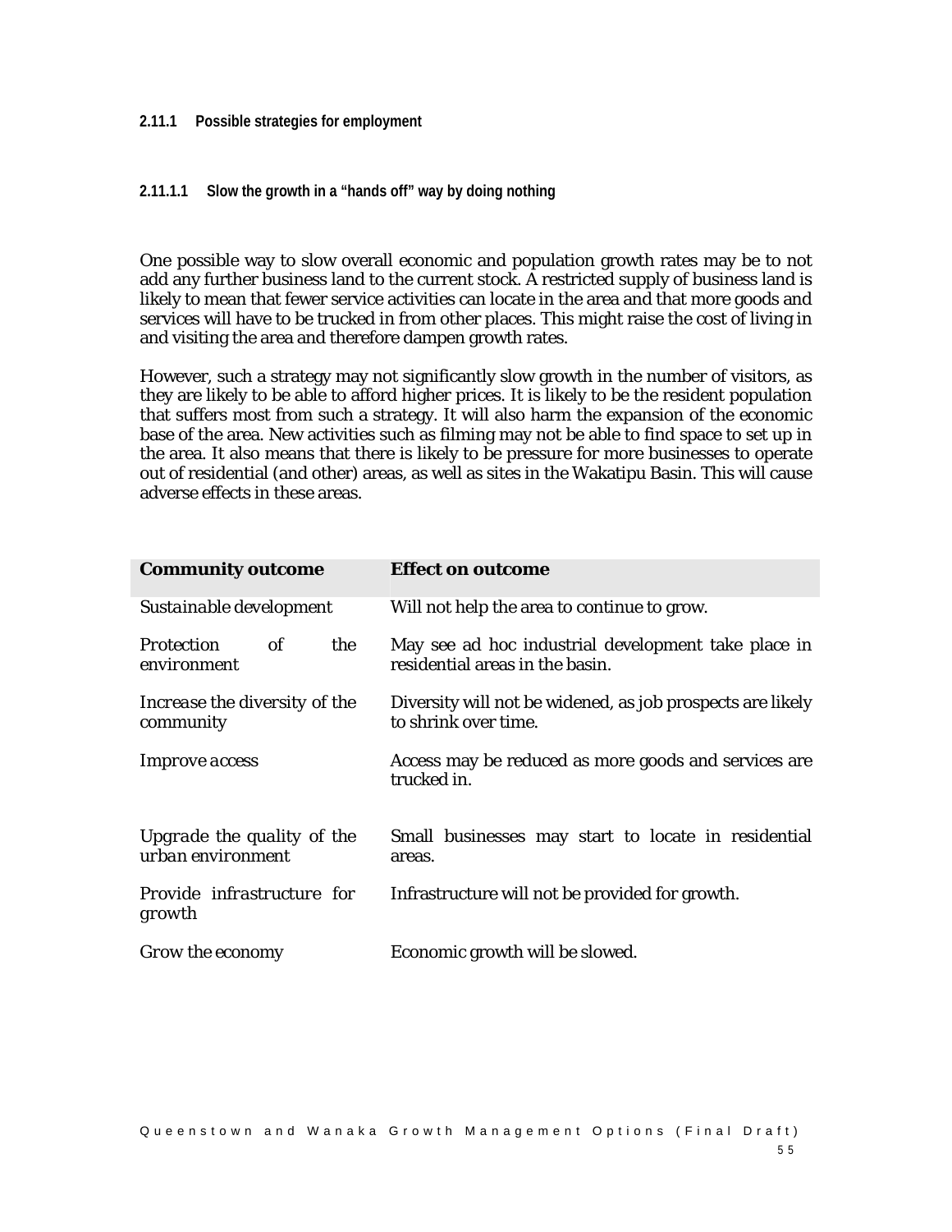#### 2.11.1 Possible strategies for employment

##### 2.11.1.1 Slow the growth in a "hands off" way by doing nothing

One possible way to slow overall economic and population growth rates may be to not add any further business land to the current stock. A restricted supply of business land is likely to mean that fewer service activities can locate in the area and that more goods and services will have to be trucked in from other places. This might raise the cost of living in and visiting the area and therefore dampen growth rates.

However, such a strategy may not significantly slow growth in the number of visitors, as they are likely to be able to afford higher prices. It is likely to be the resident population that suffers most from such a strategy. It will also harm the expansion of the economic base of the area. New activities such as filming may not be able to find space to set up in the area. It also means that there is likely to be pressure for more businesses to operate out of residential (and other) areas, as well as sites in the Wakatipu Basin. This will cause adverse effects in these areas.

| **Community outcome** | **Effect on outcome** |
| --- | --- |
| *Sustainable development* | Will not help the area to continue to grow. |
| *Protection of the environment* | May see ad hoc industrial development take place in residential areas in the basin. |
| *Increase the diversity of the community* | Diversity will not be widened, as job prospects are likely to shrink over time. |
| *Improve access* | Access may be reduced as more goods and services are trucked in. |
| *Upgrade the quality of the urban environment* | Small businesses may start to locate in residential areas. |
| *Provide infrastructure for growth* | Infrastructure will not be provided for growth. |
| *Grow the economy* | Economic growth will be slowed. |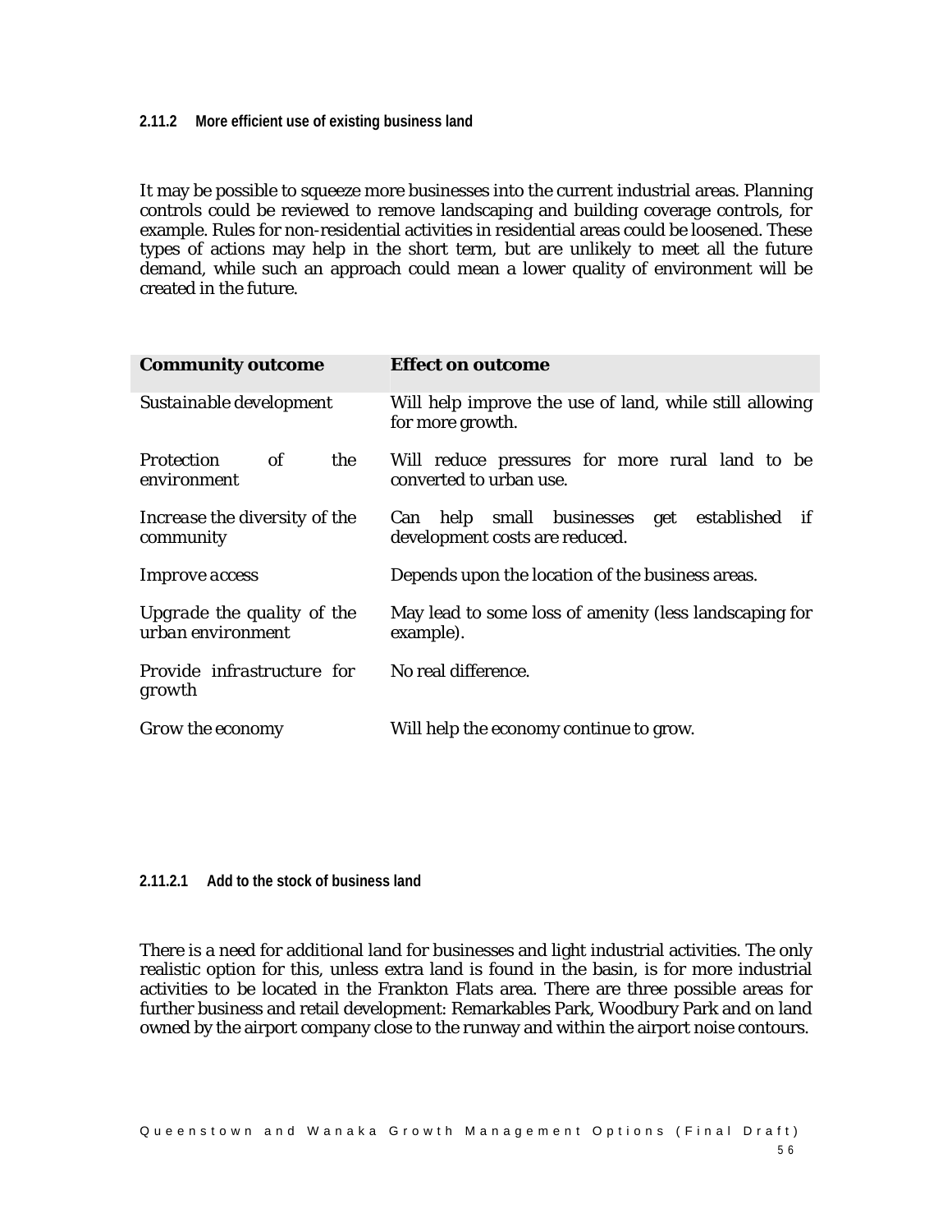#### 2.11.2 More efficient use of existing business land

It may be possible to squeeze more businesses into the current industrial areas. Planning controls could be reviewed to remove landscaping and building coverage controls, for example. Rules for non-residential activities in residential areas could be loosened. These types of actions may help in the short term, but are unlikely to meet all the future demand, while such an approach could mean a lower quality of environment will be created in the future.

| **Community outcome** | **Effect on outcome** |
|---|---|
| *Sustainable development* | Will help improve the use of land, while still allowing for more growth. |
| *Protection of the environment* | Will reduce pressures for more rural land to be converted to urban use. |
| *Increase the diversity of the community* | Can help small businesses get established if development costs are reduced. |
| *Improve access* | Depends upon the location of the business areas. |
| *Upgrade the quality of the urban environment* | May lead to some loss of amenity (less landscaping for example). |
| *Provide infrastructure for growth* | No real difference. |
| *Grow the economy* | Will help the economy continue to grow. |

##### 2.11.2.1 Add to the stock of business land

There is a need for additional land for businesses and light industrial activities. The only realistic option for this, unless extra land is found in the basin, is for more industrial activities to be located in the Frankton Flats area. There are three possible areas for further business and retail development: Remarkables Park, Woodbury Park and on land owned by the airport company close to the runway and within the airport noise contours.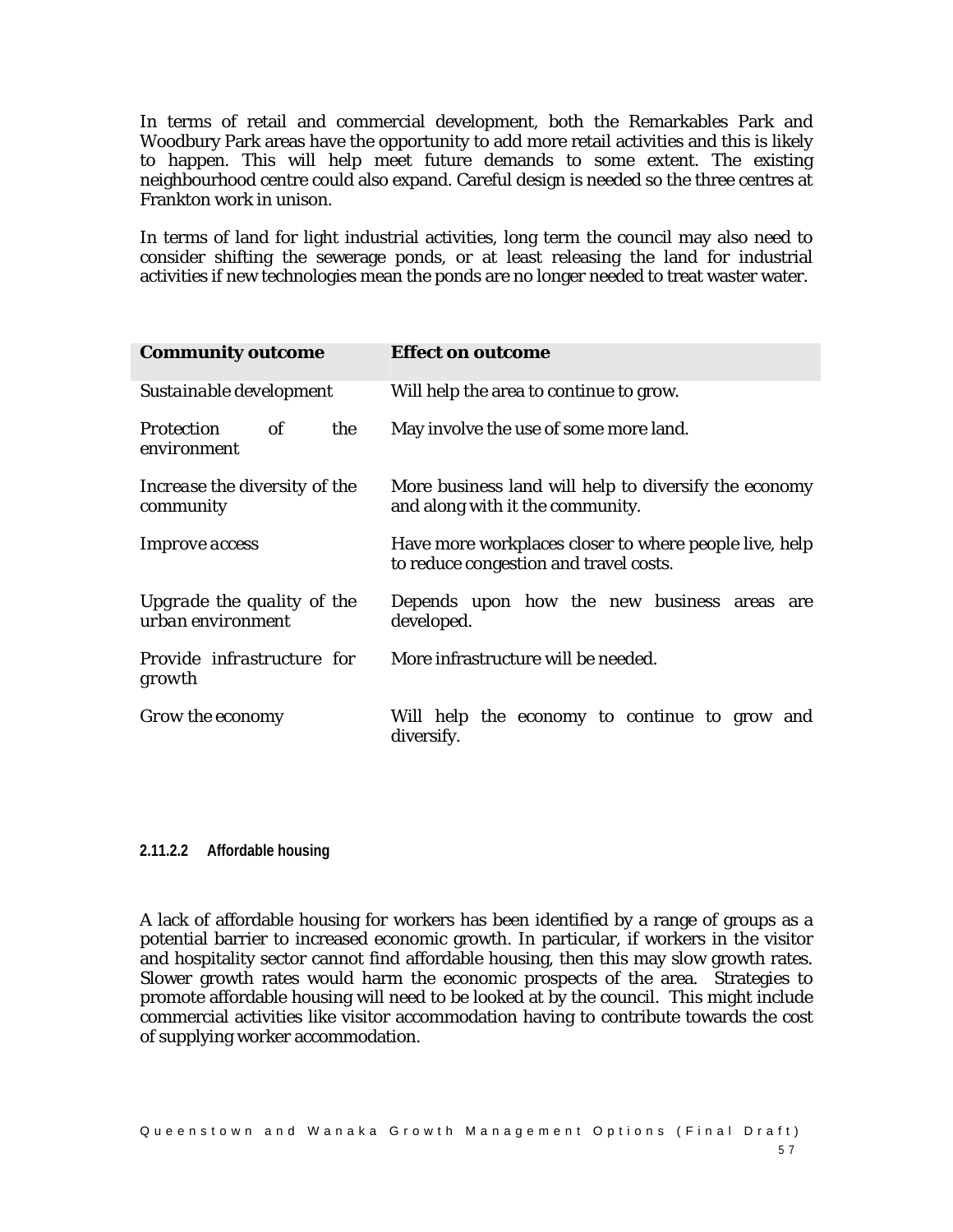In terms of retail and commercial development, both the Remarkables Park and Woodbury Park areas have the opportunity to add more retail activities and this is likely to happen. This will help meet future demands to some extent. The existing neighbourhood centre could also expand. Careful design is needed so the three centres at Frankton work in unison.

In terms of land for light industrial activities, long term the council may also need to consider shifting the sewerage ponds, or at least releasing the land for industrial activities if new technologies mean the ponds are no longer needed to treat waster water.

| **Community outcome** | **Effect on outcome** |
| --- | --- |
| *Sustainable development* | Will help the area to continue to grow. |
| *Protection of the environment* | May involve the use of some more land. |
| *Increase the diversity of the community* | More business land will help to diversify the economy and along with it the community. |
| *Improve access* | Have more workplaces closer to where people live, help to reduce congestion and travel costs. |
| *Upgrade the quality of the urban environment* | Depends upon how the new business areas are developed. |
| *Provide infrastructure for growth* | More infrastructure will be needed. |
| *Grow the economy* | Will help the economy to continue to grow and diversify. |

#### 2.11.2.2 Affordable housing

A lack of affordable housing for workers has been identified by a range of groups as a potential barrier to increased economic growth. In particular, if workers in the visitor and hospitality sector cannot find affordable housing, then this may slow growth rates. Slower growth rates would harm the economic prospects of the area. Strategies to promote affordable housing will need to be looked at by the council. This might include commercial activities like visitor accommodation having to contribute towards the cost of supplying worker accommodation.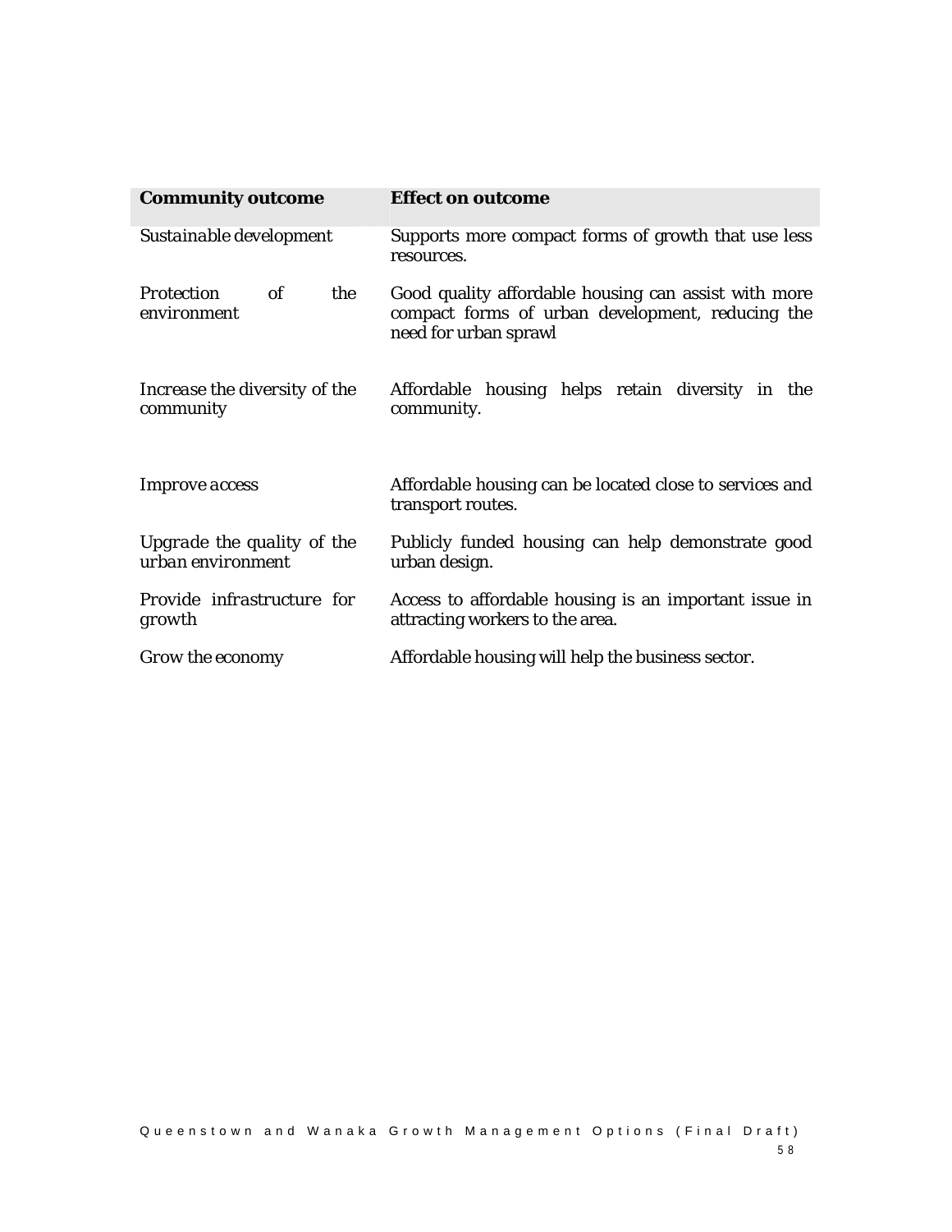| Community outcome | Effect on outcome |
| --- | --- |
| *Sustainable development* | Supports more compact forms of growth that use less resources. |
| *Protection of the environment* | Good quality affordable housing can assist with more compact forms of urban development, reducing the need for urban sprawl |
| *Increase the diversity of the community* | Affordable housing helps retain diversity in the community. |
| *Improve access* | Affordable housing can be located close to services and transport routes. |
| *Upgrade the quality of the urban environment* | Publicly funded housing can help demonstrate good urban design. |
| *Provide infrastructure for growth* | Access to affordable housing is an important issue in attracting workers to the area. |
| *Grow the economy* | Affordable housing will help the business sector. |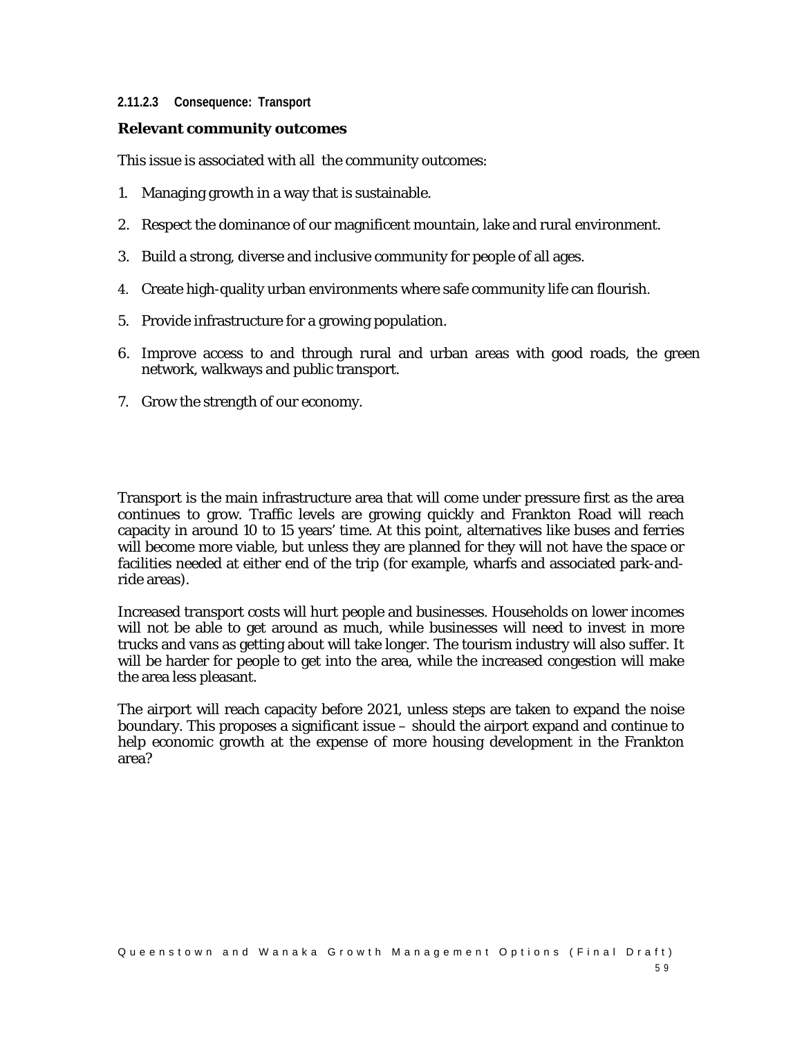#### 2.11.2.3 Consequence: Transport

**Relevant community outcomes**

This issue is associated with all the community outcomes:

1. Managing growth in a way that is sustainable.
2. Respect the dominance of our magnificent mountain, lake and rural environment.
3. Build a strong, diverse and inclusive community for people of all ages.
4. Create high-quality urban environments where safe community life can flourish.
5. Provide infrastructure for a growing population.
6. Improve access to and through rural and urban areas with good roads, the green network, walkways and public transport.
7. Grow the strength of our economy.

Transport is the main infrastructure area that will come under pressure first as the area continues to grow. Traffic levels are growing quickly and Frankton Road will reach capacity in around 10 to 15 years' time. At this point, alternatives like buses and ferries will become more viable, but unless they are planned for they will not have the space or facilities needed at either end of the trip (for example, wharfs and associated park-and-ride areas).

Increased transport costs will hurt people and businesses. Households on lower incomes will not be able to get around as much, while businesses will need to invest in more trucks and vans as getting about will take longer. The tourism industry will also suffer. It will be harder for people to get into the area, while the increased congestion will make the area less pleasant.

The airport will reach capacity before 2021, unless steps are taken to expand the noise boundary. This proposes a significant issue – should the airport expand and continue to help economic growth at the expense of more housing development in the Frankton area?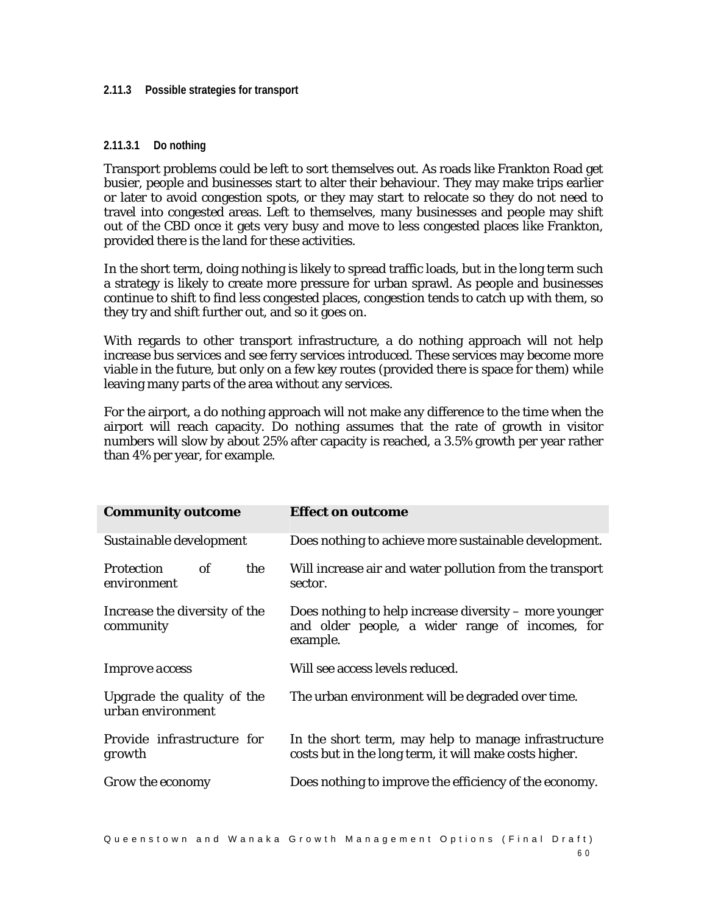### 2.11.3 Possible strategies for transport

#### 2.11.3.1 Do nothing

Transport problems could be left to sort themselves out. As roads like Frankton Road get busier, people and businesses start to alter their behaviour. They may make trips earlier or later to avoid congestion spots, or they may start to relocate so they do not need to travel into congested areas. Left to themselves, many businesses and people may shift out of the CBD once it gets very busy and move to less congested places like Frankton, provided there is the land for these activities.

In the short term, doing nothing is likely to spread traffic loads, but in the long term such a strategy is likely to create more pressure for urban sprawl. As people and businesses continue to shift to find less congested places, congestion tends to catch up with them, so they try and shift further out, and so it goes on.

With regards to other transport infrastructure, a do nothing approach will not help increase bus services and see ferry services introduced. These services may become more viable in the future, but only on a few key routes (provided there is space for them) while leaving many parts of the area without any services.

For the airport, a do nothing approach will not make any difference to the time when the airport will reach capacity. Do nothing assumes that the rate of growth in visitor numbers will slow by about 25% after capacity is reached, a 3.5% growth per year rather than 4% per year, for example.

| Community outcome | Effect on outcome |
| --- | --- |
| *Sustainable development* | Does nothing to achieve more sustainable development. |
| *Protection of the environment* | Will increase air and water pollution from the transport sector. |
| *Increase the diversity of the community* | Does nothing to help increase diversity – more younger and older people, a wider range of incomes, for example. |
| *Improve access* | Will see access levels reduced. |
| *Upgrade the quality of the urban environment* | The urban environment will be degraded over time. |
| *Provide infrastructure for growth* | In the short term, may help to manage infrastructure costs but in the long term, it will make costs higher. |
| *Grow the economy* | Does nothing to improve the efficiency of the economy. |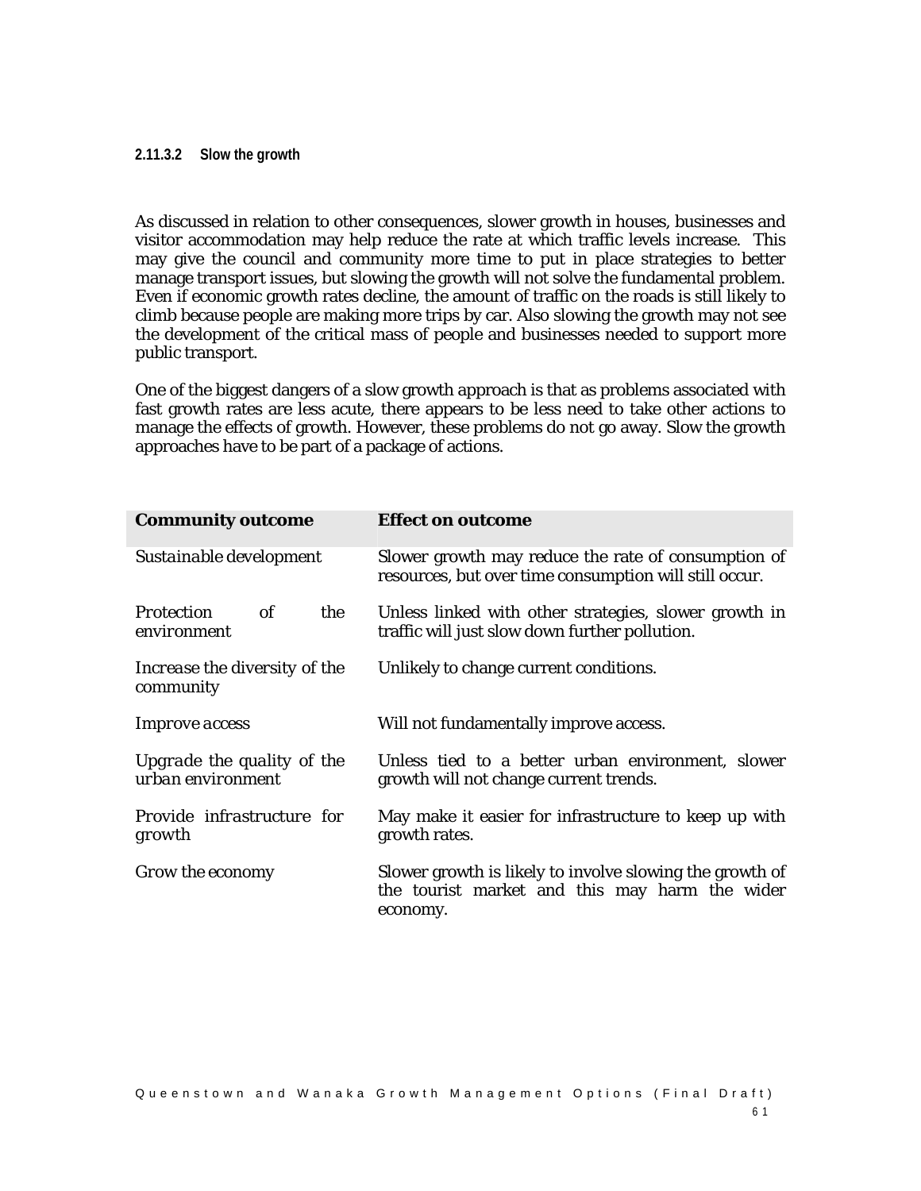#### 2.11.3.2 Slow the growth

As discussed in relation to other consequences, slower growth in houses, businesses and visitor accommodation may help reduce the rate at which traffic levels increase. This may give the council and community more time to put in place strategies to better manage transport issues, but slowing the growth will not solve the fundamental problem. Even if economic growth rates decline, the amount of traffic on the roads is still likely to climb because people are making more trips by car. Also slowing the growth may not see the development of the critical mass of people and businesses needed to support more public transport.

One of the biggest dangers of a slow growth approach is that as problems associated with fast growth rates are less acute, there appears to be less need to take other actions to manage the effects of growth. However, these problems do not go away. Slow the growth approaches have to be part of a package of actions.

| **Community outcome** | **Effect on outcome** |
|---|---|
| *Sustainable development* | Slower growth may reduce the rate of consumption of resources, but over time consumption will still occur. |
| *Protection of the environment* | Unless linked with other strategies, slower growth in traffic will just slow down further pollution. |
| *Increase the diversity of the community* | Unlikely to change current conditions. |
| *Improve access* | Will not fundamentally improve access. |
| *Upgrade the quality of the urban environment* | Unless tied to a better urban environment, slower growth will not change current trends. |
| *Provide infrastructure for growth* | May make it easier for infrastructure to keep up with growth rates. |
| *Grow the economy* | Slower growth is likely to involve slowing the growth of the tourist market and this may harm the wider economy. |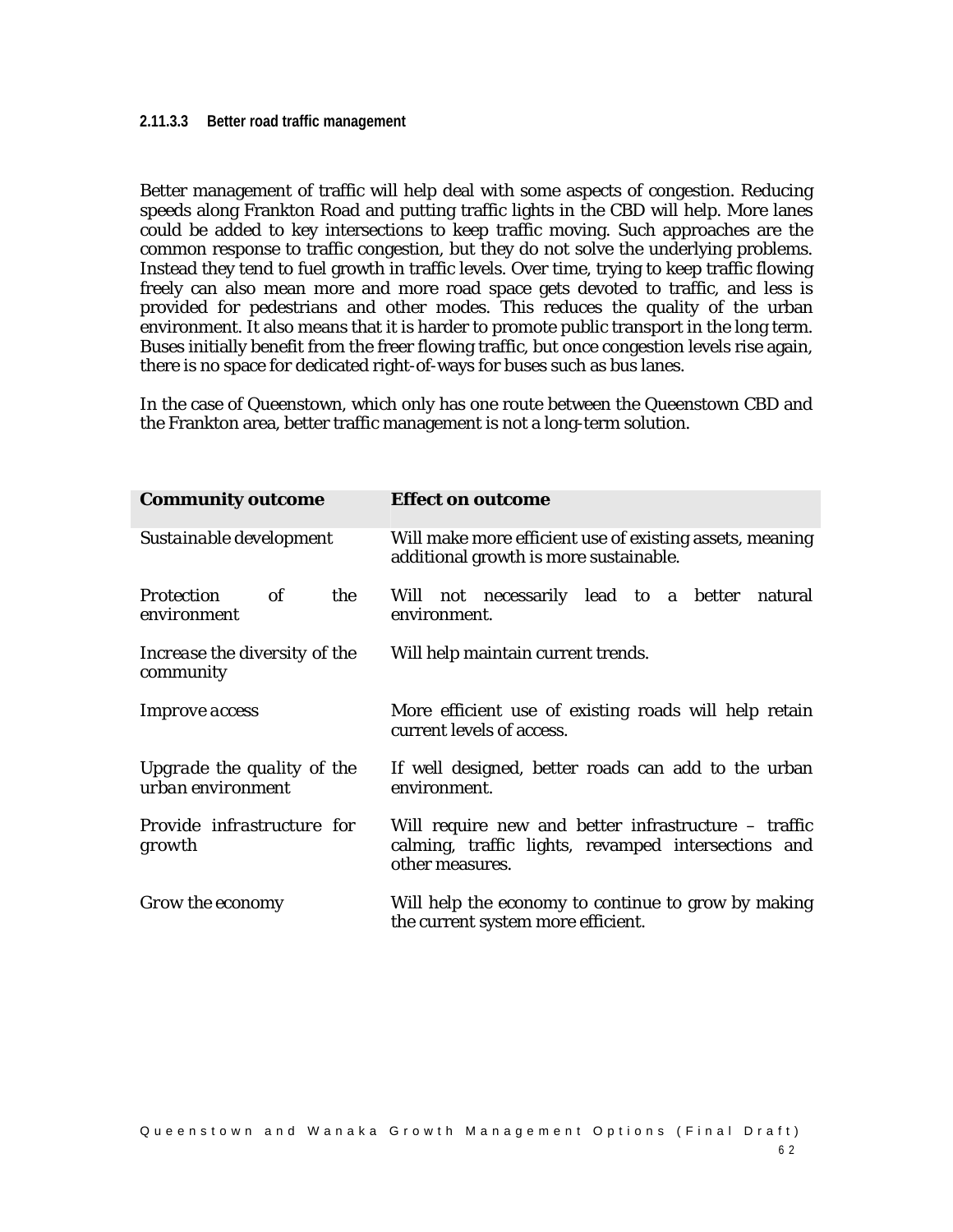#### 2.11.3.3 Better road traffic management

Better management of traffic will help deal with some aspects of congestion. Reducing speeds along Frankton Road and putting traffic lights in the CBD will help. More lanes could be added to key intersections to keep traffic moving. Such approaches are the common response to traffic congestion, but they do not solve the underlying problems. Instead they tend to fuel growth in traffic levels. Over time, trying to keep traffic flowing freely can also mean more and more road space gets devoted to traffic, and less is provided for pedestrians and other modes. This reduces the quality of the urban environment. It also means that it is harder to promote public transport in the long term. Buses initially benefit from the freer flowing traffic, but once congestion levels rise again, there is no space for dedicated right-of-ways for buses such as bus lanes.

In the case of Queenstown, which only has one route between the Queenstown CBD and the Frankton area, better traffic management is not a long-term solution.

| **Community outcome** | **Effect on outcome** |
|---|---|
| *Sustainable development* | Will make more efficient use of existing assets, meaning additional growth is more sustainable. |
| *Protection of the environment* | Will not necessarily lead to a better natural environment. |
| *Increase the diversity of the community* | Will help maintain current trends. |
| *Improve access* | More efficient use of existing roads will help retain current levels of access. |
| *Upgrade the quality of the urban environment* | If well designed, better roads can add to the urban environment. |
| *Provide infrastructure for growth* | Will require new and better infrastructure – traffic calming, traffic lights, revamped intersections and other measures. |
| *Grow the economy* | Will help the economy to continue to grow by making the current system more efficient. |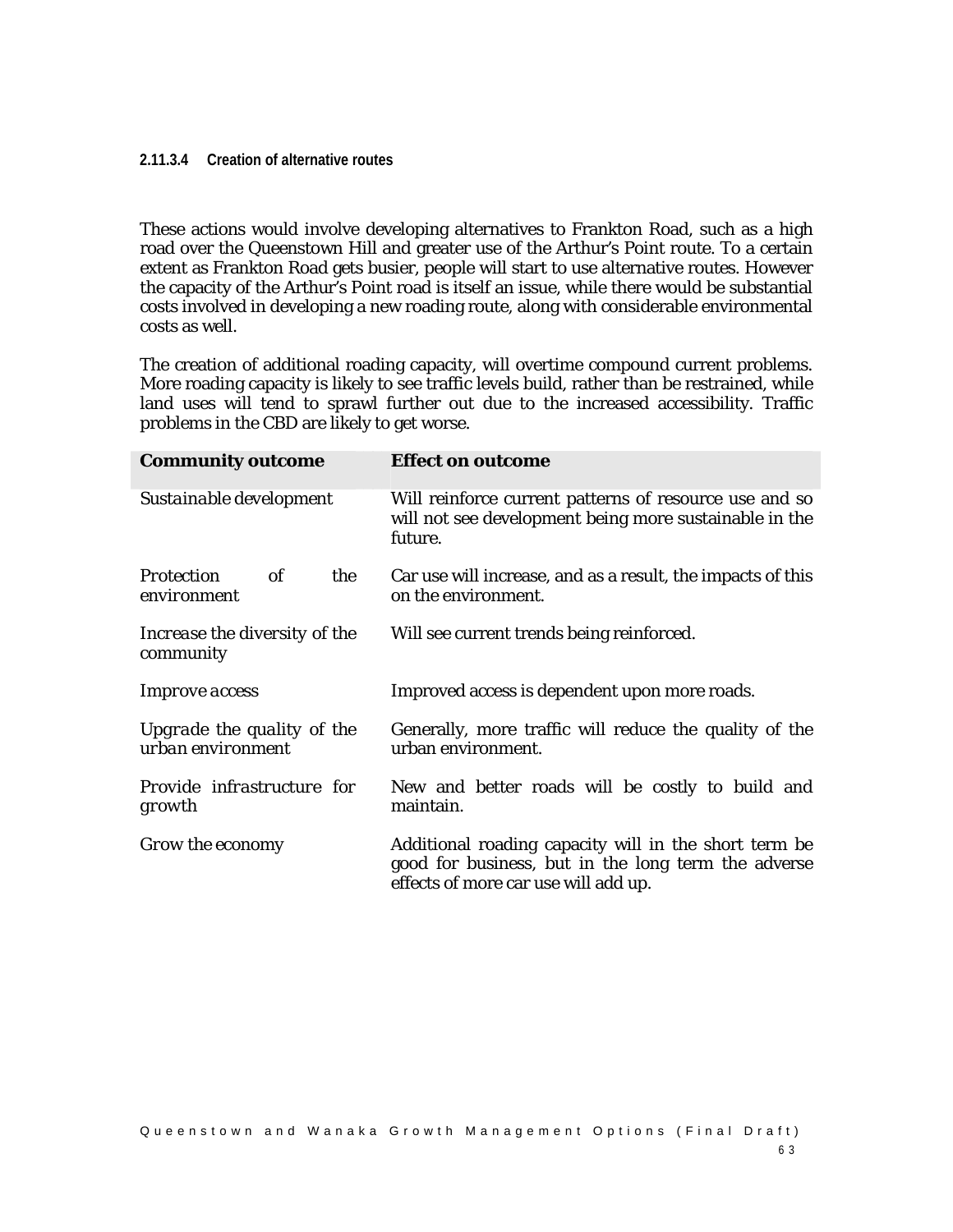#### 2.11.3.4 Creation of alternative routes

These actions would involve developing alternatives to Frankton Road, such as a high road over the Queenstown Hill and greater use of the Arthur's Point route. To a certain extent as Frankton Road gets busier, people will start to use alternative routes. However the capacity of the Arthur's Point road is itself an issue, while there would be substantial costs involved in developing a new roading route, along with considerable environmental costs as well.

The creation of additional roading capacity, will overtime compound current problems. More roading capacity is likely to see traffic levels build, rather than be restrained, while land uses will tend to sprawl further out due to the increased accessibility. Traffic problems in the CBD are likely to get worse.

| Community outcome | Effect on outcome |
|---|---|
| *Sustainable development* | Will reinforce current patterns of resource use and so will not see development being more sustainable in the future. |
| *Protection of the environment* | Car use will increase, and as a result, the impacts of this on the environment. |
| *Increase the diversity of the community* | Will see current trends being reinforced. |
| *Improve access* | Improved access is dependent upon more roads. |
| *Upgrade the quality of the urban environment* | Generally, more traffic will reduce the quality of the urban environment. |
| *Provide infrastructure for growth* | New and better roads will be costly to build and maintain. |
| *Grow the economy* | Additional roading capacity will in the short term be good for business, but in the long term the adverse effects of more car use will add up. |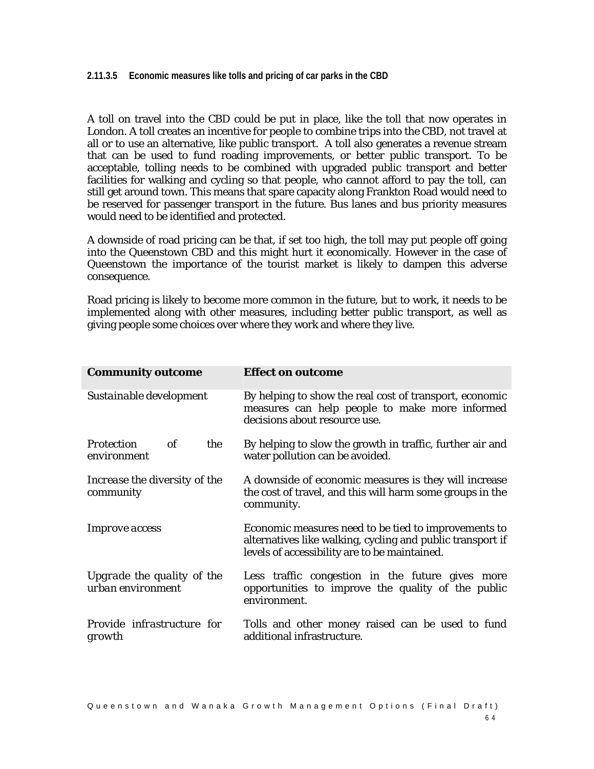#### 2.11.3.5 Economic measures like tolls and pricing of car parks in the CBD

A toll on travel into the CBD could be put in place, like the toll that now operates in London. A toll creates an incentive for people to combine trips into the CBD, not travel at all or to use an alternative, like public transport. A toll also generates a revenue stream that can be used to fund roading improvements, or better public transport. To be acceptable, tolling needs to be combined with upgraded public transport and better facilities for walking and cycling so that people, who cannot afford to pay the toll, can still get around town. This means that spare capacity along Frankton Road would need to be reserved for passenger transport in the future. Bus lanes and bus priority measures would need to be identified and protected.

A downside of road pricing can be that, if set too high, the toll may put people off going into the Queenstown CBD and this might hurt it economically. However in the case of Queenstown the importance of the tourist market is likely to dampen this adverse consequence.

Road pricing is likely to become more common in the future, but to work, it needs to be implemented along with other measures, including better public transport, as well as giving people some choices over where they work and where they live.

| **Community outcome** | **Effect on outcome** |
|---|---|
| *Sustainable development* | By helping to show the real cost of transport, economic measures can help people to make more informed decisions about resource use. |
| *Protection of the environment* | By helping to slow the growth in traffic, further air and water pollution can be avoided. |
| *Increase the diversity of the community* | A downside of economic measures is they will increase the cost of travel, and this will harm some groups in the community. |
| *Improve access* | Economic measures need to be tied to improvements to alternatives like walking, cycling and public transport if levels of accessibility are to be maintained. |
| *Upgrade the quality of the urban environment* | Less traffic congestion in the future gives more opportunities to improve the quality of the public environment. |
| *Provide infrastructure for growth* | Tolls and other money raised can be used to fund additional infrastructure. |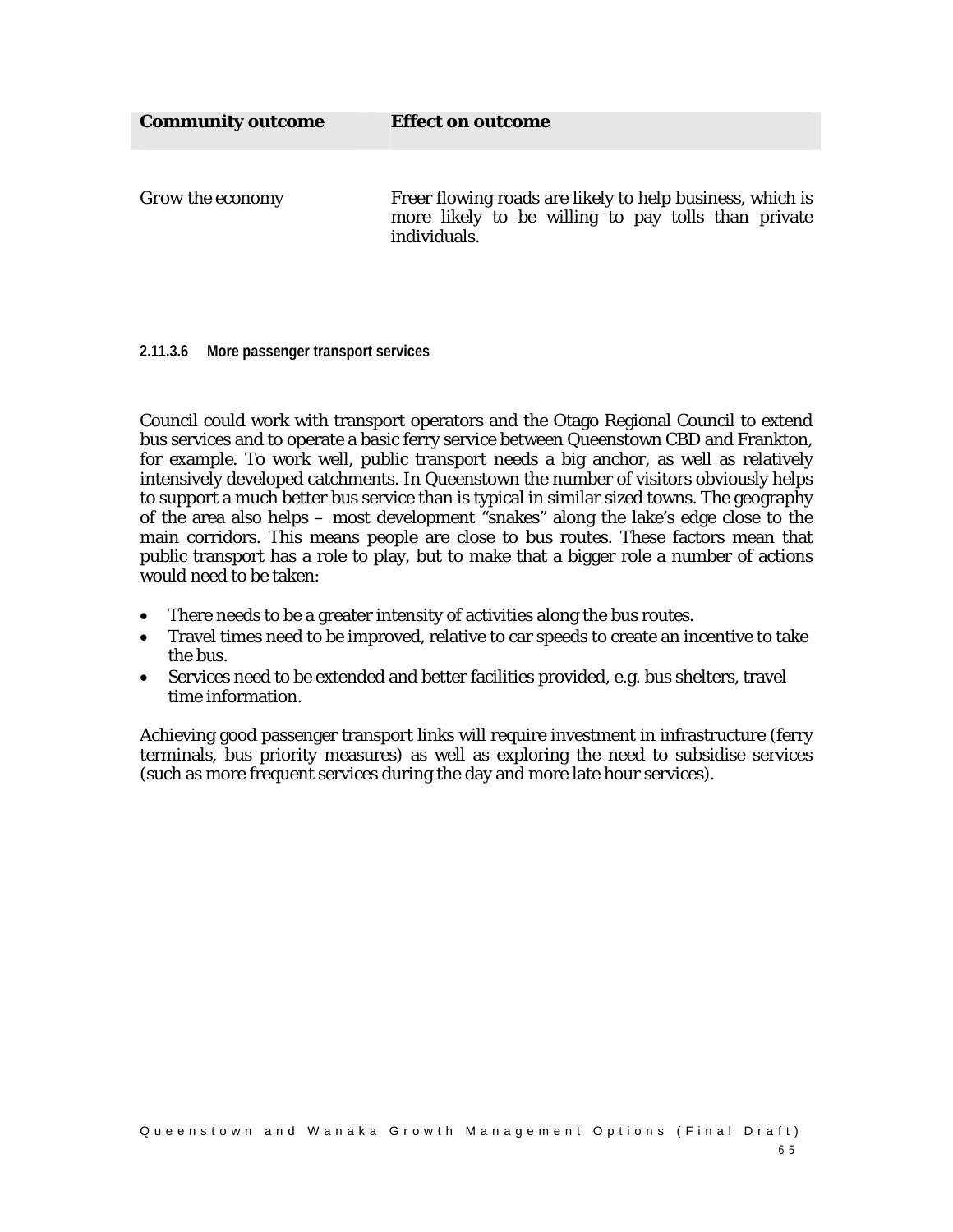| Community outcome | Effect on outcome |
| --- | --- |
| Grow the economy | Freer flowing roads are likely to help business, which is more likely to be willing to pay tolls than private individuals. |

#### 2.11.3.6 More passenger transport services

Council could work with transport operators and the Otago Regional Council to extend bus services and to operate a basic ferry service between Queenstown CBD and Frankton, for example. To work well, public transport needs a big anchor, as well as relatively intensively developed catchments. In Queenstown the number of visitors obviously helps to support a much better bus service than is typical in similar sized towns. The geography of the area also helps – most development "snakes" along the lake's edge close to the main corridors. This means people are close to bus routes. These factors mean that public transport has a role to play, but to make that a bigger role a number of actions would need to be taken:

- There needs to be a greater intensity of activities along the bus routes.
- Travel times need to be improved, relative to car speeds to create an incentive to take the bus.
- Services need to be extended and better facilities provided, e.g. bus shelters, travel time information.

Achieving good passenger transport links will require investment in infrastructure (ferry terminals, bus priority measures) as well as exploring the need to subsidise services (such as more frequent services during the day and more late hour services).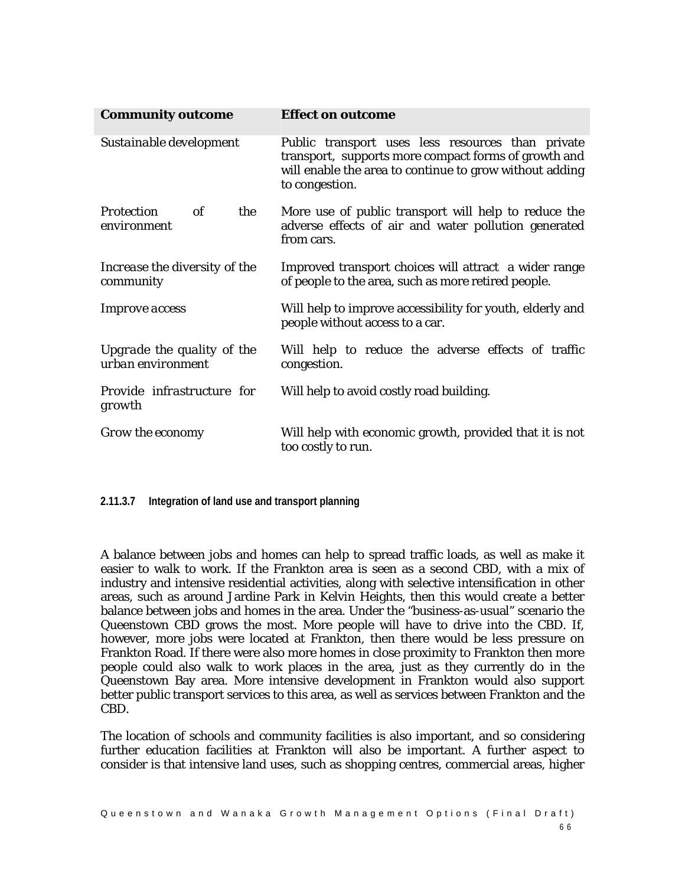| Community outcome | Effect on outcome |
| --- | --- |
| *Sustainable development* | Public transport uses less resources than private transport, supports more compact forms of growth and will enable the area to continue to grow without adding to congestion. |
| *Protection of the environment* | More use of public transport will help to reduce the adverse effects of air and water pollution generated from cars. |
| *Increase the diversity of the community* | Improved transport choices will attract a wider range of people to the area, such as more retired people. |
| *Improve access* | Will help to improve accessibility for youth, elderly and people without access to a car. |
| *Upgrade the quality of the urban environment* | Will help to reduce the adverse effects of traffic congestion. |
| *Provide infrastructure for growth* | Will help to avoid costly road building. |
| *Grow the economy* | Will help with economic growth, provided that it is not too costly to run. |

#### 2.11.3.7 Integration of land use and transport planning

A balance between jobs and homes can help to spread traffic loads, as well as make it easier to walk to work. If the Frankton area is seen as a second CBD, with a mix of industry and intensive residential activities, along with selective intensification in other areas, such as around Jardine Park in Kelvin Heights, then this would create a better balance between jobs and homes in the area. Under the "business-as-usual" scenario the Queenstown CBD grows the most. More people will have to drive into the CBD. If, however, more jobs were located at Frankton, then there would be less pressure on Frankton Road. If there were also more homes in close proximity to Frankton then more people could also walk to work places in the area, just as they currently do in the Queenstown Bay area. More intensive development in Frankton would also support better public transport services to this area, as well as services between Frankton and the CBD.

The location of schools and community facilities is also important, and so considering further education facilities at Frankton will also be important. A further aspect to consider is that intensive land uses, such as shopping centres, commercial areas, higher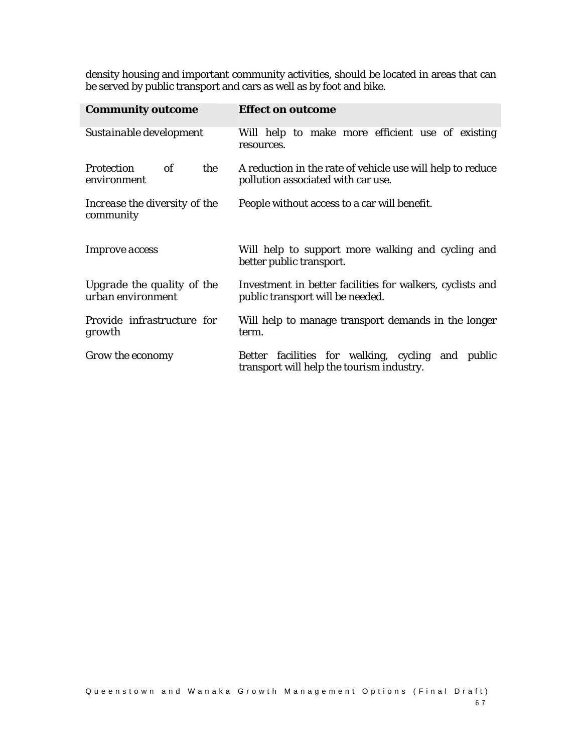density housing and important community activities, should be located in areas that can be served by public transport and cars as well as by foot and bike.

| **Community outcome** | **Effect on outcome** |
|---|---|
| *Sustainable development* | Will help to make more efficient use of existing resources. |
| *Protection of the environment* | A reduction in the rate of vehicle use will help to reduce pollution associated with car use. |
| *Increase the diversity of the community* | People without access to a car will benefit. |
| *Improve access* | Will help to support more walking and cycling and better public transport. |
| *Upgrade the quality of the urban environment* | Investment in better facilities for walkers, cyclists and public transport will be needed. |
| *Provide infrastructure for growth* | Will help to manage transport demands in the longer term. |
| *Grow the economy* | Better facilities for walking, cycling and public transport will help the tourism industry. |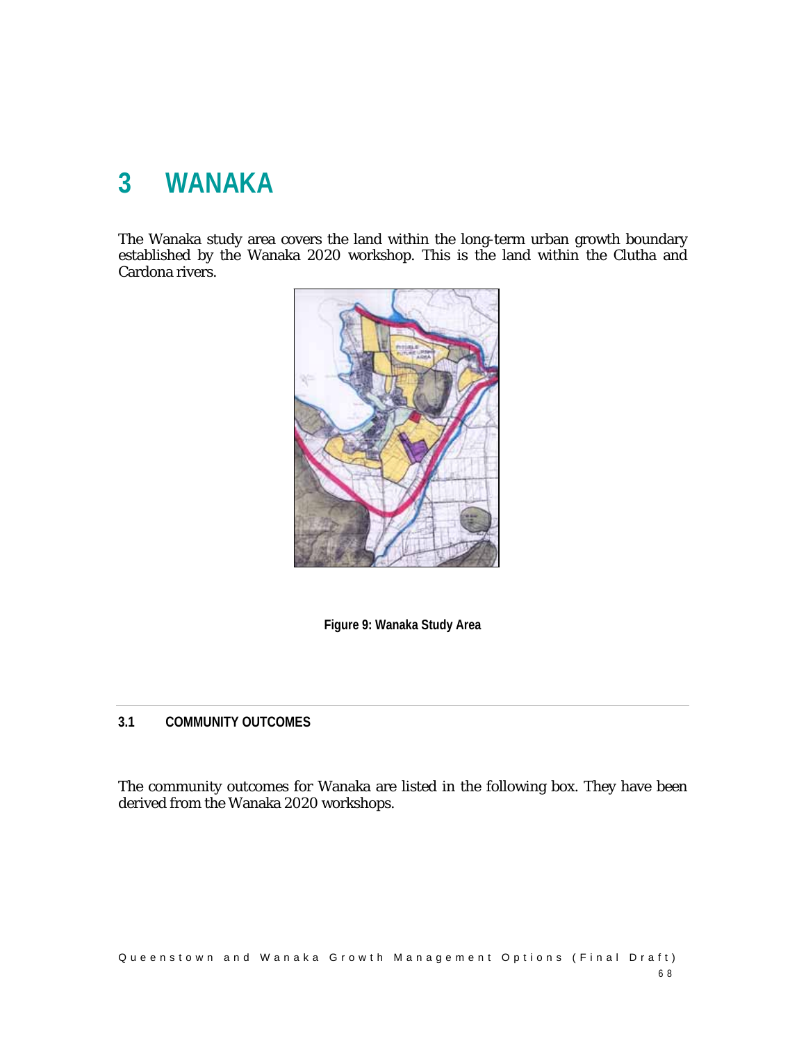# 3 WANAKA

The Wanaka study area covers the land within the long-term urban growth boundary established by the Wanaka 2020 workshop. This is the land within the Clutha and Cardona rivers.

**Figure 9: Wanaka Study Area**

## 3.1 COMMUNITY OUTCOMES

The community outcomes for Wanaka are listed in the following box. They have been derived from the Wanaka 2020 workshops.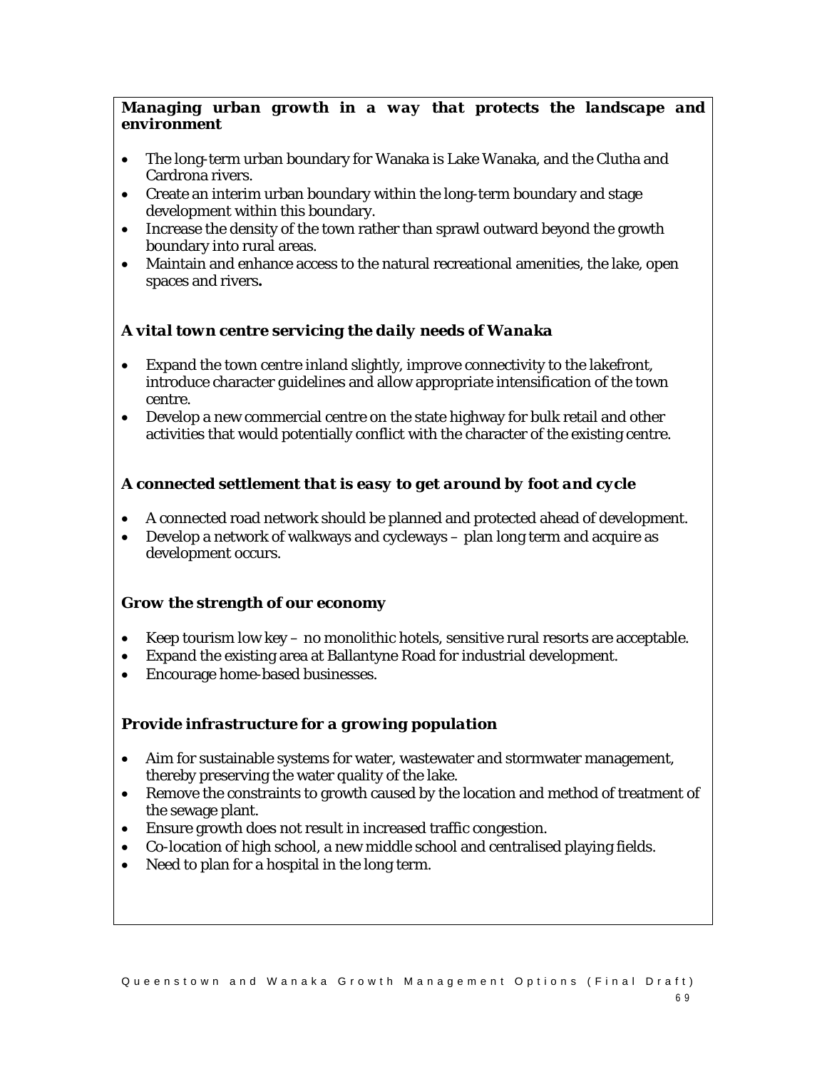***Managing urban growth in a way that protects the landscape and environment***

- The long-term urban boundary for Wanaka is Lake Wanaka, and the Clutha and Cardrona rivers.
- Create an interim urban boundary within the long-term boundary and stage development within this boundary.
- Increase the density of the town rather than sprawl outward beyond the growth boundary into rural areas.
- Maintain and enhance access to the natural recreational amenities, the lake, open spaces and rivers**.**

***A vital town centre servicing the daily needs of Wanaka***

- Expand the town centre inland slightly, improve connectivity to the lakefront, introduce character guidelines and allow appropriate intensification of the town centre.
- Develop a new commercial centre on the state highway for bulk retail and other activities that would potentially conflict with the character of the existing centre.

***A connected settlement that is easy to get around by foot and cycle***

- A connected road network should be planned and protected ahead of development.
- Develop a network of walkways and cycleways – plan long term and acquire as development occurs.

***Grow the strength of our economy***

- Keep tourism low key – no monolithic hotels, sensitive rural resorts are acceptable.
- Expand the existing area at Ballantyne Road for industrial development.
- Encourage home-based businesses.

***Provide infrastructure for a growing population***

- Aim for sustainable systems for water, wastewater and stormwater management, thereby preserving the water quality of the lake.
- Remove the constraints to growth caused by the location and method of treatment of the sewage plant.
- Ensure growth does not result in increased traffic congestion.
- Co-location of high school, a new middle school and centralised playing fields.
- Need to plan for a hospital in the long term.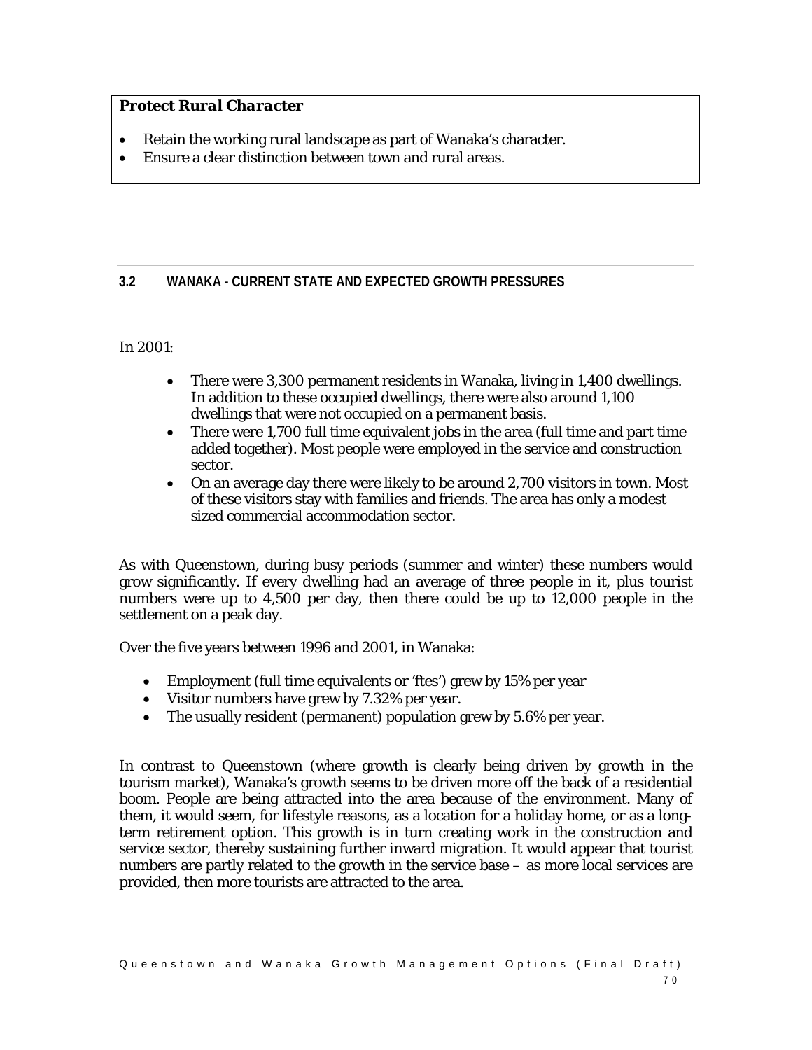***Protect Rural Character***

- Retain the working rural landscape as part of Wanaka's character.
- Ensure a clear distinction between town and rural areas.

### 3.2 WANAKA - CURRENT STATE AND EXPECTED GROWTH PRESSURES

In 2001:

- There were 3,300 permanent residents in Wanaka, living in 1,400 dwellings. In addition to these occupied dwellings, there were also around 1,100 dwellings that were not occupied on a permanent basis.
- There were 1,700 full time equivalent jobs in the area (full time and part time added together). Most people were employed in the service and construction sector.
- On an average day there were likely to be around 2,700 visitors in town. Most of these visitors stay with families and friends. The area has only a modest sized commercial accommodation sector.

As with Queenstown, during busy periods (summer and winter) these numbers would grow significantly. If every dwelling had an average of three people in it, plus tourist numbers were up to 4,500 per day, then there could be up to 12,000 people in the settlement on a peak day.

Over the five years between 1996 and 2001, in Wanaka:

- Employment (full time equivalents or 'ftes') grew by 15% per year
- Visitor numbers have grew by 7.32% per year.
- The usually resident (permanent) population grew by 5.6% per year.

In contrast to Queenstown (where growth is clearly being driven by growth in the tourism market), Wanaka's growth seems to be driven more off the back of a residential boom. People are being attracted into the area because of the environment. Many of them, it would seem, for lifestyle reasons, as a location for a holiday home, or as a long-term retirement option. This growth is in turn creating work in the construction and service sector, thereby sustaining further inward migration. It would appear that tourist numbers are partly related to the growth in the service base – as more local services are provided, then more tourists are attracted to the area.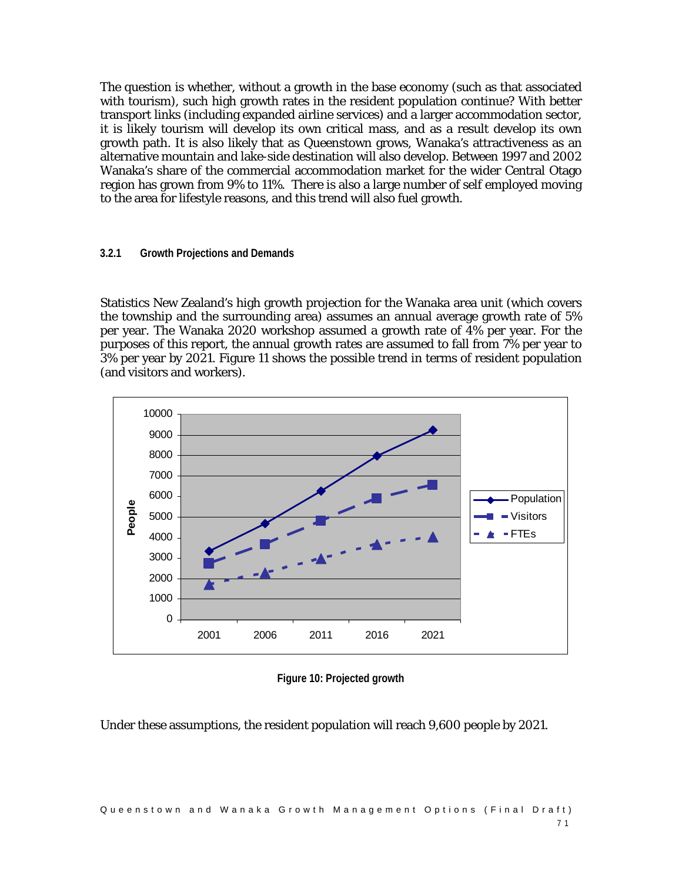The question is whether, without a growth in the base economy (such as that associated with tourism), such high growth rates in the resident population continue? With better transport links (including expanded airline services) and a larger accommodation sector, it is likely tourism will develop its own critical mass, and as a result develop its own growth path. It is also likely that as Queenstown grows, Wanaka's attractiveness as an alternative mountain and lake-side destination will also develop. Between 1997 and 2002 Wanaka's share of the commercial accommodation market for the wider Central Otago region has grown from 9% to 11%. There is also a large number of self employed moving to the area for lifestyle reasons, and this trend will also fuel growth.

#### 3.2.1 Growth Projections and Demands

Statistics New Zealand's high growth projection for the Wanaka area unit (which covers the township and the surrounding area) assumes an annual average growth rate of 5% per year. The Wanaka 2020 workshop assumed a growth rate of 4% per year. For the purposes of this report, the annual growth rates are assumed to fall from 7% per year to 3% per year by 2021. Figure 11 shows the possible trend in terms of resident population (and visitors and workers).

**Figure 10: Projected growth**

Under these assumptions, the resident population will reach 9,600 people by 2021.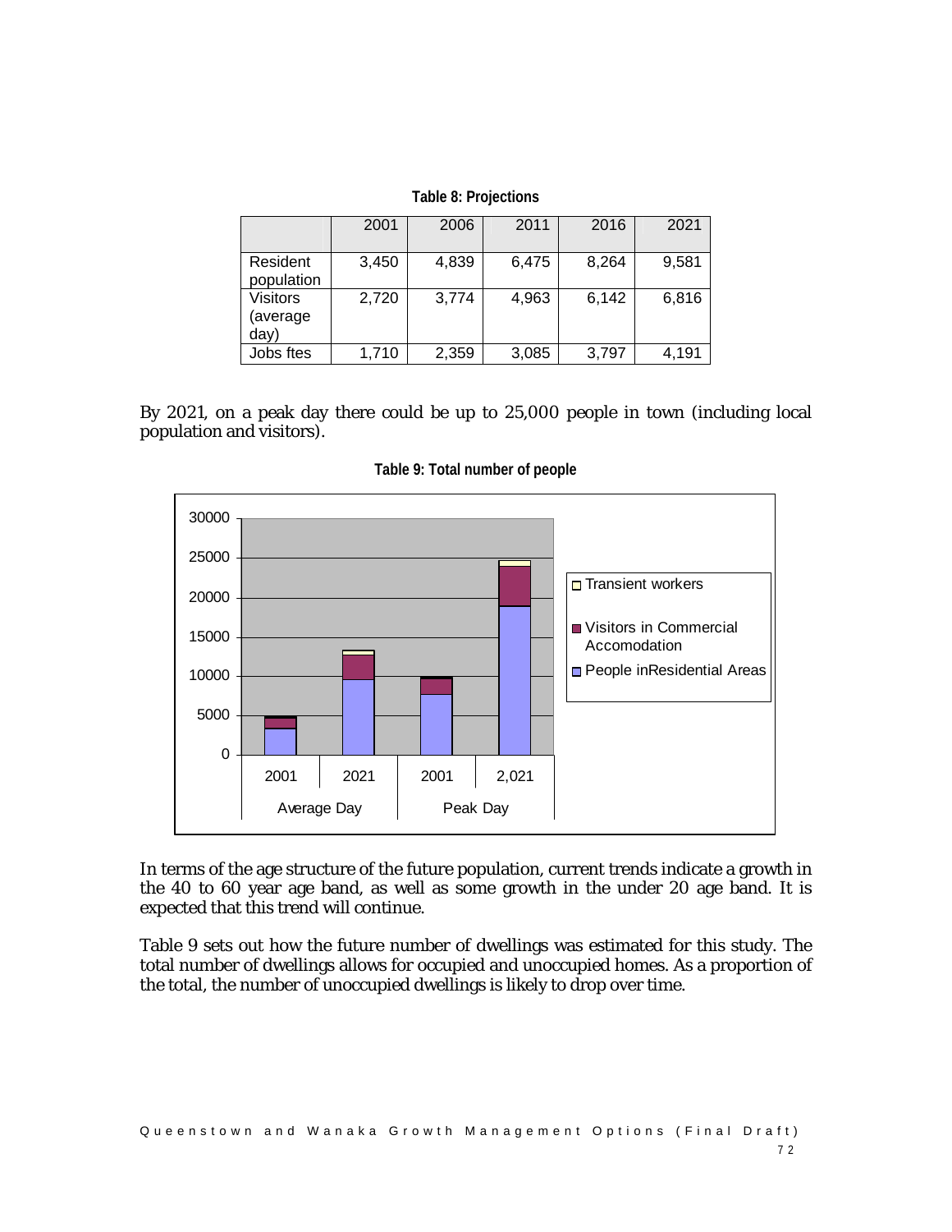**Table 8: Projections**

| | 2001 | 2006 | 2011 | 2016 | 2021 |
|---|---|---|---|---|---|
| Resident population | 3,450 | 4,839 | 6,475 | 8,264 | 9,581 |
| Visitors (average day) | 2,720 | 3,774 | 4,963 | 6,142 | 6,816 |
| Jobs ftes | 1,710 | 2,359 | 3,085 | 3,797 | 4,191 |

By 2021, on a peak day there could be up to 25,000 people in town (including local population and visitors).

**Table 9: Total number of people**

In terms of the age structure of the future population, current trends indicate a growth in the 40 to 60 year age band, as well as some growth in the under 20 age band. It is expected that this trend will continue.

Table 9 sets out how the future number of dwellings was estimated for this study. The total number of dwellings allows for occupied and unoccupied homes. As a proportion of the total, the number of unoccupied dwellings is likely to drop over time.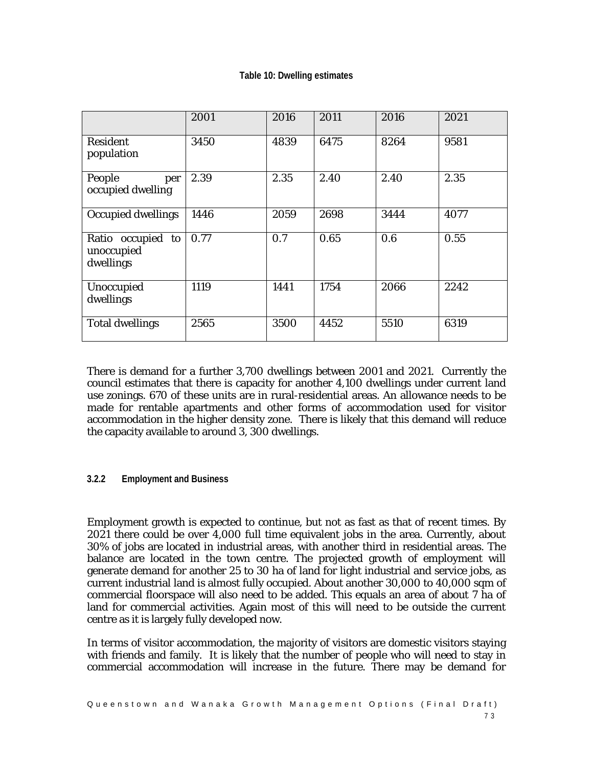**Table 10: Dwelling estimates**

| | 2001 | 2016 | 2011 | 2016 | 2021 |
|---|---|---|---|---|---|
| Resident population | 3450 | 4839 | 6475 | 8264 | 9581 |
| People per occupied dwelling | 2.39 | 2.35 | 2.40 | 2.40 | 2.35 |
| Occupied dwellings | 1446 | 2059 | 2698 | 3444 | 4077 |
| Ratio occupied to unoccupied dwellings | 0.77 | 0.7 | 0.65 | 0.6 | 0.55 |
| Unoccupied dwellings | 1119 | 1441 | 1754 | 2066 | 2242 |
| Total dwellings | 2565 | 3500 | 4452 | 5510 | 6319 |

There is demand for a further 3,700 dwellings between 2001 and 2021. Currently the council estimates that there is capacity for another 4,100 dwellings under current land use zonings. 670 of these units are in rural-residential areas. An allowance needs to be made for rentable apartments and other forms of accommodation used for visitor accommodation in the higher density zone. There is likely that this demand will reduce the capacity available to around 3, 300 dwellings.

#### 3.2.2 Employment and Business

Employment growth is expected to continue, but not as fast as that of recent times. By 2021 there could be over 4,000 full time equivalent jobs in the area. Currently, about 30% of jobs are located in industrial areas, with another third in residential areas. The balance are located in the town centre. The projected growth of employment will generate demand for another 25 to 30 ha of land for light industrial and service jobs, as current industrial land is almost fully occupied. About another 30,000 to 40,000 sqm of commercial floorspace will also need to be added. This equals an area of about 7 ha of land for commercial activities. Again most of this will need to be outside the current centre as it is largely fully developed now.

In terms of visitor accommodation, the majority of visitors are domestic visitors staying with friends and family. It is likely that the number of people who will need to stay in commercial accommodation will increase in the future. There may be demand for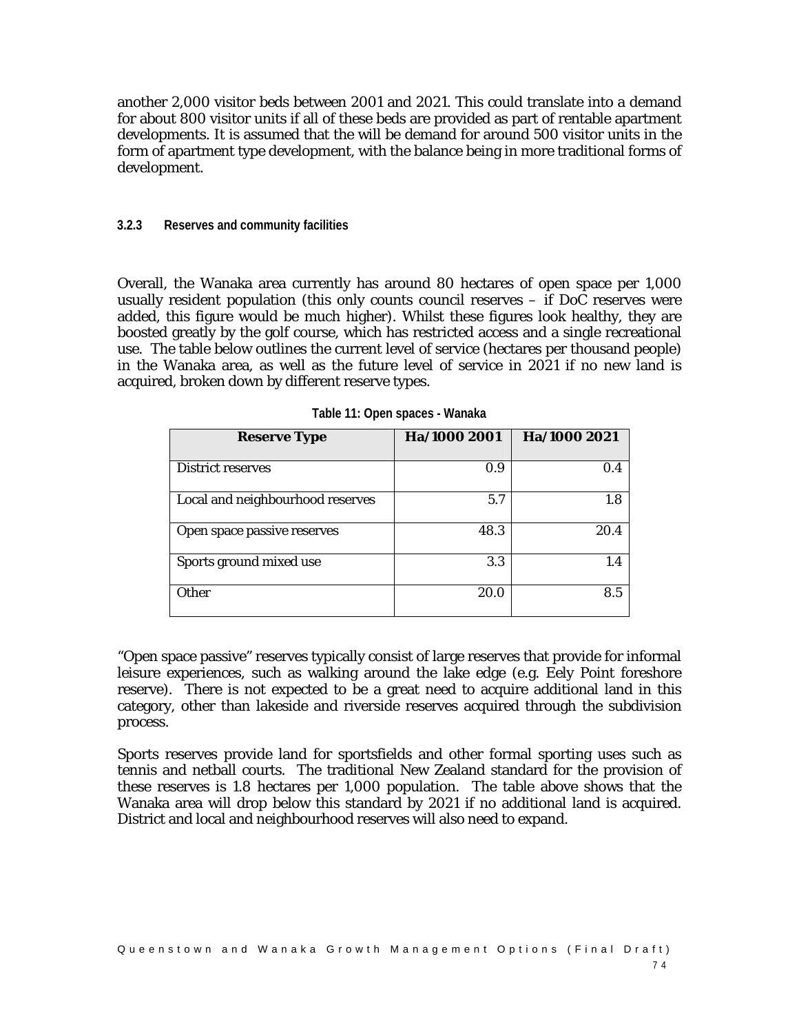another 2,000 visitor beds between 2001 and 2021. This could translate into a demand for about 800 visitor units if all of these beds are provided as part of rentable apartment developments. It is assumed that the will be demand for around 500 visitor units in the form of apartment type development, with the balance being in more traditional forms of development.

#### 3.2.3 Reserves and community facilities

Overall, the Wanaka area currently has around 80 hectares of open space per 1,000 usually resident population (this only counts council reserves – if DoC reserves were added, this figure would be much higher). Whilst these figures look healthy, they are boosted greatly by the golf course, which has restricted access and a single recreational use. The table below outlines the current level of service (hectares per thousand people) in the Wanaka area, as well as the future level of service in 2021 if no new land is acquired, broken down by different reserve types.

**Table 11: Open spaces - Wanaka**

| Reserve Type | Ha/1000 2001 | Ha/1000 2021 |
|---|---|---|
| District reserves | 0.9 | 0.4 |
| Local and neighbourhood reserves | 5.7 | 1.8 |
| Open space passive reserves | 48.3 | 20.4 |
| Sports ground mixed use | 3.3 | 1.4 |
| Other | 20.0 | 8.5 |

"Open space passive" reserves typically consist of large reserves that provide for informal leisure experiences, such as walking around the lake edge (e.g. Eely Point foreshore reserve). There is not expected to be a great need to acquire additional land in this category, other than lakeside and riverside reserves acquired through the subdivision process.

Sports reserves provide land for sportsfields and other formal sporting uses such as tennis and netball courts. The traditional New Zealand standard for the provision of these reserves is 1.8 hectares per 1,000 population. The table above shows that the Wanaka area will drop below this standard by 2021 if no additional land is acquired. District and local and neighbourhood reserves will also need to expand.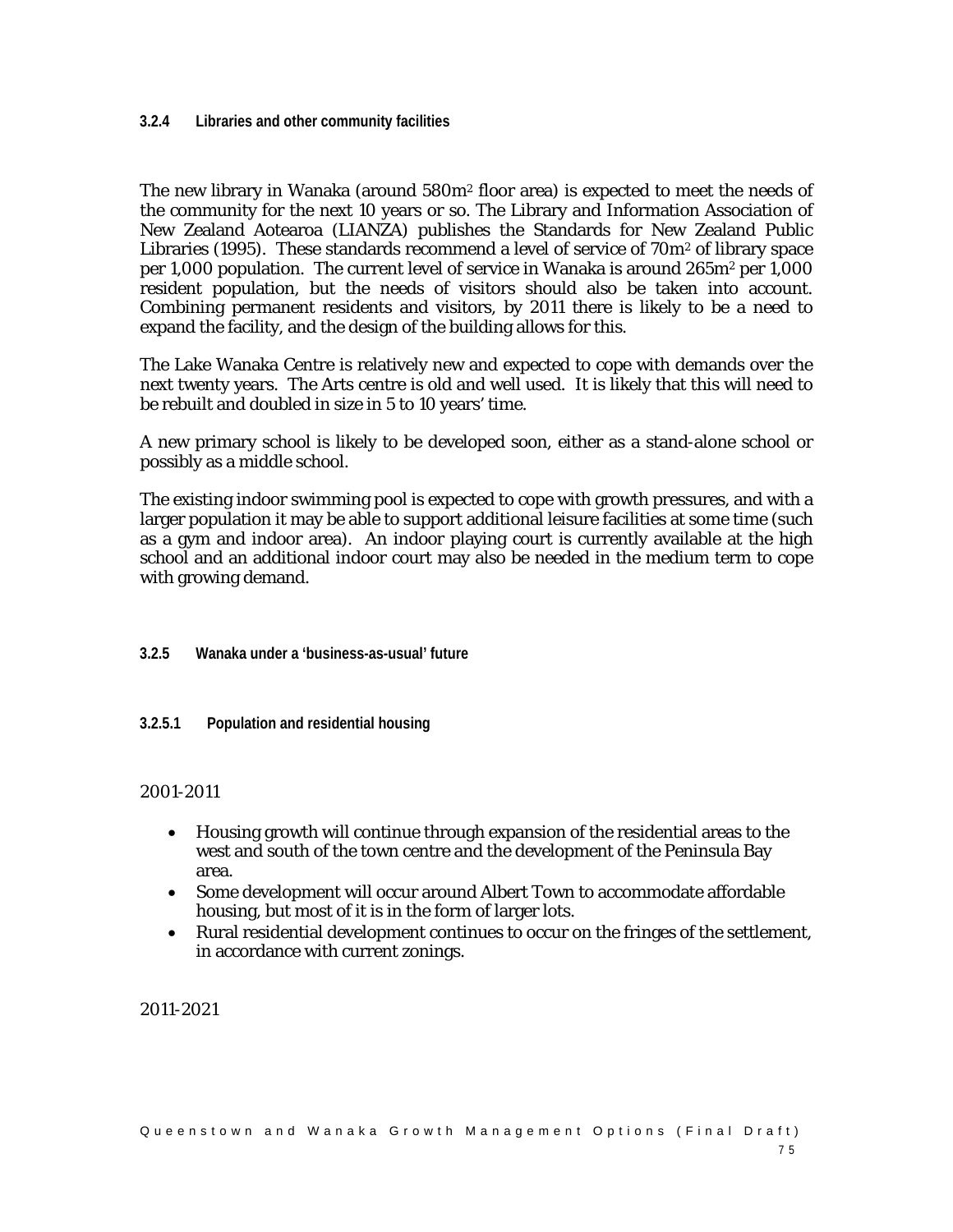### 3.2.4 Libraries and other community facilities

The new library in Wanaka (around 580m$^2$ floor area) is expected to meet the needs of the community for the next 10 years or so. The Library and Information Association of New Zealand Aotearoa (LIANZA) publishes the Standards for New Zealand Public Libraries (1995). These standards recommend a level of service of 70m$^2$ of library space per 1,000 population. The current level of service in Wanaka is around 265m$^2$ per 1,000 resident population, but the needs of visitors should also be taken into account. Combining permanent residents and visitors, by 2011 there is likely to be a need to expand the facility, and the design of the building allows for this.

The Lake Wanaka Centre is relatively new and expected to cope with demands over the next twenty years. The Arts centre is old and well used. It is likely that this will need to be rebuilt and doubled in size in 5 to 10 years' time.

A new primary school is likely to be developed soon, either as a stand-alone school or possibly as a middle school.

The existing indoor swimming pool is expected to cope with growth pressures, and with a larger population it may be able to support additional leisure facilities at some time (such as a gym and indoor area). An indoor playing court is currently available at the high school and an additional indoor court may also be needed in the medium term to cope with growing demand.

### 3.2.5 Wanaka under a 'business-as-usual' future

#### 3.2.5.1 Population and residential housing

2001-2011

- Housing growth will continue through expansion of the residential areas to the west and south of the town centre and the development of the Peninsula Bay area.
- Some development will occur around Albert Town to accommodate affordable housing, but most of it is in the form of larger lots.
- Rural residential development continues to occur on the fringes of the settlement, in accordance with current zonings.

2011-2021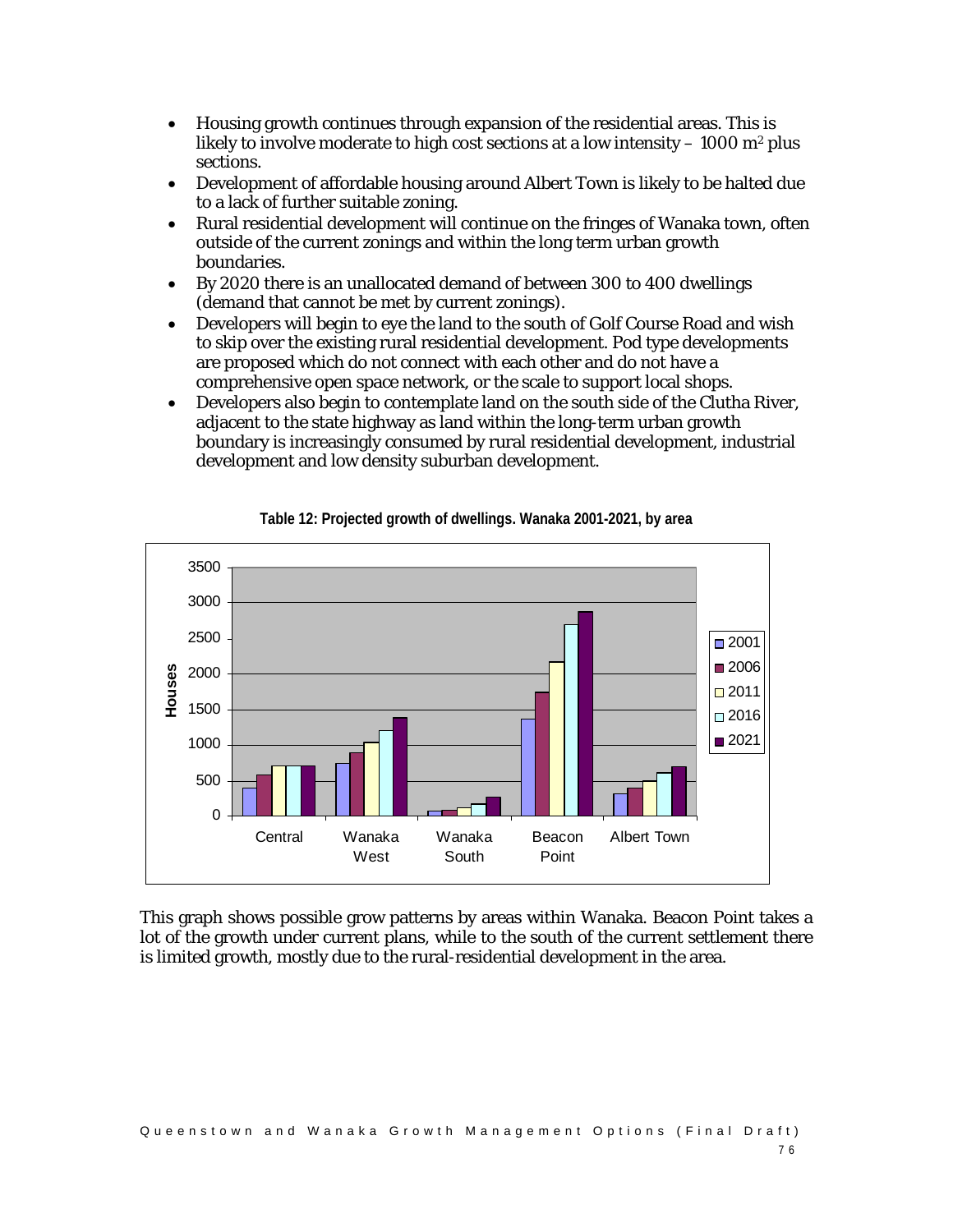- Housing growth continues through expansion of the residential areas. This is likely to involve moderate to high cost sections at a low intensity – 1000 $m^2$ plus sections.
- Development of affordable housing around Albert Town is likely to be halted due to a lack of further suitable zoning.
- Rural residential development will continue on the fringes of Wanaka town, often outside of the current zonings and within the long term urban growth boundaries.
- By 2020 there is an unallocated demand of between 300 to 400 dwellings (demand that cannot be met by current zonings).
- Developers will begin to eye the land to the south of Golf Course Road and wish to skip over the existing rural residential development. Pod type developments are proposed which do not connect with each other and do not have a comprehensive open space network, or the scale to support local shops.
- Developers also begin to contemplate land on the south side of the Clutha River, adjacent to the state highway as land within the long-term urban growth boundary is increasingly consumed by rural residential development, industrial development and low density suburban development.

**Table 12: Projected growth of dwellings. Wanaka 2001-2021, by area**

This graph shows possible grow patterns by areas within Wanaka. Beacon Point takes a lot of the growth under current plans, while to the south of the current settlement there is limited growth, mostly due to the rural-residential development in the area.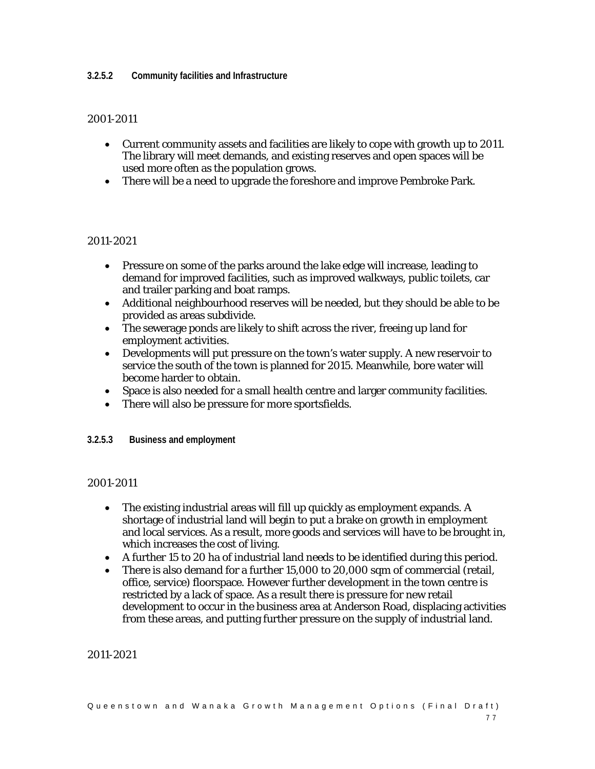#### 3.2.5.2 Community facilities and Infrastructure

2001-2011

- Current community assets and facilities are likely to cope with growth up to 2011. The library will meet demands, and existing reserves and open spaces will be used more often as the population grows.
- There will be a need to upgrade the foreshore and improve Pembroke Park.

2011-2021

- Pressure on some of the parks around the lake edge will increase, leading to demand for improved facilities, such as improved walkways, public toilets, car and trailer parking and boat ramps.
- Additional neighbourhood reserves will be needed, but they should be able to be provided as areas subdivide.
- The sewerage ponds are likely to shift across the river, freeing up land for employment activities.
- Developments will put pressure on the town's water supply. A new reservoir to service the south of the town is planned for 2015. Meanwhile, bore water will become harder to obtain.
- Space is also needed for a small health centre and larger community facilities.
- There will also be pressure for more sportsfields.

#### 3.2.5.3 Business and employment

2001-2011

- The existing industrial areas will fill up quickly as employment expands. A shortage of industrial land will begin to put a brake on growth in employment and local services. As a result, more goods and services will have to be brought in, which increases the cost of living.
- A further 15 to 20 ha of industrial land needs to be identified during this period.
- There is also demand for a further 15,000 to 20,000 sqm of commercial (retail, office, service) floorspace. However further development in the town centre is restricted by a lack of space. As a result there is pressure for new retail development to occur in the business area at Anderson Road, displacing activities from these areas, and putting further pressure on the supply of industrial land.

2011-2021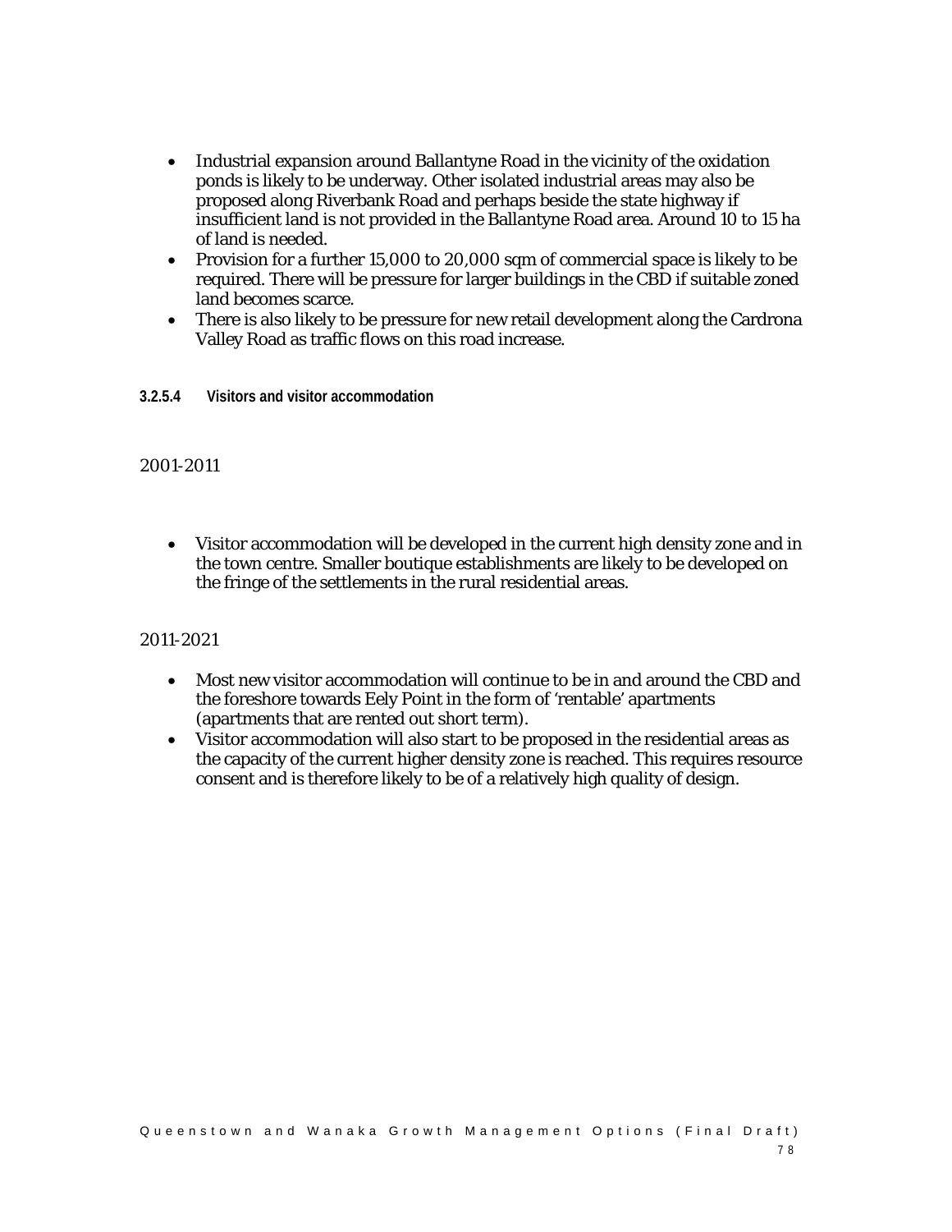- Industrial expansion around Ballantyne Road in the vicinity of the oxidation ponds is likely to be underway. Other isolated industrial areas may also be proposed along Riverbank Road and perhaps beside the state highway if insufficient land is not provided in the Ballantyne Road area. Around 10 to 15 ha of land is needed.
- Provision for a further 15,000 to 20,000 sqm of commercial space is likely to be required. There will be pressure for larger buildings in the CBD if suitable zoned land becomes scarce.
- There is also likely to be pressure for new retail development along the Cardrona Valley Road as traffic flows on this road increase.

#### 3.2.5.4 Visitors and visitor accommodation

2001-2011

- Visitor accommodation will be developed in the current high density zone and in the town centre. Smaller boutique establishments are likely to be developed on the fringe of the settlements in the rural residential areas.

2011-2021

- Most new visitor accommodation will continue to be in and around the CBD and the foreshore towards Eely Point in the form of 'rentable' apartments (apartments that are rented out short term).
- Visitor accommodation will also start to be proposed in the residential areas as the capacity of the current higher density zone is reached. This requires resource consent and is therefore likely to be of a relatively high quality of design.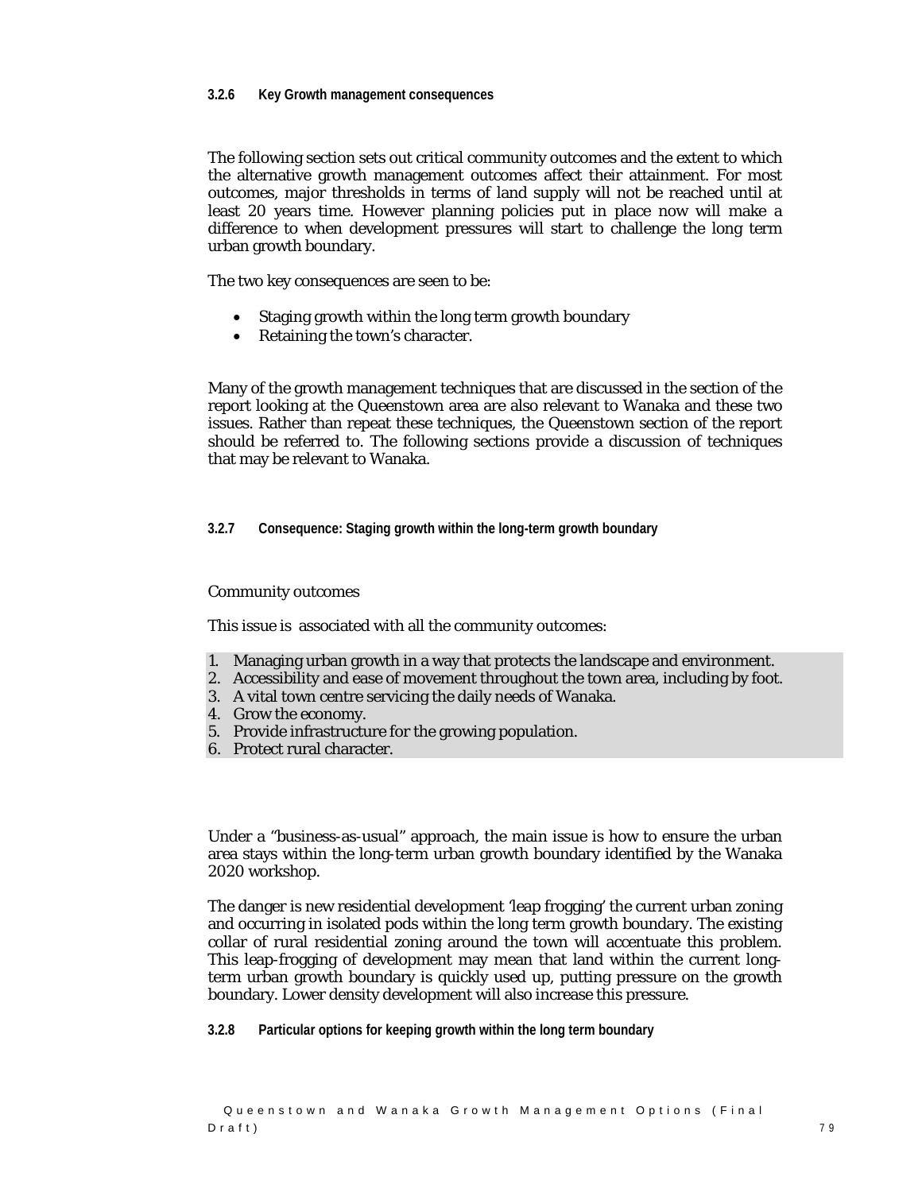#### 3.2.6 Key Growth management consequences

The following section sets out critical community outcomes and the extent to which the alternative growth management outcomes affect their attainment. For most outcomes, major thresholds in terms of land supply will not be reached until at least 20 years time. However planning policies put in place now will make a difference to when development pressures will start to challenge the long term urban growth boundary.

The two key consequences are seen to be:

- Staging growth within the long term growth boundary
- Retaining the town's character.

Many of the growth management techniques that are discussed in the section of the report looking at the Queenstown area are also relevant to Wanaka and these two issues. Rather than repeat these techniques, the Queenstown section of the report should be referred to. The following sections provide a discussion of techniques that may be relevant to Wanaka.

#### 3.2.7 Consequence: Staging growth within the long-term growth boundary

Community outcomes

This issue is associated with all the community outcomes:

1. Managing urban growth in a way that protects the landscape and environment.
2. Accessibility and ease of movement throughout the town area, including by foot.
3. A vital town centre servicing the daily needs of Wanaka.
4. Grow the economy.
5. Provide infrastructure for the growing population.
6. Protect rural character.

Under a "business-as-usual" approach, the main issue is how to ensure the urban area stays within the long-term urban growth boundary identified by the Wanaka 2020 workshop.

The danger is new residential development 'leap frogging' the current urban zoning and occurring in isolated pods within the long term growth boundary. The existing collar of rural residential zoning around the town will accentuate this problem. This leap-frogging of development may mean that land within the current long-term urban growth boundary is quickly used up, putting pressure on the growth boundary. Lower density development will also increase this pressure.

#### 3.2.8 Particular options for keeping growth within the long term boundary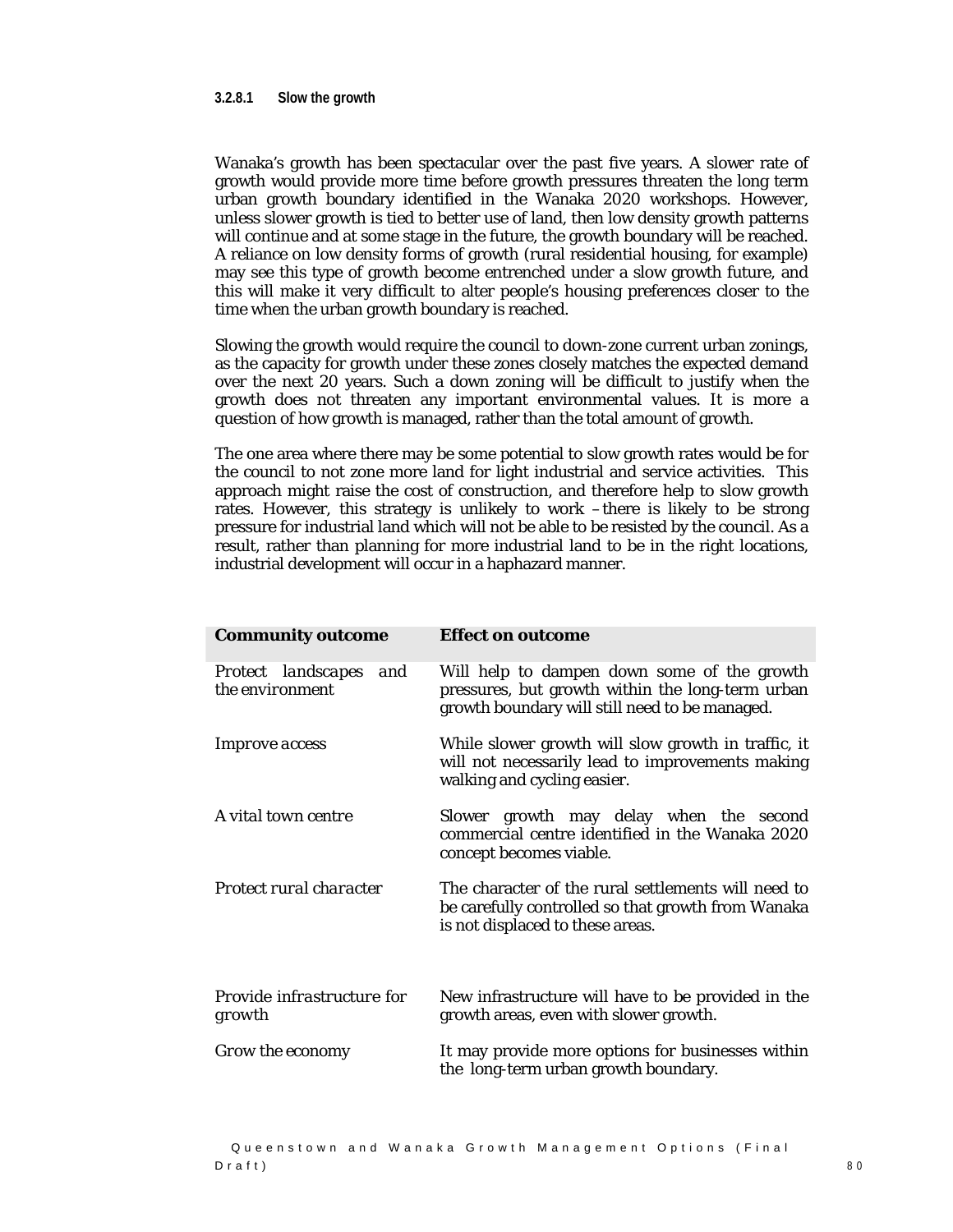#### 3.2.8.1 Slow the growth

Wanaka's growth has been spectacular over the past five years. A slower rate of growth would provide more time before growth pressures threaten the long term urban growth boundary identified in the Wanaka 2020 workshops. However, unless slower growth is tied to better use of land, then low density growth patterns will continue and at some stage in the future, the growth boundary will be reached. A reliance on low density forms of growth (rural residential housing, for example) may see this type of growth become entrenched under a slow growth future, and this will make it very difficult to alter people's housing preferences closer to the time when the urban growth boundary is reached.

Slowing the growth would require the council to down-zone current urban zonings, as the capacity for growth under these zones closely matches the expected demand over the next 20 years. Such a down zoning will be difficult to justify when the growth does not threaten any important environmental values. It is more a question of how growth is managed, rather than the total amount of growth.

The one area where there may be some potential to slow growth rates would be for the council to not zone more land for light industrial and service activities. This approach might raise the cost of construction, and therefore help to slow growth rates. However, this strategy is unlikely to work – there is likely to be strong pressure for industrial land which will not be able to be resisted by the council. As a result, rather than planning for more industrial land to be in the right locations, industrial development will occur in a haphazard manner.

| Community outcome | Effect on outcome |
| --- | --- |
| *Protect landscapes and the environment* | Will help to dampen down some of the growth pressures, but growth within the long-term urban growth boundary will still need to be managed. |
| *Improve access* | While slower growth will slow growth in traffic, it will not necessarily lead to improvements making walking and cycling easier. |
| *A vital town centre* | Slower growth may delay when the second commercial centre identified in the Wanaka 2020 concept becomes viable. |
| *Protect rural character* | The character of the rural settlements will need to be carefully controlled so that growth from Wanaka is not displaced to these areas. |
| *Provide infrastructure for growth* | New infrastructure will have to be provided in the growth areas, even with slower growth. |
| Grow the economy | It may provide more options for businesses within the long-term urban growth boundary. |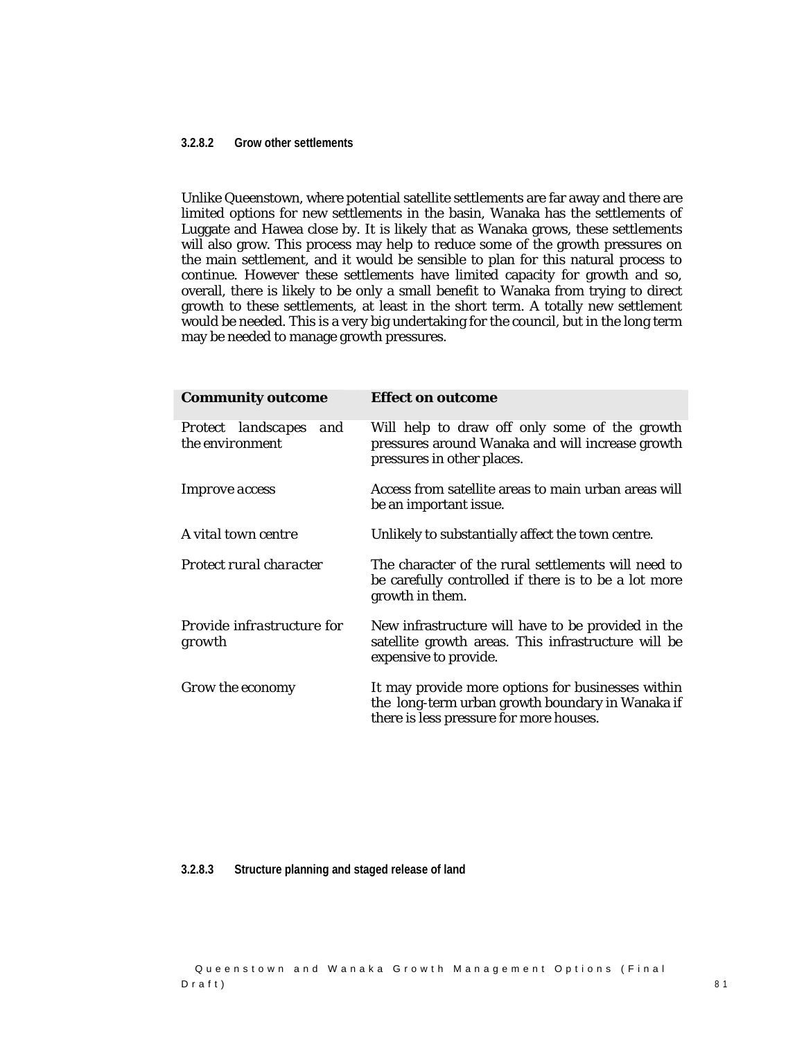#### 3.2.8.2 Grow other settlements

Unlike Queenstown, where potential satellite settlements are far away and there are limited options for new settlements in the basin, Wanaka has the settlements of Luggate and Hawea close by. It is likely that as Wanaka grows, these settlements will also grow. This process may help to reduce some of the growth pressures on the main settlement, and it would be sensible to plan for this natural process to continue. However these settlements have limited capacity for growth and so, overall, there is likely to be only a small benefit to Wanaka from trying to direct growth to these settlements, at least in the short term. A totally new settlement would be needed. This is a very big undertaking for the council, but in the long term may be needed to manage growth pressures.

| **Community outcome** | **Effect on outcome** |
|---|---|
| *Protect landscapes and the environment* | Will help to draw off only some of the growth pressures around Wanaka and will increase growth pressures in other places. |
| *Improve access* | Access from satellite areas to main urban areas will be an important issue. |
| *A vital town centre* | Unlikely to substantially affect the town centre. |
| *Protect rural character* | The character of the rural settlements will need to be carefully controlled if there is to be a lot more growth in them. |
| *Provide infrastructure for growth* | New infrastructure will have to be provided in the satellite growth areas. This infrastructure will be expensive to provide. |
| *Grow the economy* | It may provide more options for businesses within the long-term urban growth boundary in Wanaka if there is less pressure for more houses. |

#### 3.2.8.3 Structure planning and staged release of land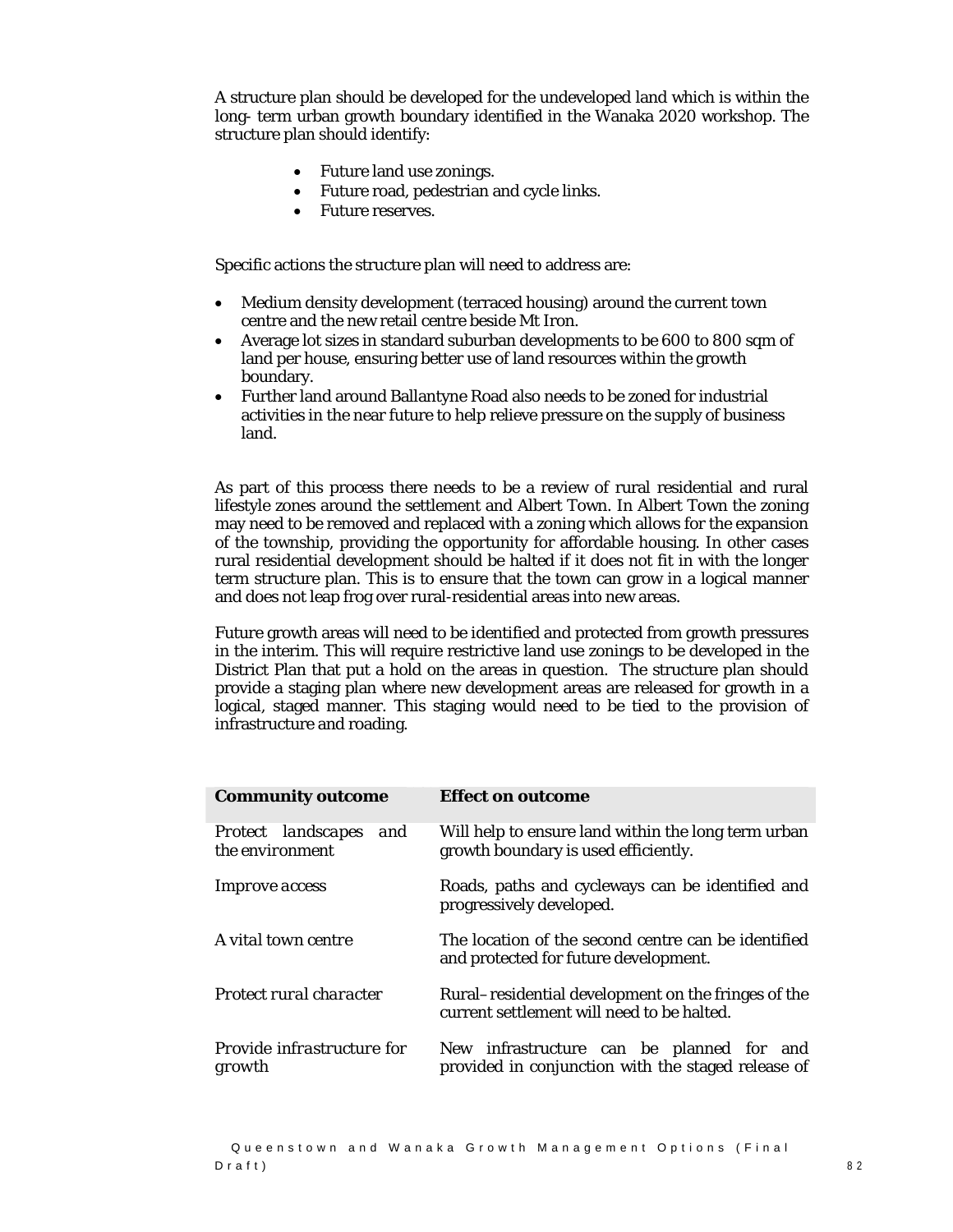A structure plan should be developed for the undeveloped land which is within the long- term urban growth boundary identified in the Wanaka 2020 workshop. The structure plan should identify:

- Future land use zonings.
- Future road, pedestrian and cycle links.
- Future reserves.

Specific actions the structure plan will need to address are:

- Medium density development (terraced housing) around the current town centre and the new retail centre beside Mt Iron.
- Average lot sizes in standard suburban developments to be 600 to 800 sqm of land per house, ensuring better use of land resources within the growth boundary.
- Further land around Ballantyne Road also needs to be zoned for industrial activities in the near future to help relieve pressure on the supply of business land.

As part of this process there needs to be a review of rural residential and rural lifestyle zones around the settlement and Albert Town. In Albert Town the zoning may need to be removed and replaced with a zoning which allows for the expansion of the township, providing the opportunity for affordable housing. In other cases rural residential development should be halted if it does not fit in with the longer term structure plan. This is to ensure that the town can grow in a logical manner and does not leap frog over rural-residential areas into new areas.

Future growth areas will need to be identified and protected from growth pressures in the interim. This will require restrictive land use zonings to be developed in the District Plan that put a hold on the areas in question. The structure plan should provide a staging plan where new development areas are released for growth in a logical, staged manner. This staging would need to be tied to the provision of infrastructure and roading.

| **Community outcome** | **Effect on outcome** |
|---|---|
| *Protect landscapes and the environment* | Will help to ensure land within the long term urban growth boundary is used efficiently. |
| *Improve access* | Roads, paths and cycleways can be identified and progressively developed. |
| *A vital town centre* | The location of the second centre can be identified and protected for future development. |
| *Protect rural character* | Rural–residential development on the fringes of the current settlement will need to be halted. |
| *Provide infrastructure for growth* | New infrastructure can be planned for and provided in conjunction with the staged release of |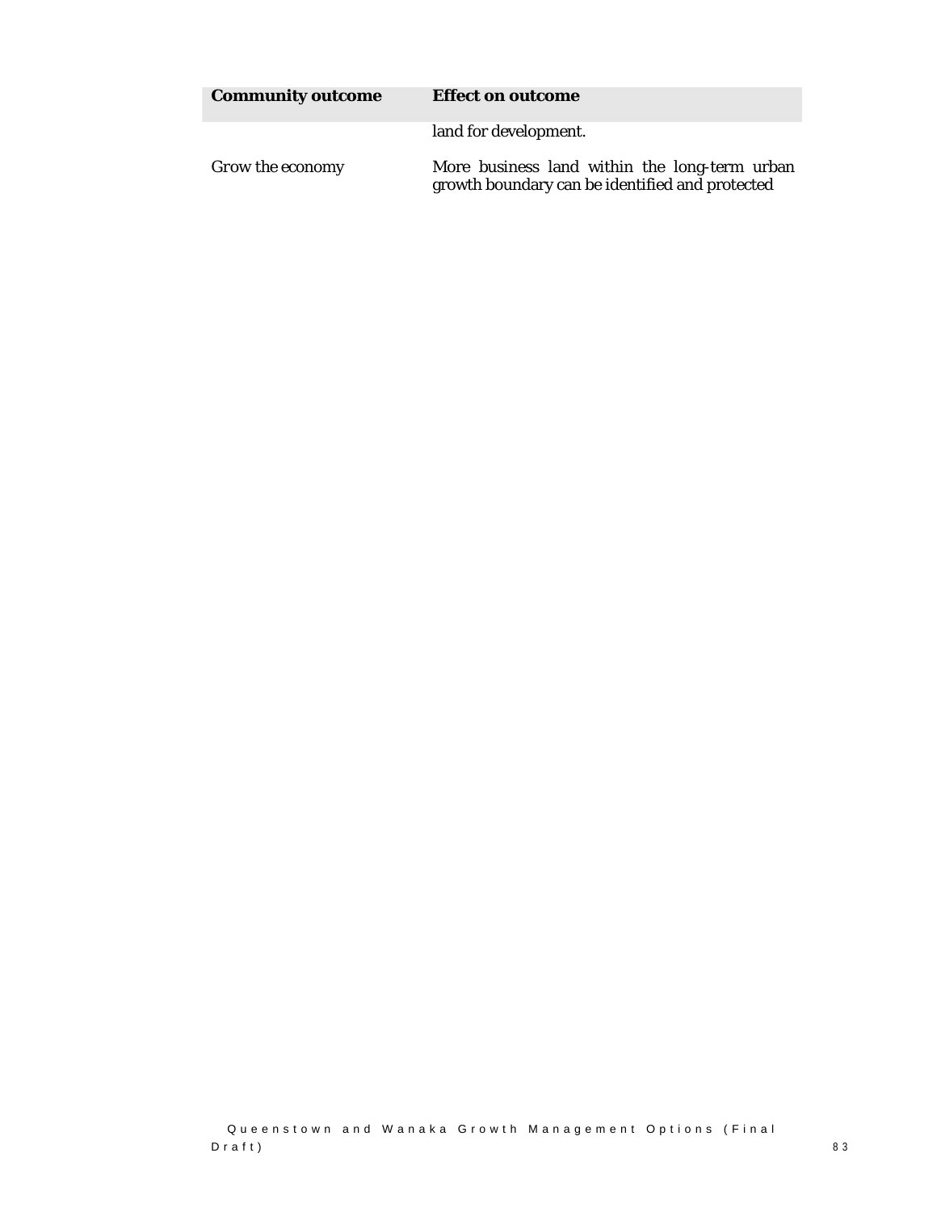| Community outcome | Effect on outcome |
|---|---|
| | land for development. |
| Grow the economy | More business land within the long-term urban growth boundary can be identified and protected |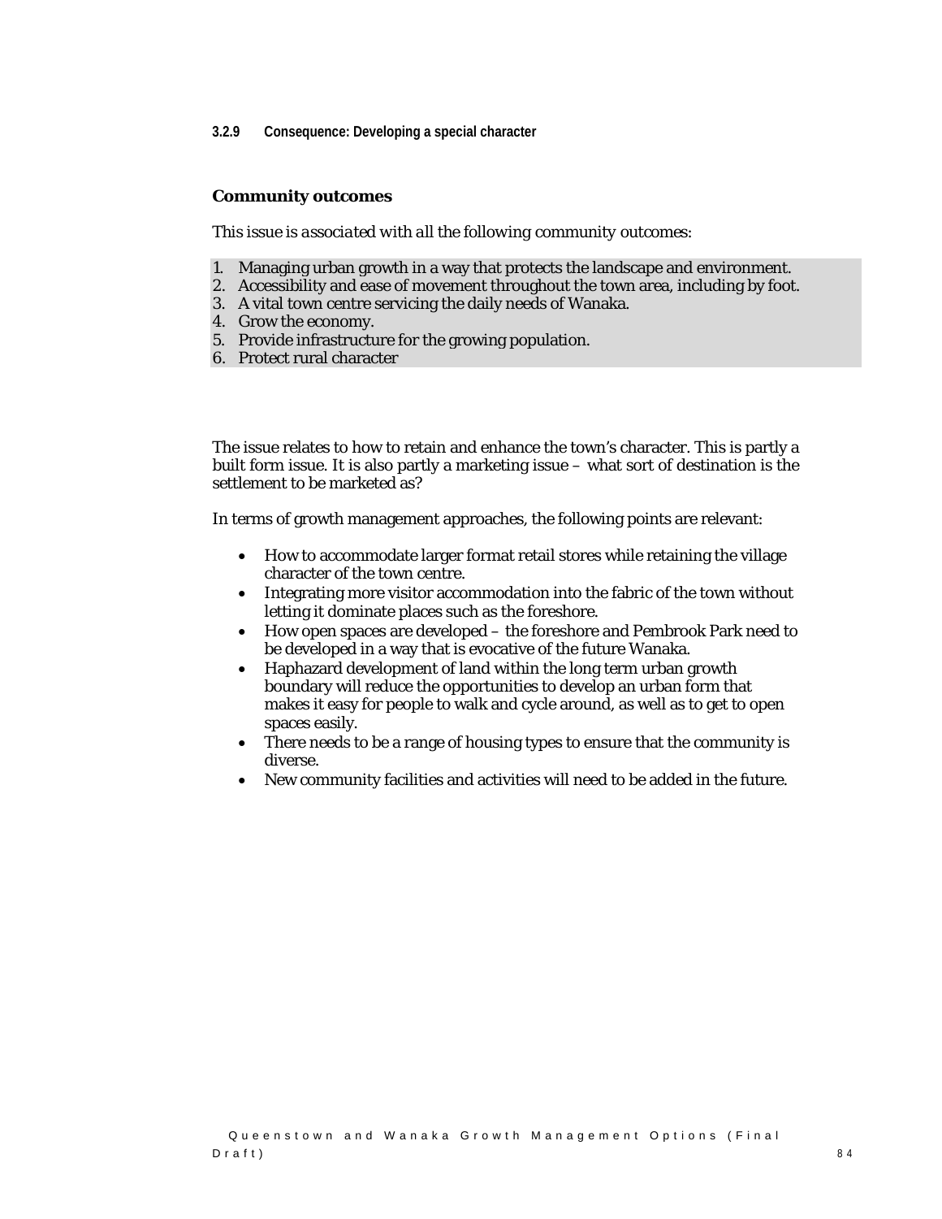### 3.2.9 Consequence: Developing a special character

**Community outcomes**

*This issue is associated with all the following community outcomes:*

1. Managing urban growth in a way that protects the landscape and environment.
2. Accessibility and ease of movement throughout the town area, including by foot.
3. A vital town centre servicing the daily needs of Wanaka.
4. Grow the economy.
5. Provide infrastructure for the growing population.
6. Protect rural character

The issue relates to how to retain and enhance the town's character. This is partly a built form issue. It is also partly a marketing issue – what sort of destination is the settlement to be marketed as?

In terms of growth management approaches, the following points are relevant:

- How to accommodate larger format retail stores while retaining the village character of the town centre.
- Integrating more visitor accommodation into the fabric of the town without letting it dominate places such as the foreshore.
- How open spaces are developed – the foreshore and Pembrook Park need to be developed in a way that is evocative of the future Wanaka.
- Haphazard development of land within the long term urban growth boundary will reduce the opportunities to develop an urban form that makes it easy for people to walk and cycle around, as well as to get to open spaces easily.
- There needs to be a range of housing types to ensure that the community is diverse.
- New community facilities and activities will need to be added in the future.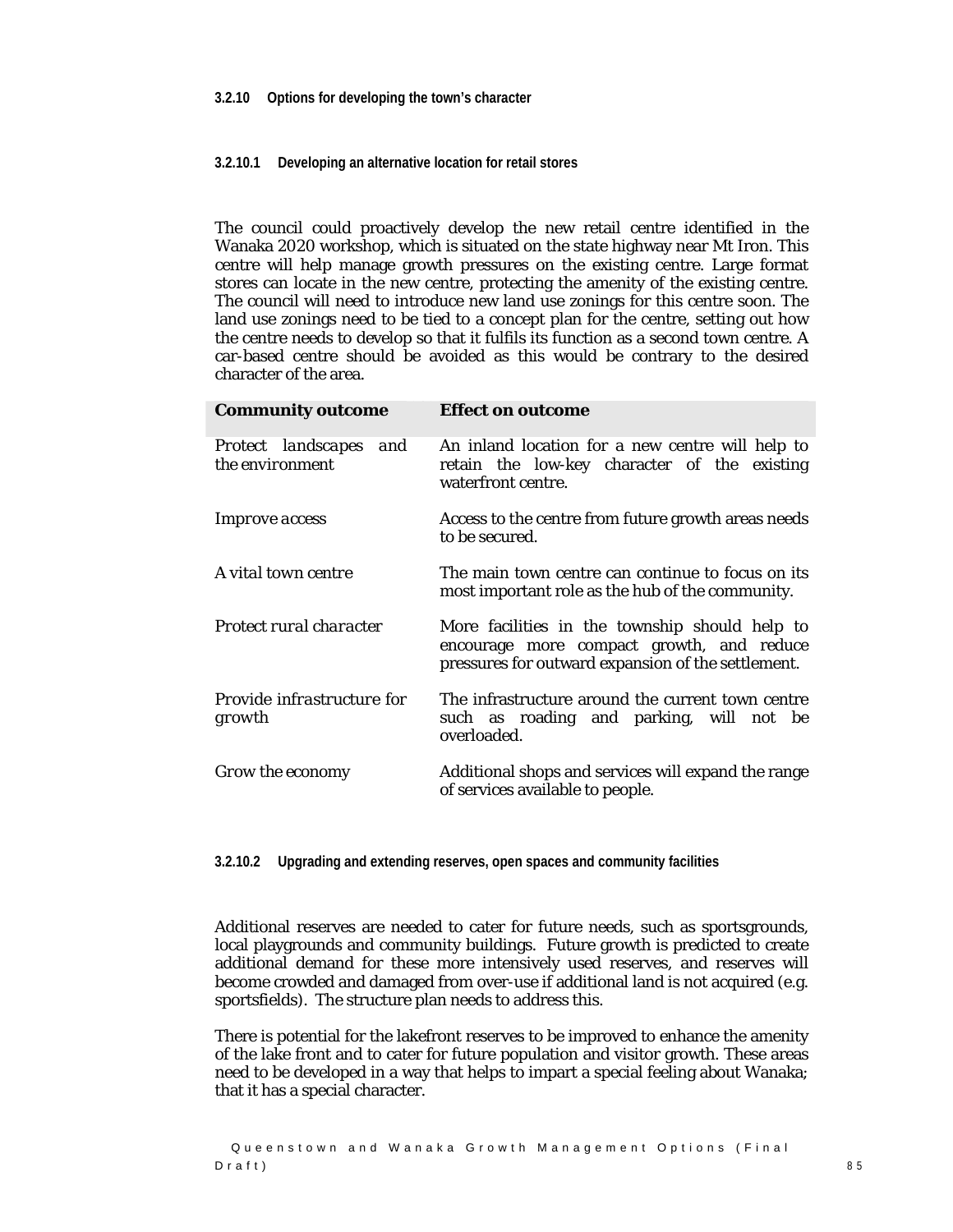#### 3.2.10 Options for developing the town's character

##### 3.2.10.1 Developing an alternative location for retail stores

The council could proactively develop the new retail centre identified in the Wanaka 2020 workshop, which is situated on the state highway near Mt Iron. This centre will help manage growth pressures on the existing centre. Large format stores can locate in the new centre, protecting the amenity of the existing centre. The council will need to introduce new land use zonings for this centre soon. The land use zonings need to be tied to a concept plan for the centre, setting out how the centre needs to develop so that it fulfils its function as a second town centre. A car-based centre should be avoided as this would be contrary to the desired character of the area.

| Community outcome | Effect on outcome |
|---|---|
| *Protect landscapes and the environment* | An inland location for a new centre will help to retain the low-key character of the existing waterfront centre. |
| *Improve access* | Access to the centre from future growth areas needs to be secured. |
| *A vital town centre* | The main town centre can continue to focus on its most important role as the hub of the community. |
| *Protect rural character* | More facilities in the township should help to encourage more compact growth, and reduce pressures for outward expansion of the settlement. |
| *Provide infrastructure for growth* | The infrastructure around the current town centre such as roading and parking, will not be overloaded. |
| *Grow the economy* | Additional shops and services will expand the range of services available to people. |

##### 3.2.10.2 Upgrading and extending reserves, open spaces and community facilities

Additional reserves are needed to cater for future needs, such as sportsgrounds, local playgrounds and community buildings. Future growth is predicted to create additional demand for these more intensively used reserves, and reserves will become crowded and damaged from over-use if additional land is not acquired (e.g. sportsfields). The structure plan needs to address this.

There is potential for the lakefront reserves to be improved to enhance the amenity of the lake front and to cater for future population and visitor growth. These areas need to be developed in a way that helps to impart a special feeling about Wanaka; that it has a special character.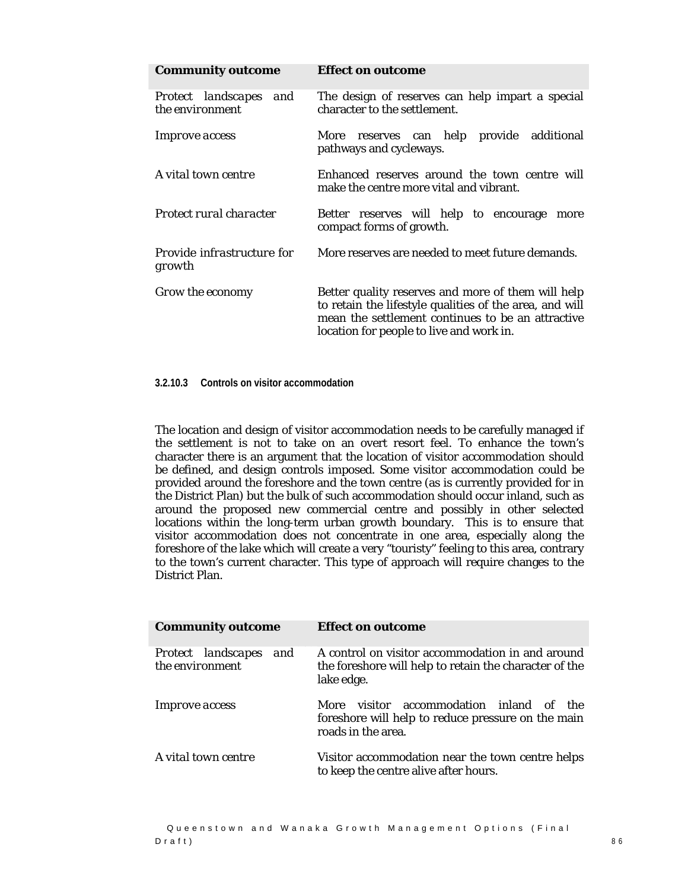| Community outcome | Effect on outcome |
| --- | --- |
| *Protect landscapes and the environment* | The design of reserves can help impart a special character to the settlement. |
| *Improve access* | More reserves can help provide additional pathways and cycleways. |
| *A vital town centre* | Enhanced reserves around the town centre will make the centre more vital and vibrant. |
| *Protect rural character* | Better reserves will help to encourage more compact forms of growth. |
| *Provide infrastructure for growth* | More reserves are needed to meet future demands. |
| *Grow the economy* | Better quality reserves and more of them will help to retain the lifestyle qualities of the area, and will mean the settlement continues to be an attractive location for people to live and work in. |

#### 3.2.10.3 Controls on visitor accommodation

The location and design of visitor accommodation needs to be carefully managed if the settlement is not to take on an overt resort feel. To enhance the town's character there is an argument that the location of visitor accommodation should be defined, and design controls imposed. Some visitor accommodation could be provided around the foreshore and the town centre (as is currently provided for in the District Plan) but the bulk of such accommodation should occur inland, such as around the proposed new commercial centre and possibly in other selected locations within the long-term urban growth boundary. This is to ensure that visitor accommodation does not concentrate in one area, especially along the foreshore of the lake which will create a very "touristy" feeling to this area, contrary to the town's current character. This type of approach will require changes to the District Plan.

| Community outcome | Effect on outcome |
| --- | --- |
| *Protect landscapes and the environment* | A control on visitor accommodation in and around the foreshore will help to retain the character of the lake edge. |
| *Improve access* | More visitor accommodation inland of the foreshore will help to reduce pressure on the main roads in the area. |
| *A vital town centre* | Visitor accommodation near the town centre helps to keep the centre alive after hours. |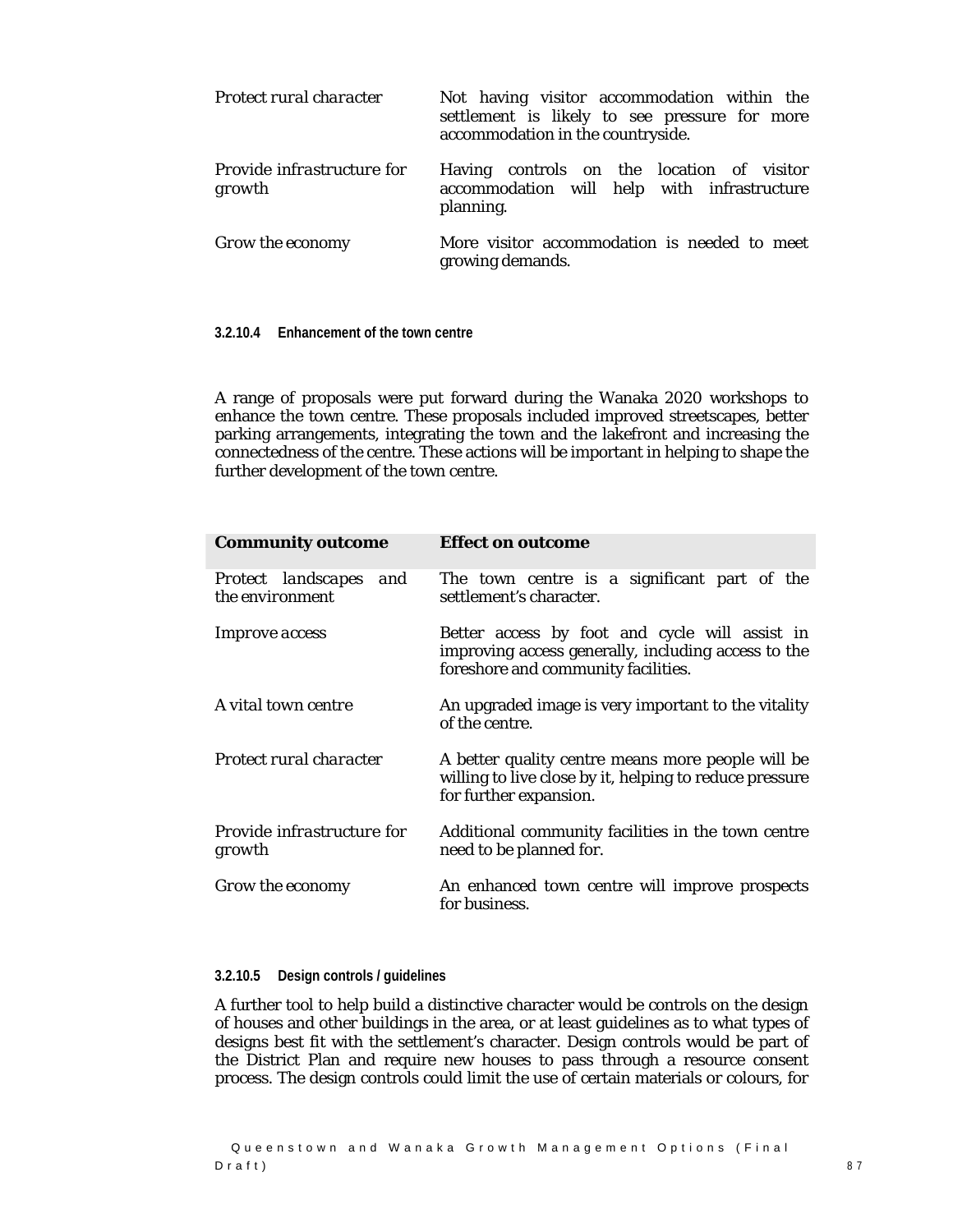| | |
|---|---|
| *Protect rural character* | Not having visitor accommodation within the settlement is likely to see pressure for more accommodation in the countryside. |
| *Provide infrastructure for growth* | Having controls on the location of visitor accommodation will help with infrastructure planning. |
| *Grow the economy* | More visitor accommodation is needed to meet growing demands. |

#### 3.2.10.4 Enhancement of the town centre

A range of proposals were put forward during the Wanaka 2020 workshops to enhance the town centre. These proposals included improved streetscapes, better parking arrangements, integrating the town and the lakefront and increasing the connectedness of the centre. These actions will be important in helping to shape the further development of the town centre.

| **Community outcome** | **Effect on outcome** |
|---|---|
| *Protect landscapes and the environment* | The town centre is a significant part of the settlement's character. |
| *Improve access* | Better access by foot and cycle will assist in improving access generally, including access to the foreshore and community facilities. |
| *A vital town centre* | An upgraded image is very important to the vitality of the centre. |
| *Protect rural character* | A better quality centre means more people will be willing to live close by it, helping to reduce pressure for further expansion. |
| *Provide infrastructure for growth* | Additional community facilities in the town centre need to be planned for. |
| *Grow the economy* | An enhanced town centre will improve prospects for business. |

#### 3.2.10.5 Design controls / guidelines

A further tool to help build a distinctive character would be controls on the design of houses and other buildings in the area, or at least guidelines as to what types of designs best fit with the settlement's character. Design controls would be part of the District Plan and require new houses to pass through a resource consent process. The design controls could limit the use of certain materials or colours, for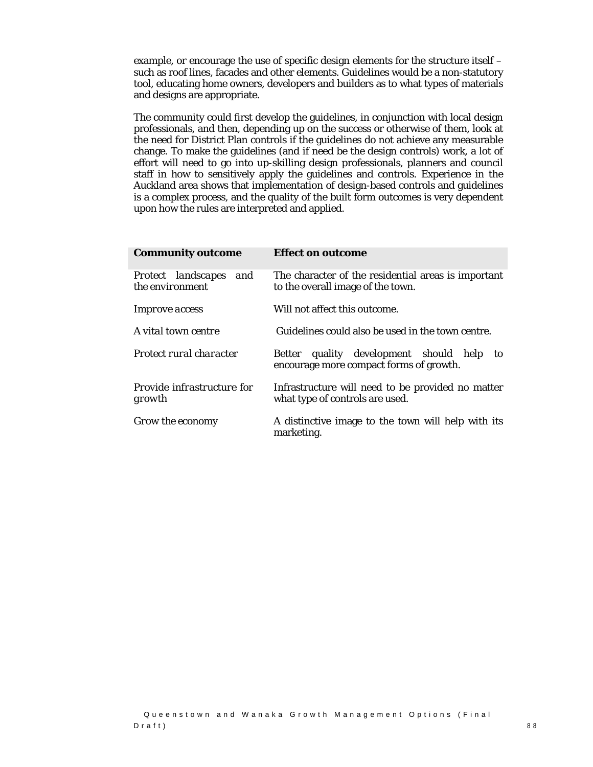example, or encourage the use of specific design elements for the structure itself – such as roof lines, facades and other elements. Guidelines would be a non-statutory tool, educating home owners, developers and builders as to what types of materials and designs are appropriate.

The community could first develop the guidelines, in conjunction with local design professionals, and then, depending up on the success or otherwise of them, look at the need for District Plan controls if the guidelines do not achieve any measurable change. To make the guidelines (and if need be the design controls) work, a lot of effort will need to go into up-skilling design professionals, planners and council staff in how to sensitively apply the guidelines and controls. Experience in the Auckland area shows that implementation of design-based controls and guidelines is a complex process, and the quality of the built form outcomes is very dependent upon how the rules are interpreted and applied.

| Community outcome | Effect on outcome |
| --- | --- |
| *Protect landscapes and the environment* | The character of the residential areas is important to the overall image of the town. |
| *Improve access* | Will not affect this outcome. |
| *A vital town centre* | Guidelines could also be used in the town centre. |
| *Protect rural character* | Better quality development should help to encourage more compact forms of growth. |
| *Provide infrastructure for growth* | Infrastructure will need to be provided no matter what type of controls are used. |
| *Grow the economy* | A distinctive image to the town will help with its marketing. |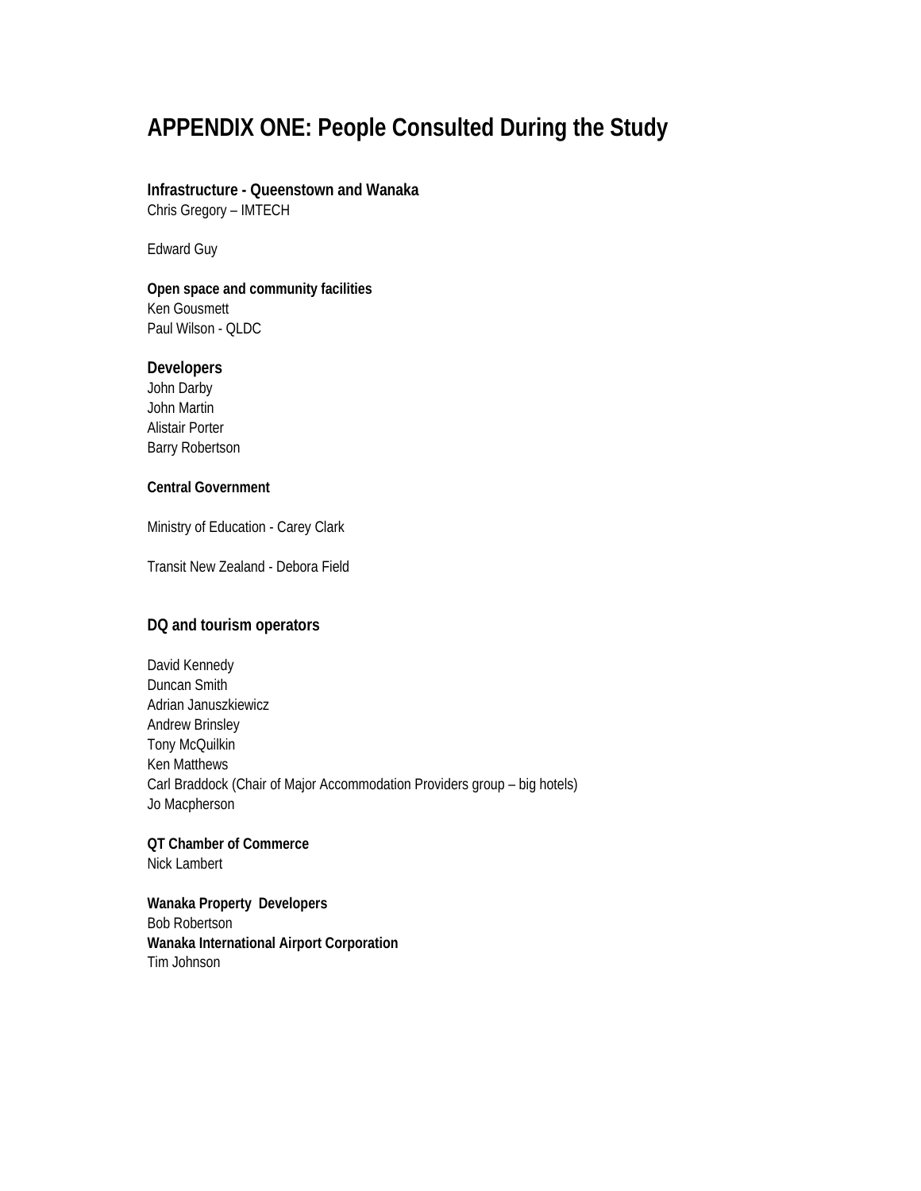# APPENDIX ONE: People Consulted During the Study

**Infrastructure - Queenstown and Wanaka**
Chris Gregory – IMTECH

Edward Guy

**Open space and community facilities**
Ken Gousmett
Paul Wilson - QLDC

**Developers**
John Darby
John Martin
Alistair Porter
Barry Robertson

**Central Government**

Ministry of Education - Carey Clark

Transit New Zealand - Debora Field

**DQ and tourism operators**

David Kennedy
Duncan Smith
Adrian Januszkiewicz
Andrew Brinsley
Tony McQuilkin
Ken Matthews
Carl Braddock (Chair of Major Accommodation Providers group – big hotels)
Jo Macpherson

**QT Chamber of Commerce**
Nick Lambert

**Wanaka Property Developers**
Bob Robertson
**Wanaka International Airport Corporation**
Tim Johnson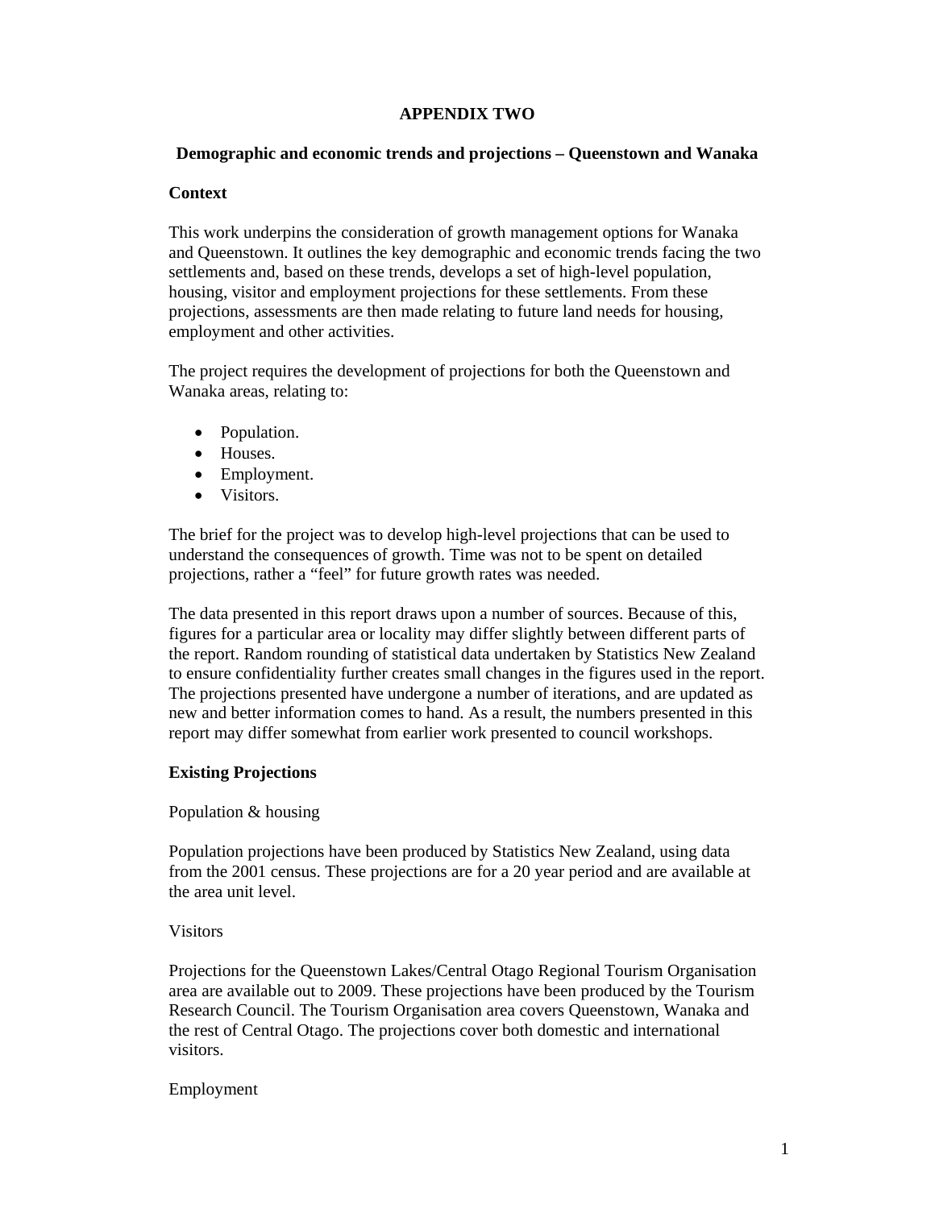# APPENDIX TWO

## Demographic and economic trends and projections – Queenstown and Wanaka

### Context

This work underpins the consideration of growth management options for Wanaka and Queenstown. It outlines the key demographic and economic trends facing the two settlements and, based on these trends, develops a set of high-level population, housing, visitor and employment projections for these settlements. From these projections, assessments are then made relating to future land needs for housing, employment and other activities.

The project requires the development of projections for both the Queenstown and Wanaka areas, relating to:

- Population.
- Houses.
- Employment.
- Visitors.

The brief for the project was to develop high-level projections that can be used to understand the consequences of growth. Time was not to be spent on detailed projections, rather a "feel" for future growth rates was needed.

The data presented in this report draws upon a number of sources. Because of this, figures for a particular area or locality may differ slightly between different parts of the report. Random rounding of statistical data undertaken by Statistics New Zealand to ensure confidentiality further creates small changes in the figures used in the report. The projections presented have undergone a number of iterations, and are updated as new and better information comes to hand. As a result, the numbers presented in this report may differ somewhat from earlier work presented to council workshops.

### Existing Projections

Population & housing

Population projections have been produced by Statistics New Zealand, using data from the 2001 census. These projections are for a 20 year period and are available at the area unit level.

Visitors

Projections for the Queenstown Lakes/Central Otago Regional Tourism Organisation area are available out to 2009. These projections have been produced by the Tourism Research Council. The Tourism Organisation area covers Queenstown, Wanaka and the rest of Central Otago. The projections cover both domestic and international visitors.

Employment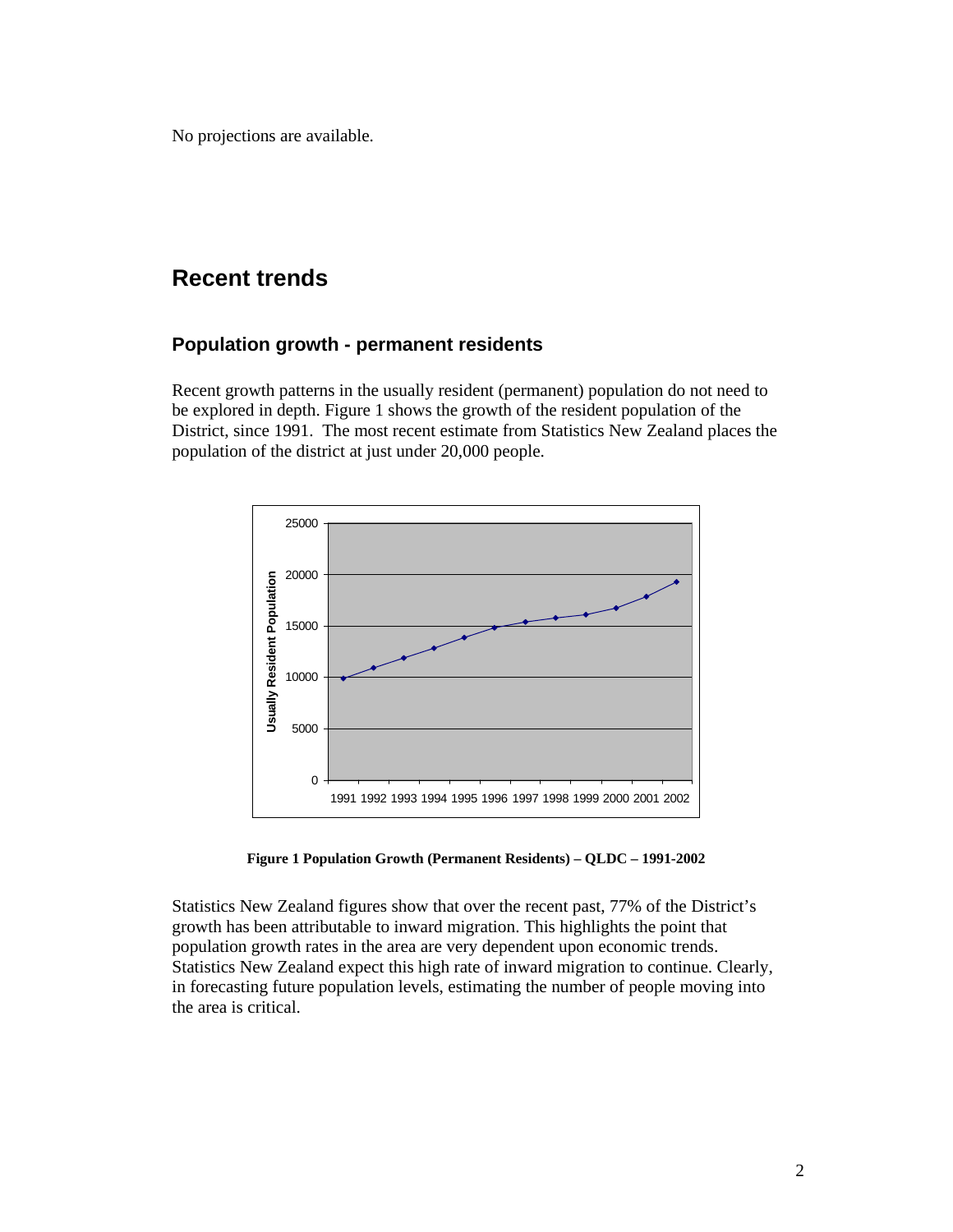No projections are available.

## Recent trends

### Population growth - permanent residents

Recent growth patterns in the usually resident (permanent) population do not need to be explored in depth. Figure 1 shows the growth of the resident population of the District, since 1991. The most recent estimate from Statistics New Zealand places the population of the district at just under 20,000 people.

**Figure 1 Population Growth (Permanent Residents) – QLDC – 1991-2002**

Statistics New Zealand figures show that over the recent past, 77% of the District's growth has been attributable to inward migration. This highlights the point that population growth rates in the area are very dependent upon economic trends. Statistics New Zealand expect this high rate of inward migration to continue. Clearly, in forecasting future population levels, estimating the number of people moving into the area is critical.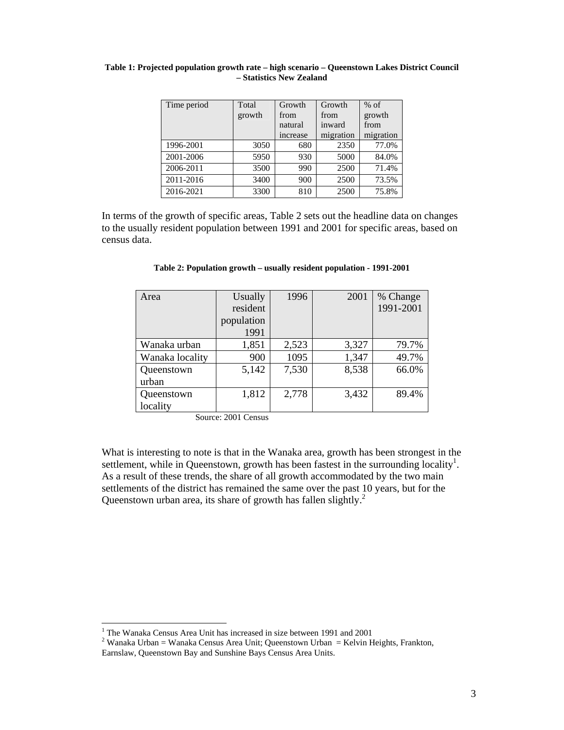**Table 1: Projected population growth rate – high scenario – Queenstown Lakes District Council – Statistics New Zealand**

| Time period | Total growth | Growth from natural increase | Growth from inward migration | % of growth from migration |
|---|---|---|---|---|
| 1996-2001 | 3050 | 680 | 2350 | 77.0% |
| 2001-2006 | 5950 | 930 | 5000 | 84.0% |
| 2006-2011 | 3500 | 990 | 2500 | 71.4% |
| 2011-2016 | 3400 | 900 | 2500 | 73.5% |
| 2016-2021 | 3300 | 810 | 2500 | 75.8% |

In terms of the growth of specific areas, Table 2 sets out the headline data on changes to the usually resident population between 1991 and 2001 for specific areas, based on census data.

**Table 2: Population growth – usually resident population - 1991-2001**

| Area | Usually resident population 1991 | 1996 | 2001 | % Change 1991-2001 |
|---|---|---|---|---|
| Wanaka urban | 1,851 | 2,523 | 3,327 | 79.7% |
| Wanaka locality | 900 | 1095 | 1,347 | 49.7% |
| Queenstown urban | 5,142 | 7,530 | 8,538 | 66.0% |
| Queenstown locality | 1,812 | 2,778 | 3,432 | 89.4% |

Source: 2001 Census

What is interesting to note is that in the Wanaka area, growth has been strongest in the settlement, while in Queenstown, growth has been fastest in the surrounding locality[1]. As a result of these trends, the share of all growth accommodated by the two main settlements of the district has remained the same over the past 10 years, but for the Queenstown urban area, its share of growth has fallen slightly.[2]

---

[1] The Wanaka Census Area Unit has increased in size between 1991 and 2001

[2] Wanaka Urban = Wanaka Census Area Unit; Queenstown Urban = Kelvin Heights, Frankton, Earnslaw, Queenstown Bay and Sunshine Bays Census Area Units.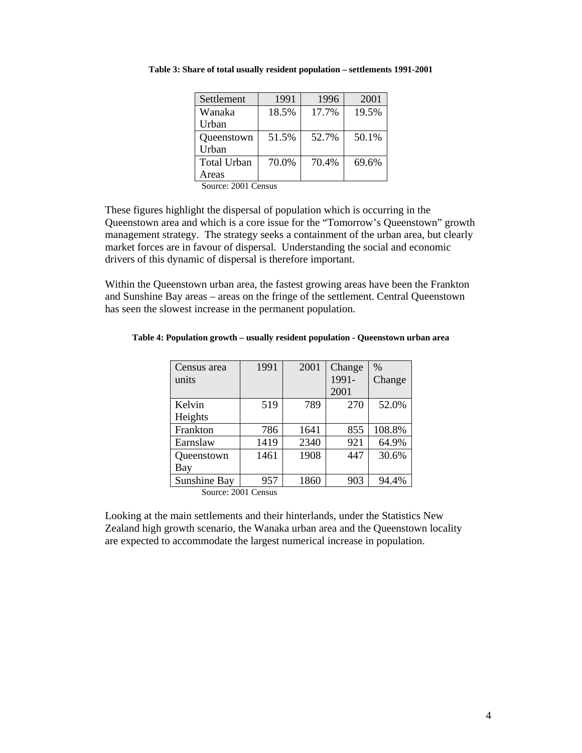**Table 3: Share of total usually resident population – settlements 1991-2001**

| Settlement | 1991 | 1996 | 2001 |
|---|---|---|---|
| Wanaka Urban | 18.5% | 17.7% | 19.5% |
| Queenstown Urban | 51.5% | 52.7% | 50.1% |
| Total Urban Areas | 70.0% | 70.4% | 69.6% |

Source: 2001 Census

These figures highlight the dispersal of population which is occurring in the Queenstown area and which is a core issue for the "Tomorrow's Queenstown" growth management strategy. The strategy seeks a containment of the urban area, but clearly market forces are in favour of dispersal. Understanding the social and economic drivers of this dynamic of dispersal is therefore important.

Within the Queenstown urban area, the fastest growing areas have been the Frankton and Sunshine Bay areas – areas on the fringe of the settlement. Central Queenstown has seen the slowest increase in the permanent population.

**Table 4: Population growth – usually resident population - Queenstown urban area**

| Census area units | 1991 | 2001 | Change 1991-2001 | % Change |
|---|---|---|---|---|
| Kelvin Heights | 519 | 789 | 270 | 52.0% |
| Frankton | 786 | 1641 | 855 | 108.8% |
| Earnslaw | 1419 | 2340 | 921 | 64.9% |
| Queenstown Bay | 1461 | 1908 | 447 | 30.6% |
| Sunshine Bay | 957 | 1860 | 903 | 94.4% |

Source: 2001 Census

Looking at the main settlements and their hinterlands, under the Statistics New Zealand high growth scenario, the Wanaka urban area and the Queenstown locality are expected to accommodate the largest numerical increase in population.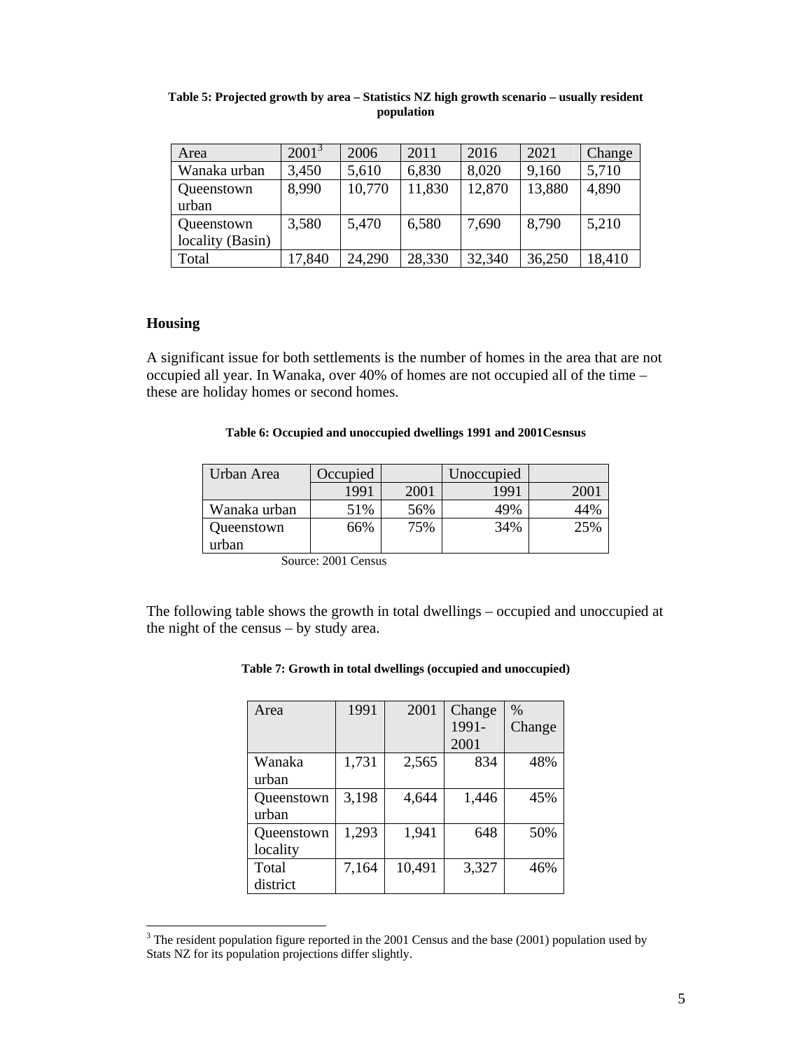**Table 5: Projected growth by area – Statistics NZ high growth scenario – usually resident population**

| Area | 2001[3] | 2006 | 2011 | 2016 | 2021 | Change |
|---|---|---|---|---|---|---|
| Wanaka urban | 3,450 | 5,610 | 6,830 | 8,020 | 9,160 | 5,710 |
| Queenstown urban | 8,990 | 10,770 | 11,830 | 12,870 | 13,880 | 4,890 |
| Queenstown locality (Basin) | 3,580 | 5,470 | 6,580 | 7,690 | 8,790 | 5,210 |
| Total | 17,840 | 24,290 | 28,330 | 32,340 | 36,250 | 18,410 |

## Housing

A significant issue for both settlements is the number of homes in the area that are not occupied all year. In Wanaka, over 40% of homes are not occupied all of the time – these are holiday homes or second homes.

**Table 6: Occupied and unoccupied dwellings 1991 and 2001Cesnsus**

| Urban Area | Occupied | | Unoccupied | |
|---|---|---|---|---|
| | 1991 | 2001 | 1991 | 2001 |
| Wanaka urban | 51% | 56% | 49% | 44% |
| Queenstown urban | 66% | 75% | 34% | 25% |

Source: 2001 Census

The following table shows the growth in total dwellings – occupied and unoccupied at the night of the census – by study area.

**Table 7: Growth in total dwellings (occupied and unoccupied)**

| Area | 1991 | 2001 | Change 1991-2001 | % Change |
|---|---|---|---|---|
| Wanaka urban | 1,731 | 2,565 | 834 | 48% |
| Queenstown urban | 3,198 | 4,644 | 1,446 | 45% |
| Queenstown locality | 1,293 | 1,941 | 648 | 50% |
| Total district | 7,164 | 10,491 | 3,327 | 46% |

[3] The resident population figure reported in the 2001 Census and the base (2001) population used by Stats NZ for its population projections differ slightly.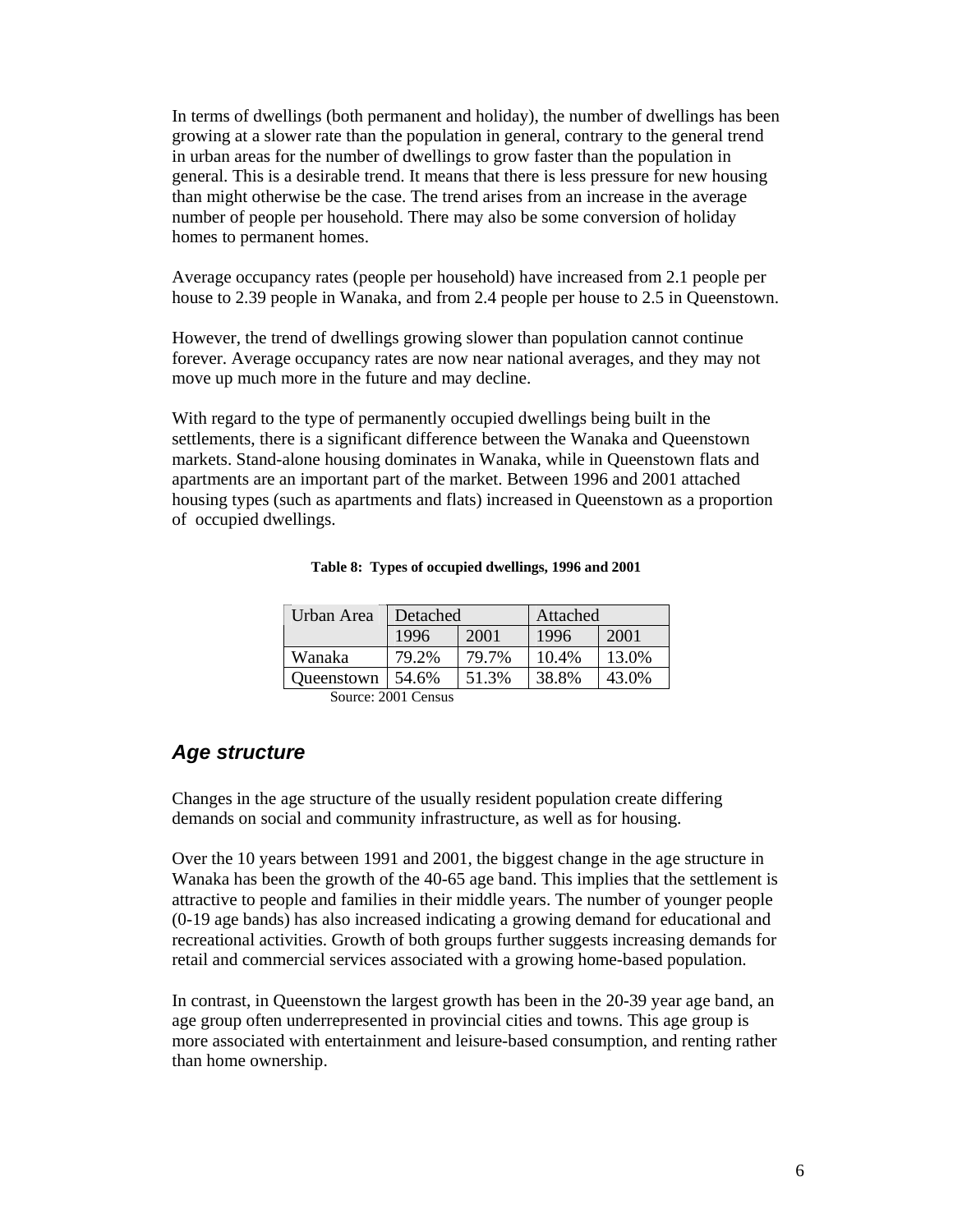In terms of dwellings (both permanent and holiday), the number of dwellings has been growing at a slower rate than the population in general, contrary to the general trend in urban areas for the number of dwellings to grow faster than the population in general. This is a desirable trend. It means that there is less pressure for new housing than might otherwise be the case. The trend arises from an increase in the average number of people per household. There may also be some conversion of holiday homes to permanent homes.

Average occupancy rates (people per household) have increased from 2.1 people per house to 2.39 people in Wanaka, and from 2.4 people per house to 2.5 in Queenstown.

However, the trend of dwellings growing slower than population cannot continue forever. Average occupancy rates are now near national averages, and they may not move up much more in the future and may decline.

With regard to the type of permanently occupied dwellings being built in the settlements, there is a significant difference between the Wanaka and Queenstown markets. Stand-alone housing dominates in Wanaka, while in Queenstown flats and apartments are an important part of the market. Between 1996 and 2001 attached housing types (such as apartments and flats) increased in Queenstown as a proportion of occupied dwellings.

**Table 8: Types of occupied dwellings, 1996 and 2001**

| Urban Area | Detached | | Attached | |
|---|---|---|---|---|
| | 1996 | 2001 | 1996 | 2001 |
| Wanaka | 79.2% | 79.7% | 10.4% | 13.0% |
| Queenstown | 54.6% | 51.3% | 38.8% | 43.0% |

Source: 2001 Census

## *Age structure*

Changes in the age structure of the usually resident population create differing demands on social and community infrastructure, as well as for housing.

Over the 10 years between 1991 and 2001, the biggest change in the age structure in Wanaka has been the growth of the 40-65 age band. This implies that the settlement is attractive to people and families in their middle years. The number of younger people (0-19 age bands) has also increased indicating a growing demand for educational and recreational activities. Growth of both groups further suggests increasing demands for retail and commercial services associated with a growing home-based population.

In contrast, in Queenstown the largest growth has been in the 20-39 year age band, an age group often underrepresented in provincial cities and towns. This age group is more associated with entertainment and leisure-based consumption, and renting rather than home ownership.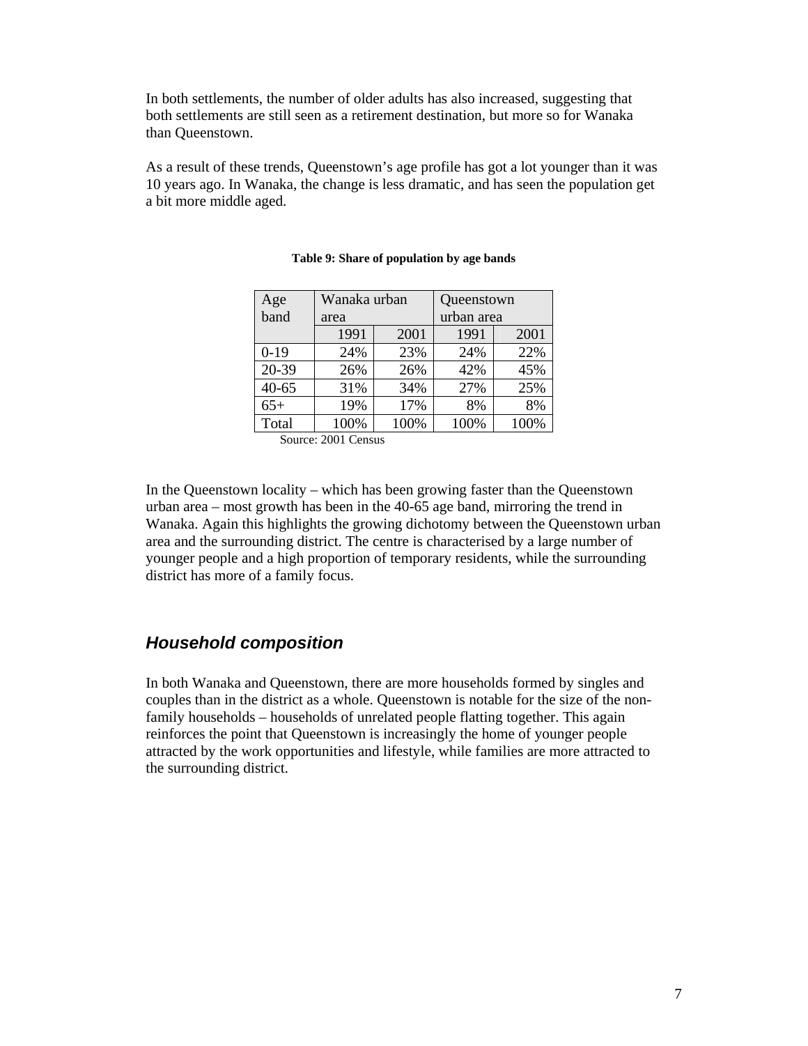In both settlements, the number of older adults has also increased, suggesting that both settlements are still seen as a retirement destination, but more so for Wanaka than Queenstown.

As a result of these trends, Queenstown's age profile has got a lot younger than it was 10 years ago. In Wanaka, the change is less dramatic, and has seen the population get a bit more middle aged.

**Table 9: Share of population by age bands**

| Age band | Wanaka urban area | | Queenstown urban area | |
|---|---|---|---|---|
| | 1991 | 2001 | 1991 | 2001 |
| 0-19 | 24% | 23% | 24% | 22% |
| 20-39 | 26% | 26% | 42% | 45% |
| 40-65 | 31% | 34% | 27% | 25% |
| 65+ | 19% | 17% | 8% | 8% |
| Total | 100% | 100% | 100% | 100% |

Source: 2001 Census

In the Queenstown locality – which has been growing faster than the Queenstown urban area – most growth has been in the 40-65 age band, mirroring the trend in Wanaka. Again this highlights the growing dichotomy between the Queenstown urban area and the surrounding district. The centre is characterised by a large number of younger people and a high proportion of temporary residents, while the surrounding district has more of a family focus.

### *Household composition*

In both Wanaka and Queenstown, there are more households formed by singles and couples than in the district as a whole. Queenstown is notable for the size of the non-family households – households of unrelated people flatting together. This again reinforces the point that Queenstown is increasingly the home of younger people attracted by the work opportunities and lifestyle, while families are more attracted to the surrounding district.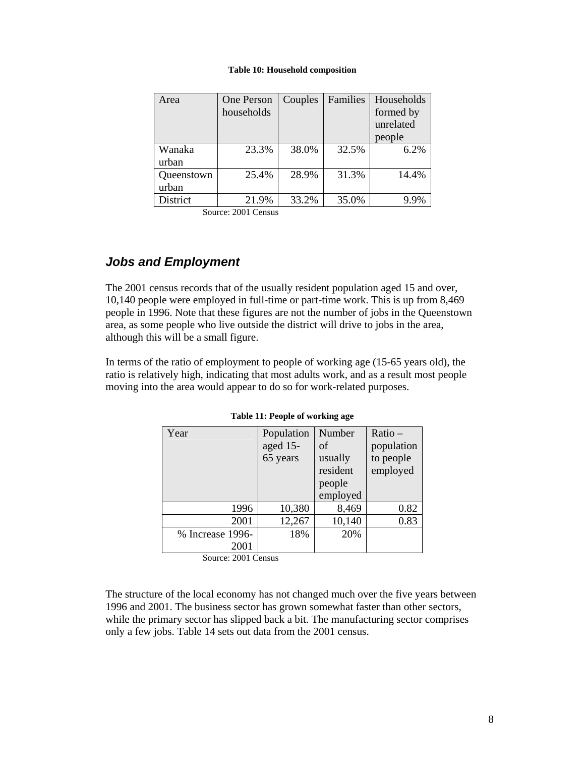**Table 10: Household composition**

| Area | One Person households | Couples | Families | Households formed by unrelated people |
|---|---|---|---|---|
| Wanaka urban | 23.3% | 38.0% | 32.5% | 6.2% |
| Queenstown urban | 25.4% | 28.9% | 31.3% | 14.4% |
| District | 21.9% | 33.2% | 35.0% | 9.9% |

Source: 2001 Census

## *Jobs and Employment*

The 2001 census records that of the usually resident population aged 15 and over, 10,140 people were employed in full-time or part-time work. This is up from 8,469 people in 1996. Note that these figures are not the number of jobs in the Queenstown area, as some people who live outside the district will drive to jobs in the area, although this will be a small figure.

In terms of the ratio of employment to people of working age (15-65 years old), the ratio is relatively high, indicating that most adults work, and as a result most people moving into the area would appear to do so for work-related purposes.

**Table 11: People of working age**

| Year | Population aged 15-65 years | Number of usually resident people employed | Ratio – population to people employed |
|---|---|---|---|
| 1996 | 10,380 | 8,469 | 0.82 |
| 2001 | 12,267 | 10,140 | 0.83 |
| % Increase 1996-2001 | 18% | 20% | |

Source: 2001 Census

The structure of the local economy has not changed much over the five years between 1996 and 2001. The business sector has grown somewhat faster than other sectors, while the primary sector has slipped back a bit. The manufacturing sector comprises only a few jobs. Table 14 sets out data from the 2001 census.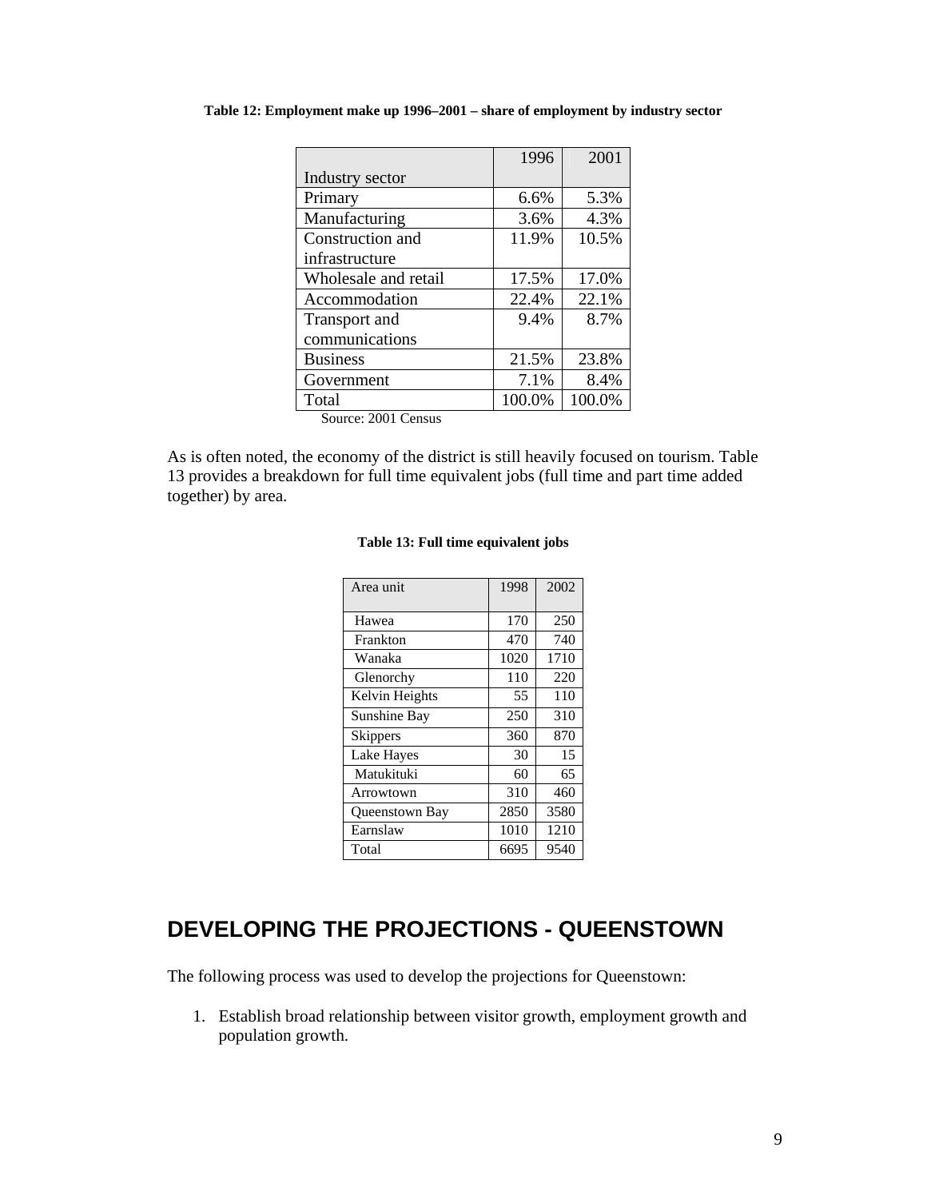**Table 12: Employment make up 1996–2001 – share of employment by industry sector**

| Industry sector | 1996 | 2001 |
|---|---|---|
| Primary | 6.6% | 5.3% |
| Manufacturing | 3.6% | 4.3% |
| Construction and infrastructure | 11.9% | 10.5% |
| Wholesale and retail | 17.5% | 17.0% |
| Accommodation | 22.4% | 22.1% |
| Transport and communications | 9.4% | 8.7% |
| Business | 21.5% | 23.8% |
| Government | 7.1% | 8.4% |
| Total | 100.0% | 100.0% |

Source: 2001 Census

As is often noted, the economy of the district is still heavily focused on tourism. Table 13 provides a breakdown for full time equivalent jobs (full time and part time added together) by area.

**Table 13: Full time equivalent jobs**

| Area unit | 1998 | 2002 |
|---|---|---|
| Hawea | 170 | 250 |
| Frankton | 470 | 740 |
| Wanaka | 1020 | 1710 |
| Glenorchy | 110 | 220 |
| Kelvin Heights | 55 | 110 |
| Sunshine Bay | 250 | 310 |
| Skippers | 360 | 870 |
| Lake Hayes | 30 | 15 |
| Matukituki | 60 | 65 |
| Arrowtown | 310 | 460 |
| Queenstown Bay | 2850 | 3580 |
| Earnslaw | 1010 | 1210 |
| Total | 6695 | 9540 |

# DEVELOPING THE PROJECTIONS - QUEENSTOWN

The following process was used to develop the projections for Queenstown:

1. Establish broad relationship between visitor growth, employment growth and population growth.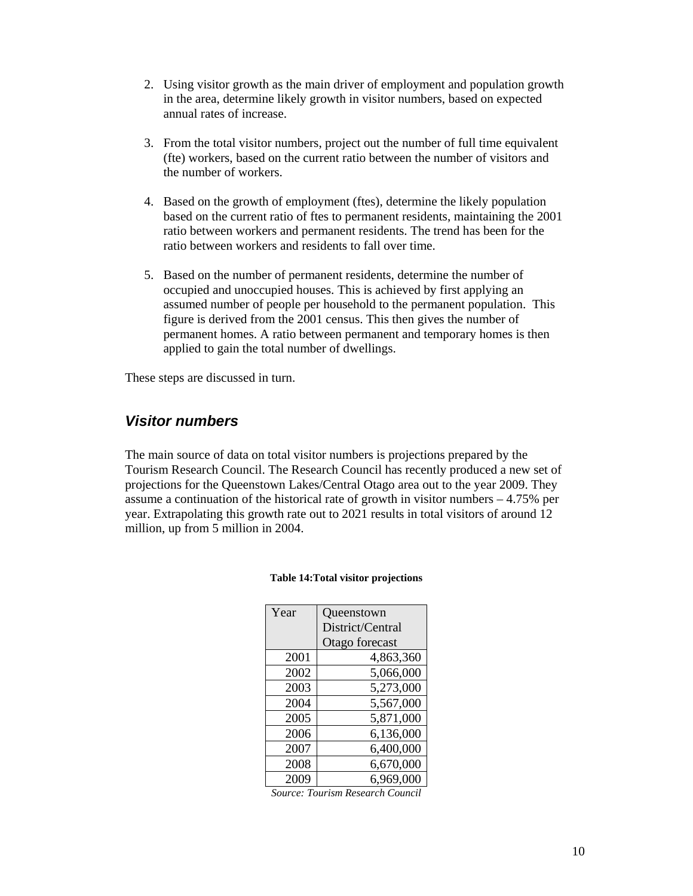2. Using visitor growth as the main driver of employment and population growth in the area, determine likely growth in visitor numbers, based on expected annual rates of increase.

3. From the total visitor numbers, project out the number of full time equivalent (fte) workers, based on the current ratio between the number of visitors and the number of workers.

4. Based on the growth of employment (ftes), determine the likely population based on the current ratio of ftes to permanent residents, maintaining the 2001 ratio between workers and permanent residents. The trend has been for the ratio between workers and residents to fall over time.

5. Based on the number of permanent residents, determine the number of occupied and unoccupied houses. This is achieved by first applying an assumed number of people per household to the permanent population. This figure is derived from the 2001 census. This then gives the number of permanent homes. A ratio between permanent and temporary homes is then applied to gain the total number of dwellings.

These steps are discussed in turn.

## *Visitor numbers*

The main source of data on total visitor numbers is projections prepared by the Tourism Research Council. The Research Council has recently produced a new set of projections for the Queenstown Lakes/Central Otago area out to the year 2009. They assume a continuation of the historical rate of growth in visitor numbers – 4.75% per year. Extrapolating this growth rate out to 2021 results in total visitors of around 12 million, up from 5 million in 2004.

**Table 14:Total visitor projections**

| Year | Queenstown District/Central Otago forecast |
|---|---|
| 2001 | 4,863,360 |
| 2002 | 5,066,000 |
| 2003 | 5,273,000 |
| 2004 | 5,567,000 |
| 2005 | 5,871,000 |
| 2006 | 6,136,000 |
| 2007 | 6,400,000 |
| 2008 | 6,670,000 |
| 2009 | 6,969,000 |

*Source: Tourism Research Council*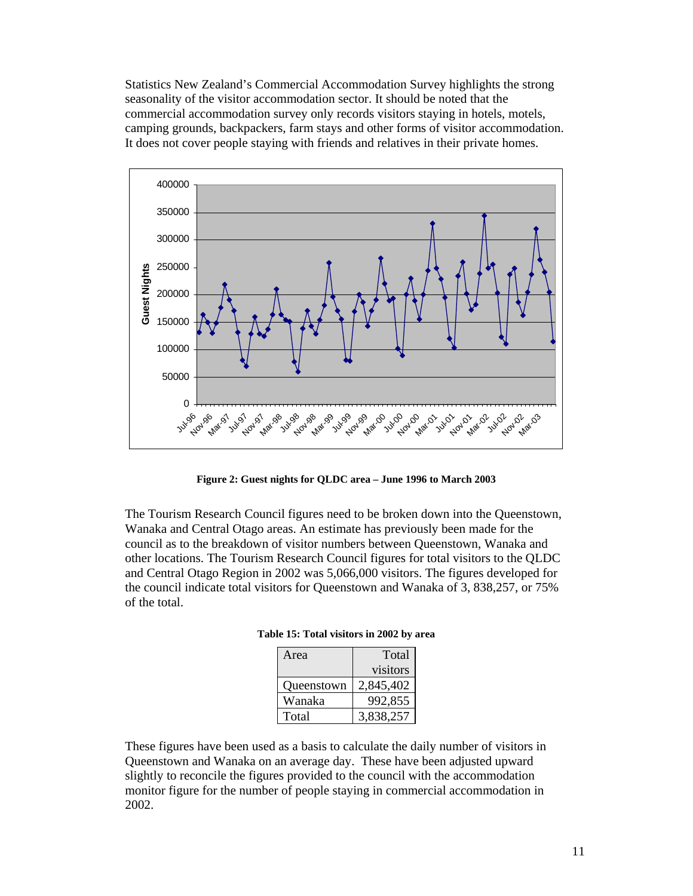Statistics New Zealand's Commercial Accommodation Survey highlights the strong seasonality of the visitor accommodation sector. It should be noted that the commercial accommodation survey only records visitors staying in hotels, motels, camping grounds, backpackers, farm stays and other forms of visitor accommodation. It does not cover people staying with friends and relatives in their private homes.

**Figure 2: Guest nights for QLDC area – June 1996 to March 2003**

The Tourism Research Council figures need to be broken down into the Queenstown, Wanaka and Central Otago areas. An estimate has previously been made for the council as to the breakdown of visitor numbers between Queenstown, Wanaka and other locations. The Tourism Research Council figures for total visitors to the QLDC and Central Otago Region in 2002 was 5,066,000 visitors. The figures developed for the council indicate total visitors for Queenstown and Wanaka of 3, 838,257, or 75% of the total.

**Table 15: Total visitors in 2002 by area**

| Area | Total visitors |
|---|---|
| Queenstown | 2,845,402 |
| Wanaka | 992,855 |
| Total | 3,838,257 |

These figures have been used as a basis to calculate the daily number of visitors in Queenstown and Wanaka on an average day. These have been adjusted upward slightly to reconcile the figures provided to the council with the accommodation monitor figure for the number of people staying in commercial accommodation in 2002.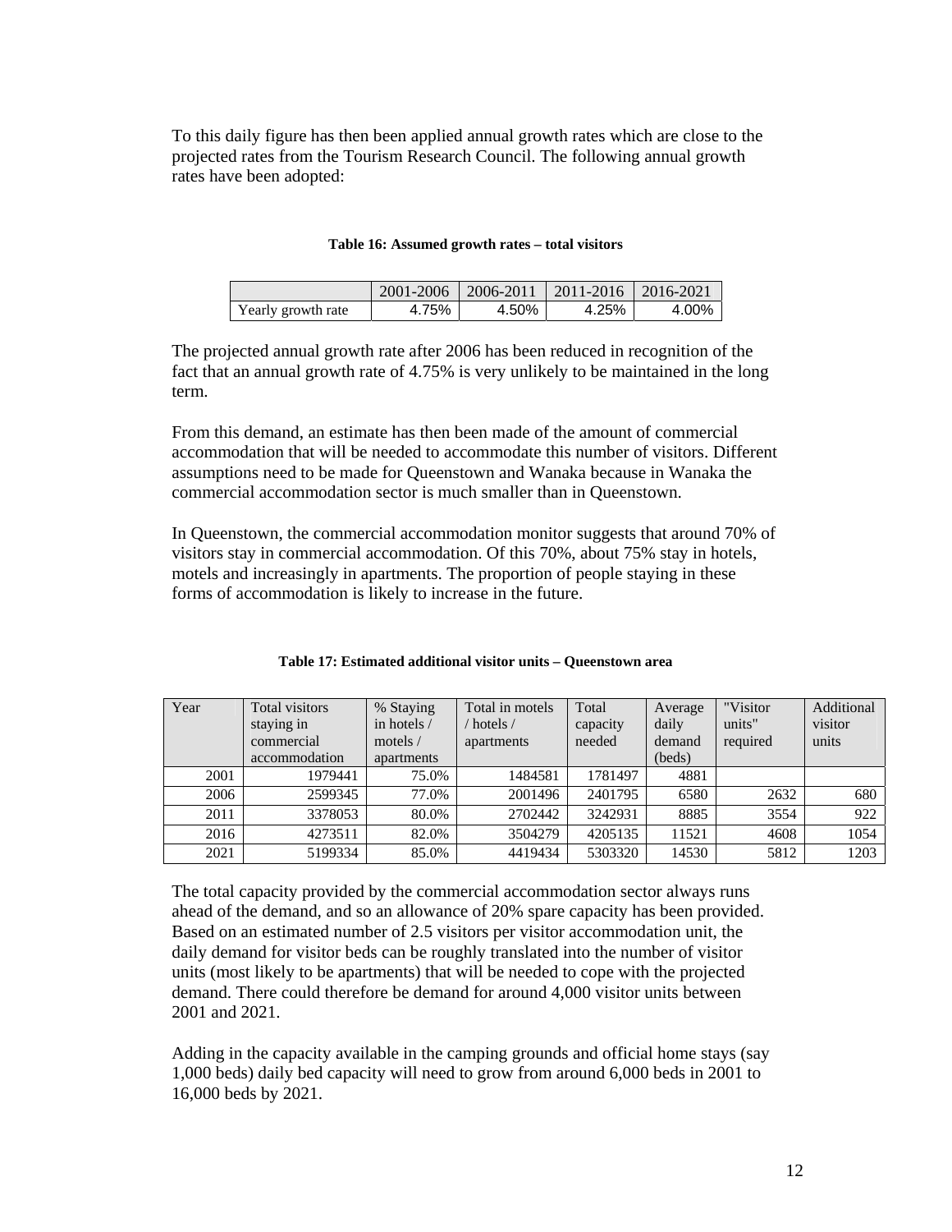To this daily figure has then been applied annual growth rates which are close to the projected rates from the Tourism Research Council. The following annual growth rates have been adopted:

**Table 16: Assumed growth rates – total visitors**

| | 2001-2006 | 2006-2011 | 2011-2016 | 2016-2021 |
|---|---|---|---|---|
| Yearly growth rate | 4.75% | 4.50% | 4.25% | 4.00% |

The projected annual growth rate after 2006 has been reduced in recognition of the fact that an annual growth rate of 4.75% is very unlikely to be maintained in the long term.

From this demand, an estimate has then been made of the amount of commercial accommodation that will be needed to accommodate this number of visitors. Different assumptions need to be made for Queenstown and Wanaka because in Wanaka the commercial accommodation sector is much smaller than in Queenstown.

In Queenstown, the commercial accommodation monitor suggests that around 70% of visitors stay in commercial accommodation. Of this 70%, about 75% stay in hotels, motels and increasingly in apartments. The proportion of people staying in these forms of accommodation is likely to increase in the future.

**Table 17: Estimated additional visitor units – Queenstown area**

| Year | Total visitors staying in commercial accommodation | % Staying in hotels / motels / apartments | Total in motels / hotels / apartments | Total capacity needed | Average daily demand (beds) | "Visitor units" required | Additional visitor units |
|---|---|---|---|---|---|---|---|
| 2001 | 1979441 | 75.0% | 1484581 | 1781497 | 4881 | | |
| 2006 | 2599345 | 77.0% | 2001496 | 2401795 | 6580 | 2632 | 680 |
| 2011 | 3378053 | 80.0% | 2702442 | 3242931 | 8885 | 3554 | 922 |
| 2016 | 4273511 | 82.0% | 3504279 | 4205135 | 11521 | 4608 | 1054 |
| 2021 | 5199334 | 85.0% | 4419434 | 5303320 | 14530 | 5812 | 1203 |

The total capacity provided by the commercial accommodation sector always runs ahead of the demand, and so an allowance of 20% spare capacity has been provided. Based on an estimated number of 2.5 visitors per visitor accommodation unit, the daily demand for visitor beds can be roughly translated into the number of visitor units (most likely to be apartments) that will be needed to cope with the projected demand. There could therefore be demand for around 4,000 visitor units between 2001 and 2021.

Adding in the capacity available in the camping grounds and official home stays (say 1,000 beds) daily bed capacity will need to grow from around 6,000 beds in 2001 to 16,000 beds by 2021.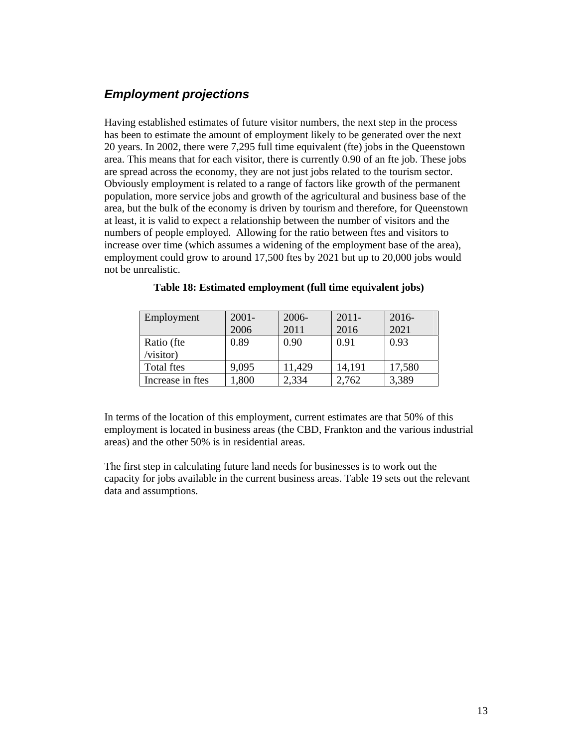## *Employment projections*

Having established estimates of future visitor numbers, the next step in the process has been to estimate the amount of employment likely to be generated over the next 20 years. In 2002, there were 7,295 full time equivalent (fte) jobs in the Queenstown area. This means that for each visitor, there is currently 0.90 of an fte job. These jobs are spread across the economy, they are not just jobs related to the tourism sector. Obviously employment is related to a range of factors like growth of the permanent population, more service jobs and growth of the agricultural and business base of the area, but the bulk of the economy is driven by tourism and therefore, for Queenstown at least, it is valid to expect a relationship between the number of visitors and the numbers of people employed. Allowing for the ratio between ftes and visitors to increase over time (which assumes a widening of the employment base of the area), employment could grow to around 17,500 ftes by 2021 but up to 20,000 jobs would not be unrealistic.

**Table 18: Estimated employment (full time equivalent jobs)**

| Employment | 2001-2006 | 2006-2011 | 2011-2016 | 2016-2021 |
|---|---|---|---|---|
| Ratio (fte /visitor) | 0.89 | 0.90 | 0.91 | 0.93 |
| Total ftes | 9,095 | 11,429 | 14,191 | 17,580 |
| Increase in ftes | 1,800 | 2,334 | 2,762 | 3,389 |

In terms of the location of this employment, current estimates are that 50% of this employment is located in business areas (the CBD, Frankton and the various industrial areas) and the other 50% is in residential areas.

The first step in calculating future land needs for businesses is to work out the capacity for jobs available in the current business areas. Table 19 sets out the relevant data and assumptions.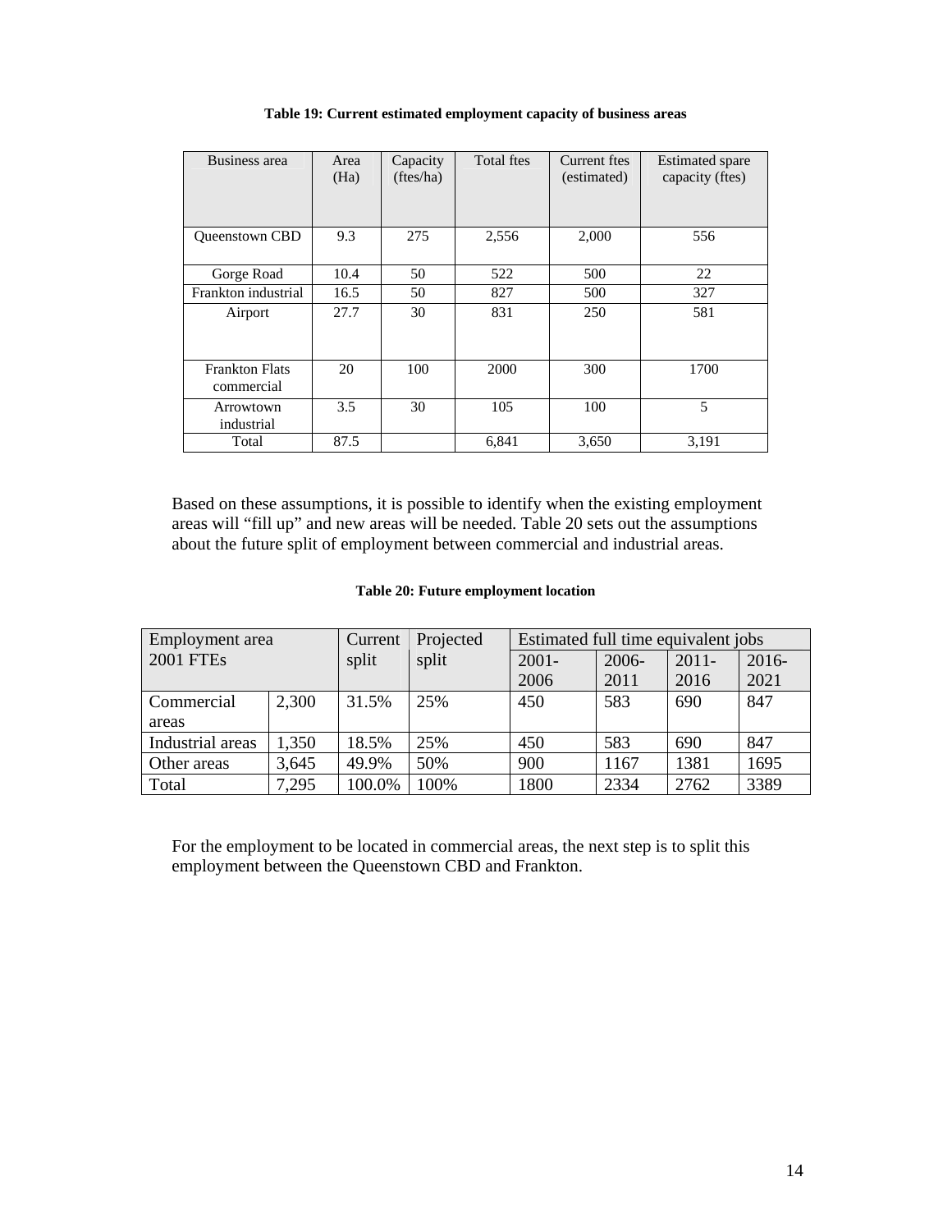**Table 19: Current estimated employment capacity of business areas**

| Business area | Area (Ha) | Capacity (ftes/ha) | Total ftes | Current ftes (estimated) | Estimated spare capacity (ftes) |
|---|---|---|---|---|---|
| Queenstown CBD | 9.3 | 275 | 2,556 | 2,000 | 556 |
| Gorge Road | 10.4 | 50 | 522 | 500 | 22 |
| Frankton industrial | 16.5 | 50 | 827 | 500 | 327 |
| Airport | 27.7 | 30 | 831 | 250 | 581 |
| Frankton Flats commercial | 20 | 100 | 2000 | 300 | 1700 |
| Arrowtown industrial | 3.5 | 30 | 105 | 100 | 5 |
| Total | 87.5 | | 6,841 | 3,650 | 3,191 |

Based on these assumptions, it is possible to identify when the existing employment areas will "fill up" and new areas will be needed. Table 20 sets out the assumptions about the future split of employment between commercial and industrial areas.

**Table 20: Future employment location**

| Employment area 2001 FTEs | | Current split | Projected split | Estimated full time equivalent jobs | | | |
|---|---|---|---|---|---|---|---|
| | | | | 2001-2006 | 2006-2011 | 2011-2016 | 2016-2021 |
| Commercial areas | 2,300 | 31.5% | 25% | 450 | 583 | 690 | 847 |
| Industrial areas | 1,350 | 18.5% | 25% | 450 | 583 | 690 | 847 |
| Other areas | 3,645 | 49.9% | 50% | 900 | 1167 | 1381 | 1695 |
| Total | 7,295 | 100.0% | 100% | 1800 | 2334 | 2762 | 3389 |

For the employment to be located in commercial areas, the next step is to split this employment between the Queenstown CBD and Frankton.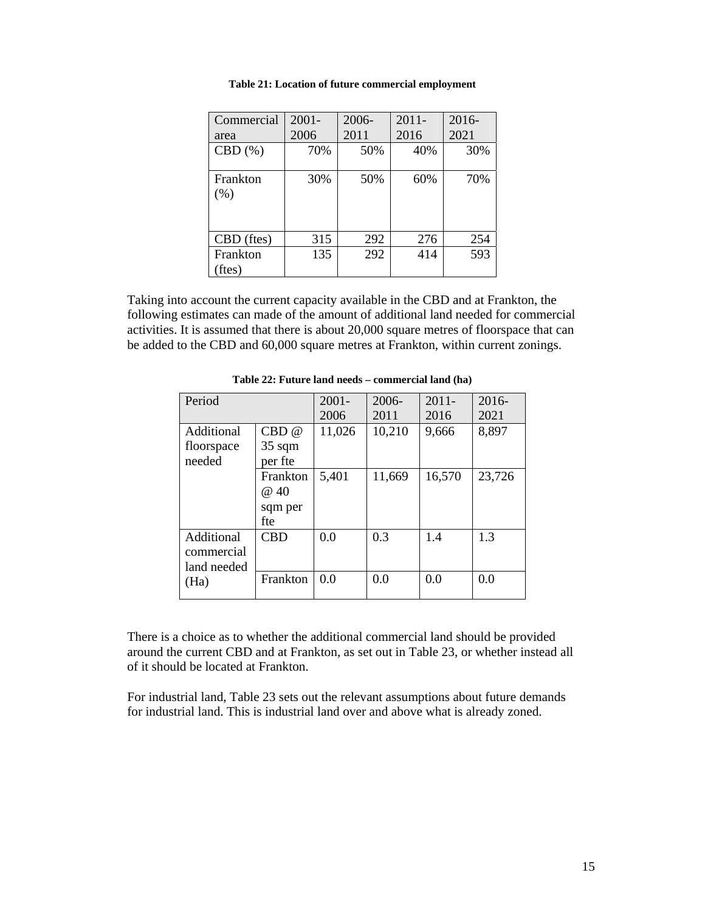**Table 21: Location of future commercial employment**

| Commercial area | 2001-2006 | 2006-2011 | 2011-2016 | 2016-2021 |
|---|---|---|---|---|
| CBD (%) | 70% | 50% | 40% | 30% |
| Frankton (%) | 30% | 50% | 60% | 70% |
| CBD (ftes) | 315 | 292 | 276 | 254 |
| Frankton (ftes) | 135 | 292 | 414 | 593 |

Taking into account the current capacity available in the CBD and at Frankton, the following estimates can made of the amount of additional land needed for commercial activities. It is assumed that there is about 20,000 square metres of floorspace that can be added to the CBD and 60,000 square metres at Frankton, within current zonings.

**Table 22: Future land needs – commercial land (ha)**

| Period | | 2001-2006 | 2006-2011 | 2011-2016 | 2016-2021 |
|---|---|---|---|---|---|
| Additional floorspace needed | CBD @ 35 sqm per fte | 11,026 | 10,210 | 9,666 | 8,897 |
| | Frankton @ 40 sqm per fte | 5,401 | 11,669 | 16,570 | 23,726 |
| Additional commercial land needed (Ha) | CBD | 0.0 | 0.3 | 1.4 | 1.3 |
| | Frankton | 0.0 | 0.0 | 0.0 | 0.0 |

There is a choice as to whether the additional commercial land should be provided around the current CBD and at Frankton, as set out in Table 23, or whether instead all of it should be located at Frankton.

For industrial land, Table 23 sets out the relevant assumptions about future demands for industrial land. This is industrial land over and above what is already zoned.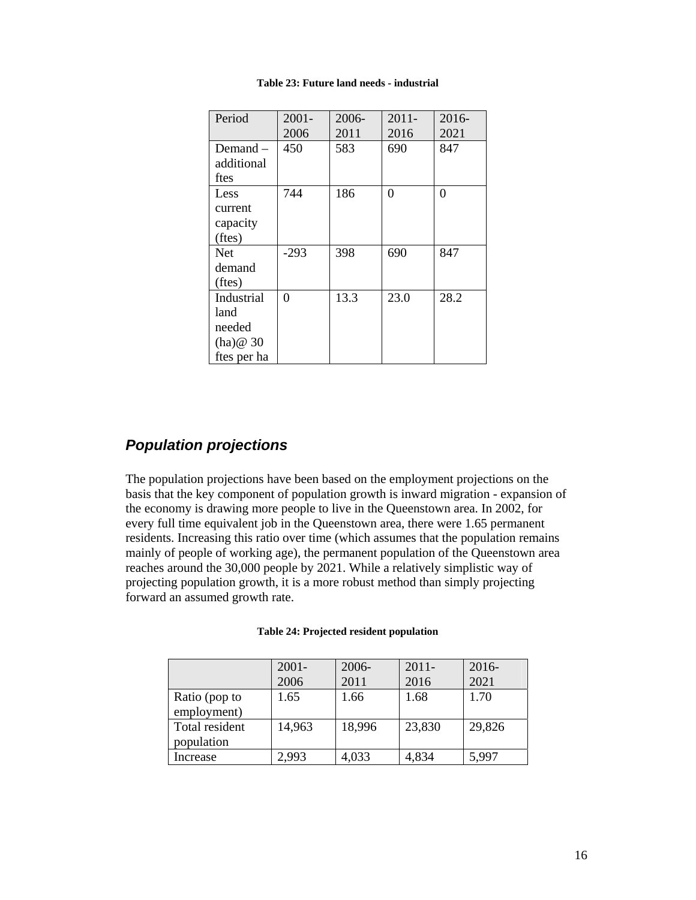**Table 23: Future land needs - industrial**

| Period | 2001-2006 | 2006-2011 | 2011-2016 | 2016-2021 |
|---|---|---|---|---|
| Demand – additional ftes | 450 | 583 | 690 | 847 |
| Less current capacity (ftes) | 744 | 186 | 0 | 0 |
| Net demand (ftes) | -293 | 398 | 690 | 847 |
| Industrial land needed (ha)@ 30 ftes per ha | 0 | 13.3 | 23.0 | 28.2 |

## *Population projections*

The population projections have been based on the employment projections on the basis that the key component of population growth is inward migration - expansion of the economy is drawing more people to live in the Queenstown area. In 2002, for every full time equivalent job in the Queenstown area, there were 1.65 permanent residents. Increasing this ratio over time (which assumes that the population remains mainly of people of working age), the permanent population of the Queenstown area reaches around the 30,000 people by 2021. While a relatively simplistic way of projecting population growth, it is a more robust method than simply projecting forward an assumed growth rate.

**Table 24: Projected resident population**

| | 2001-2006 | 2006-2011 | 2011-2016 | 2016-2021 |
|---|---|---|---|---|
| Ratio (pop to employment) | 1.65 | 1.66 | 1.68 | 1.70 |
| Total resident population | 14,963 | 18,996 | 23,830 | 29,826 |
| Increase | 2,993 | 4,033 | 4,834 | 5,997 |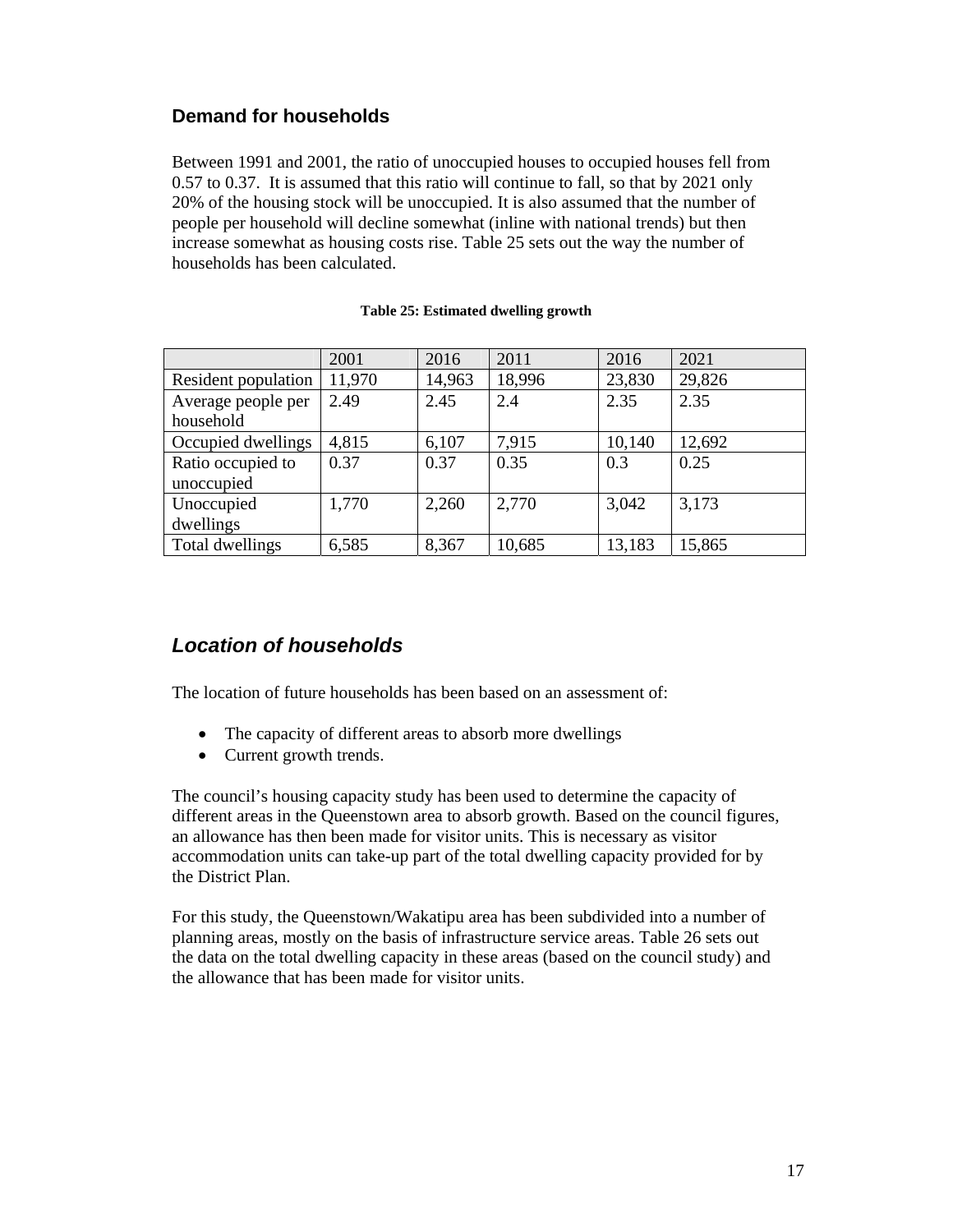## Demand for households

Between 1991 and 2001, the ratio of unoccupied houses to occupied houses fell from 0.57 to 0.37. It is assumed that this ratio will continue to fall, so that by 2021 only 20% of the housing stock will be unoccupied. It is also assumed that the number of people per household will decline somewhat (inline with national trends) but then increase somewhat as housing costs rise. Table 25 sets out the way the number of households has been calculated.

**Table 25: Estimated dwelling growth**

| | 2001 | 2016 | 2011 | 2016 | 2021 |
|---|---|---|---|---|---|
| Resident population | 11,970 | 14,963 | 18,996 | 23,830 | 29,826 |
| Average people per household | 2.49 | 2.45 | 2.4 | 2.35 | 2.35 |
| Occupied dwellings | 4,815 | 6,107 | 7,915 | 10,140 | 12,692 |
| Ratio occupied to unoccupied | 0.37 | 0.37 | 0.35 | 0.3 | 0.25 |
| Unoccupied dwellings | 1,770 | 2,260 | 2,770 | 3,042 | 3,173 |
| Total dwellings | 6,585 | 8,367 | 10,685 | 13,183 | 15,865 |

## *Location of households*

The location of future households has been based on an assessment of:

- The capacity of different areas to absorb more dwellings
- Current growth trends.

The council's housing capacity study has been used to determine the capacity of different areas in the Queenstown area to absorb growth. Based on the council figures, an allowance has then been made for visitor units. This is necessary as visitor accommodation units can take-up part of the total dwelling capacity provided for by the District Plan.

For this study, the Queenstown/Wakatipu area has been subdivided into a number of planning areas, mostly on the basis of infrastructure service areas. Table 26 sets out the data on the total dwelling capacity in these areas (based on the council study) and the allowance that has been made for visitor units.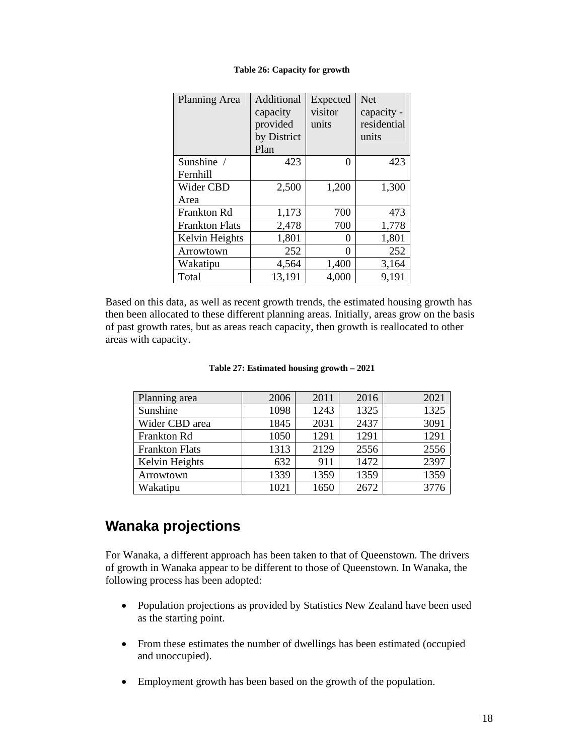**Table 26: Capacity for growth**

| Planning Area | Additional capacity provided by District Plan | Expected visitor units | Net capacity - residential units |
|---|---|---|---|
| Sunshine / Fernhill | 423 | 0 | 423 |
| Wider CBD Area | 2,500 | 1,200 | 1,300 |
| Frankton Rd | 1,173 | 700 | 473 |
| Frankton Flats | 2,478 | 700 | 1,778 |
| Kelvin Heights | 1,801 | 0 | 1,801 |
| Arrowtown | 252 | 0 | 252 |
| Wakatipu | 4,564 | 1,400 | 3,164 |
| Total | 13,191 | 4,000 | 9,191 |

Based on this data, as well as recent growth trends, the estimated housing growth has then been allocated to these different planning areas. Initially, areas grow on the basis of past growth rates, but as areas reach capacity, then growth is reallocated to other areas with capacity.

**Table 27: Estimated housing growth – 2021**

| Planning area | 2006 | 2011 | 2016 | 2021 |
|---|---|---|---|---|
| Sunshine | 1098 | 1243 | 1325 | 1325 |
| Wider CBD area | 1845 | 2031 | 2437 | 3091 |
| Frankton Rd | 1050 | 1291 | 1291 | 1291 |
| Frankton Flats | 1313 | 2129 | 2556 | 2556 |
| Kelvin Heights | 632 | 911 | 1472 | 2397 |
| Arrowtown | 1339 | 1359 | 1359 | 1359 |
| Wakatipu | 1021 | 1650 | 2672 | 3776 |

## Wanaka projections

For Wanaka, a different approach has been taken to that of Queenstown. The drivers of growth in Wanaka appear to be different to those of Queenstown. In Wanaka, the following process has been adopted:

- Population projections as provided by Statistics New Zealand have been used as the starting point.
- From these estimates the number of dwellings has been estimated (occupied and unoccupied).
- Employment growth has been based on the growth of the population.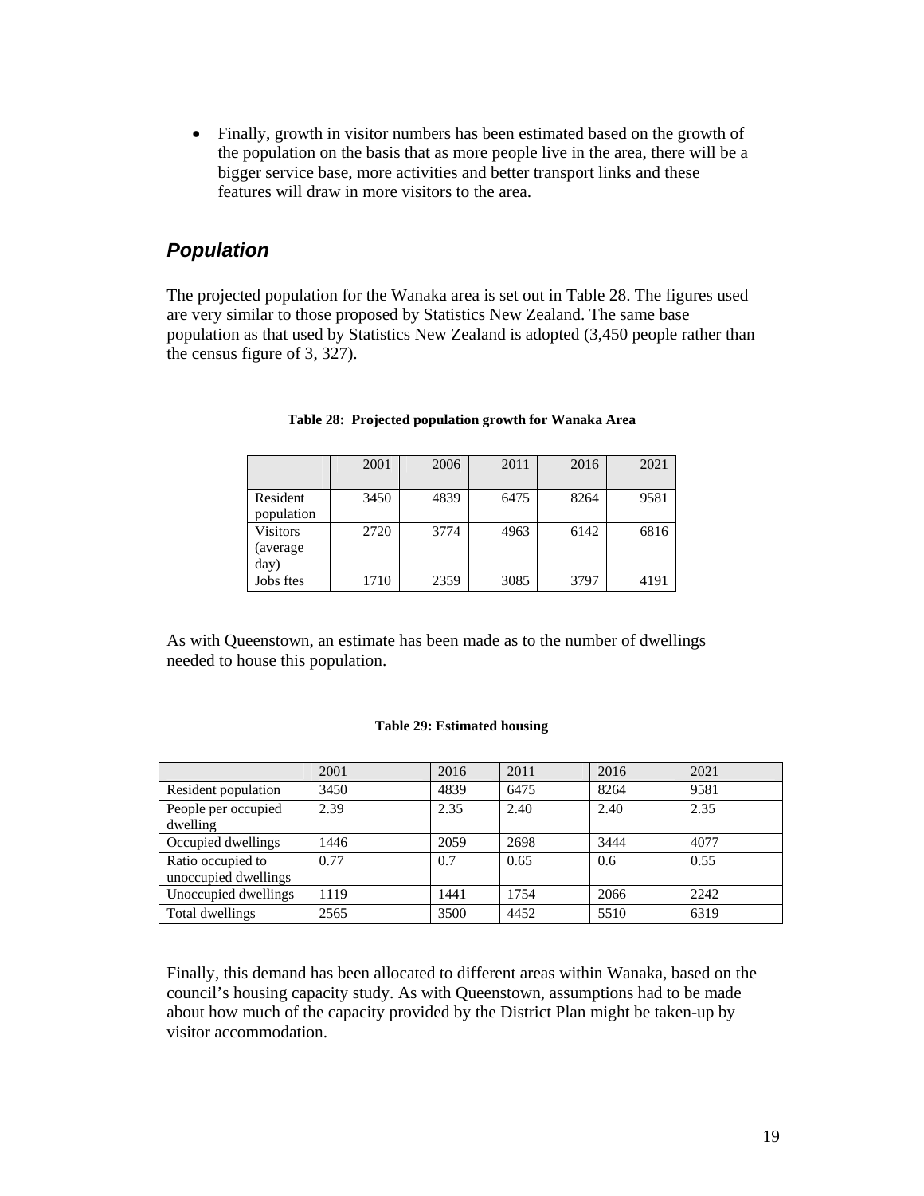- Finally, growth in visitor numbers has been estimated based on the growth of the population on the basis that as more people live in the area, there will be a bigger service base, more activities and better transport links and these features will draw in more visitors to the area.

## *Population*

The projected population for the Wanaka area is set out in Table 28. The figures used are very similar to those proposed by Statistics New Zealand. The same base population as that used by Statistics New Zealand is adopted (3,450 people rather than the census figure of 3, 327).

**Table 28: Projected population growth for Wanaka Area**

| | 2001 | 2006 | 2011 | 2016 | 2021 |
|---|---|---|---|---|---|
| Resident population | 3450 | 4839 | 6475 | 8264 | 9581 |
| Visitors (average day) | 2720 | 3774 | 4963 | 6142 | 6816 |
| Jobs ftes | 1710 | 2359 | 3085 | 3797 | 4191 |

As with Queenstown, an estimate has been made as to the number of dwellings needed to house this population.

**Table 29: Estimated housing**

| | 2001 | 2016 | 2011 | 2016 | 2021 |
|---|---|---|---|---|---|
| Resident population | 3450 | 4839 | 6475 | 8264 | 9581 |
| People per occupied dwelling | 2.39 | 2.35 | 2.40 | 2.40 | 2.35 |
| Occupied dwellings | 1446 | 2059 | 2698 | 3444 | 4077 |
| Ratio occupied to unoccupied dwellings | 0.77 | 0.7 | 0.65 | 0.6 | 0.55 |
| Unoccupied dwellings | 1119 | 1441 | 1754 | 2066 | 2242 |
| Total dwellings | 2565 | 3500 | 4452 | 5510 | 6319 |

Finally, this demand has been allocated to different areas within Wanaka, based on the council's housing capacity study. As with Queenstown, assumptions had to be made about how much of the capacity provided by the District Plan might be taken-up by visitor accommodation.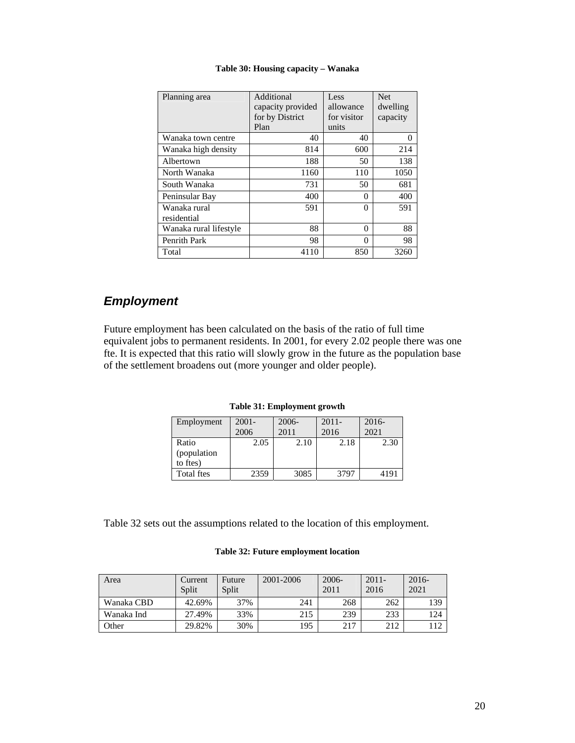**Table 30: Housing capacity – Wanaka**

| Planning area | Additional capacity provided for by District Plan | Less allowance for visitor units | Net dwelling capacity |
|---|---|---|---|
| Wanaka town centre | 40 | 40 | 0 |
| Wanaka high density | 814 | 600 | 214 |
| Albertown | 188 | 50 | 138 |
| North Wanaka | 1160 | 110 | 1050 |
| South Wanaka | 731 | 50 | 681 |
| Peninsular Bay | 400 | 0 | 400 |
| Wanaka rural residential | 591 | 0 | 591 |
| Wanaka rural lifestyle | 88 | 0 | 88 |
| Penrith Park | 98 | 0 | 98 |
| Total | 4110 | 850 | 3260 |

## *Employment*

Future employment has been calculated on the basis of the ratio of full time equivalent jobs to permanent residents. In 2001, for every 2.02 people there was one fte. It is expected that this ratio will slowly grow in the future as the population base of the settlement broadens out (more younger and older people).

**Table 31: Employment growth**

| Employment | 2001-2006 | 2006-2011 | 2011-2016 | 2016-2021 |
|---|---|---|---|---|
| Ratio (population to ftes) | 2.05 | 2.10 | 2.18 | 2.30 |
| Total ftes | 2359 | 3085 | 3797 | 4191 |

Table 32 sets out the assumptions related to the location of this employment.

**Table 32: Future employment location**

| Area | Current Split | Future Split | 2001-2006 | 2006-2011 | 2011-2016 | 2016-2021 |
|---|---|---|---|---|---|---|
| Wanaka CBD | 42.69% | 37% | 241 | 268 | 262 | 139 |
| Wanaka Ind | 27.49% | 33% | 215 | 239 | 233 | 124 |
| Other | 29.82% | 30% | 195 | 217 | 212 | 112 |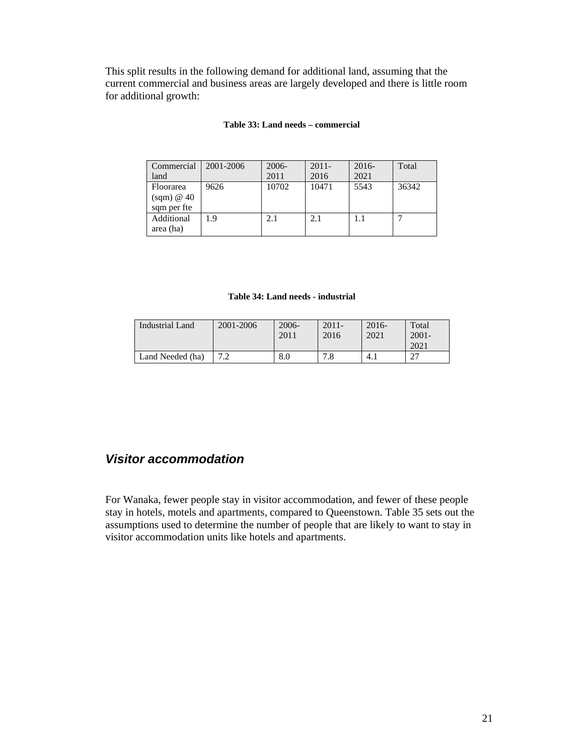This split results in the following demand for additional land, assuming that the current commercial and business areas are largely developed and there is little room for additional growth:

**Table 33: Land needs – commercial**

| Commercial land | 2001-2006 | 2006-2011 | 2011-2016 | 2016-2021 | Total |
|---|---|---|---|---|---|
| Floorarea (sqm) @ 40 sqm per fte | 9626 | 10702 | 10471 | 5543 | 36342 |
| Additional area (ha) | 1.9 | 2.1 | 2.1 | 1.1 | 7 |

**Table 34: Land needs - industrial**

| Industrial Land | 2001-2006 | 2006-2011 | 2011-2016 | 2016-2021 | Total 2001-2021 |
|---|---|---|---|---|---|
| Land Needed (ha) | 7.2 | 8.0 | 7.8 | 4.1 | 27 |

## *Visitor accommodation*

For Wanaka, fewer people stay in visitor accommodation, and fewer of these people stay in hotels, motels and apartments, compared to Queenstown. Table 35 sets out the assumptions used to determine the number of people that are likely to want to stay in visitor accommodation units like hotels and apartments.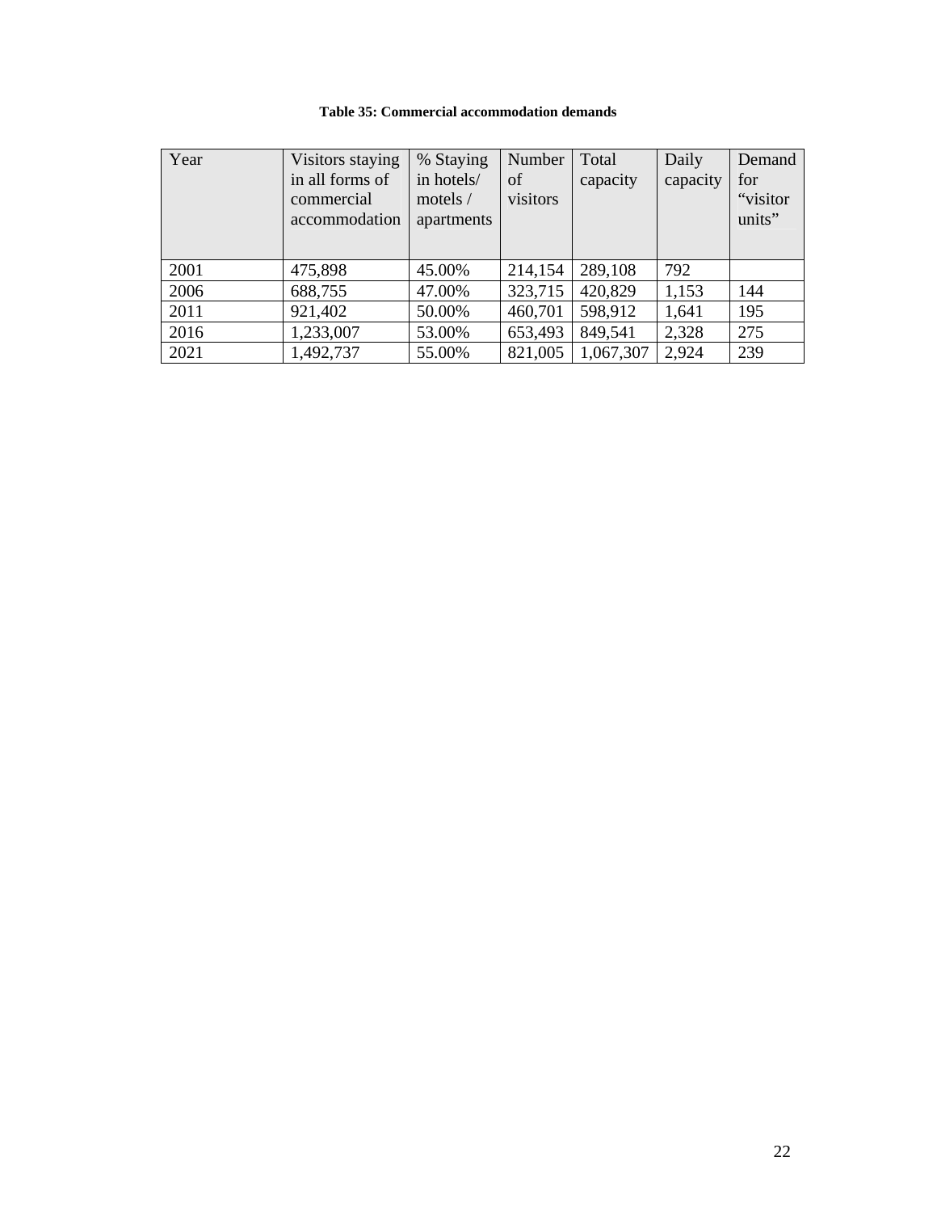**Table 35: Commercial accommodation demands**

| Year | Visitors staying in all forms of commercial accommodation | % Staying in hotels/ motels / apartments | Number of visitors | Total capacity | Daily capacity | Demand for "visitor units" |
|---|---|---|---|---|---|---|
| 2001 | 475,898 | 45.00% | 214,154 | 289,108 | 792 | |
| 2006 | 688,755 | 47.00% | 323,715 | 420,829 | 1,153 | 144 |
| 2011 | 921,402 | 50.00% | 460,701 | 598,912 | 1,641 | 195 |
| 2016 | 1,233,007 | 53.00% | 653,493 | 849,541 | 2,328 | 275 |
| 2021 | 1,492,737 | 55.00% | 821,005 | 1,067,307 | 2,924 | 239 |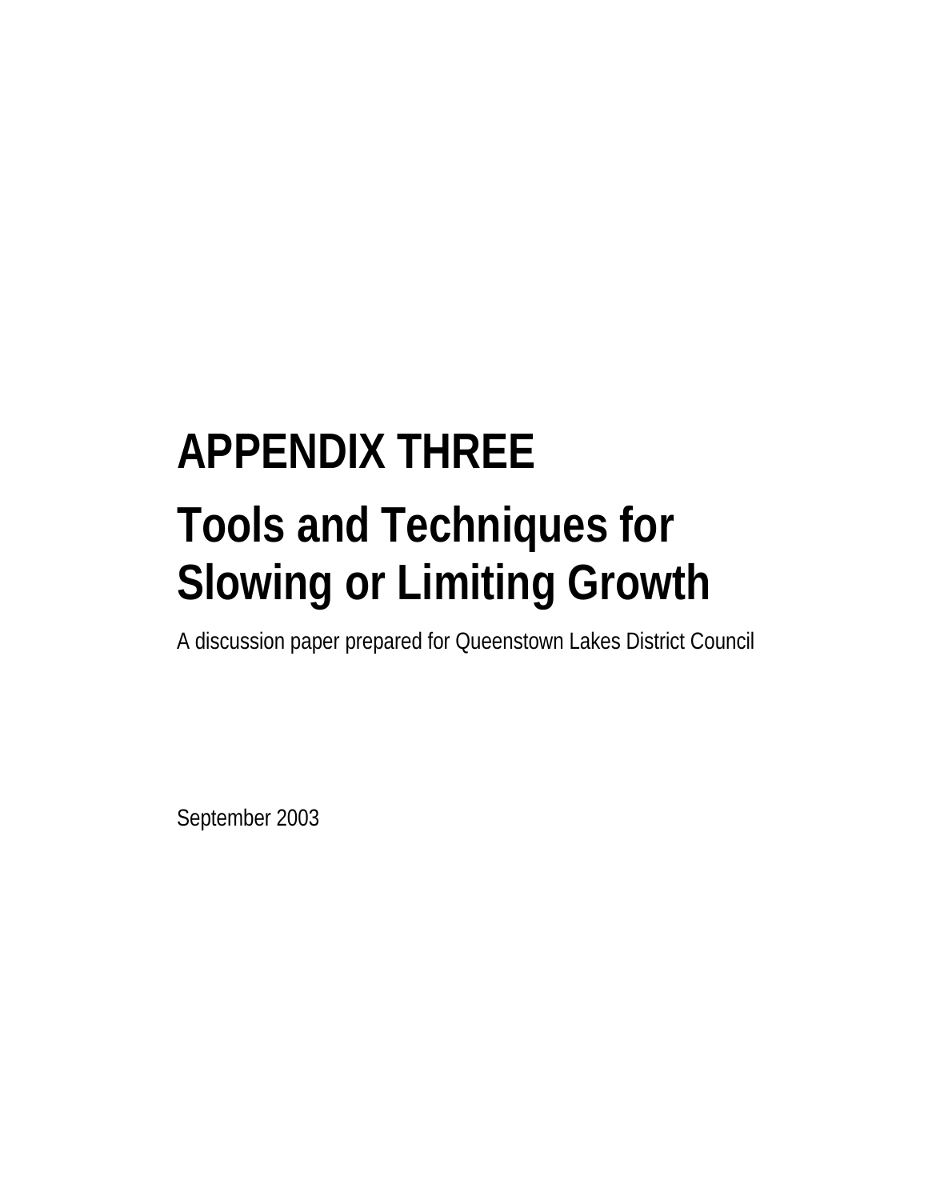# APPENDIX THREE

# Tools and Techniques for Slowing or Limiting Growth

A discussion paper prepared for Queenstown Lakes District Council

September 2003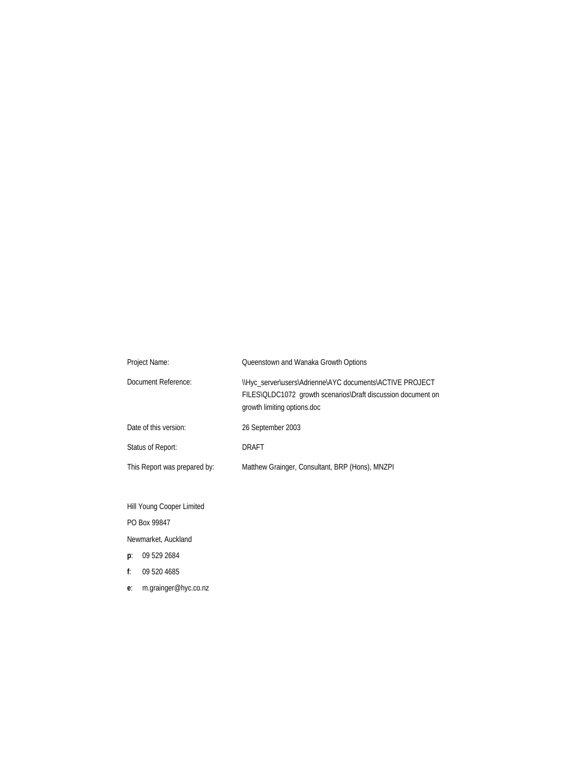| | |
|---|---|
| Project Name: | Queenstown and Wanaka Growth Options |
| Document Reference: | \\Hyc_server\users\Adrienne\AYC documents\ACTIVE PROJECT FILES\QLDC1072 growth scenarios\Draft discussion document on growth limiting options.doc |
| Date of this version: | 26 September 2003 |
| Status of Report: | DRAFT |
| This Report was prepared by: | Matthew Grainger, Consultant, BRP (Hons), MNZPI |

Hill Young Cooper Limited

PO Box 99847

Newmarket, Auckland

**p**: 09 529 2684

**f**: 09 520 4685

**e**: m.grainger@hyc.co.nz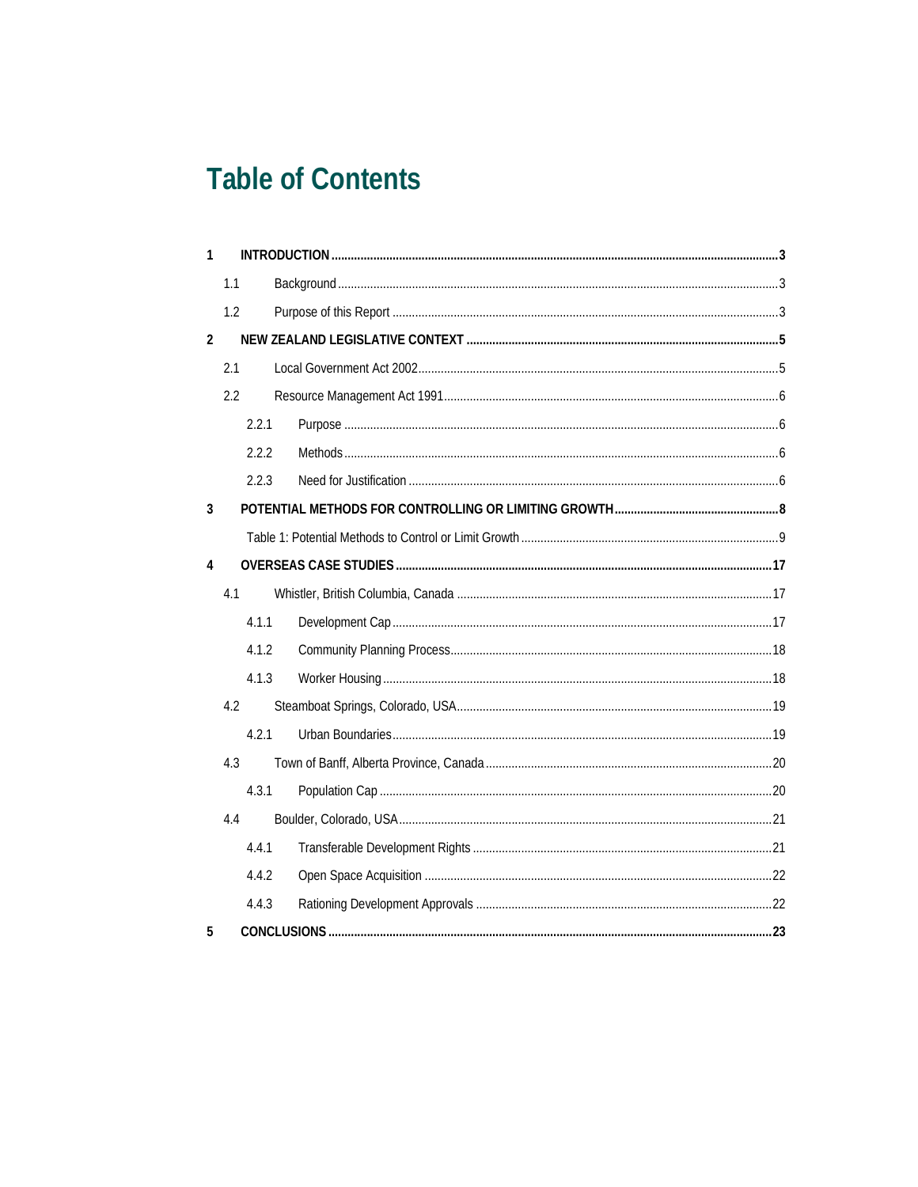# Table of Contents

- 1 **INTRODUCTION** ... **3**
  - 1.1 Background ... 3
  - 1.2 Purpose of this Report ... 3
- 2 **NEW ZEALAND LEGISLATIVE CONTEXT** ... **5**
  - 2.1 Local Government Act 2002 ... 5
  - 2.2 Resource Management Act 1991 ... 6
    - 2.2.1 Purpose ... 6
    - 2.2.2 Methods ... 6
    - 2.2.3 Need for Justification ... 6
- 3 **POTENTIAL METHODS FOR CONTROLLING OR LIMITING GROWTH** ... **8**
  - Table 1: Potential Methods to Control or Limit Growth ... 9
- 4 **OVERSEAS CASE STUDIES** ... **17**
  - 4.1 Whistler, British Columbia, Canada ... 17
    - 4.1.1 Development Cap ... 17
    - 4.1.2 Community Planning Process ... 18
    - 4.1.3 Worker Housing ... 18
  - 4.2 Steamboat Springs, Colorado, USA ... 19
    - 4.2.1 Urban Boundaries ... 19
  - 4.3 Town of Banff, Alberta Province, Canada ... 20
    - 4.3.1 Population Cap ... 20
  - 4.4 Boulder, Colorado, USA ... 21
    - 4.4.1 Transferable Development Rights ... 21
    - 4.4.2 Open Space Acquisition ... 22
    - 4.4.3 Rationing Development Approvals ... 22
- 5 **CONCLUSIONS** ... **23**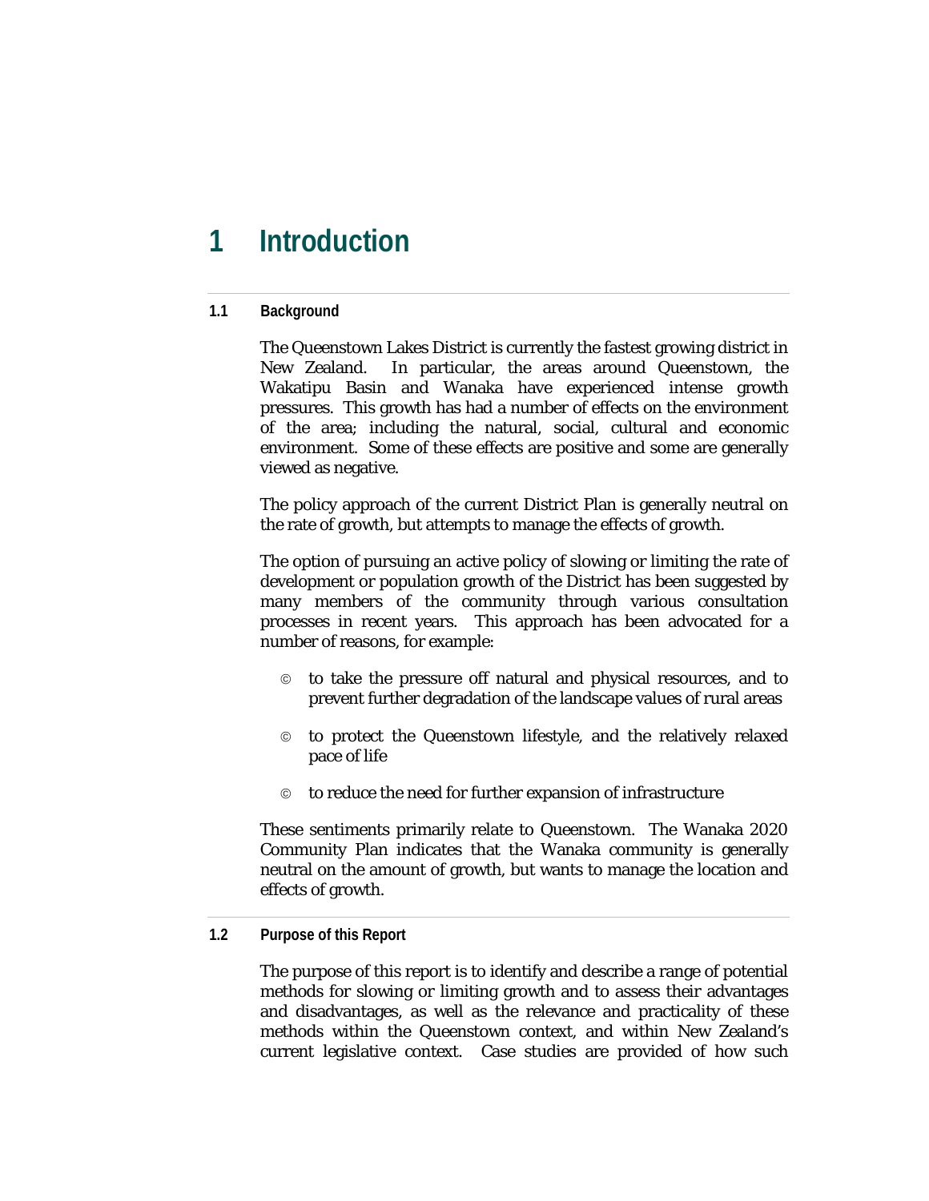# 1 Introduction

## 1.1 Background

The Queenstown Lakes District is currently the fastest growing district in New Zealand. In particular, the areas around Queenstown, the Wakatipu Basin and Wanaka have experienced intense growth pressures. This growth has had a number of effects on the environment of the area; including the natural, social, cultural and economic environment. Some of these effects are positive and some are generally viewed as negative.

The policy approach of the current District Plan is generally neutral on the rate of growth, but attempts to manage the effects of growth.

The option of pursuing an active policy of slowing or limiting the rate of development or population growth of the District has been suggested by many members of the community through various consultation processes in recent years. This approach has been advocated for a number of reasons, for example:

- to take the pressure off natural and physical resources, and to prevent further degradation of the landscape values of rural areas
- to protect the Queenstown lifestyle, and the relatively relaxed pace of life
- to reduce the need for further expansion of infrastructure

These sentiments primarily relate to Queenstown. The Wanaka 2020 Community Plan indicates that the Wanaka community is generally neutral on the amount of growth, but wants to manage the location and effects of growth.

## 1.2 Purpose of this Report

The purpose of this report is to identify and describe a range of potential methods for slowing or limiting growth and to assess their advantages and disadvantages, as well as the relevance and practicality of these methods within the Queenstown context, and within New Zealand's current legislative context. Case studies are provided of how such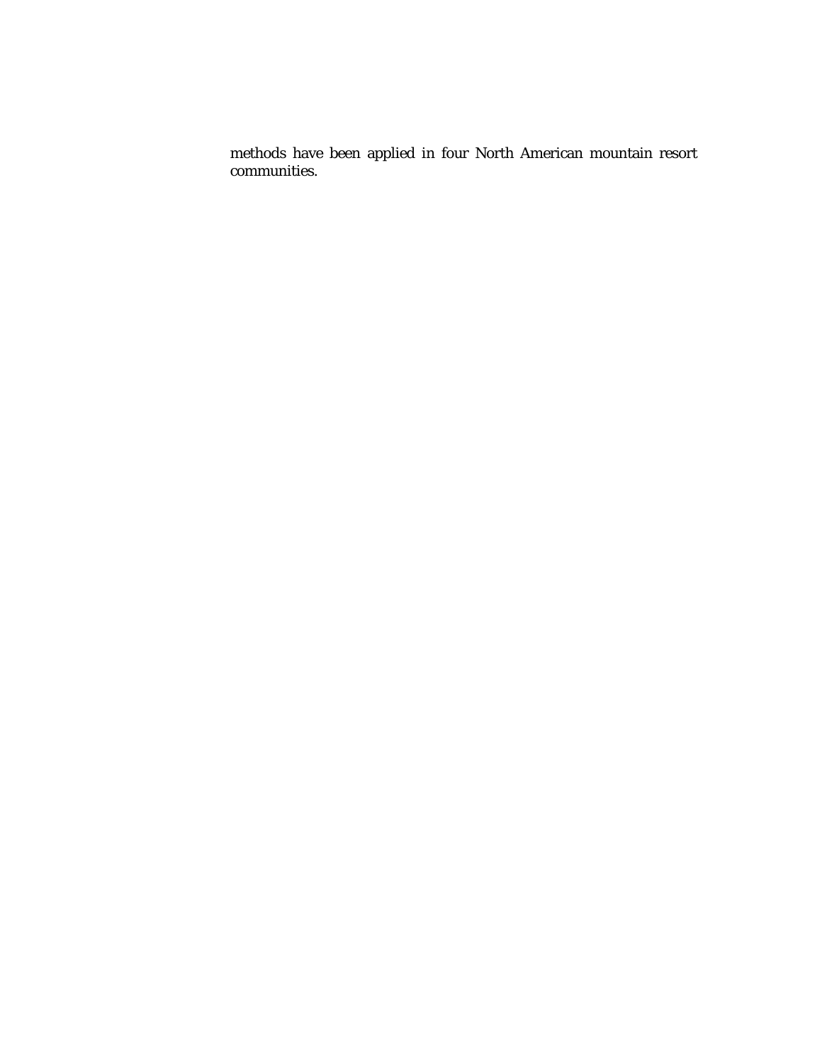methods have been applied in four North American mountain resort communities.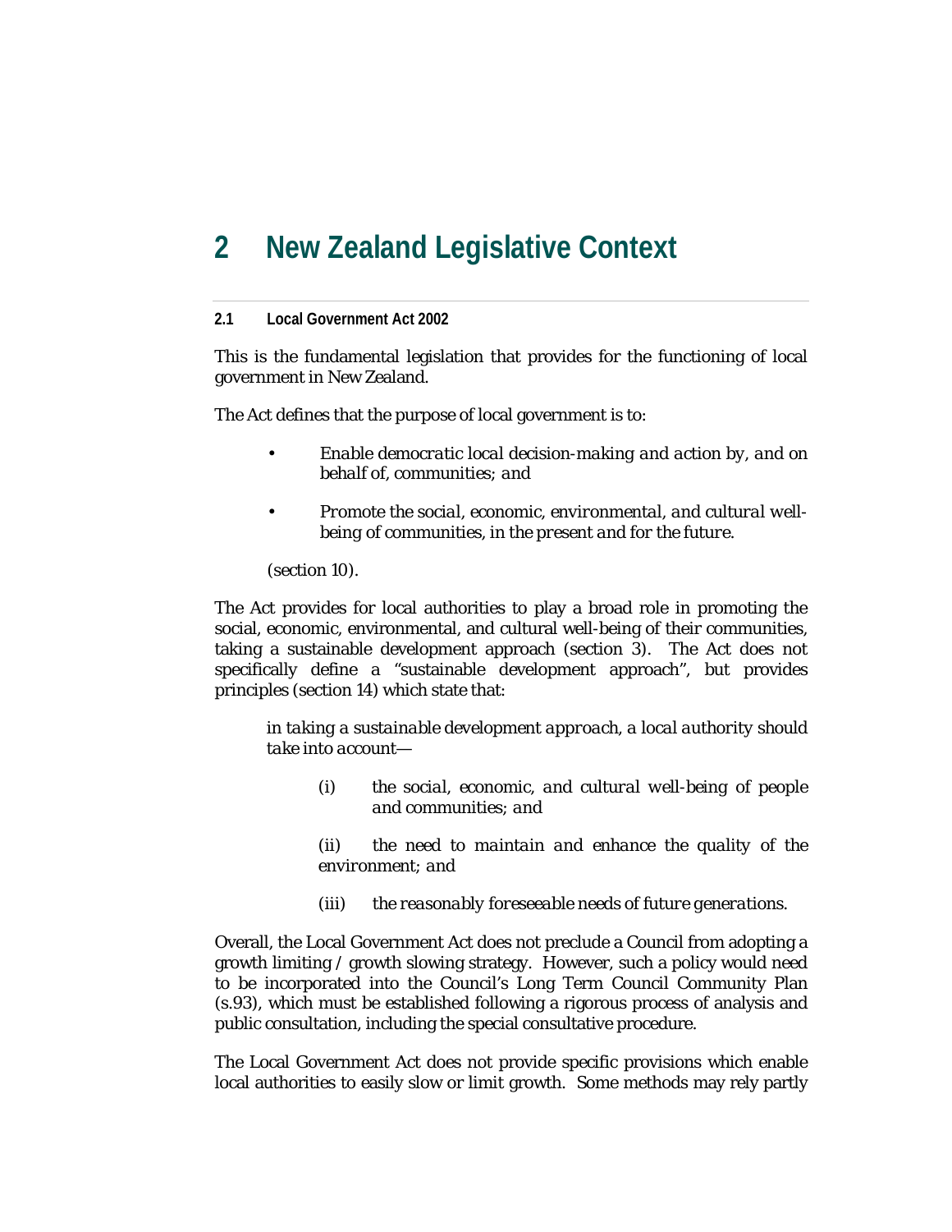# 2 New Zealand Legislative Context

### 2.1 Local Government Act 2002

This is the fundamental legislation that provides for the functioning of local government in New Zealand.

The Act defines that the purpose of local government is to:

- *Enable democratic local decision-making and action by, and on behalf of, communities; and*
- *Promote the social, economic, environmental, and cultural well-being of communities, in the present and for the future.*

(section 10).

The Act provides for local authorities to play a broad role in promoting the social, economic, environmental, and cultural well-being of their communities, taking a sustainable development approach (section 3). The Act does not specifically define a "sustainable development approach", but provides principles (section 14) which state that:

> *in taking a sustainable development approach, a local authority should take into account—*
>
> *(i) the social, economic, and cultural well-being of people and communities; and*
>
> *(ii) the need to maintain and enhance the quality of the environment; and*
>
> *(iii) the reasonably foreseeable needs of future generations.*

Overall, the Local Government Act does not preclude a Council from adopting a growth limiting / growth slowing strategy. However, such a policy would need to be incorporated into the Council's Long Term Council Community Plan (s.93), which must be established following a rigorous process of analysis and public consultation, including the special consultative procedure.

The Local Government Act does not provide specific provisions which enable local authorities to easily slow or limit growth. Some methods may rely partly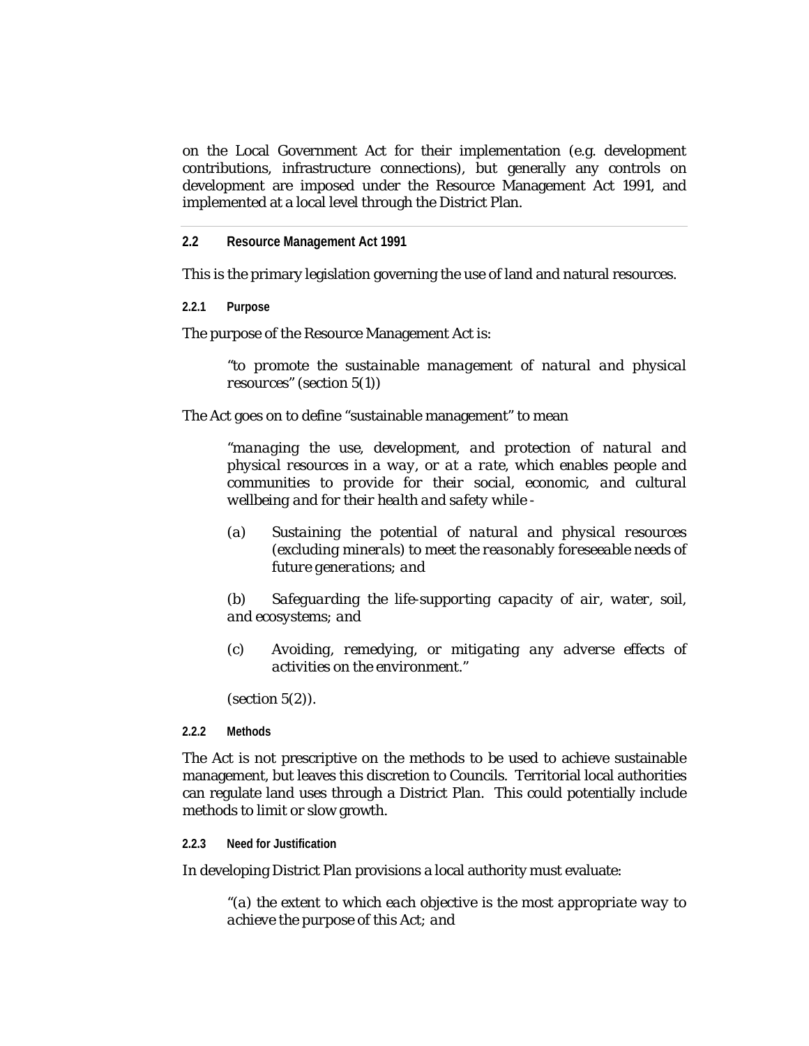on the Local Government Act for their implementation (e.g. development contributions, infrastructure connections), but generally any controls on development are imposed under the Resource Management Act 1991, and implemented at a local level through the District Plan.

## 2.2 Resource Management Act 1991

This is the primary legislation governing the use of land and natural resources.

### 2.2.1 Purpose

The purpose of the Resource Management Act is:

> *"to promote the sustainable management of natural and physical resources"* (section 5(1))

The Act goes on to define "sustainable management" to mean

> *"managing the use, development, and protection of natural and physical resources in a way, or at a rate, which enables people and communities to provide for their social, economic, and cultural wellbeing and for their health and safety while -*
>
> *(a) Sustaining the potential of natural and physical resources (excluding minerals) to meet the reasonably foreseeable needs of future generations; and*
>
> *(b) Safeguarding the life-supporting capacity of air, water, soil, and ecosystems; and*
>
> *(c) Avoiding, remedying, or mitigating any adverse effects of activities on the environment."*
>
> (section 5(2)).

### 2.2.2 Methods

The Act is not prescriptive on the methods to be used to achieve sustainable management, but leaves this discretion to Councils. Territorial local authorities can regulate land uses through a District Plan. This could potentially include methods to limit or slow growth.

### 2.2.3 Need for Justification

In developing District Plan provisions a local authority must evaluate:

> *"(a) the extent to which each objective is the most appropriate way to achieve the purpose of this Act; and*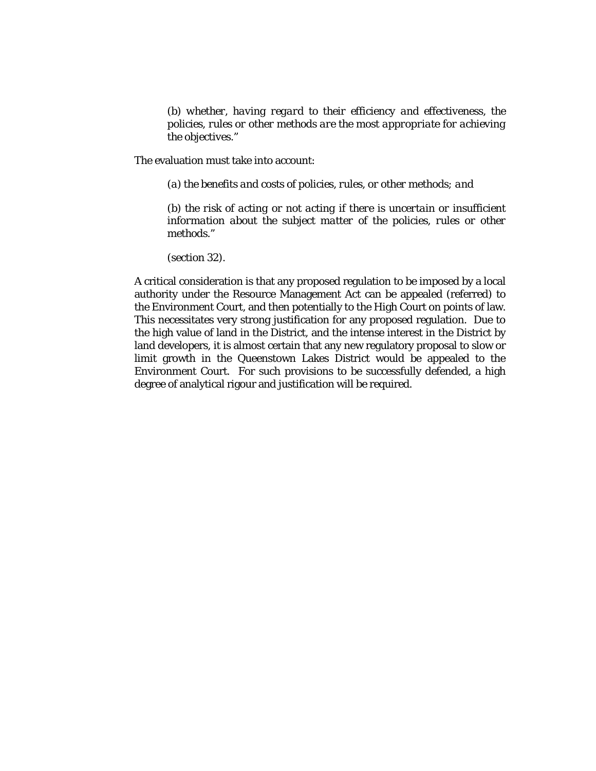> *(b) whether, having regard to their efficiency and effectiveness, the policies, rules or other methods are the most appropriate for achieving the objectives."*

The evaluation must take into account:

> *(a) the benefits and costs of policies, rules, or other methods; and*
>
> *(b) the risk of acting or not acting if there is uncertain or insufficient information about the subject matter of the policies, rules or other methods."*
>
> (section 32).

A critical consideration is that any proposed regulation to be imposed by a local authority under the Resource Management Act can be appealed (referred) to the Environment Court, and then potentially to the High Court on points of law. This necessitates very strong justification for any proposed regulation. Due to the high value of land in the District, and the intense interest in the District by land developers, it is almost certain that any new regulatory proposal to slow or limit growth in the Queenstown Lakes District would be appealed to the Environment Court. For such provisions to be successfully defended, a high degree of analytical rigour and justification will be required.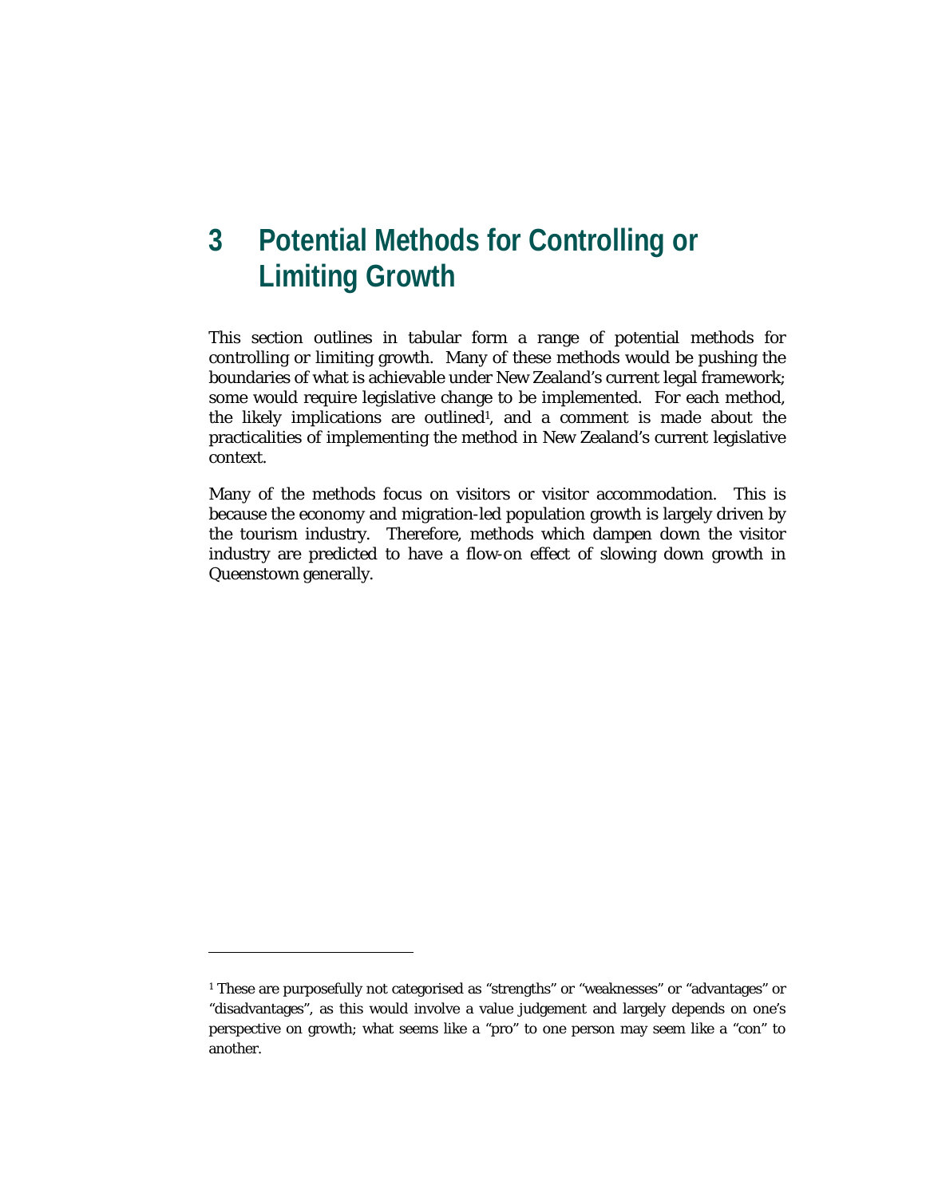# 3 Potential Methods for Controlling or Limiting Growth

This section outlines in tabular form a range of potential methods for controlling or limiting growth. Many of these methods would be pushing the boundaries of what is achievable under New Zealand's current legal framework; some would require legislative change to be implemented. For each method, the likely implications are outlined[1], and a comment is made about the practicalities of implementing the method in New Zealand's current legislative context.

Many of the methods focus on visitors or visitor accommodation. This is because the economy and migration-led population growth is largely driven by the tourism industry. Therefore, methods which dampen down the visitor industry are predicted to have a flow-on effect of slowing down growth in Queenstown generally.

---

[1] These are purposefully not categorised as "strengths" or "weaknesses" or "advantages" or "disadvantages", as this would involve a value judgement and largely depends on one's perspective on growth; what seems like a "pro" to one person may seem like a "con" to another.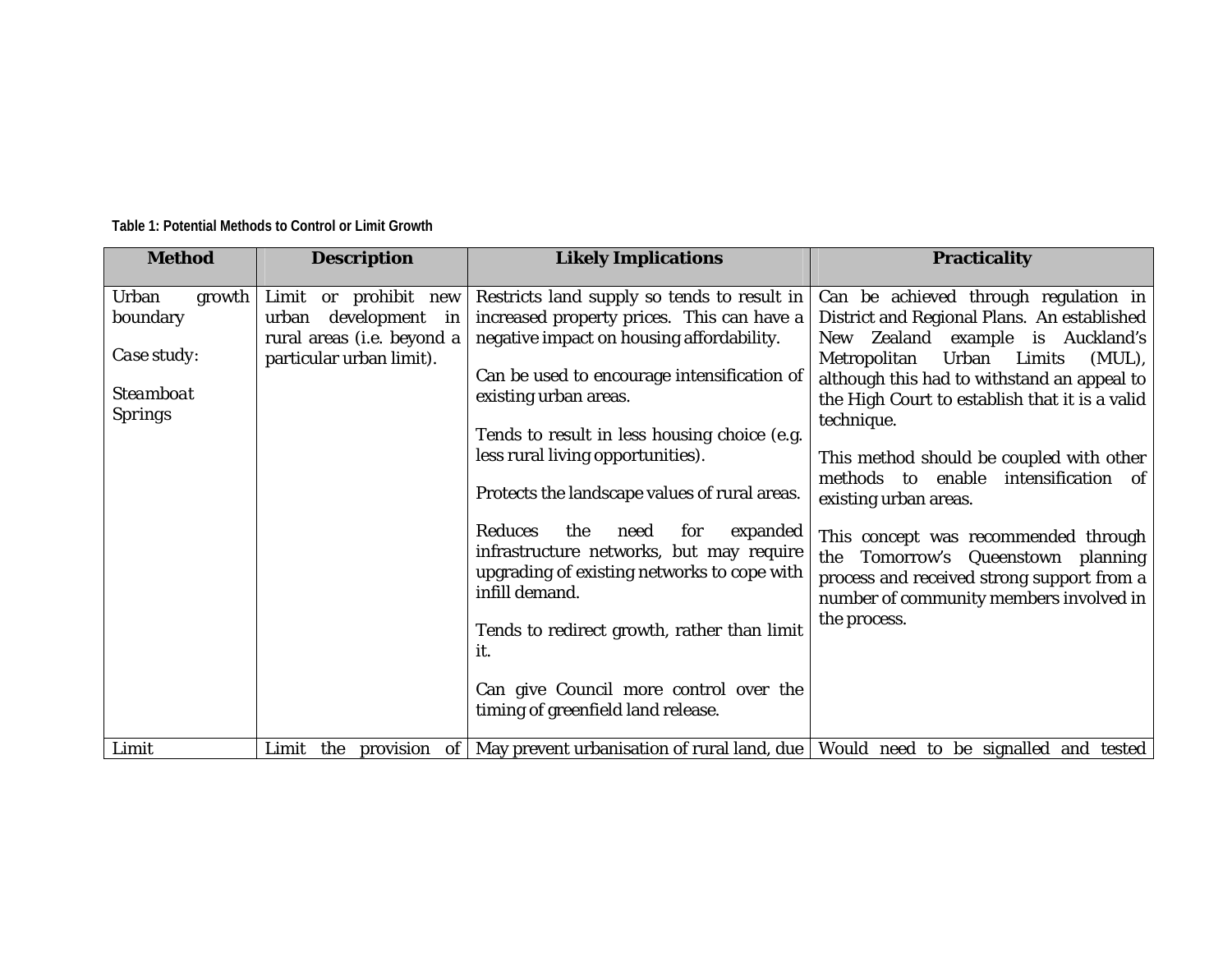**Table 1: Potential Methods to Control or Limit Growth**

| Method | Description | Likely Implications | Practicality |
|---|---|---|---|
| Urban growth boundary<br><br>*Case study:*<br><br>*Steamboat Springs* | Limit or prohibit new urban development in rural areas (i.e. beyond a particular urban limit). | Restricts land supply so tends to result in increased property prices. This can have a negative impact on housing affordability.<br><br>Can be used to encourage intensification of existing urban areas.<br><br>Tends to result in less housing choice (e.g. less rural living opportunities).<br><br>Protects the landscape values of rural areas.<br><br>Reduces the need for expanded infrastructure networks, but may require upgrading of existing networks to cope with infill demand.<br><br>Tends to redirect growth, rather than limit it.<br><br>Can give Council more control over the timing of greenfield land release. | Can be achieved through regulation in District and Regional Plans. An established New Zealand example is Auckland's Metropolitan Urban Limits (MUL), although this had to withstand an appeal to the High Court to establish that it is a valid technique.<br><br>This method should be coupled with other methods to enable intensification of existing urban areas.<br><br>This concept was recommended through the Tomorrow's Queenstown planning process and received strong support from a number of community members involved in the process. |
| Limit | Limit the provision of | May prevent urbanisation of rural land, due | Would need to be signalled and tested |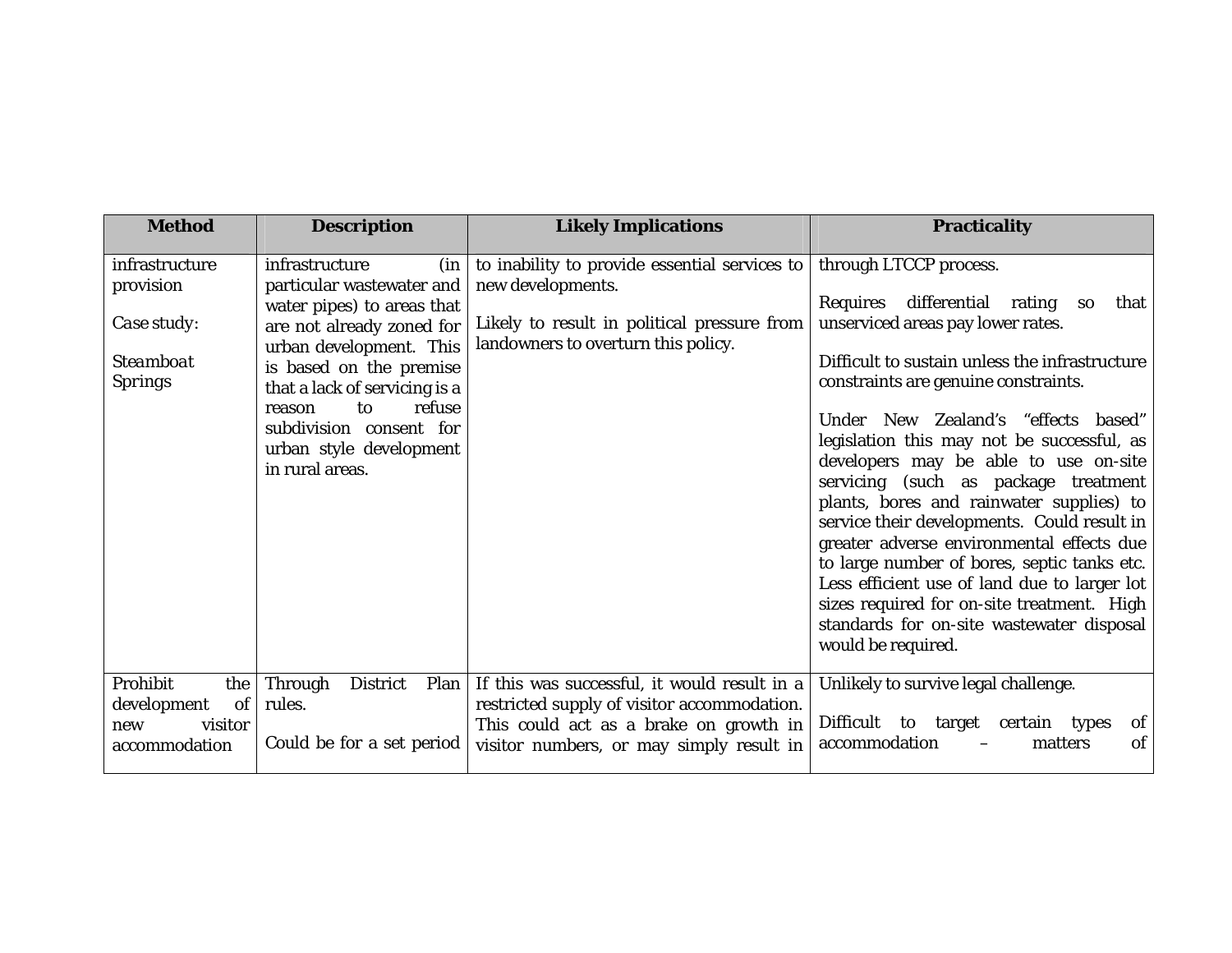| Method | Description | Likely Implications | Practicality |
|---|---|---|---|
| infrastructure provision<br><br>*Case study:*<br><br>*Steamboat Springs* | infrastructure (in particular wastewater and water pipes) to areas that are not already zoned for urban development. This is based on the premise that a lack of servicing is a reason to refuse subdivision consent for urban style development in rural areas. | to inability to provide essential services to new developments.<br><br>Likely to result in political pressure from landowners to overturn this policy. | through LTCCP process.<br><br>Requires differential rating so that unserviced areas pay lower rates.<br><br>Difficult to sustain unless the infrastructure constraints are genuine constraints.<br><br>Under New Zealand's "effects based" legislation this may not be successful, as developers may be able to use on-site servicing (such as package treatment plants, bores and rainwater supplies) to service their developments. Could result in greater adverse environmental effects due to large number of bores, septic tanks etc. Less efficient use of land due to larger lot sizes required for on-site treatment. High standards for on-site wastewater disposal would be required. |
| Prohibit the development of new visitor accommodation | Through District Plan rules.<br><br>Could be for a set period | If this was successful, it would result in a restricted supply of visitor accommodation. This could act as a brake on growth in visitor numbers, or may simply result in | Unlikely to survive legal challenge.<br><br>Difficult to target certain types of accommodation – matters of |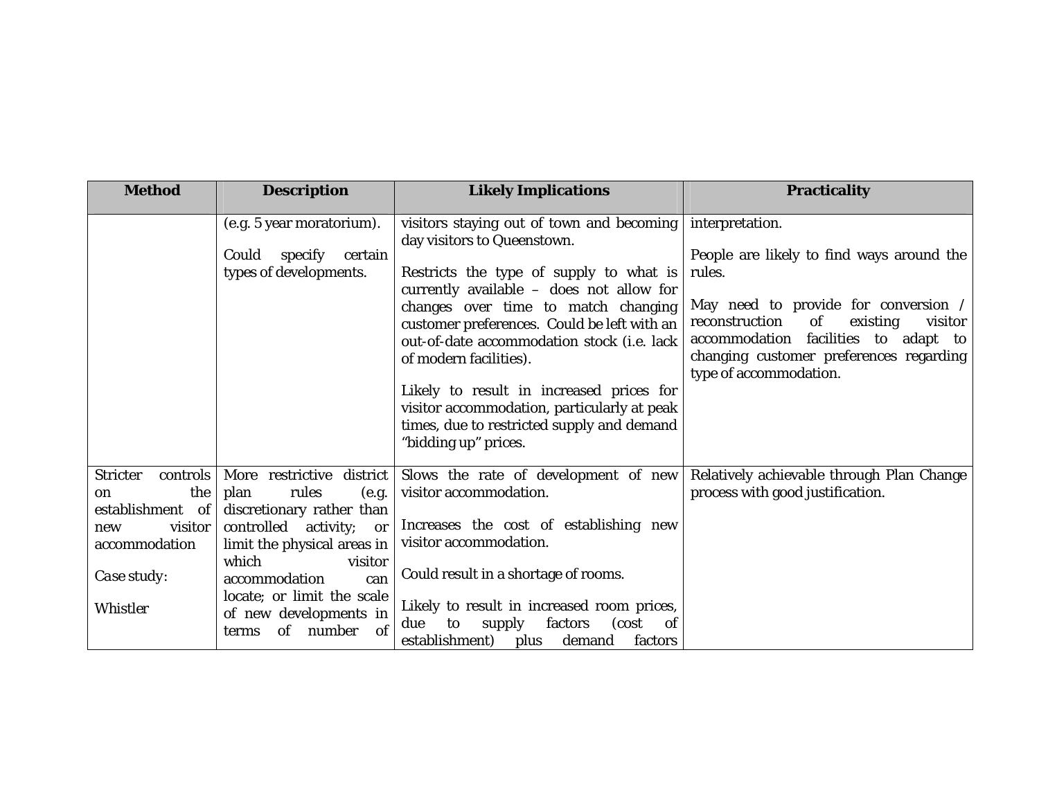| Method | Description | Likely Implications | Practicality |
|---|---|---|---|
| | (e.g. 5 year moratorium).<br><br>Could specify certain types of developments. | visitors staying out of town and becoming day visitors to Queenstown.<br><br>Restricts the type of supply to what is currently available – does not allow for changes over time to match changing customer preferences. Could be left with an out-of-date accommodation stock (i.e. lack of modern facilities).<br><br>Likely to result in increased prices for visitor accommodation, particularly at peak times, due to restricted supply and demand "bidding up" prices. | interpretation.<br><br>People are likely to find ways around the rules.<br><br>May need to provide for conversion / reconstruction of existing visitor accommodation facilities to adapt to changing customer preferences regarding type of accommodation. |
| Stricter controls on the establishment of new visitor accommodation<br><br>*Case study:*<br><br>*Whistler* | More restrictive district plan rules (e.g. discretionary rather than controlled activity; or limit the physical areas in which visitor accommodation can locate; or limit the scale of new developments in terms of number of | Slows the rate of development of new visitor accommodation.<br><br>Increases the cost of establishing new visitor accommodation.<br><br>Could result in a shortage of rooms.<br><br>Likely to result in increased room prices, due to supply factors (cost of establishment) plus demand factors | Relatively achievable through Plan Change process with good justification. |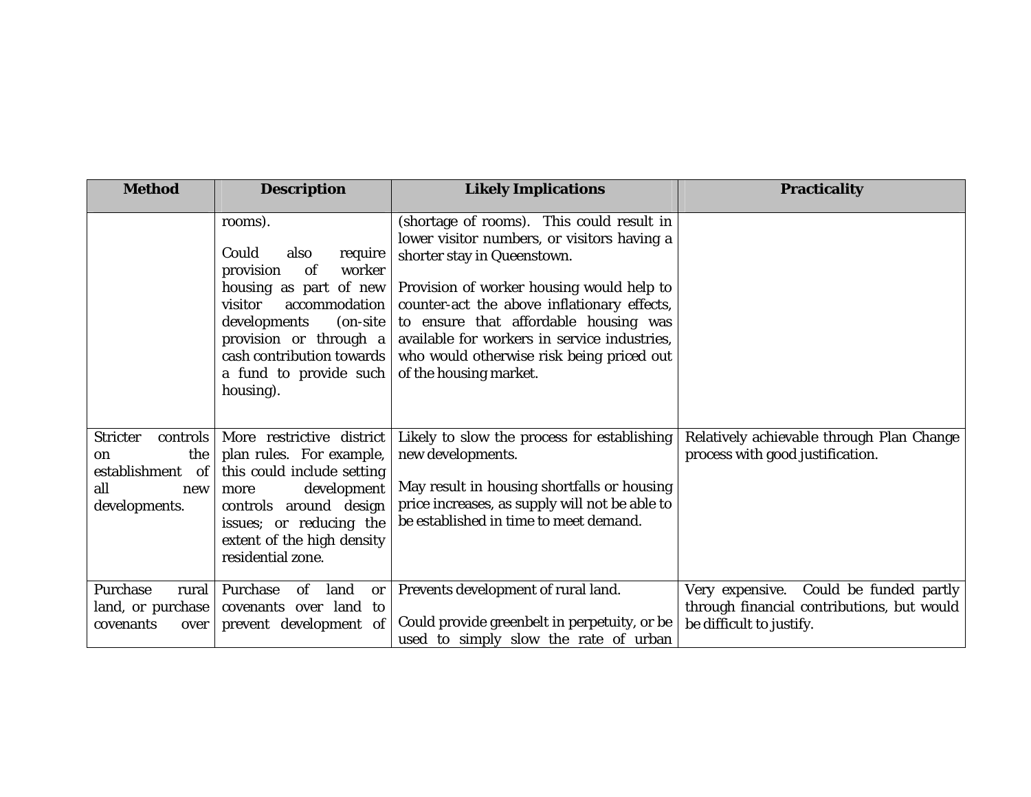| Method | Description | Likely Implications | Practicality |
|---|---|---|---|
| | rooms).<br><br>Could also require provision of worker housing as part of new visitor accommodation developments (on-site provision or through a cash contribution towards a fund to provide such housing). | (shortage of rooms). This could result in lower visitor numbers, or visitors having a shorter stay in Queenstown.<br><br>Provision of worker housing would help to counter-act the above inflationary effects, to ensure that affordable housing was available for workers in service industries, who would otherwise risk being priced out of the housing market. | |
| Stricter controls on the establishment of all new developments. | More restrictive district plan rules. For example, this could include setting more development controls around design issues; or reducing the extent of the high density residential zone. | Likely to slow the process for establishing new developments.<br><br>May result in housing shortfalls or housing price increases, as supply will not be able to be established in time to meet demand. | Relatively achievable through Plan Change process with good justification. |
| Purchase rural land, or purchase covenants over | Purchase of land or covenants over land to prevent development of | Prevents development of rural land.<br><br>Could provide greenbelt in perpetuity, or be used to simply slow the rate of urban | Very expensive. Could be funded partly through financial contributions, but would be difficult to justify. |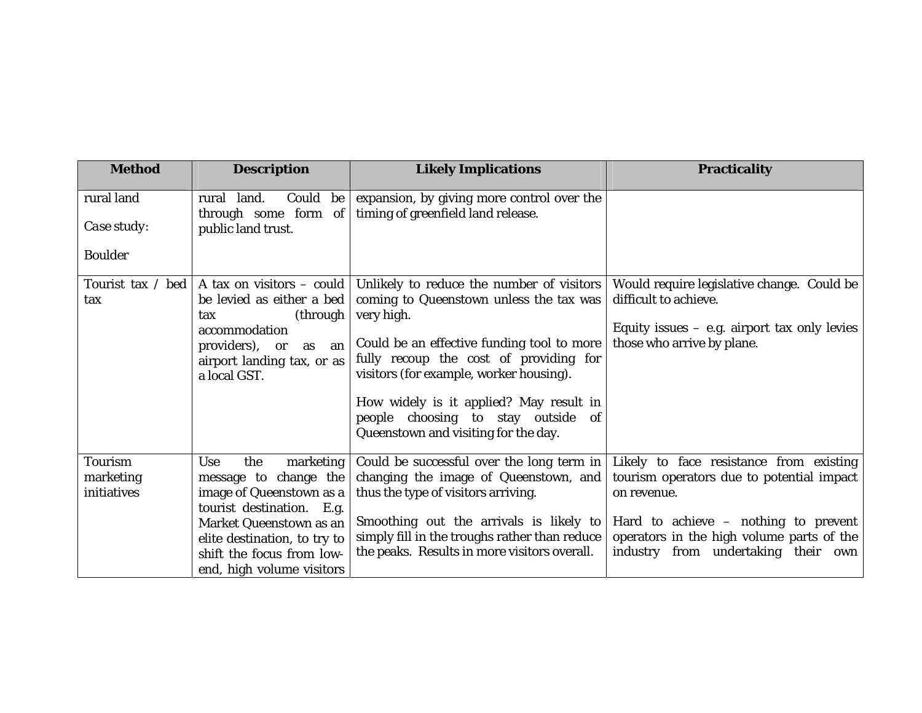| Method | Description | Likely Implications | Practicality |
|---|---|---|---|
| rural land<br><br>*Case study:*<br><br>Boulder | rural land. Could be through some form of public land trust. | expansion, by giving more control over the timing of greenfield land release. | |
| Tourist tax / bed tax | A tax on visitors – could be levied as either a bed tax (through accommodation providers), or as an airport landing tax, or as a local GST. | Unlikely to reduce the number of visitors coming to Queenstown unless the tax was very high.<br><br>Could be an effective funding tool to more fully recoup the cost of providing for visitors (for example, worker housing).<br><br>How widely is it applied? May result in people choosing to stay outside of Queenstown and visiting for the day. | Would require legislative change. Could be difficult to achieve.<br><br>Equity issues – e.g. airport tax only levies those who arrive by plane. |
| Tourism marketing initiatives | Use the marketing message to change the image of Queenstown as a tourist destination. E.g. Market Queenstown as an elite destination, to try to shift the focus from low-end, high volume visitors | Could be successful over the long term in changing the image of Queenstown, and thus the type of visitors arriving.<br><br>Smoothing out the arrivals is likely to simply fill in the troughs rather than reduce the peaks. Results in more visitors overall. | Likely to face resistance from existing tourism operators due to potential impact on revenue.<br><br>Hard to achieve – nothing to prevent operators in the high volume parts of the industry from undertaking their own |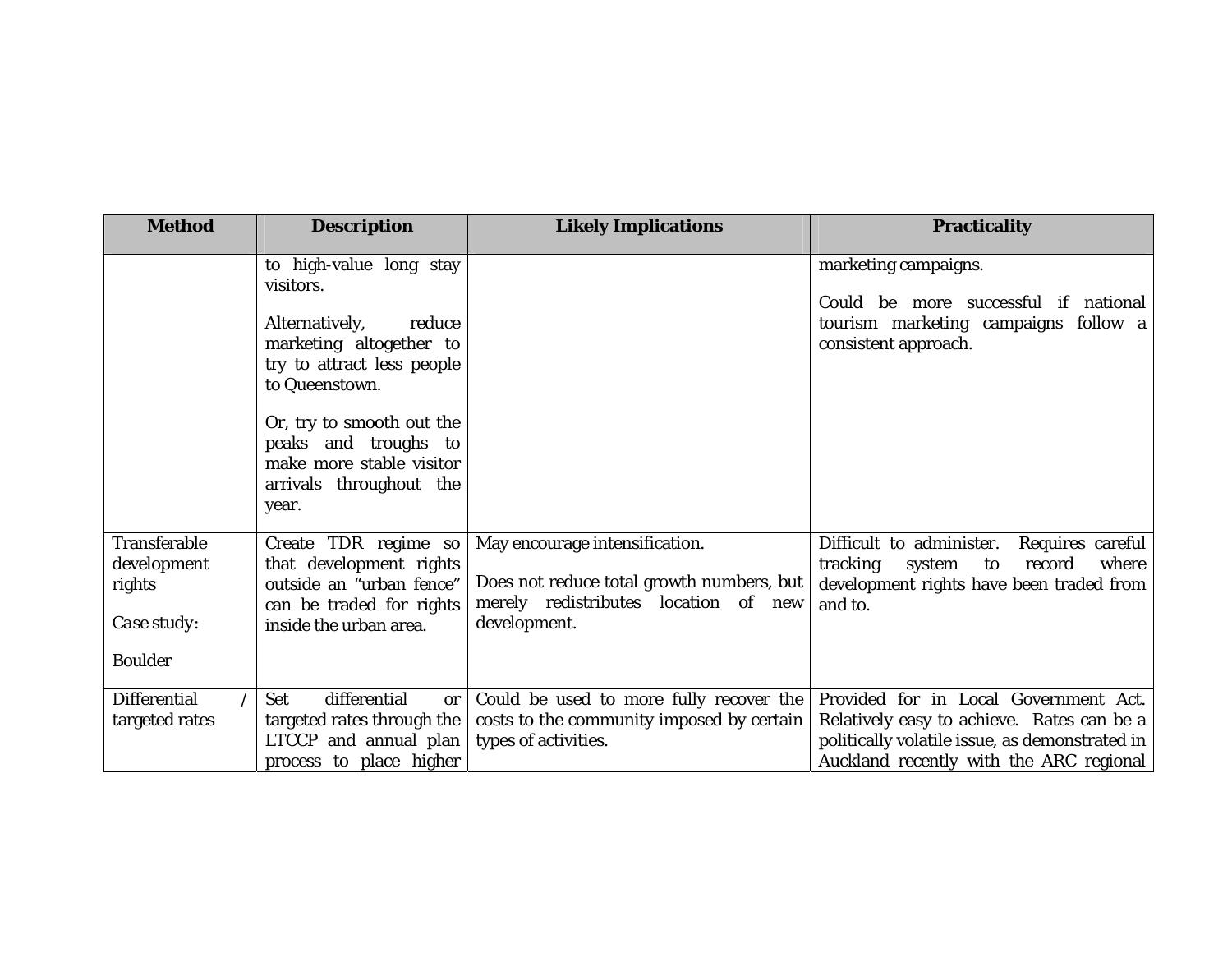| Method | Description | Likely Implications | Practicality |
|---|---|---|---|
| | to high-value long stay visitors.<br><br>Alternatively, reduce marketing altogether to try to attract less people to Queenstown.<br><br>Or, try to smooth out the peaks and troughs to make more stable visitor arrivals throughout the year. | | marketing campaigns.<br><br>Could be more successful if national tourism marketing campaigns follow a consistent approach. |
| Transferable development rights<br><br>*Case study:*<br><br>Boulder | Create TDR regime so that development rights outside an "urban fence" can be traded for rights inside the urban area. | May encourage intensification.<br><br>Does not reduce total growth numbers, but merely redistributes location of new development. | Difficult to administer. Requires careful tracking system to record where development rights have been traded from and to. |
| Differential / targeted rates | Set differential or targeted rates through the LTCCP and annual plan process to place higher | Could be used to more fully recover the costs to the community imposed by certain types of activities. | Provided for in Local Government Act. Relatively easy to achieve. Rates can be a politically volatile issue, as demonstrated in Auckland recently with the ARC regional |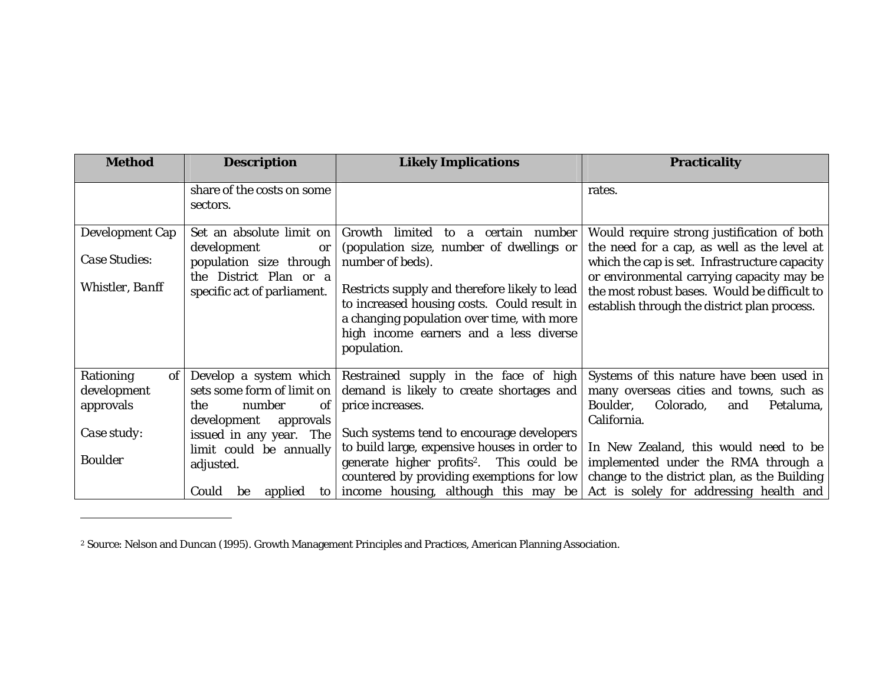| Method | Description | Likely Implications | Practicality |
|---|---|---|---|
| | share of the costs on some sectors. | | rates. |
| Development Cap<br><br>*Case Studies:*<br><br>*Whistler, Banff* | Set an absolute limit on development or population size through the District Plan or a specific act of parliament. | Growth limited to a certain number (population size, number of dwellings or number of beds).<br><br>Restricts supply and therefore likely to lead to increased housing costs. Could result in a changing population over time, with more high income earners and a less diverse population. | Would require strong justification of both the need for a cap, as well as the level at which the cap is set. Infrastructure capacity or environmental carrying capacity may be the most robust bases. Would be difficult to establish through the district plan process. |
| Rationing of development approvals<br><br>*Case study:*<br><br>Boulder | Develop a system which sets some form of limit on the number of development approvals issued in any year. The limit could be annually adjusted.<br><br>Could be applied to | Restrained supply in the face of high demand is likely to create shortages and price increases.<br><br>Such systems tend to encourage developers to build large, expensive houses in order to generate higher profits[2]. This could be countered by providing exemptions for low income housing, although this may be | Systems of this nature have been used in many overseas cities and towns, such as Boulder, Colorado, and Petaluma, California.<br><br>In New Zealand, this would need to be implemented under the RMA through a change to the district plan, as the Building Act is solely for addressing health and |

[2] Source: Nelson and Duncan (1995). Growth Management Principles and Practices, American Planning Association.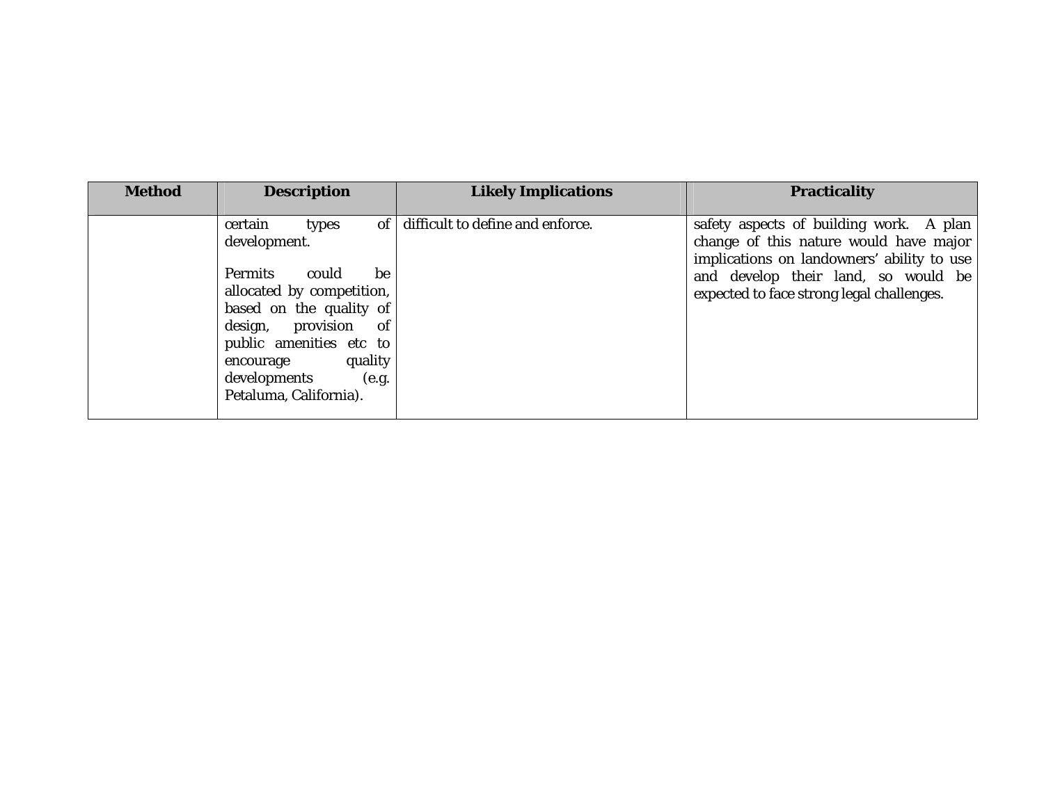| Method | Description | Likely Implications | Practicality |
|---|---|---|---|
| | certain types of development.<br><br>Permits could be allocated by competition, based on the quality of design, provision of public amenities etc to encourage quality developments (e.g. Petaluma, California). | difficult to define and enforce. | safety aspects of building work. A plan change of this nature would have major implications on landowners' ability to use and develop their land, so would be expected to face strong legal challenges. |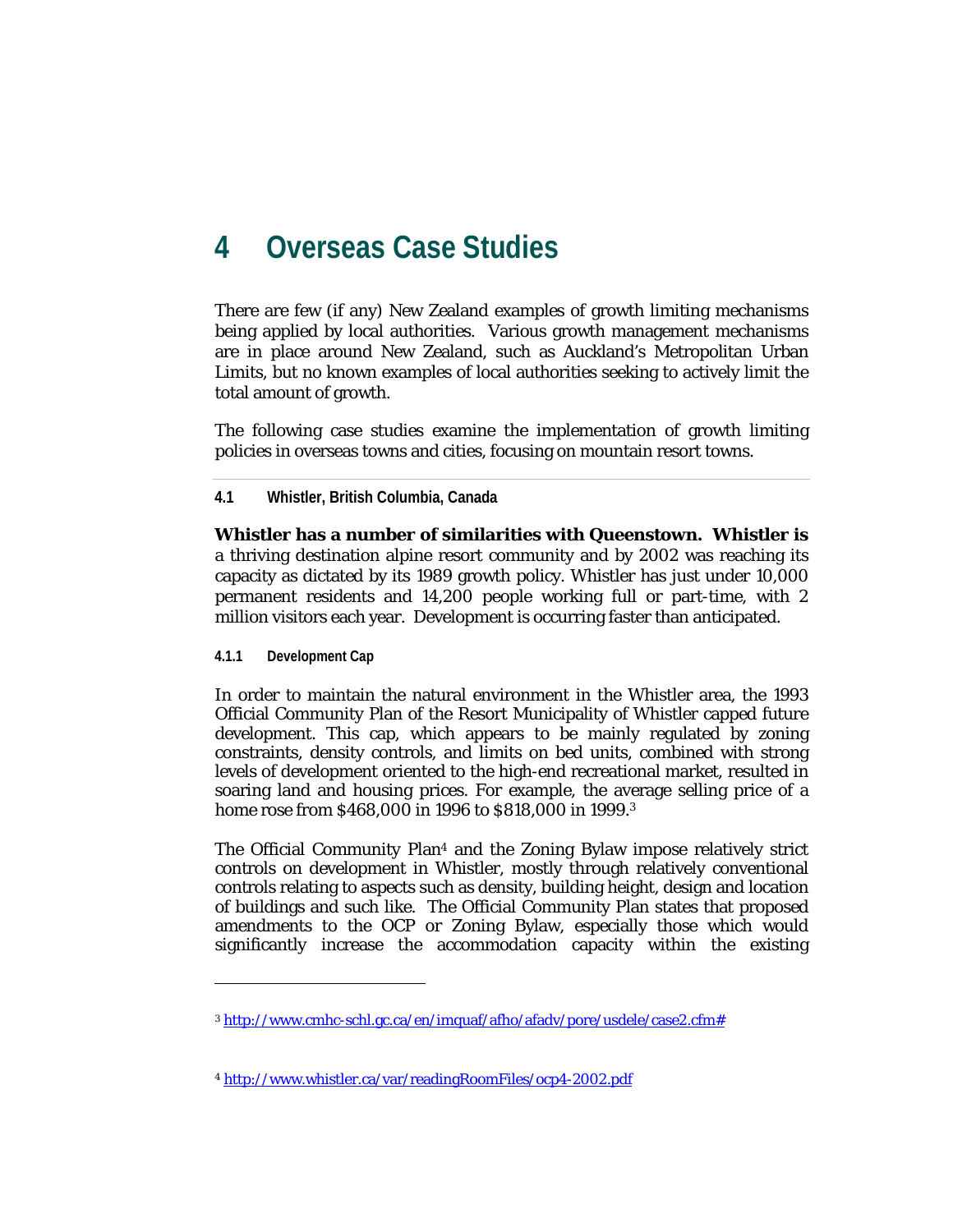# 4 Overseas Case Studies

There are few (if any) New Zealand examples of growth limiting mechanisms being applied by local authorities. Various growth management mechanisms are in place around New Zealand, such as Auckland's Metropolitan Urban Limits, but no known examples of local authorities seeking to actively limit the total amount of growth.

The following case studies examine the implementation of growth limiting policies in overseas towns and cities, focusing on mountain resort towns.

## 4.1 Whistler, British Columbia, Canada

**Whistler has a number of similarities with Queenstown. Whistler is** a thriving destination alpine resort community and by 2002 was reaching its capacity as dictated by its 1989 growth policy. Whistler has just under 10,000 permanent residents and 14,200 people working full or part-time, with 2 million visitors each year. Development is occurring faster than anticipated.

### 4.1.1 Development Cap

In order to maintain the natural environment in the Whistler area, the 1993 Official Community Plan of the Resort Municipality of Whistler capped future development. This cap, which appears to be mainly regulated by zoning constraints, density controls, and limits on bed units, combined with strong levels of development oriented to the high-end recreational market, resulted in soaring land and housing prices. For example, the average selling price of a home rose from $468,000 in 1996 to $818,000 in 1999.[3]

The Official Community Plan[4] and the Zoning Bylaw impose relatively strict controls on development in Whistler, mostly through relatively conventional controls relating to aspects such as density, building height, design and location of buildings and such like. The Official Community Plan states that proposed amendments to the OCP or Zoning Bylaw, especially those which would significantly increase the accommodation capacity within the existing

---

[3] http://www.cmhc-schl.gc.ca/en/imquaf/afho/afadv/pore/usdele/case2.cfm#

[4] http://www.whistler.ca/var/readingRoomFiles/ocp4-2002.pdf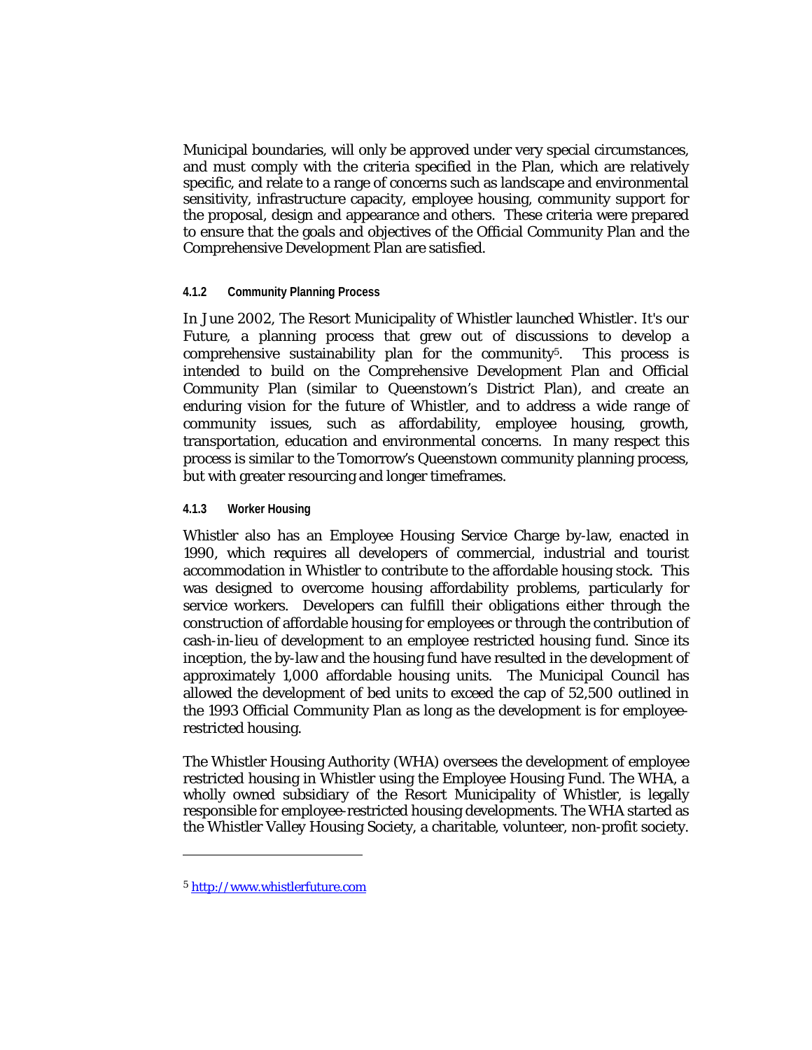Municipal boundaries, will only be approved under very special circumstances, and must comply with the criteria specified in the Plan, which are relatively specific, and relate to a range of concerns such as landscape and environmental sensitivity, infrastructure capacity, employee housing, community support for the proposal, design and appearance and others. These criteria were prepared to ensure that the goals and objectives of the Official Community Plan and the Comprehensive Development Plan are satisfied.

#### 4.1.2 Community Planning Process

In June 2002, The Resort Municipality of Whistler launched *Whistler. It's our Future*, a planning process that grew out of discussions to develop a comprehensive sustainability plan for the community[5]. This process is intended to build on the Comprehensive Development Plan and Official Community Plan (similar to Queenstown's District Plan), and create an enduring vision for the future of Whistler, and to address a wide range of community issues, such as affordability, employee housing, growth, transportation, education and environmental concerns. In many respect this process is similar to the Tomorrow's Queenstown community planning process, but with greater resourcing and longer timeframes.

#### 4.1.3 Worker Housing

Whistler also has an Employee Housing Service Charge by-law, enacted in 1990, which requires all developers of commercial, industrial and tourist accommodation in Whistler to contribute to the affordable housing stock. This was designed to overcome housing affordability problems, particularly for service workers. Developers can fulfill their obligations either through the construction of affordable housing for employees or through the contribution of cash-in-lieu of development to an employee restricted housing fund. Since its inception, the by-law and the housing fund have resulted in the development of approximately 1,000 affordable housing units. The Municipal Council has allowed the development of bed units to exceed the cap of 52,500 outlined in the 1993 Official Community Plan as long as the development is for employee-restricted housing.

The Whistler Housing Authority (WHA) oversees the development of employee restricted housing in Whistler using the Employee Housing Fund. The WHA, a wholly owned subsidiary of the Resort Municipality of Whistler, is legally responsible for employee-restricted housing developments. The WHA started as the Whistler Valley Housing Society, a charitable, volunteer, non-profit society.

---

[5] http://www.whistlerfuture.com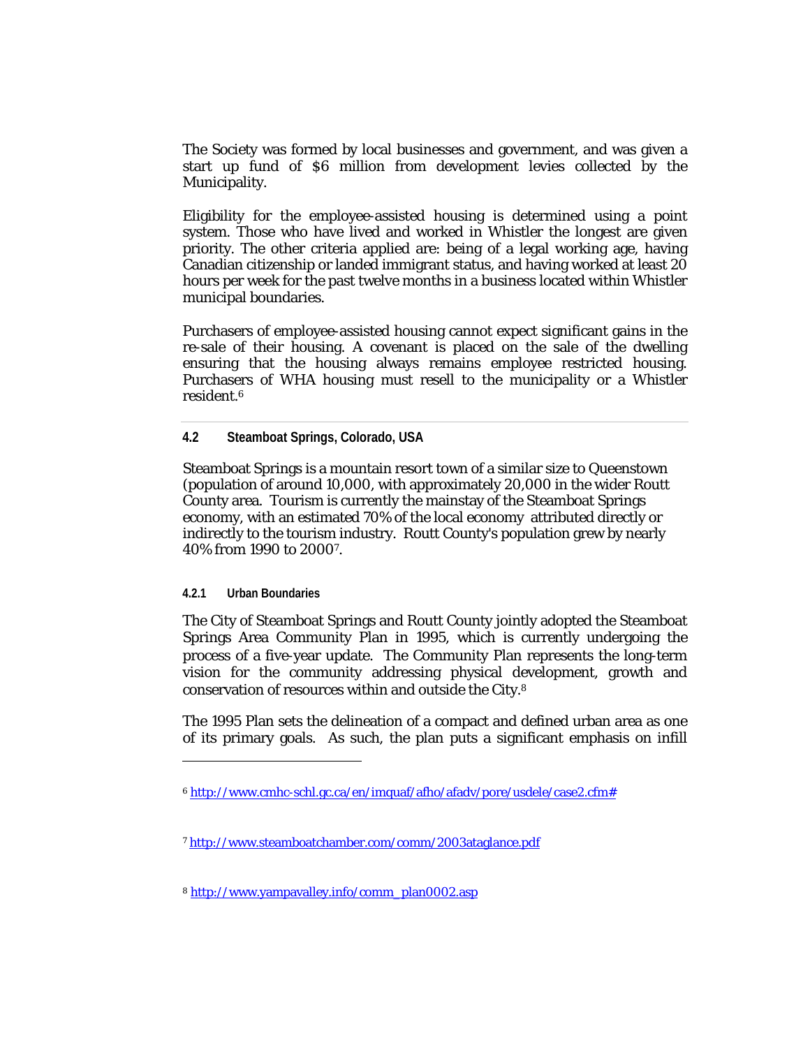The Society was formed by local businesses and government, and was given a start up fund of $6 million from development levies collected by the Municipality.

Eligibility for the employee-assisted housing is determined using a point system. Those who have lived and worked in Whistler the longest are given priority. The other criteria applied are: being of a legal working age, having Canadian citizenship or landed immigrant status, and having worked at least 20 hours per week for the past twelve months in a business located within Whistler municipal boundaries.

Purchasers of employee-assisted housing cannot expect significant gains in the re-sale of their housing. A covenant is placed on the sale of the dwelling ensuring that the housing always remains employee restricted housing. Purchasers of WHA housing must resell to the municipality or a Whistler resident.[6]

### 4.2 Steamboat Springs, Colorado, USA

Steamboat Springs is a mountain resort town of a similar size to Queenstown (population of around 10,000, with approximately 20,000 in the wider Routt County area. Tourism is currently the mainstay of the Steamboat Springs economy, with an estimated 70% of the local economy attributed directly or indirectly to the tourism industry. Routt County's population grew by nearly 40% from 1990 to 2000[7].

#### 4.2.1 Urban Boundaries

The City of Steamboat Springs and Routt County jointly adopted the Steamboat Springs Area Community Plan in 1995, which is currently undergoing the process of a five-year update. The Community Plan represents the long-term vision for the community addressing physical development, growth and conservation of resources within and outside the City.[8]

The 1995 Plan sets the delineation of a compact and defined urban area as one of its primary goals. As such, the plan puts a significant emphasis on infill

---

[6] http://www.cmhc-schl.gc.ca/en/imquaf/afho/afadv/pore/usdele/case2.cfm#

[7] http://www.steamboatchamber.com/comm/2003ataglance.pdf

[8] http://www.yampavalley.info/comm_plan0002.asp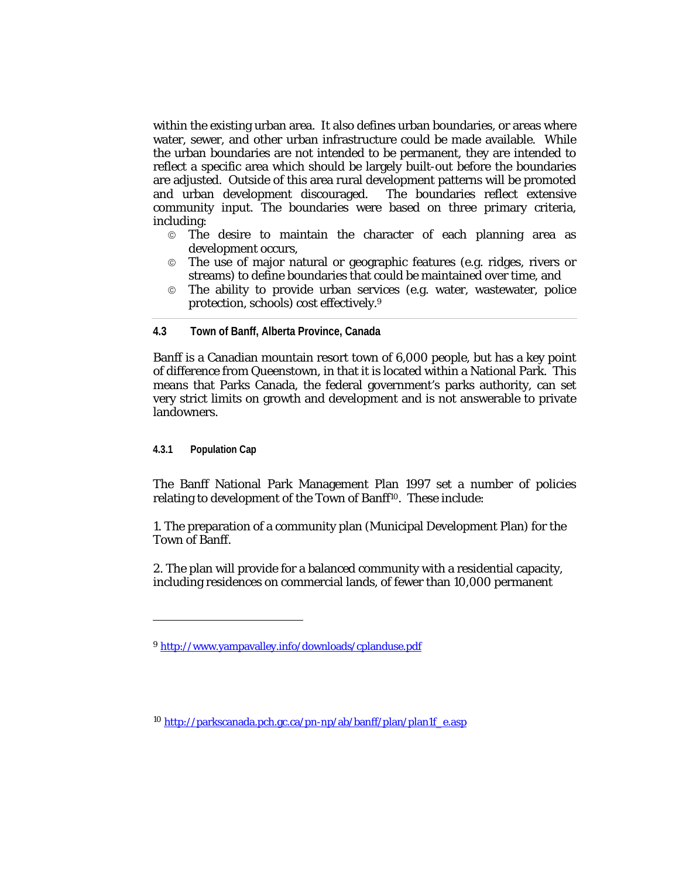within the existing urban area. It also defines urban boundaries, or areas where water, sewer, and other urban infrastructure could be made available. While the urban boundaries are not intended to be permanent, they are intended to reflect a specific area which should be largely built-out before the boundaries are adjusted. Outside of this area rural development patterns will be promoted and urban development discouraged. The boundaries reflect extensive community input. The boundaries were based on three primary criteria, including:

- The desire to maintain the character of each planning area as development occurs,
- The use of major natural or geographic features (e.g. ridges, rivers or streams) to define boundaries that could be maintained over time, and
- The ability to provide urban services (e.g. water, wastewater, police protection, schools) cost effectively.[9]

### 4.3 Town of Banff, Alberta Province, Canada

Banff is a Canadian mountain resort town of 6,000 people, but has a key point of difference from Queenstown, in that it is located within a National Park. This means that Parks Canada, the federal government's parks authority, can set very strict limits on growth and development and is not answerable to private landowners.

#### 4.3.1 Population Cap

The Banff National Park Management Plan 1997 set a number of policies relating to development of the Town of Banff[10]. These include:

1. The preparation of a community plan (Municipal Development Plan) for the Town of Banff.

2. The plan will provide for a balanced community with a residential capacity, including residences on commercial lands, of fewer than 10,000 permanent

---

[9] http://www.yampavalley.info/downloads/cplanduse.pdf

[10] http://parkscanada.pch.gc.ca/pn-np/ab/banff/plan/plan1f_e.asp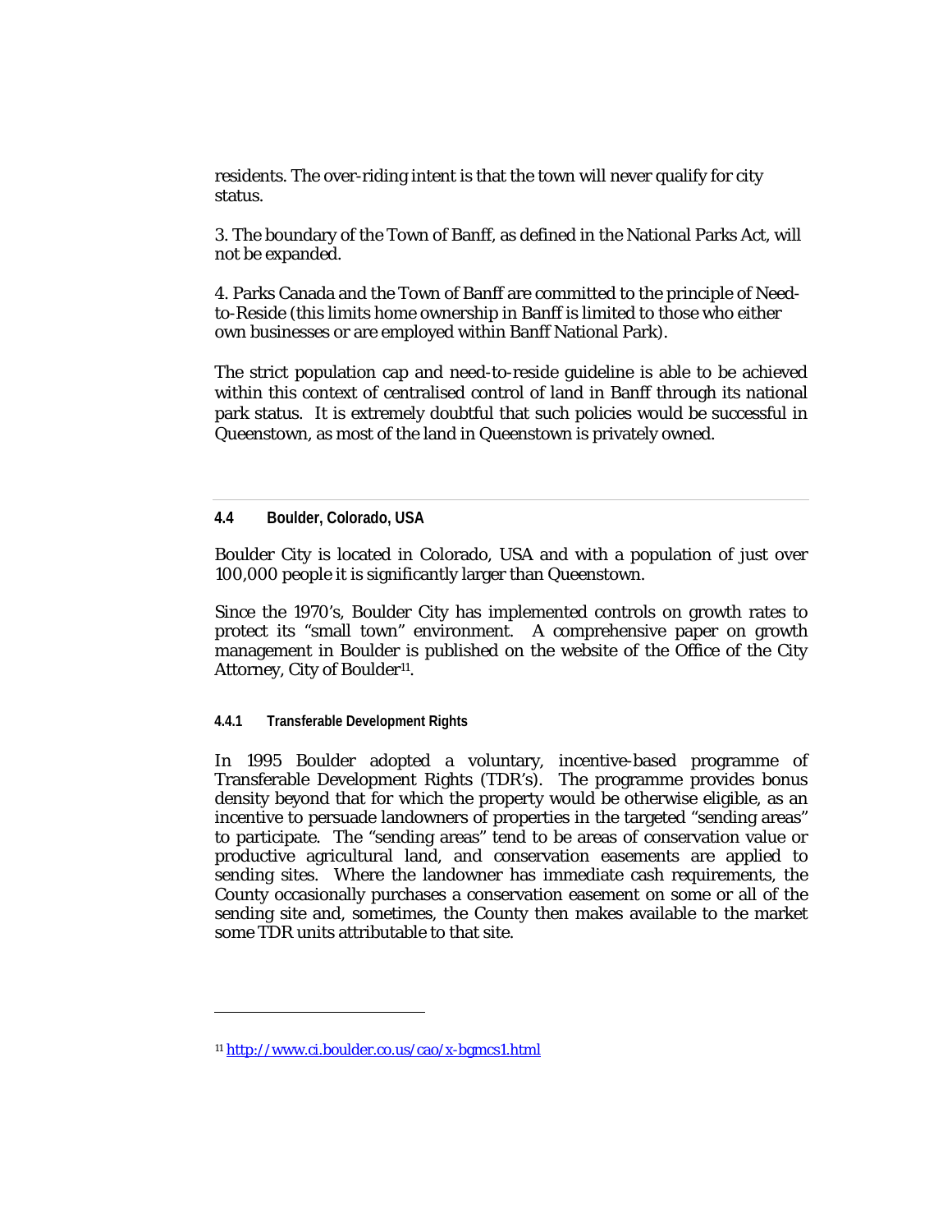residents. The over-riding intent is that the town will never qualify for city status.

3. The boundary of the Town of Banff, as defined in the National Parks Act, will not be expanded.

4. Parks Canada and the Town of Banff are committed to the principle of Need-to-Reside (this limits home ownership in Banff is limited to those who either own businesses or are employed within Banff National Park).

The strict population cap and need-to-reside guideline is able to be achieved within this context of centralised control of land in Banff through its national park status. It is extremely doubtful that such policies would be successful in Queenstown, as most of the land in Queenstown is privately owned.

## 4.4 Boulder, Colorado, USA

Boulder City is located in Colorado, USA and with a population of just over 100,000 people it is significantly larger than Queenstown.

Since the 1970's, Boulder City has implemented controls on growth rates to protect its "small town" environment. A comprehensive paper on growth management in Boulder is published on the website of the Office of the City Attorney, City of Boulder[11].

### 4.4.1 Transferable Development Rights

In 1995 Boulder adopted a voluntary, incentive-based programme of Transferable Development Rights (TDR's). The programme provides bonus density beyond that for which the property would be otherwise eligible, as an incentive to persuade landowners of properties in the targeted "sending areas" to participate. The "sending areas" tend to be areas of conservation value or productive agricultural land, and conservation easements are applied to sending sites. Where the landowner has immediate cash requirements, the County occasionally purchases a conservation easement on some or all of the sending site and, sometimes, the County then makes available to the market some TDR units attributable to that site.

---

[11] http://www.ci.boulder.co.us/cao/x-bgmcs1.html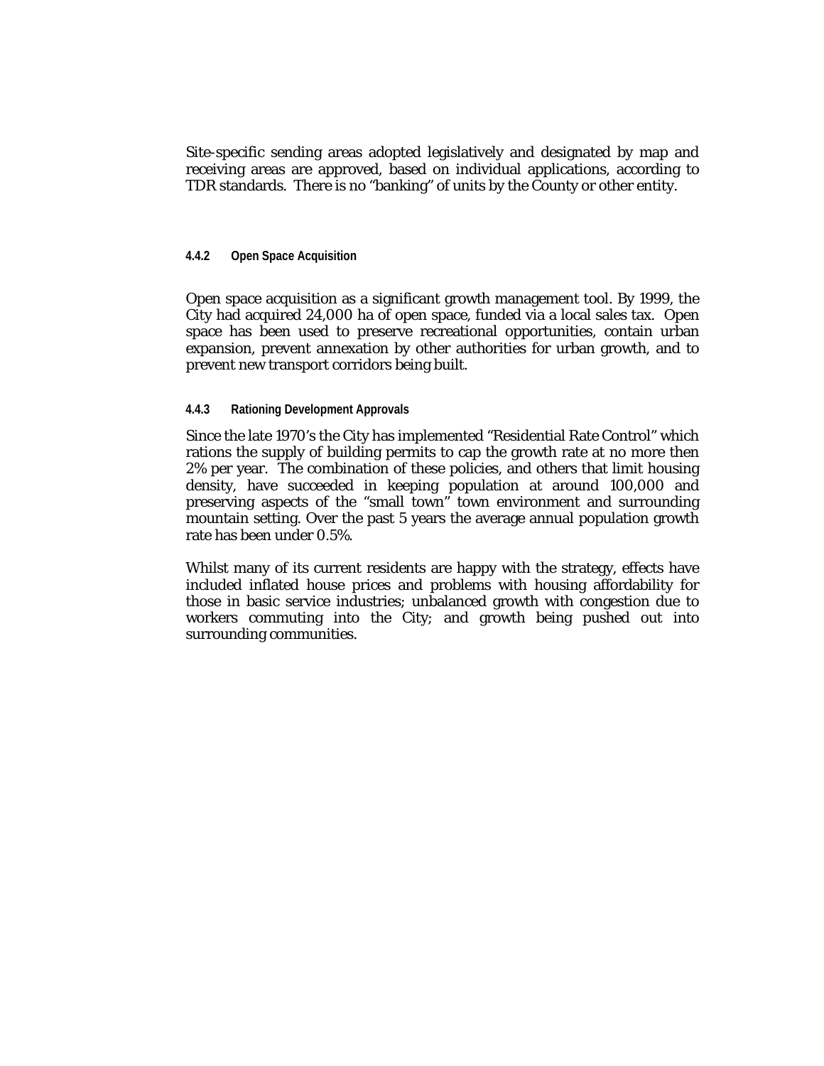Site-specific sending areas adopted legislatively and designated by map and receiving areas are approved, based on individual applications, according to TDR standards. There is no "banking" of units by the County or other entity.

#### 4.4.2 Open Space Acquisition

Open space acquisition as a significant growth management tool. By 1999, the City had acquired 24,000 ha of open space, funded via a local sales tax. Open space has been used to preserve recreational opportunities, contain urban expansion, prevent annexation by other authorities for urban growth, and to prevent new transport corridors being built.

#### 4.4.3 Rationing Development Approvals

Since the late 1970's the City has implemented "Residential Rate Control" which rations the supply of building permits to cap the growth rate at no more then 2% per year. The combination of these policies, and others that limit housing density, have succeeded in keeping population at around 100,000 and preserving aspects of the "small town" town environment and surrounding mountain setting. Over the past 5 years the average annual population growth rate has been under 0.5%.

Whilst many of its current residents are happy with the strategy, effects have included inflated house prices and problems with housing affordability for those in basic service industries; unbalanced growth with congestion due to workers commuting into the City; and growth being pushed out into surrounding communities.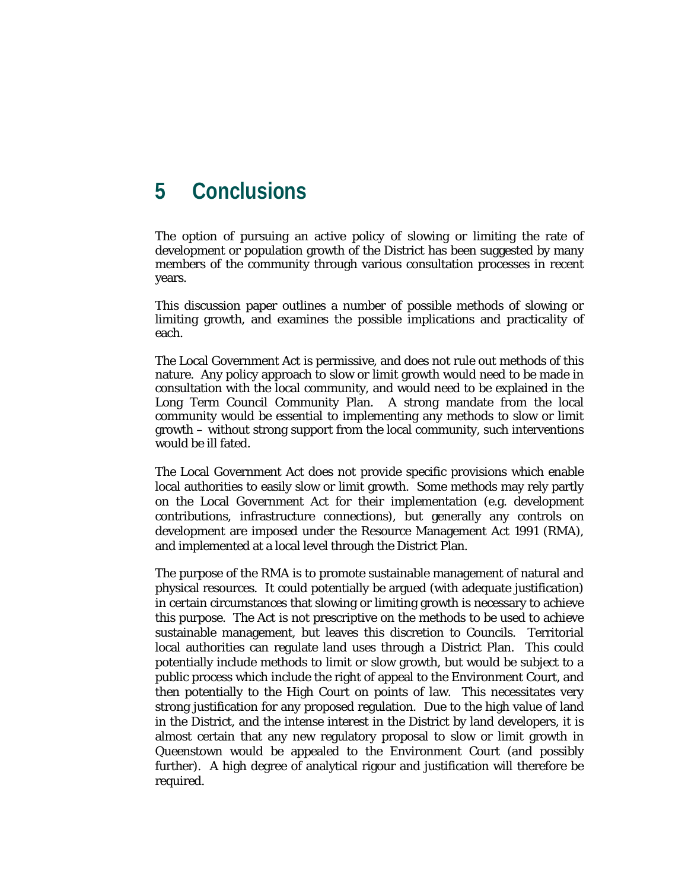# 5 Conclusions

The option of pursuing an active policy of slowing or limiting the rate of development or population growth of the District has been suggested by many members of the community through various consultation processes in recent years.

This discussion paper outlines a number of possible methods of slowing or limiting growth, and examines the possible implications and practicality of each.

The Local Government Act is permissive, and does not rule out methods of this nature. Any policy approach to slow or limit growth would need to be made in consultation with the local community, and would need to be explained in the Long Term Council Community Plan. A strong mandate from the local community would be essential to implementing any methods to slow or limit growth – without strong support from the local community, such interventions would be ill fated.

The Local Government Act does not provide specific provisions which enable local authorities to easily slow or limit growth. Some methods may rely partly on the Local Government Act for their implementation (e.g. development contributions, infrastructure connections), but generally any controls on development are imposed under the Resource Management Act 1991 (RMA), and implemented at a local level through the District Plan.

The purpose of the RMA is to promote sustainable management of natural and physical resources. It could potentially be argued (with adequate justification) in certain circumstances that slowing or limiting growth is necessary to achieve this purpose. The Act is not prescriptive on the methods to be used to achieve sustainable management, but leaves this discretion to Councils. Territorial local authorities can regulate land uses through a District Plan. This could potentially include methods to limit or slow growth, but would be subject to a public process which include the right of appeal to the Environment Court, and then potentially to the High Court on points of law. This necessitates very strong justification for any proposed regulation. Due to the high value of land in the District, and the intense interest in the District by land developers, it is almost certain that any new regulatory proposal to slow or limit growth in Queenstown would be appealed to the Environment Court (and possibly further). A high degree of analytical rigour and justification will therefore be required.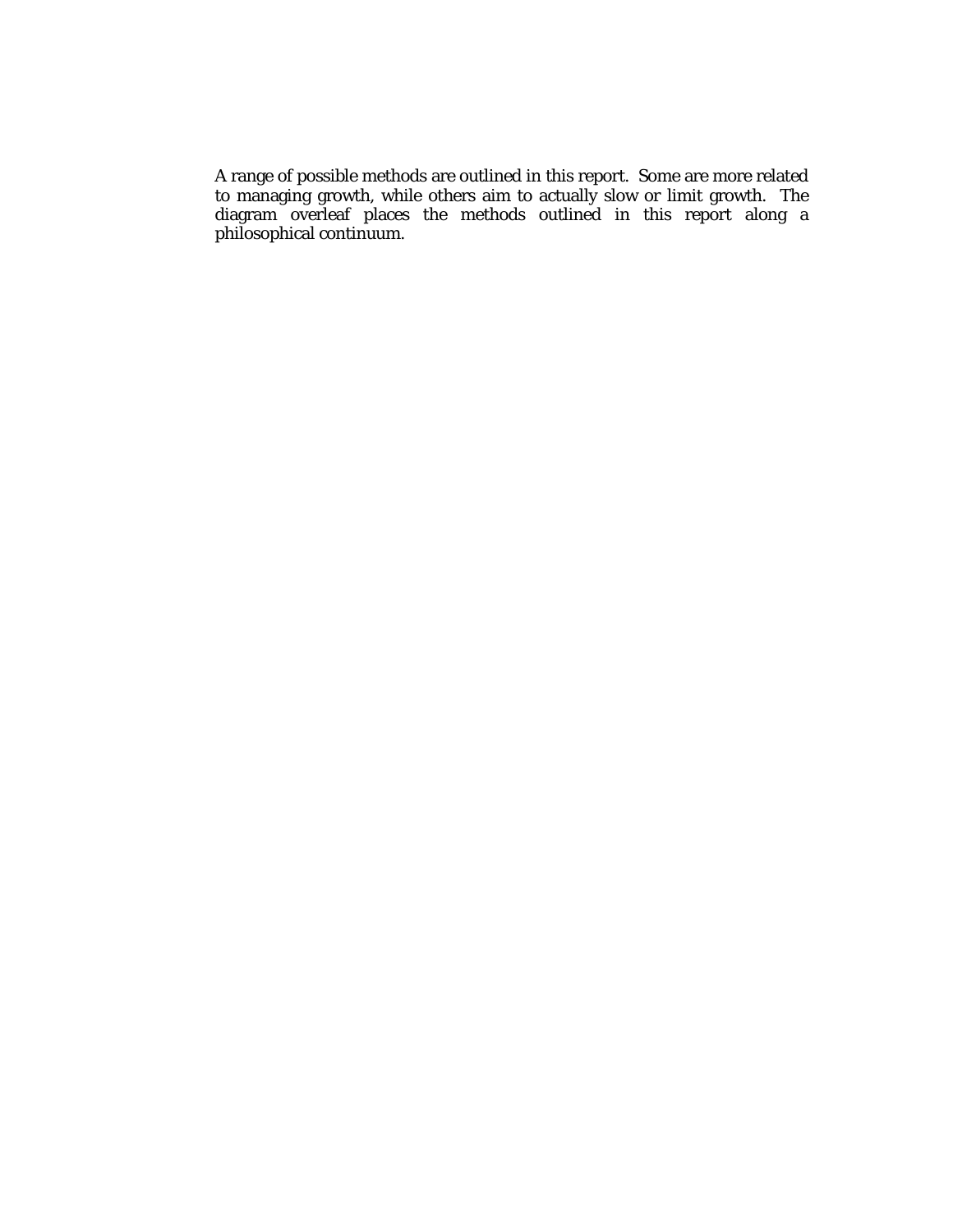A range of possible methods are outlined in this report. Some are more related to managing growth, while others aim to actually slow or limit growth. The diagram overleaf places the methods outlined in this report along a philosophical continuum.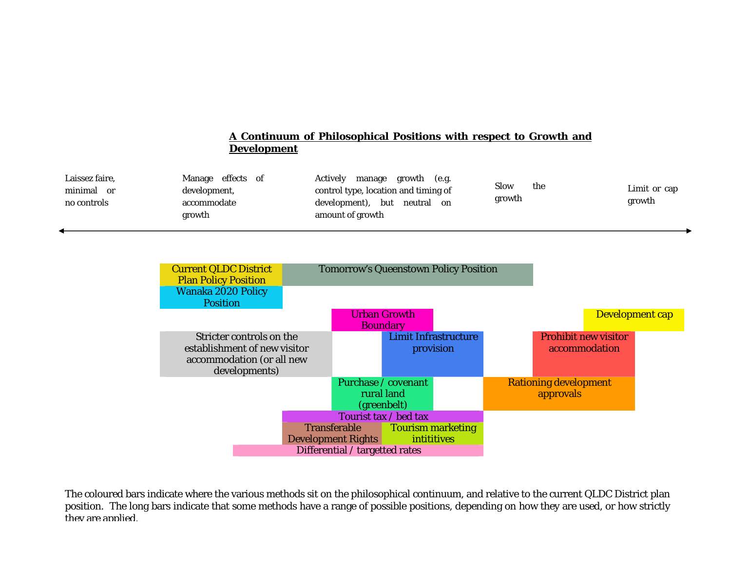**A Continuum of Philosophical Positions with respect to Growth and Development**

| Laissez faire, minimal or no controls | Manage effects of development, accommodate growth | Actively manage growth (e.g. control type, location and timing of development), but neutral on amount of growth | Slow the growth | Limit or cap growth |
|---|---|---|---|---|

◄────────────────────────────────────────────────────────────►

- Current QLDC District Plan Policy Position
- Tomorrow's Queenstown Policy Position
- Wanaka 2020 Policy Position
- Urban Growth Boundary
- Development cap
- Stricter controls on the establishment of new visitor accommodation (or all new developments)
- Limit Infrastructure provision
- Prohibit new visitor accommodation
- Purchase / covenant rural land (greenbelt)
- Rationing development approvals
- Tourist tax / bed tax
- Transferable Development Rights
- Tourism marketing intititives
- Differential / targetted rates

The coloured bars indicate where the various methods sit on the philosophical continuum, and relative to the current QLDC District plan position. The long bars indicate that some methods have a range of possible positions, depending on how they are used, or how strictly they are applied.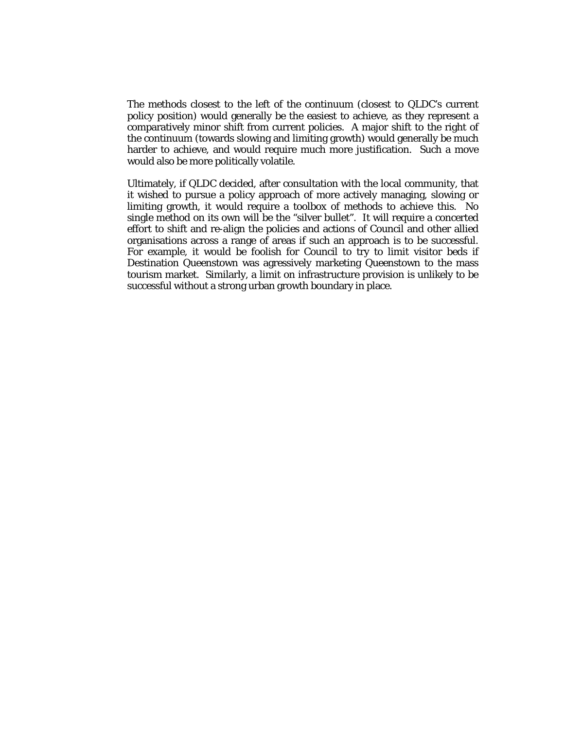The methods closest to the left of the continuum (closest to QLDC's current policy position) would generally be the easiest to achieve, as they represent a comparatively minor shift from current policies. A major shift to the right of the continuum (towards slowing and limiting growth) would generally be much harder to achieve, and would require much more justification. Such a move would also be more politically volatile.

Ultimately, if QLDC decided, after consultation with the local community, that it wished to pursue a policy approach of more actively managing, slowing or limiting growth, it would require a toolbox of methods to achieve this. No single method on its own will be the "silver bullet". It will require a concerted effort to shift and re-align the policies and actions of Council and other allied organisations across a range of areas if such an approach is to be successful. For example, it would be foolish for Council to try to limit visitor beds if Destination Queenstown was agressively marketing Queenstown to the mass tourism market. Similarly, a limit on infrastructure provision is unlikely to be successful without a strong urban growth boundary in place.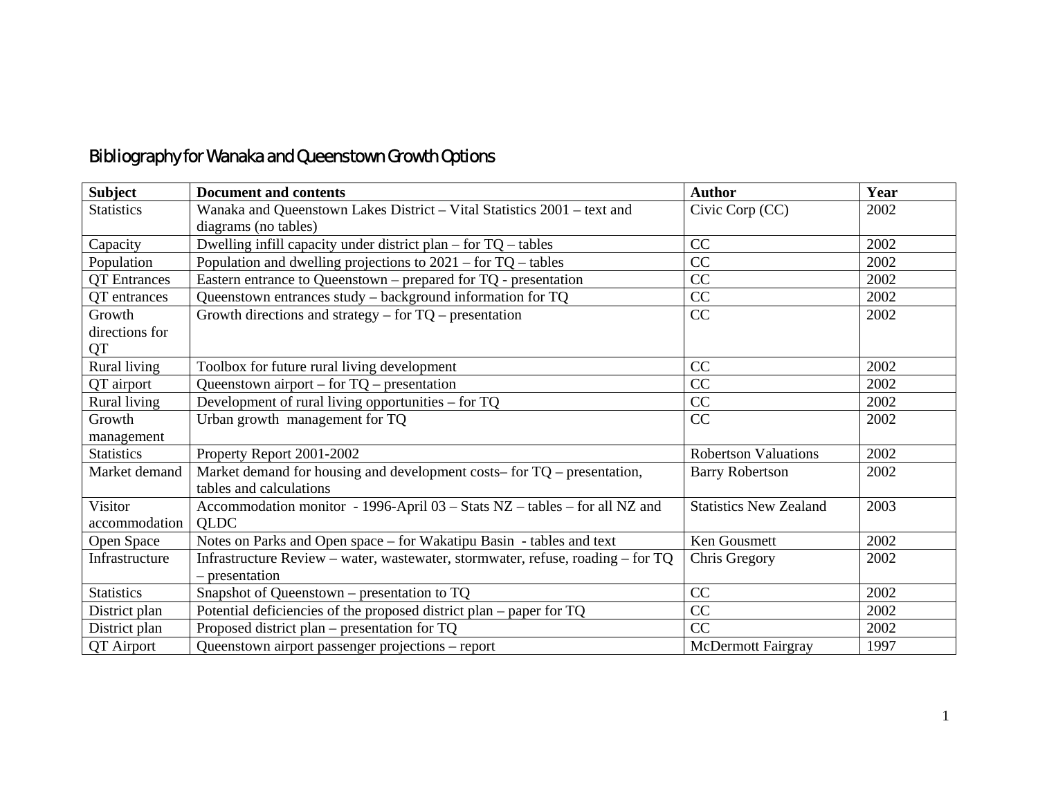## Bibliography for Wanaka and Queenstown Growth Options

| Subject | Document and contents | Author | Year |
|---|---|---|---|
| Statistics | Wanaka and Queenstown Lakes District – Vital Statistics 2001 – text and diagrams (no tables) | Civic Corp (CC) | 2002 |
| Capacity | Dwelling infill capacity under district plan – for TQ – tables | CC | 2002 |
| Population | Population and dwelling projections to 2021 – for TQ – tables | CC | 2002 |
| QT Entrances | Eastern entrance to Queenstown – prepared for TQ - presentation | CC | 2002 |
| QT entrances | Queenstown entrances study – background information for TQ | CC | 2002 |
| Growth directions for QT | Growth directions and strategy – for TQ – presentation | CC | 2002 |
| Rural living | Toolbox for future rural living development | CC | 2002 |
| QT airport | Queenstown airport – for TQ – presentation | CC | 2002 |
| Rural living | Development of rural living opportunities – for TQ | CC | 2002 |
| Growth management | Urban growth management for TQ | CC | 2002 |
| Statistics | Property Report 2001-2002 | Robertson Valuations | 2002 |
| Market demand | Market demand for housing and development costs– for TQ – presentation, tables and calculations | Barry Robertson | 2002 |
| Visitor accommodation | Accommodation monitor - 1996-April 03 – Stats NZ – tables – for all NZ and QLDC | Statistics New Zealand | 2003 |
| Open Space | Notes on Parks and Open space – for Wakatipu Basin - tables and text | Ken Gousmett | 2002 |
| Infrastructure | Infrastructure Review – water, wastewater, stormwater, refuse, roading – for TQ – presentation | Chris Gregory | 2002 |
| Statistics | Snapshot of Queenstown – presentation to TQ | CC | 2002 |
| District plan | Potential deficiencies of the proposed district plan – paper for TQ | CC | 2002 |
| District plan | Proposed district plan – presentation for TQ | CC | 2002 |
| QT Airport | Queenstown airport passenger projections – report | McDermott Fairgray | 1997 |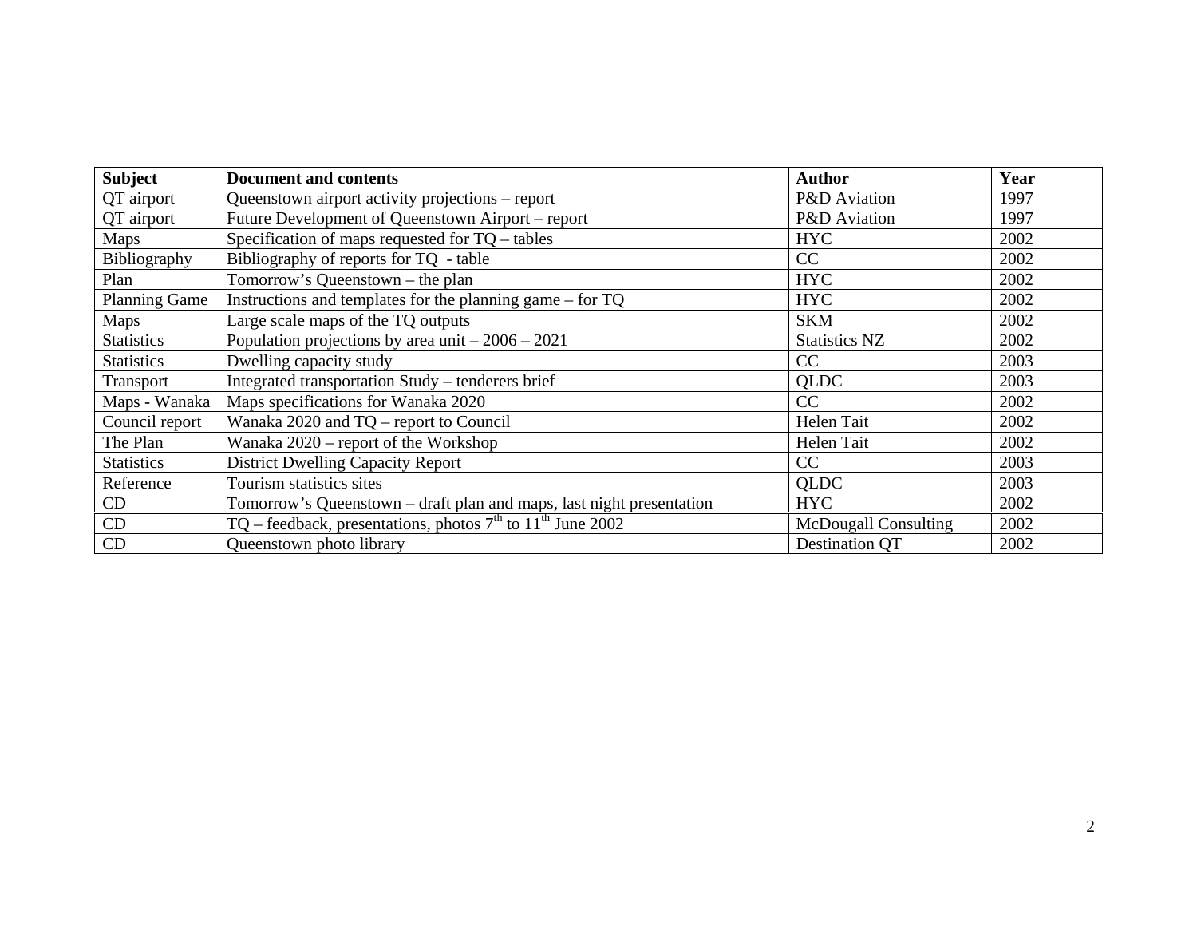| Subject | Document and contents | Author | Year |
|---|---|---|---|
| QT airport | Queenstown airport activity projections – report | P&D Aviation | 1997 |
| QT airport | Future Development of Queenstown Airport – report | P&D Aviation | 1997 |
| Maps | Specification of maps requested for TQ – tables | HYC | 2002 |
| Bibliography | Bibliography of reports for TQ - table | CC | 2002 |
| Plan | Tomorrow's Queenstown – the plan | HYC | 2002 |
| Planning Game | Instructions and templates for the planning game – for TQ | HYC | 2002 |
| Maps | Large scale maps of the TQ outputs | SKM | 2002 |
| Statistics | Population projections by area unit – 2006 – 2021 | Statistics NZ | 2002 |
| Statistics | Dwelling capacity study | CC | 2003 |
| Transport | Integrated transportation Study – tenderers brief | QLDC | 2003 |
| Maps - Wanaka | Maps specifications for Wanaka 2020 | CC | 2002 |
| Council report | Wanaka 2020 and TQ – report to Council | Helen Tait | 2002 |
| The Plan | Wanaka 2020 – report of the Workshop | Helen Tait | 2002 |
| Statistics | District Dwelling Capacity Report | CC | 2003 |
| Reference | Tourism statistics sites | QLDC | 2003 |
| CD | Tomorrow's Queenstown – draft plan and maps, last night presentation | HYC | 2002 |
| CD | TQ – feedback, presentations, photos 7th to 11th June 2002 | McDougall Consulting | 2002 |
| CD | Queenstown photo library | Destination QT | 2002 |